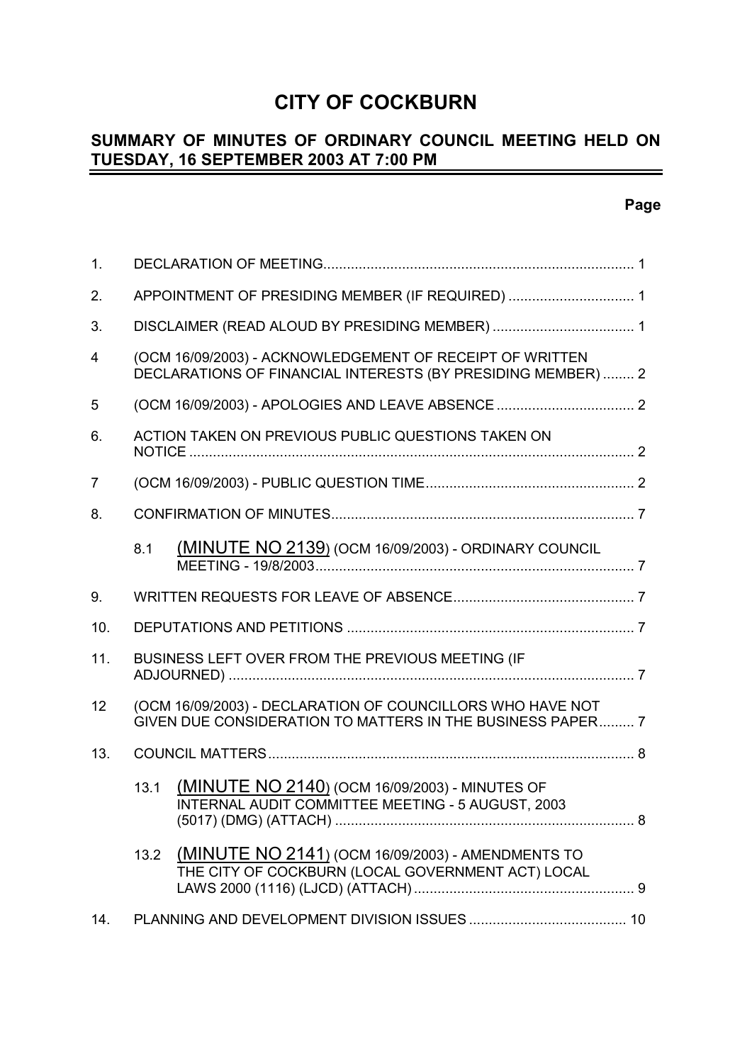# CITY OF COCKBURN

## SUMMARY OF MINUTES OF ORDINARY COUNCIL MEETING HELD ON TUESDAY, 16 SEPTEMBER 2003 AT 7:00 PM

**Page**

| | | |
|---|---|---|
| 1. | DECLARATION OF MEETING | 1 |
| 2. | APPOINTMENT OF PRESIDING MEMBER (IF REQUIRED) | 1 |
| 3. | DISCLAIMER (READ ALOUD BY PRESIDING MEMBER) | 1 |
| 4 | (OCM 16/09/2003) - ACKNOWLEDGEMENT OF RECEIPT OF WRITTEN DECLARATIONS OF FINANCIAL INTERESTS (BY PRESIDING MEMBER) | 2 |
| 5 | (OCM 16/09/2003) - APOLOGIES AND LEAVE ABSENCE | 2 |
| 6. | ACTION TAKEN ON PREVIOUS PUBLIC QUESTIONS TAKEN ON NOTICE | 2 |
| 7 | (OCM 16/09/2003) - PUBLIC QUESTION TIME | 2 |
| 8. | CONFIRMATION OF MINUTES | 7 |
| 8.1 | (MINUTE NO 2139) (OCM 16/09/2003) - ORDINARY COUNCIL MEETING - 19/8/2003 | 7 |
| 9. | WRITTEN REQUESTS FOR LEAVE OF ABSENCE | 7 |
| 10. | DEPUTATIONS AND PETITIONS | 7 |
| 11. | BUSINESS LEFT OVER FROM THE PREVIOUS MEETING (IF ADJOURNED) | 7 |
| 12 | (OCM 16/09/2003) - DECLARATION OF COUNCILLORS WHO HAVE NOT GIVEN DUE CONSIDERATION TO MATTERS IN THE BUSINESS PAPER | 7 |
| 13. | COUNCIL MATTERS | 8 |
| 13.1 | (MINUTE NO 2140) (OCM 16/09/2003) - MINUTES OF INTERNAL AUDIT COMMITTEE MEETING - 5 AUGUST, 2003 (5017) (DMG) (ATTACH) | 8 |
| 13.2 | (MINUTE NO 2141) (OCM 16/09/2003) - AMENDMENTS TO THE CITY OF COCKBURN (LOCAL GOVERNMENT ACT) LOCAL LAWS 2000 (1116) (LJCD) (ATTACH) | 9 |
| 14. | PLANNING AND DEVELOPMENT DIVISION ISSUES | 10 |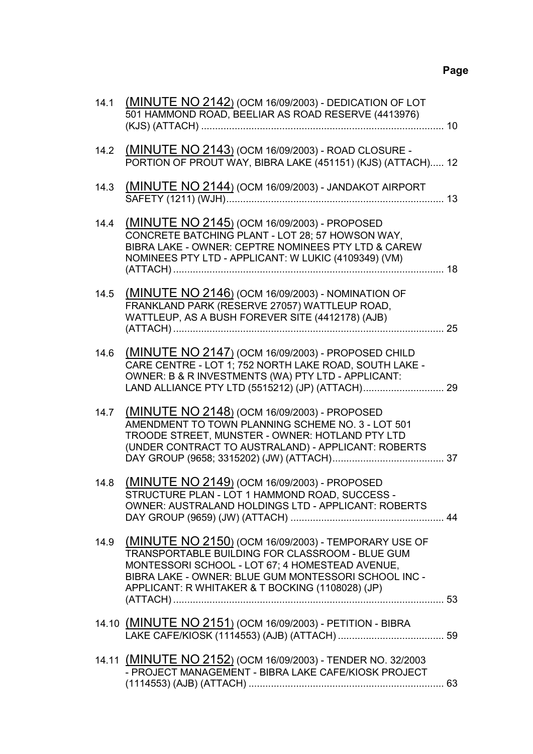**Page**

| | | |
|---|---|---|
| 14.1 | (MINUTE NO 2142) (OCM 16/09/2003) - DEDICATION OF LOT 501 HAMMOND ROAD, BEELIAR AS ROAD RESERVE (4413976) (KJS) (ATTACH) | 10 |
| 14.2 | (MINUTE NO 2143) (OCM 16/09/2003) - ROAD CLOSURE - PORTION OF PROUT WAY, BIBRA LAKE (451151) (KJS) (ATTACH) | 12 |
| 14.3 | (MINUTE NO 2144) (OCM 16/09/2003) - JANDAKOT AIRPORT SAFETY (1211) (WJH) | 13 |
| 14.4 | (MINUTE NO 2145) (OCM 16/09/2003) - PROPOSED CONCRETE BATCHING PLANT - LOT 28; 57 HOWSON WAY, BIBRA LAKE - OWNER: CEPTRE NOMINEES PTY LTD & CAREW NOMINEES PTY LTD - APPLICANT: W LUKIC (4109349) (VM) (ATTACH) | 18 |
| 14.5 | (MINUTE NO 2146) (OCM 16/09/2003) - NOMINATION OF FRANKLAND PARK (RESERVE 27057) WATTLEUP ROAD, WATTLEUP, AS A BUSH FOREVER SITE (4412178) (AJB) (ATTACH) | 25 |
| 14.6 | (MINUTE NO 2147) (OCM 16/09/2003) - PROPOSED CHILD CARE CENTRE - LOT 1; 752 NORTH LAKE ROAD, SOUTH LAKE - OWNER: B & R INVESTMENTS (WA) PTY LTD - APPLICANT: LAND ALLIANCE PTY LTD (5515212) (JP) (ATTACH) | 29 |
| 14.7 | (MINUTE NO 2148) (OCM 16/09/2003) - PROPOSED AMENDMENT TO TOWN PLANNING SCHEME NO. 3 - LOT 501 TROODE STREET, MUNSTER - OWNER: HOTLAND PTY LTD (UNDER CONTRACT TO AUSTRALAND) - APPLICANT: ROBERTS DAY GROUP (9658; 3315202) (JW) (ATTACH) | 37 |
| 14.8 | (MINUTE NO 2149) (OCM 16/09/2003) - PROPOSED STRUCTURE PLAN - LOT 1 HAMMOND ROAD, SUCCESS - OWNER: AUSTRALAND HOLDINGS LTD - APPLICANT: ROBERTS DAY GROUP (9659) (JW) (ATTACH) | 44 |
| 14.9 | (MINUTE NO 2150) (OCM 16/09/2003) - TEMPORARY USE OF TRANSPORTABLE BUILDING FOR CLASSROOM - BLUE GUM MONTESSORI SCHOOL - LOT 67; 4 HOMESTEAD AVENUE, BIBRA LAKE - OWNER: BLUE GUM MONTESSORI SCHOOL INC - APPLICANT: R WHITAKER & T BOCKING (1108028) (JP) (ATTACH) | 53 |
| 14.10 | (MINUTE NO 2151) (OCM 16/09/2003) - PETITION - BIBRA LAKE CAFE/KIOSK (1114553) (AJB) (ATTACH) | 59 |
| 14.11 | (MINUTE NO 2152) (OCM 16/09/2003) - TENDER NO. 32/2003 - PROJECT MANAGEMENT - BIBRA LAKE CAFE/KIOSK PROJECT (1114553) (AJB) (ATTACH) | 63 |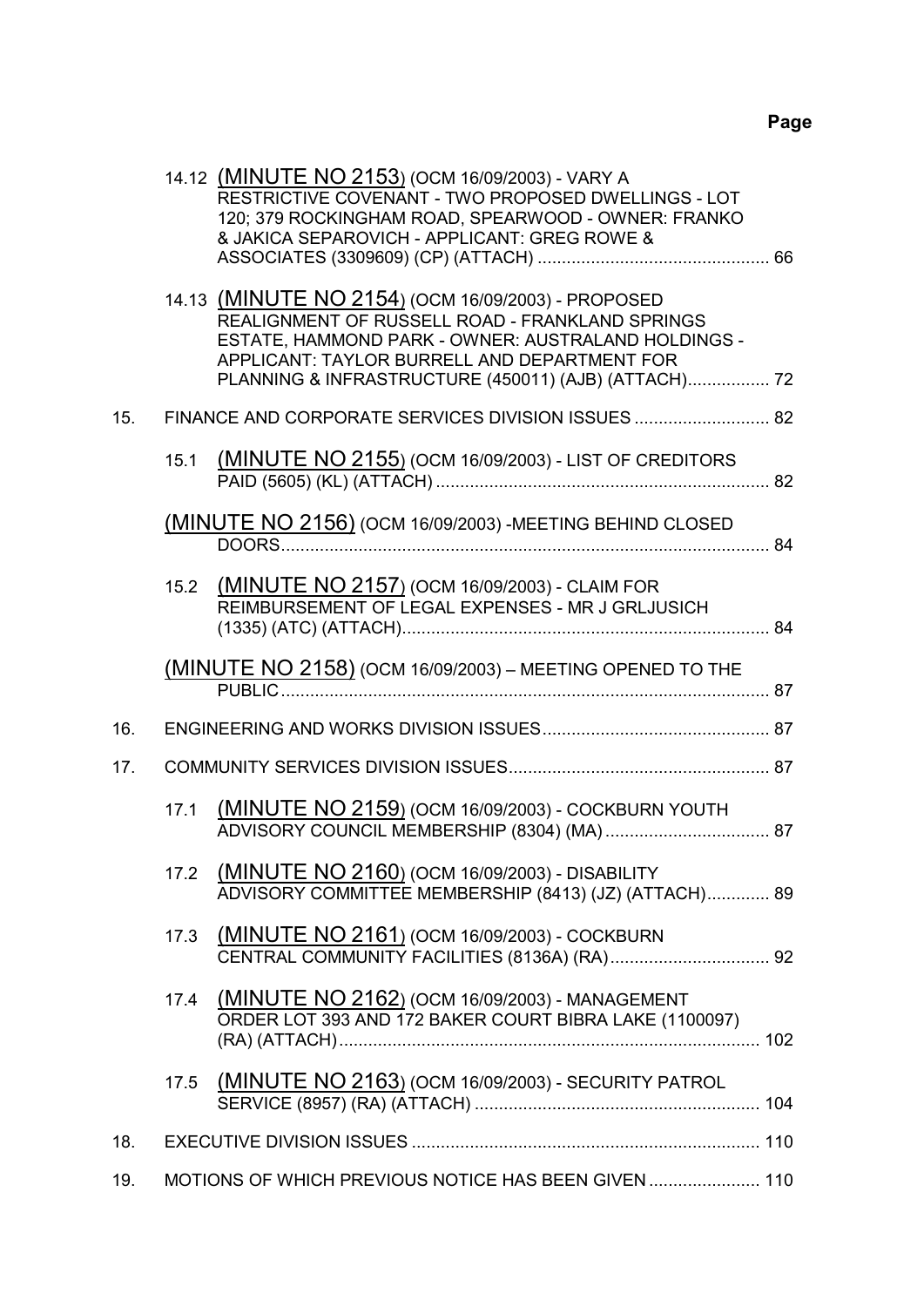**Page**

14.12 (MINUTE NO 2153) (OCM 16/09/2003) - VARY A RESTRICTIVE COVENANT - TWO PROPOSED DWELLINGS - LOT 120; 379 ROCKINGHAM ROAD, SPEARWOOD - OWNER: FRANKO & JAKICA SEPAROVICH - APPLICANT: GREG ROWE & ASSOCIATES (3309609) (CP) (ATTACH) ................................................ 66

14.13 (MINUTE NO 2154) (OCM 16/09/2003) - PROPOSED REALIGNMENT OF RUSSELL ROAD - FRANKLAND SPRINGS ESTATE, HAMMOND PARK - OWNER: AUSTRALAND HOLDINGS - APPLICANT: TAYLOR BURRELL AND DEPARTMENT FOR PLANNING & INFRASTRUCTURE (450011) (AJB) (ATTACH)................. 72

15. FINANCE AND CORPORATE SERVICES DIVISION ISSUES ............................ 82

15.1 (MINUTE NO 2155) (OCM 16/09/2003) - LIST OF CREDITORS PAID (5605) (KL) (ATTACH) ...................................................................... 82

(MINUTE NO 2156) (OCM 16/09/2003) -MEETING BEHIND CLOSED DOORS..................................................................................................... 84

15.2 (MINUTE NO 2157) (OCM 16/09/2003) - CLAIM FOR REIMBURSEMENT OF LEGAL EXPENSES - MR J GRLJUSICH (1335) (ATC) (ATTACH)............................................................................ 84

(MINUTE NO 2158) (OCM 16/09/2003) – MEETING OPENED TO THE PUBLIC...................................................................................................... 87

16. ENGINEERING AND WORKS DIVISION ISSUES............................................... 87

17. COMMUNITY SERVICES DIVISION ISSUES...................................................... 87

17.1 (MINUTE NO 2159) (OCM 16/09/2003) - COCKBURN YOUTH ADVISORY COUNCIL MEMBERSHIP (8304) (MA) .................................. 87

17.2 (MINUTE NO 2160) (OCM 16/09/2003) - DISABILITY ADVISORY COMMITTEE MEMBERSHIP (8413) (JZ) (ATTACH)............. 89

17.3 (MINUTE NO 2161) (OCM 16/09/2003) - COCKBURN CENTRAL COMMUNITY FACILITIES (8136A) (RA)................................. 92

17.4 (MINUTE NO 2162) (OCM 16/09/2003) - MANAGEMENT ORDER LOT 393 AND 172 BAKER COURT BIBRA LAKE (1100097) (RA) (ATTACH)....................................................................................... 102

17.5 (MINUTE NO 2163) (OCM 16/09/2003) - SECURITY PATROL SERVICE (8957) (RA) (ATTACH) ........................................................... 104

18. EXECUTIVE DIVISION ISSUES ........................................................................ 110

19. MOTIONS OF WHICH PREVIOUS NOTICE HAS BEEN GIVEN ....................... 110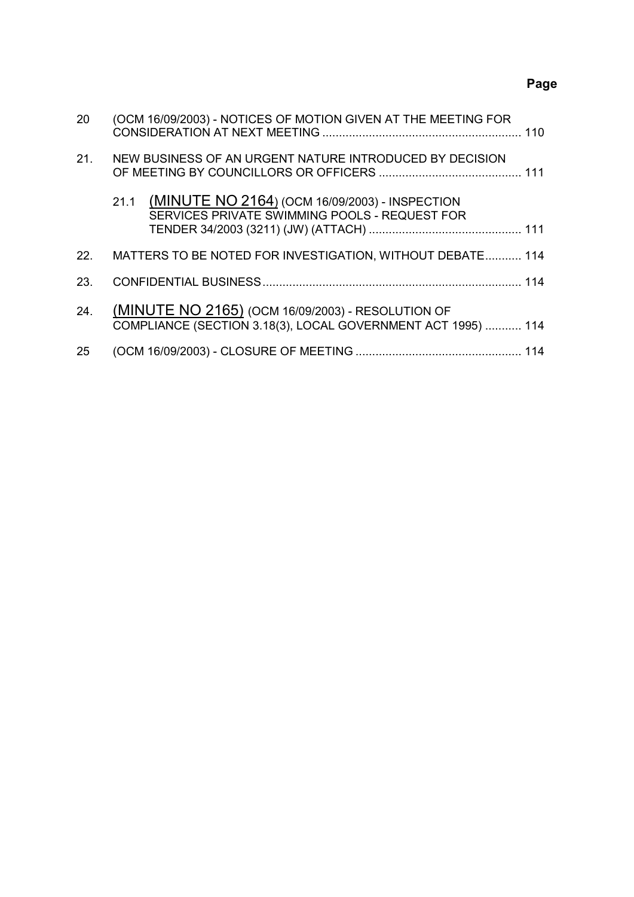**Page**

| | | |
|---|---|---|
| 20 | (OCM 16/09/2003) - NOTICES OF MOTION GIVEN AT THE MEETING FOR CONSIDERATION AT NEXT MEETING | 110 |
| 21. | NEW BUSINESS OF AN URGENT NATURE INTRODUCED BY DECISION OF MEETING BY COUNCILLORS OR OFFICERS | 111 |
| | 21.1 (MINUTE NO 2164) (OCM 16/09/2003) - INSPECTION SERVICES PRIVATE SWIMMING POOLS - REQUEST FOR TENDER 34/2003 (3211) (JW) (ATTACH) | 111 |
| 22. | MATTERS TO BE NOTED FOR INVESTIGATION, WITHOUT DEBATE | 114 |
| 23. | CONFIDENTIAL BUSINESS | 114 |
| 24. | (MINUTE NO 2165) (OCM 16/09/2003) - RESOLUTION OF COMPLIANCE (SECTION 3.18(3), LOCAL GOVERNMENT ACT 1995) | 114 |
| 25 | (OCM 16/09/2003) - CLOSURE OF MEETING | 114 |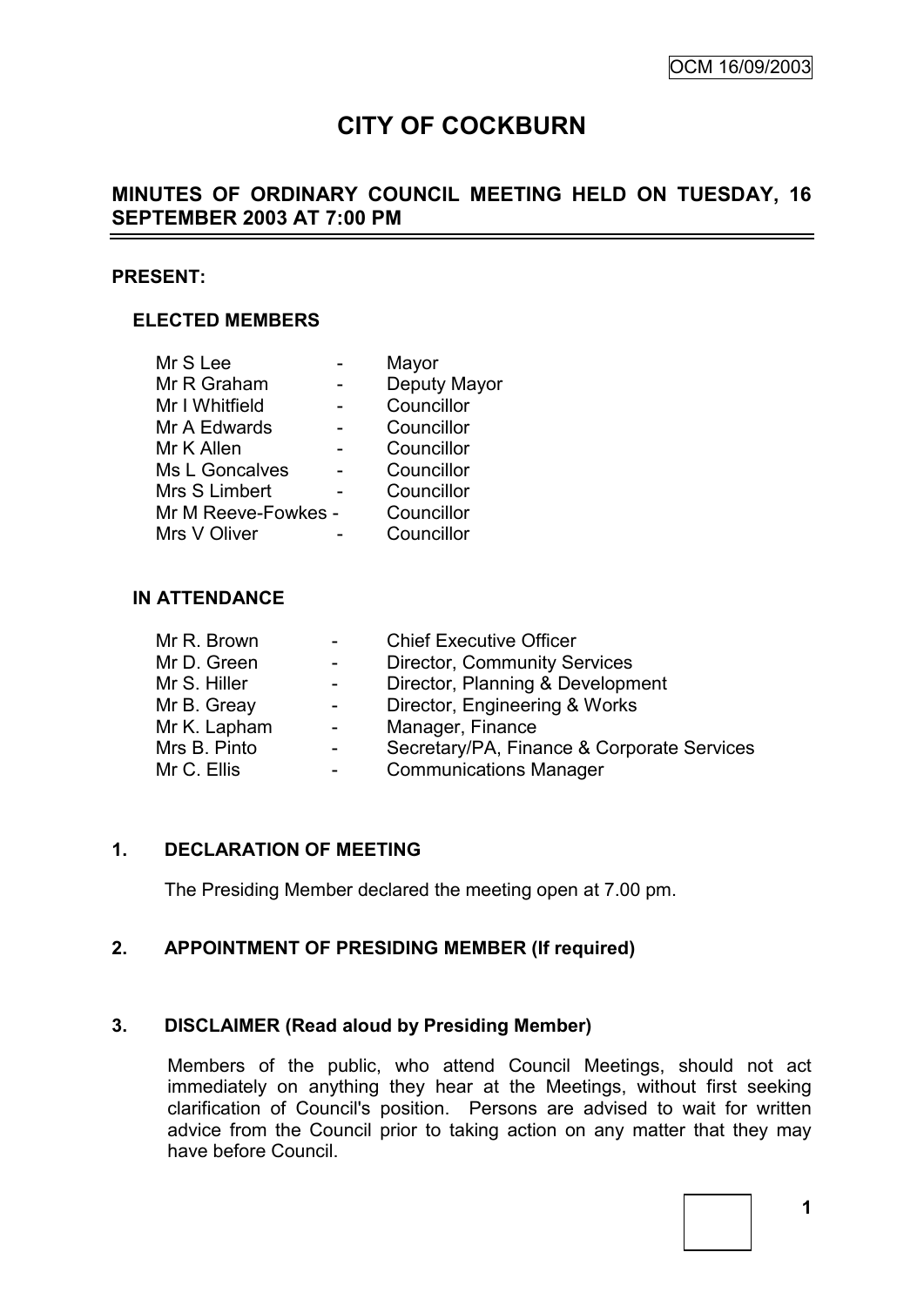# CITY OF COCKBURN

## MINUTES OF ORDINARY COUNCIL MEETING HELD ON TUESDAY, 16 SEPTEMBER 2003 AT 7:00 PM

**PRESENT:**

### ELECTED MEMBERS

| | | |
|---|---|---|
| Mr S Lee | - | Mayor |
| Mr R Graham | - | Deputy Mayor |
| Mr I Whitfield | - | Councillor |
| Mr A Edwards | - | Councillor |
| Mr K Allen | - | Councillor |
| Ms L Goncalves | - | Councillor |
| Mrs S Limbert | - | Councillor |
| Mr M Reeve-Fowkes | - | Councillor |
| Mrs V Oliver | - | Councillor |

### IN ATTENDANCE

| | | |
|---|---|---|
| Mr R. Brown | - | Chief Executive Officer |
| Mr D. Green | - | Director, Community Services |
| Mr S. Hiller | - | Director, Planning & Development |
| Mr B. Greay | - | Director, Engineering & Works |
| Mr K. Lapham | - | Manager, Finance |
| Mrs B. Pinto | - | Secretary/PA, Finance & Corporate Services |
| Mr C. Ellis | - | Communications Manager |

### 1. DECLARATION OF MEETING

The Presiding Member declared the meeting open at 7.00 pm.

### 2. APPOINTMENT OF PRESIDING MEMBER (If required)

### 3. DISCLAIMER (Read aloud by Presiding Member)

Members of the public, who attend Council Meetings, should not act immediately on anything they hear at the Meetings, without first seeking clarification of Council's position. Persons are advised to wait for written advice from the Council prior to taking action on any matter that they may have before Council.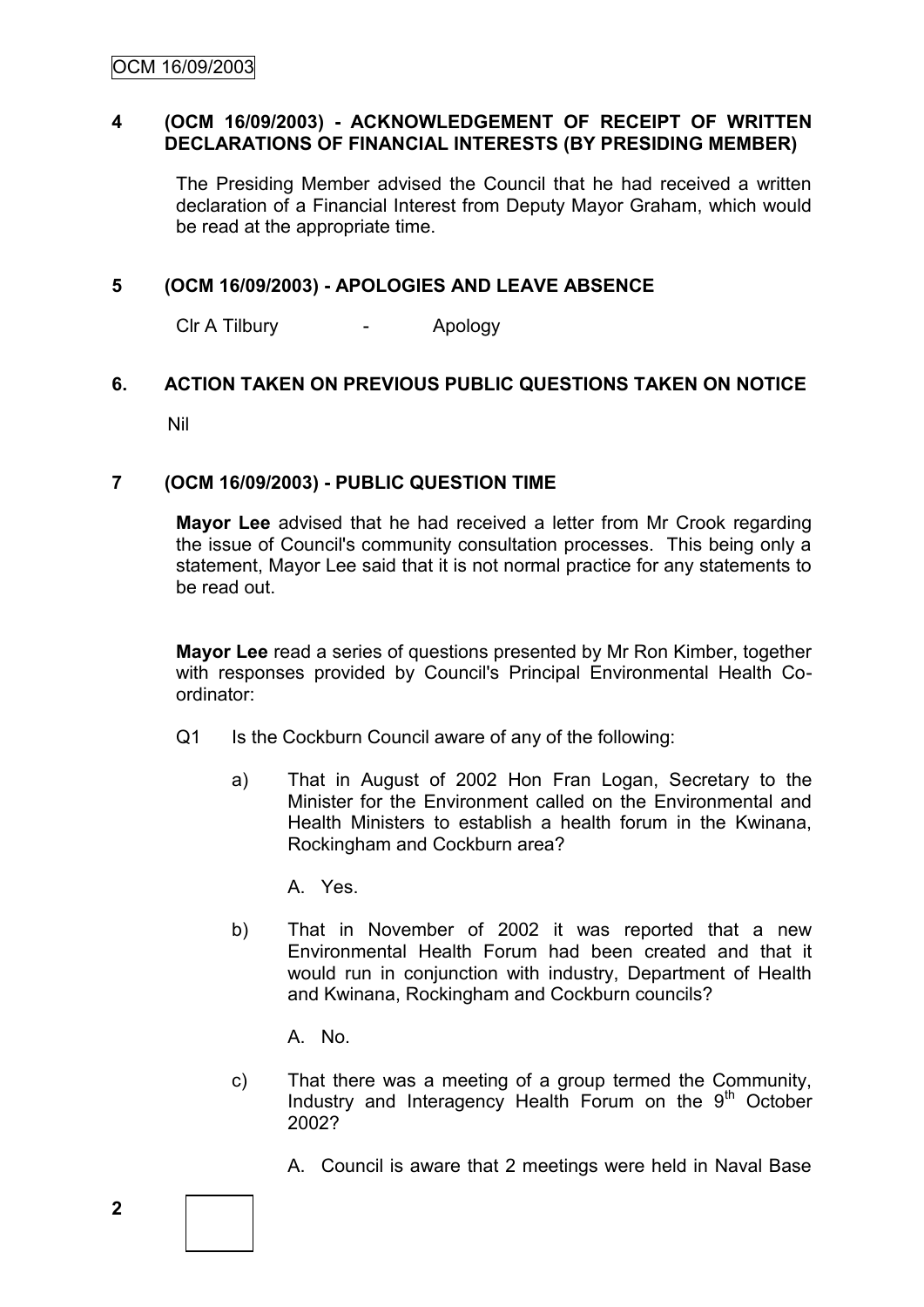## 4 (OCM 16/09/2003) - ACKNOWLEDGEMENT OF RECEIPT OF WRITTEN DECLARATIONS OF FINANCIAL INTERESTS (BY PRESIDING MEMBER)

The Presiding Member advised the Council that he had received a written declaration of a Financial Interest from Deputy Mayor Graham, which would be read at the appropriate time.

## 5 (OCM 16/09/2003) - APOLOGIES AND LEAVE ABSENCE

Clr A Tilbury - Apology

## 6. ACTION TAKEN ON PREVIOUS PUBLIC QUESTIONS TAKEN ON NOTICE

Nil

## 7 (OCM 16/09/2003) - PUBLIC QUESTION TIME

**Mayor Lee** advised that he had received a letter from Mr Crook regarding the issue of Council's community consultation processes. This being only a statement, Mayor Lee said that it is not normal practice for any statements to be read out.

**Mayor Lee** read a series of questions presented by Mr Ron Kimber, together with responses provided by Council's Principal Environmental Health Co-ordinator:

Q1 Is the Cockburn Council aware of any of the following:

a) That in August of 2002 Hon Fran Logan, Secretary to the Minister for the Environment called on the Environmental and Health Ministers to establish a health forum in the Kwinana, Rockingham and Cockburn area?

   A. Yes.

b) That in November of 2002 it was reported that a new Environmental Health Forum had been created and that it would run in conjunction with industry, Department of Health and Kwinana, Rockingham and Cockburn councils?

   A. No.

c) That there was a meeting of a group termed the Community, Industry and Interagency Health Forum on the 9th October 2002?

   A. Council is aware that 2 meetings were held in Naval Base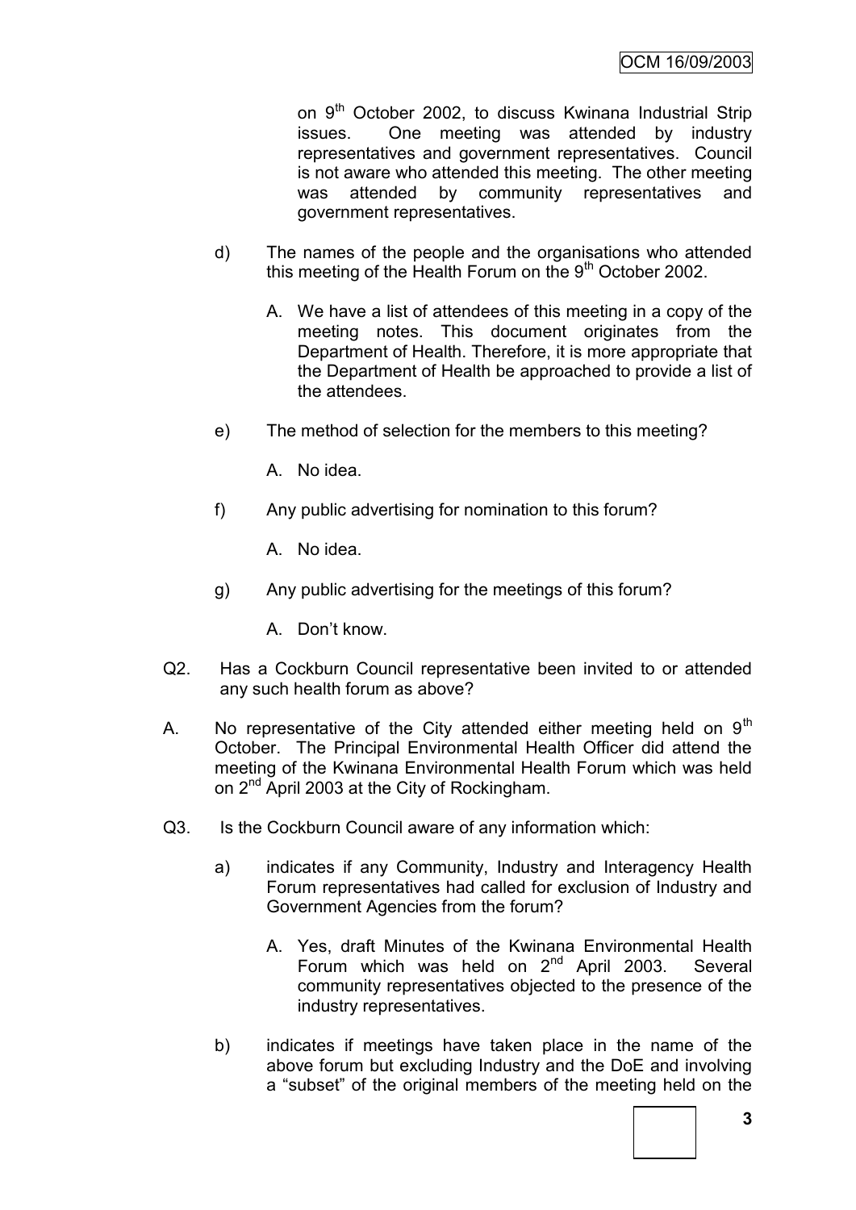on 9th October 2002, to discuss Kwinana Industrial Strip issues. One meeting was attended by industry representatives and government representatives. Council is not aware who attended this meeting. The other meeting was attended by community representatives and government representatives.

d) The names of the people and the organisations who attended this meeting of the Health Forum on the 9th October 2002.

   A. We have a list of attendees of this meeting in a copy of the meeting notes. This document originates from the Department of Health. Therefore, it is more appropriate that the Department of Health be approached to provide a list of the attendees.

e) The method of selection for the members to this meeting?

   A. No idea.

f) Any public advertising for nomination to this forum?

   A. No idea.

g) Any public advertising for the meetings of this forum?

   A. Don't know.

Q2. Has a Cockburn Council representative been invited to or attended any such health forum as above?

A. No representative of the City attended either meeting held on 9th October. The Principal Environmental Health Officer did attend the meeting of the Kwinana Environmental Health Forum which was held on 2nd April 2003 at the City of Rockingham.

Q3. Is the Cockburn Council aware of any information which:

a) indicates if any Community, Industry and Interagency Health Forum representatives had called for exclusion of Industry and Government Agencies from the forum?

   A. Yes, draft Minutes of the Kwinana Environmental Health Forum which was held on 2nd April 2003. Several community representatives objected to the presence of the industry representatives.

b) indicates if meetings have taken place in the name of the above forum but excluding Industry and the DoE and involving a "subset" of the original members of the meeting held on the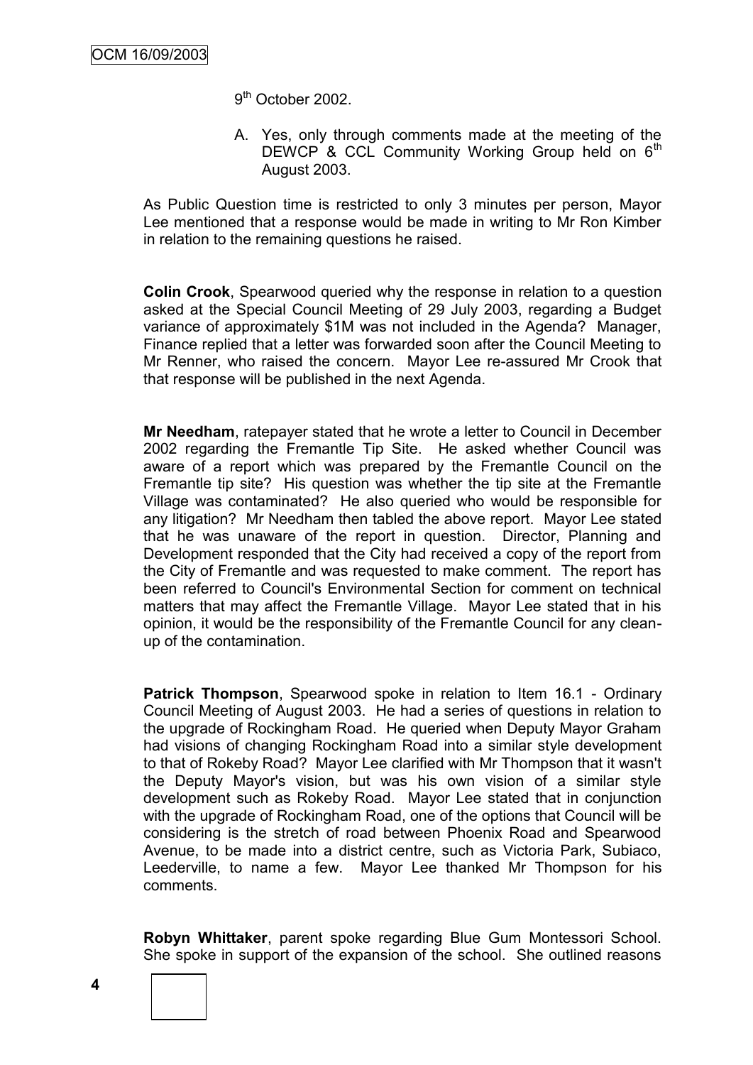9th October 2002.

A. Yes, only through comments made at the meeting of the DEWCP & CCL Community Working Group held on 6th August 2003.

As Public Question time is restricted to only 3 minutes per person, Mayor Lee mentioned that a response would be made in writing to Mr Ron Kimber in relation to the remaining questions he raised.

**Colin Crook**, Spearwood queried why the response in relation to a question asked at the Special Council Meeting of 29 July 2003, regarding a Budget variance of approximately $1M was not included in the Agenda? Manager, Finance replied that a letter was forwarded soon after the Council Meeting to Mr Renner, who raised the concern. Mayor Lee re-assured Mr Crook that that response will be published in the next Agenda.

**Mr Needham**, ratepayer stated that he wrote a letter to Council in December 2002 regarding the Fremantle Tip Site. He asked whether Council was aware of a report which was prepared by the Fremantle Council on the Fremantle tip site? His question was whether the tip site at the Fremantle Village was contaminated? He also queried who would be responsible for any litigation? Mr Needham then tabled the above report. Mayor Lee stated that he was unaware of the report in question. Director, Planning and Development responded that the City had received a copy of the report from the City of Fremantle and was requested to make comment. The report has been referred to Council's Environmental Section for comment on technical matters that may affect the Fremantle Village. Mayor Lee stated that in his opinion, it would be the responsibility of the Fremantle Council for any clean-up of the contamination.

**Patrick Thompson**, Spearwood spoke in relation to Item 16.1 - Ordinary Council Meeting of August 2003. He had a series of questions in relation to the upgrade of Rockingham Road. He queried when Deputy Mayor Graham had visions of changing Rockingham Road into a similar style development to that of Rokeby Road? Mayor Lee clarified with Mr Thompson that it wasn't the Deputy Mayor's vision, but was his own vision of a similar style development such as Rokeby Road. Mayor Lee stated that in conjunction with the upgrade of Rockingham Road, one of the options that Council will be considering is the stretch of road between Phoenix Road and Spearwood Avenue, to be made into a district centre, such as Victoria Park, Subiaco, Leederville, to name a few. Mayor Lee thanked Mr Thompson for his comments.

**Robyn Whittaker**, parent spoke regarding Blue Gum Montessori School. She spoke in support of the expansion of the school. She outlined reasons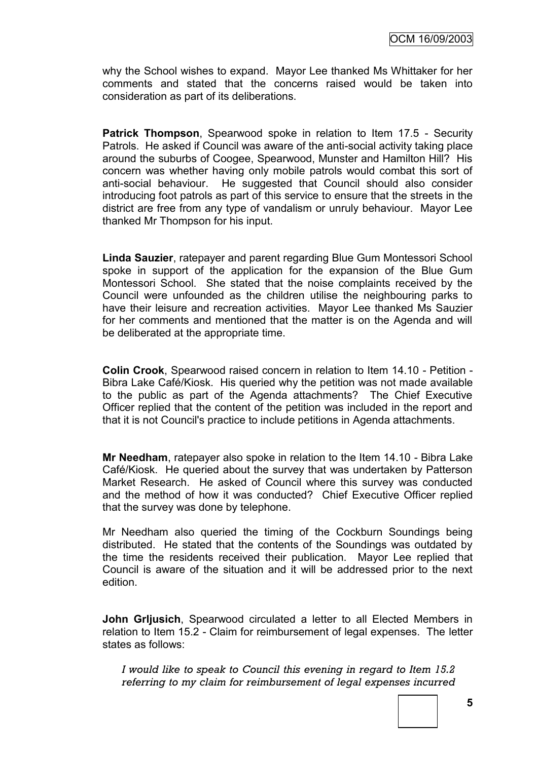why the School wishes to expand. Mayor Lee thanked Ms Whittaker for her comments and stated that the concerns raised would be taken into consideration as part of its deliberations.

**Patrick Thompson**, Spearwood spoke in relation to Item 17.5 - Security Patrols. He asked if Council was aware of the anti-social activity taking place around the suburbs of Coogee, Spearwood, Munster and Hamilton Hill? His concern was whether having only mobile patrols would combat this sort of anti-social behaviour. He suggested that Council should also consider introducing foot patrols as part of this service to ensure that the streets in the district are free from any type of vandalism or unruly behaviour. Mayor Lee thanked Mr Thompson for his input.

**Linda Sauzier**, ratepayer and parent regarding Blue Gum Montessori School spoke in support of the application for the expansion of the Blue Gum Montessori School. She stated that the noise complaints received by the Council were unfounded as the children utilise the neighbouring parks to have their leisure and recreation activities. Mayor Lee thanked Ms Sauzier for her comments and mentioned that the matter is on the Agenda and will be deliberated at the appropriate time.

**Colin Crook**, Spearwood raised concern in relation to Item 14.10 - Petition - Bibra Lake Café/Kiosk. His queried why the petition was not made available to the public as part of the Agenda attachments? The Chief Executive Officer replied that the content of the petition was included in the report and that it is not Council's practice to include petitions in Agenda attachments.

**Mr Needham**, ratepayer also spoke in relation to the Item 14.10 - Bibra Lake Café/Kiosk. He queried about the survey that was undertaken by Patterson Market Research. He asked of Council where this survey was conducted and the method of how it was conducted? Chief Executive Officer replied that the survey was done by telephone.

Mr Needham also queried the timing of the Cockburn Soundings being distributed. He stated that the contents of the Soundings was outdated by the time the residents received their publication. Mayor Lee replied that Council is aware of the situation and it will be addressed prior to the next edition.

**John Grljusich**, Spearwood circulated a letter to all Elected Members in relation to Item 15.2 - Claim for reimbursement of legal expenses. The letter states as follows:

> *I would like to speak to Council this evening in regard to Item 15.2 referring to my claim for reimbursement of legal expenses incurred*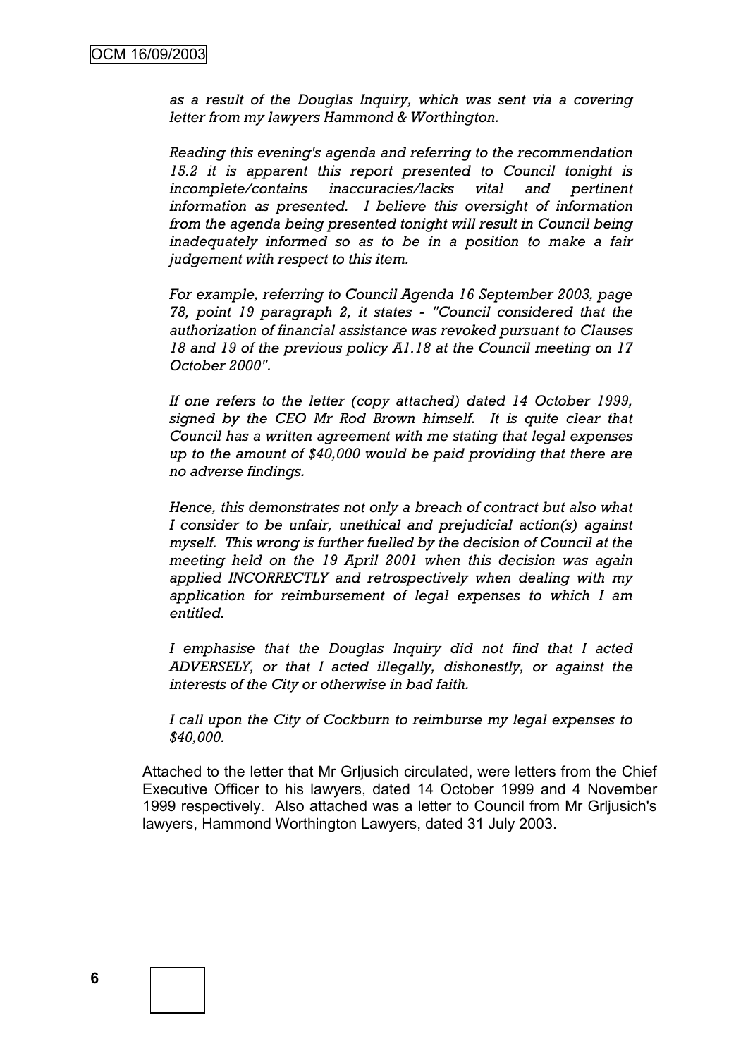*as a result of the Douglas Inquiry, which was sent via a covering letter from my lawyers Hammond & Worthington.*

*Reading this evening's agenda and referring to the recommendation 15.2 it is apparent this report presented to Council tonight is incomplete/contains inaccuracies/lacks vital and pertinent information as presented. I believe this oversight of information from the agenda being presented tonight will result in Council being inadequately informed so as to be in a position to make a fair judgement with respect to this item.*

*For example, referring to Council Agenda 16 September 2003, page 78, point 19 paragraph 2, it states - "Council considered that the authorization of financial assistance was revoked pursuant to Clauses 18 and 19 of the previous policy A1.18 at the Council meeting on 17 October 2000".*

*If one refers to the letter (copy attached) dated 14 October 1999, signed by the CEO Mr Rod Brown himself. It is quite clear that Council has a written agreement with me stating that legal expenses up to the amount of $40,000 would be paid providing that there are no adverse findings.*

*Hence, this demonstrates not only a breach of contract but also what I consider to be unfair, unethical and prejudicial action(s) against myself. This wrong is further fuelled by the decision of Council at the meeting held on the 19 April 2001 when this decision was again applied INCORRECTLY and retrospectively when dealing with my application for reimbursement of legal expenses to which I am entitled.*

*I emphasise that the Douglas Inquiry did not find that I acted ADVERSELY, or that I acted illegally, dishonestly, or against the interests of the City or otherwise in bad faith.*

*I call upon the City of Cockburn to reimburse my legal expenses to $40,000.*

Attached to the letter that Mr Grljusich circulated, were letters from the Chief Executive Officer to his lawyers, dated 14 October 1999 and 4 November 1999 respectively. Also attached was a letter to Council from Mr Grljusich's lawyers, Hammond Worthington Lawyers, dated 31 July 2003.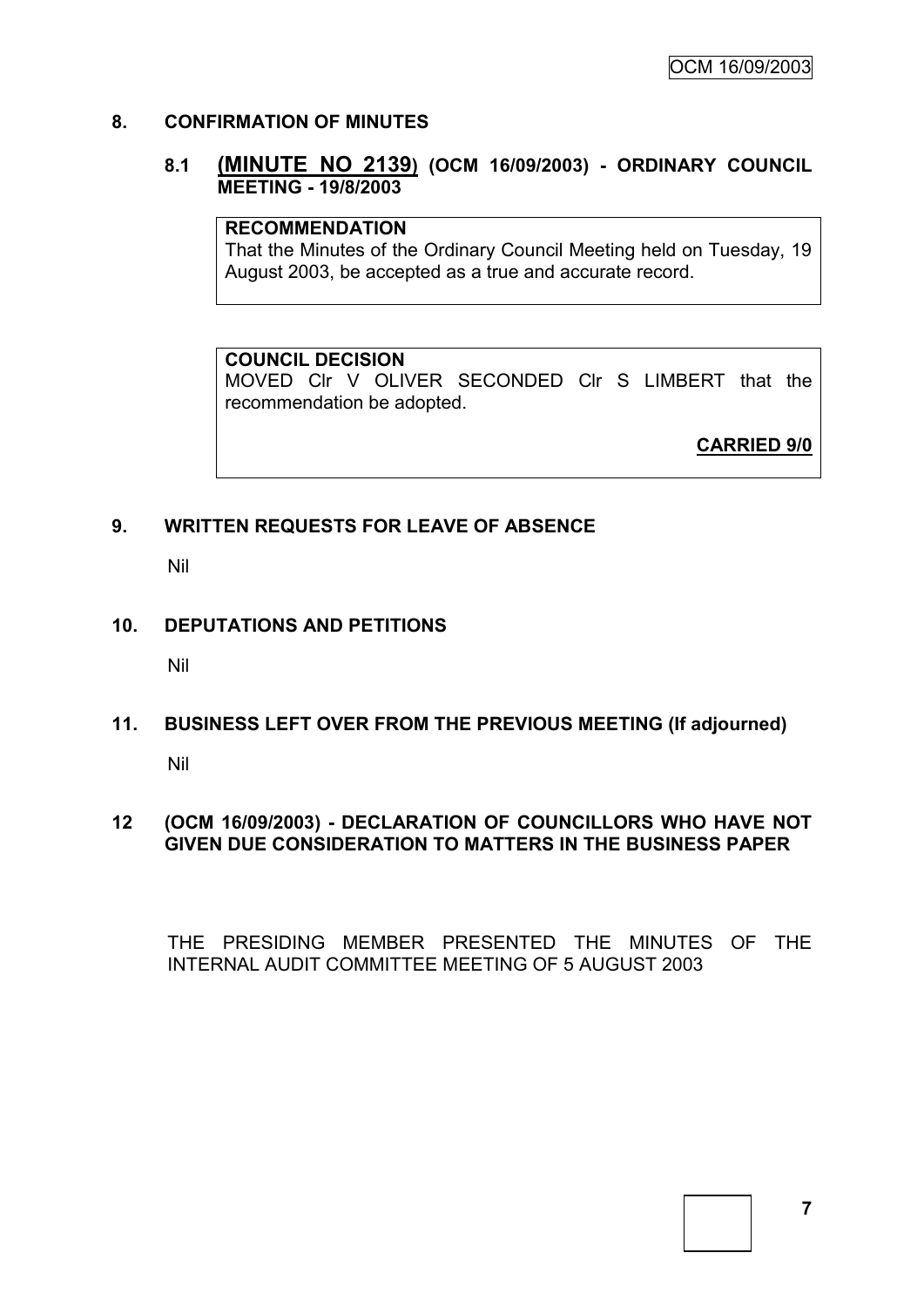## 8. CONFIRMATION OF MINUTES

### 8.1 (MINUTE NO 2139) (OCM 16/09/2003) - ORDINARY COUNCIL MEETING - 19/8/2003

**RECOMMENDATION**

That the Minutes of the Ordinary Council Meeting held on Tuesday, 19 August 2003, be accepted as a true and accurate record.

**COUNCIL DECISION**

MOVED Clr V OLIVER SECONDED Clr S LIMBERT that the recommendation be adopted.

**CARRIED 9/0**

## 9. WRITTEN REQUESTS FOR LEAVE OF ABSENCE

Nil

## 10. DEPUTATIONS AND PETITIONS

Nil

## 11. BUSINESS LEFT OVER FROM THE PREVIOUS MEETING (If adjourned)

Nil

## 12 (OCM 16/09/2003) - DECLARATION OF COUNCILLORS WHO HAVE NOT GIVEN DUE CONSIDERATION TO MATTERS IN THE BUSINESS PAPER

THE PRESIDING MEMBER PRESENTED THE MINUTES OF THE INTERNAL AUDIT COMMITTEE MEETING OF 5 AUGUST 2003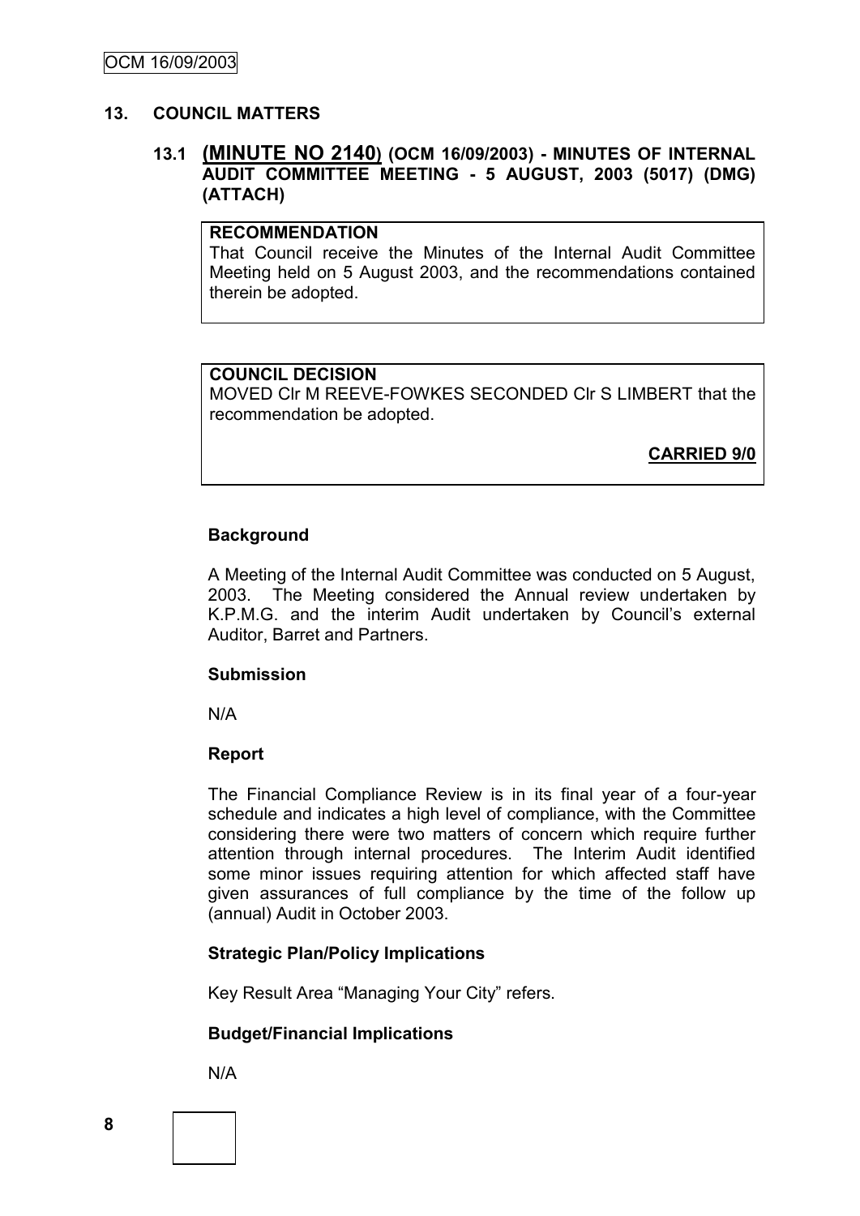## 13. COUNCIL MATTERS

### 13.1 (MINUTE NO 2140) (OCM 16/09/2003) - MINUTES OF INTERNAL AUDIT COMMITTEE MEETING - 5 AUGUST, 2003 (5017) (DMG) (ATTACH)

**RECOMMENDATION**

That Council receive the Minutes of the Internal Audit Committee Meeting held on 5 August 2003, and the recommendations contained therein be adopted.

**COUNCIL DECISION**

MOVED Clr M REEVE-FOWKES SECONDED Clr S LIMBERT that the recommendation be adopted.

**CARRIED 9/0**

**Background**

A Meeting of the Internal Audit Committee was conducted on 5 August, 2003. The Meeting considered the Annual review undertaken by K.P.M.G. and the interim Audit undertaken by Council's external Auditor, Barret and Partners.

**Submission**

N/A

**Report**

The Financial Compliance Review is in its final year of a four-year schedule and indicates a high level of compliance, with the Committee considering there were two matters of concern which require further attention through internal procedures. The Interim Audit identified some minor issues requiring attention for which affected staff have given assurances of full compliance by the time of the follow up (annual) Audit in October 2003.

**Strategic Plan/Policy Implications**

Key Result Area "Managing Your City" refers.

**Budget/Financial Implications**

N/A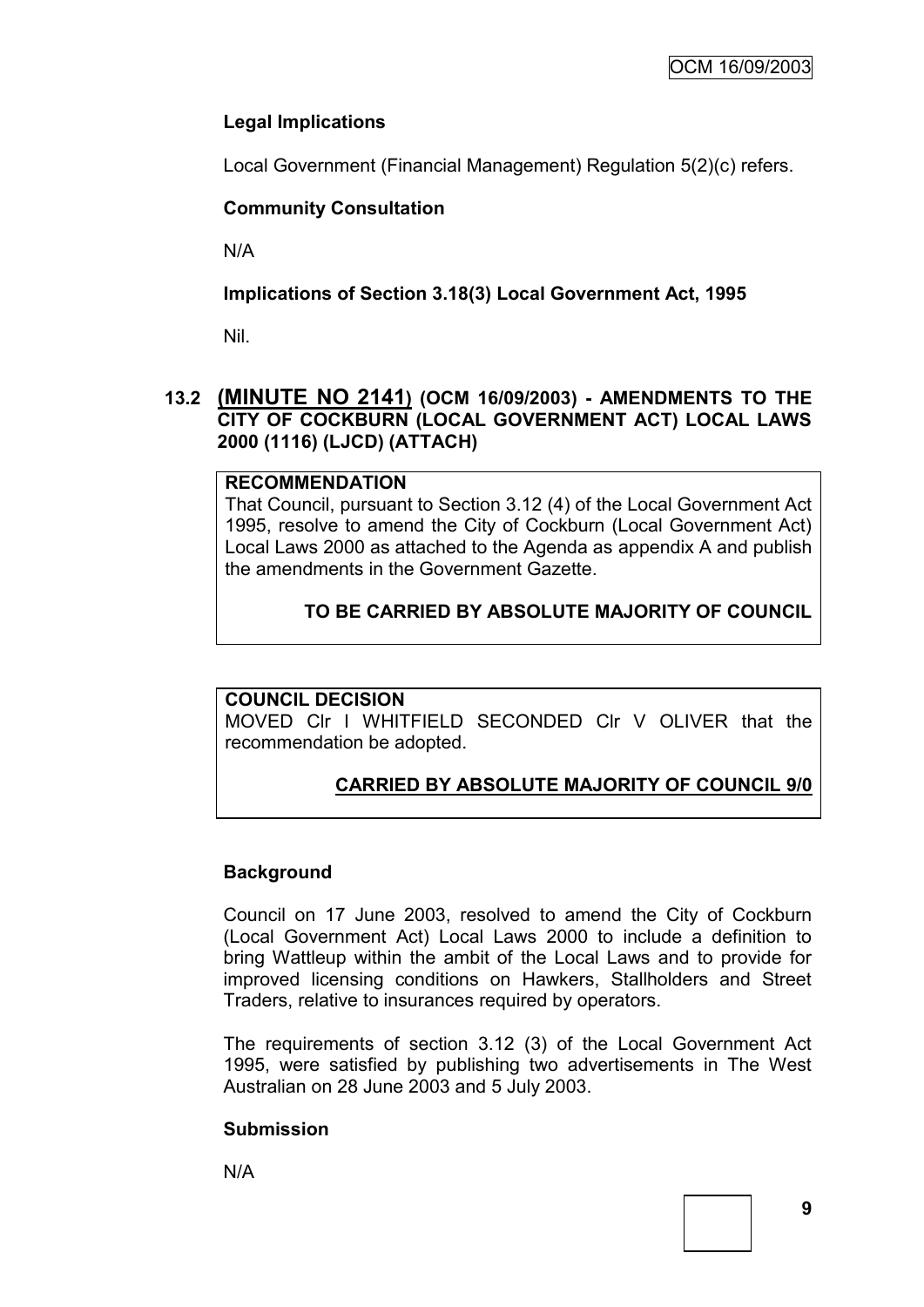**Legal Implications**

Local Government (Financial Management) Regulation 5(2)(c) refers.

**Community Consultation**

N/A

**Implications of Section 3.18(3) Local Government Act, 1995**

Nil.

## 13.2 (MINUTE NO 2141) (OCM 16/09/2003) - AMENDMENTS TO THE CITY OF COCKBURN (LOCAL GOVERNMENT ACT) LOCAL LAWS 2000 (1116) (LJCD) (ATTACH)

**RECOMMENDATION**

That Council, pursuant to Section 3.12 (4) of the Local Government Act 1995, resolve to amend the City of Cockburn (Local Government Act) Local Laws 2000 as attached to the Agenda as appendix A and publish the amendments in the Government Gazette.

**TO BE CARRIED BY ABSOLUTE MAJORITY OF COUNCIL**

**COUNCIL DECISION**

MOVED Clr I WHITFIELD SECONDED Clr V OLIVER that the recommendation be adopted.

**CARRIED BY ABSOLUTE MAJORITY OF COUNCIL 9/0**

**Background**

Council on 17 June 2003, resolved to amend the City of Cockburn (Local Government Act) Local Laws 2000 to include a definition to bring Wattleup within the ambit of the Local Laws and to provide for improved licensing conditions on Hawkers, Stallholders and Street Traders, relative to insurances required by operators.

The requirements of section 3.12 (3) of the Local Government Act 1995, were satisfied by publishing two advertisements in The West Australian on 28 June 2003 and 5 July 2003.

**Submission**

N/A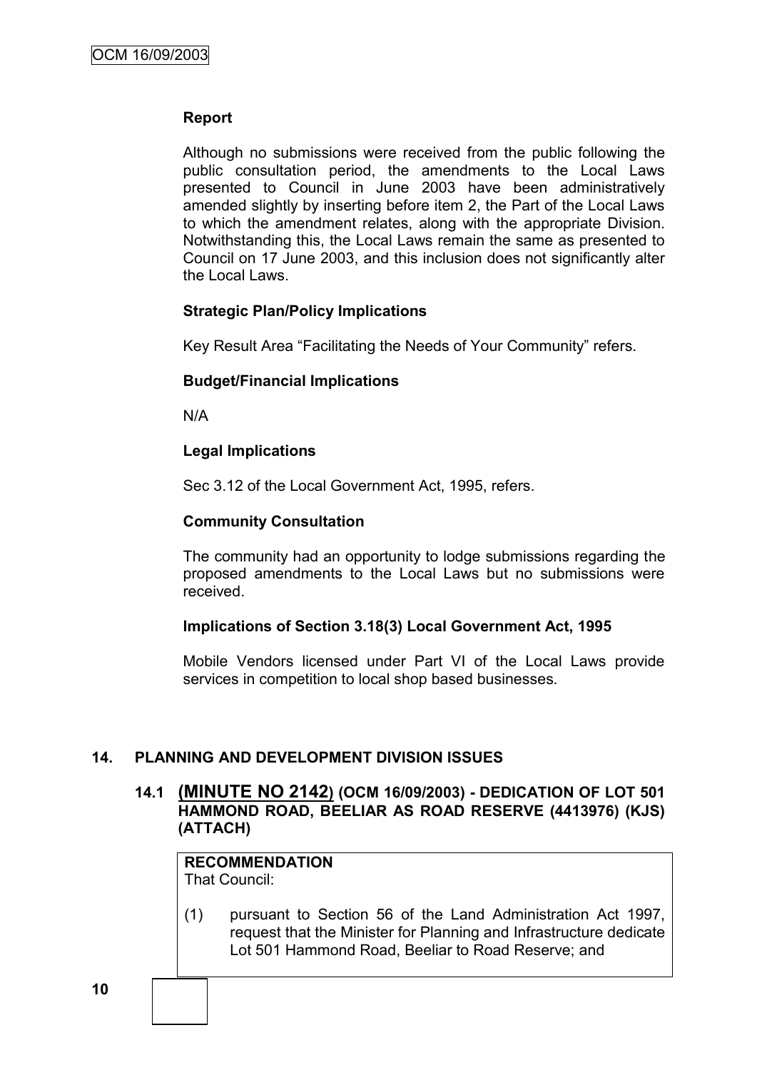**Report**

Although no submissions were received from the public following the public consultation period, the amendments to the Local Laws presented to Council in June 2003 have been administratively amended slightly by inserting before item 2, the Part of the Local Laws to which the amendment relates, along with the appropriate Division. Notwithstanding this, the Local Laws remain the same as presented to Council on 17 June 2003, and this inclusion does not significantly alter the Local Laws.

**Strategic Plan/Policy Implications**

Key Result Area "Facilitating the Needs of Your Community" refers.

**Budget/Financial Implications**

N/A

**Legal Implications**

Sec 3.12 of the Local Government Act, 1995, refers.

**Community Consultation**

The community had an opportunity to lodge submissions regarding the proposed amendments to the Local Laws but no submissions were received.

**Implications of Section 3.18(3) Local Government Act, 1995**

Mobile Vendors licensed under Part VI of the Local Laws provide services in competition to local shop based businesses.

## 14. PLANNING AND DEVELOPMENT DIVISION ISSUES

### 14.1 (MINUTE NO 2142) (OCM 16/09/2003) - DEDICATION OF LOT 501 HAMMOND ROAD, BEELIAR AS ROAD RESERVE (4413976) (KJS) (ATTACH)

**RECOMMENDATION**
That Council:

(1) pursuant to Section 56 of the Land Administration Act 1997, request that the Minister for Planning and Infrastructure dedicate Lot 501 Hammond Road, Beeliar to Road Reserve; and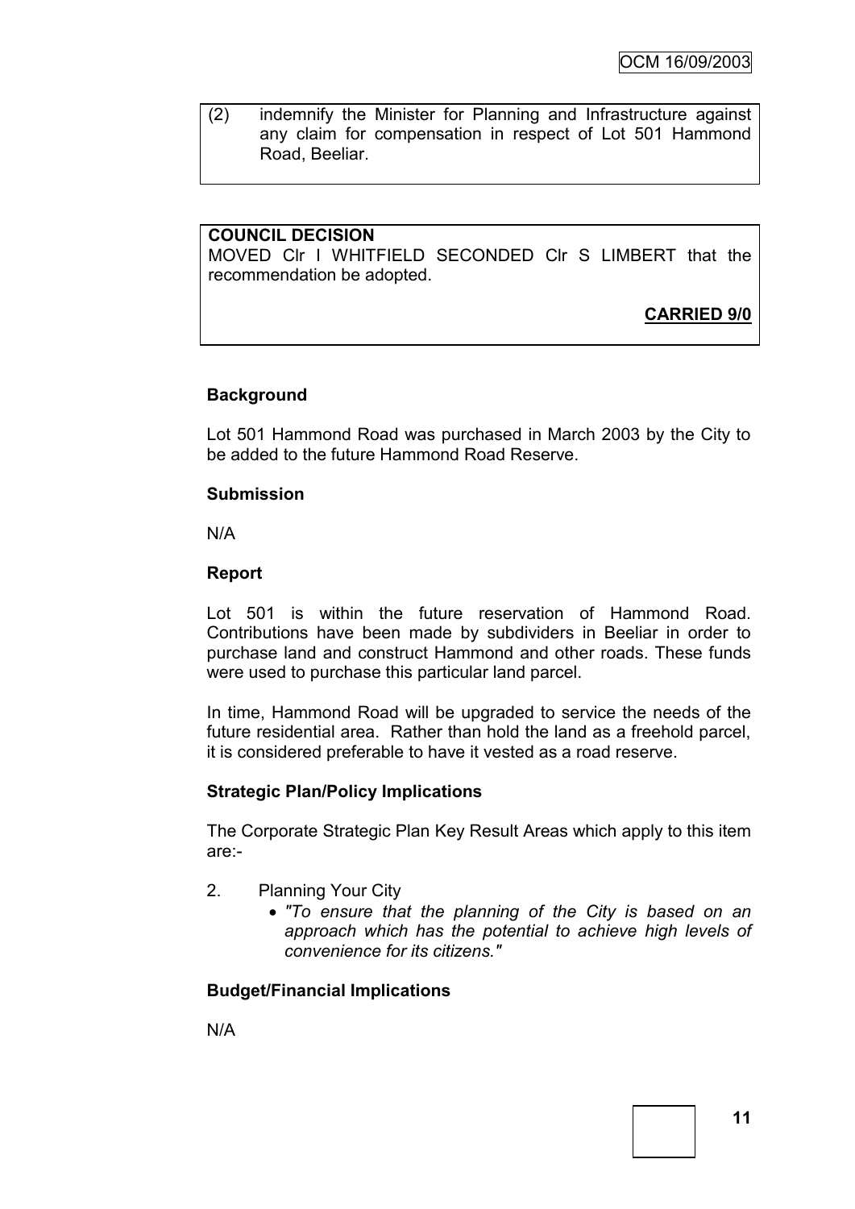(2) indemnify the Minister for Planning and Infrastructure against any claim for compensation in respect of Lot 501 Hammond Road, Beeliar.

**COUNCIL DECISION**

MOVED Clr I WHITFIELD SECONDED Clr S LIMBERT that the recommendation be adopted.

**CARRIED 9/0**

**Background**

Lot 501 Hammond Road was purchased in March 2003 by the City to be added to the future Hammond Road Reserve.

**Submission**

N/A

**Report**

Lot 501 is within the future reservation of Hammond Road. Contributions have been made by subdividers in Beeliar in order to purchase land and construct Hammond and other roads. These funds were used to purchase this particular land parcel.

In time, Hammond Road will be upgraded to service the needs of the future residential area. Rather than hold the land as a freehold parcel, it is considered preferable to have it vested as a road reserve.

**Strategic Plan/Policy Implications**

The Corporate Strategic Plan Key Result Areas which apply to this item are:-

2. Planning Your City
   - *"To ensure that the planning of the City is based on an approach which has the potential to achieve high levels of convenience for its citizens."*

**Budget/Financial Implications**

N/A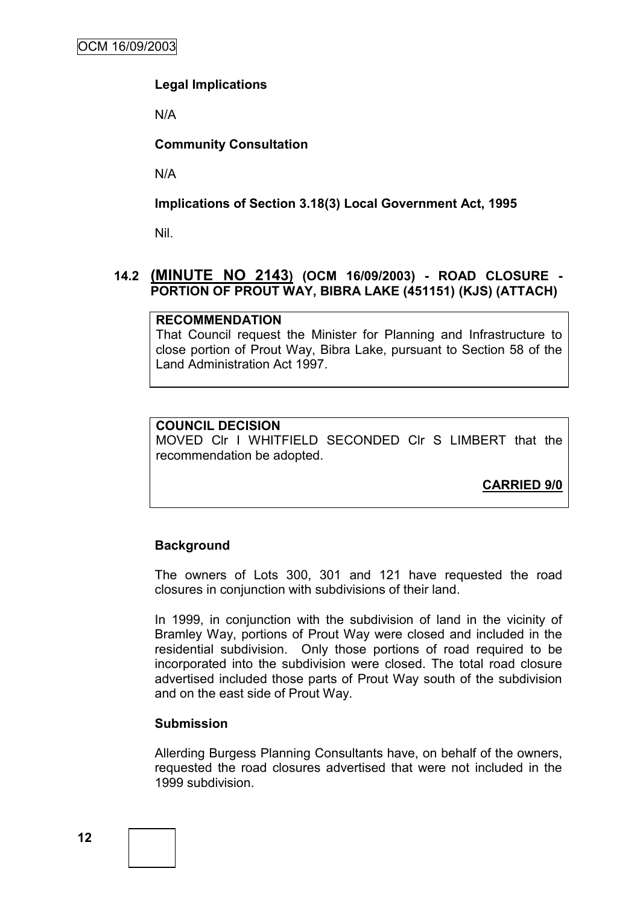**Legal Implications**

N/A

**Community Consultation**

N/A

**Implications of Section 3.18(3) Local Government Act, 1995**

Nil.

## 14.2 (MINUTE NO 2143) (OCM 16/09/2003) - ROAD CLOSURE - PORTION OF PROUT WAY, BIBRA LAKE (451151) (KJS) (ATTACH)

**RECOMMENDATION**

That Council request the Minister for Planning and Infrastructure to close portion of Prout Way, Bibra Lake, pursuant to Section 58 of the Land Administration Act 1997.

**COUNCIL DECISION**

MOVED Clr I WHITFIELD SECONDED Clr S LIMBERT that the recommendation be adopted.

**CARRIED 9/0**

**Background**

The owners of Lots 300, 301 and 121 have requested the road closures in conjunction with subdivisions of their land.

In 1999, in conjunction with the subdivision of land in the vicinity of Bramley Way, portions of Prout Way were closed and included in the residential subdivision. Only those portions of road required to be incorporated into the subdivision were closed. The total road closure advertised included those parts of Prout Way south of the subdivision and on the east side of Prout Way.

**Submission**

Allerding Burgess Planning Consultants have, on behalf of the owners, requested the road closures advertised that were not included in the 1999 subdivision.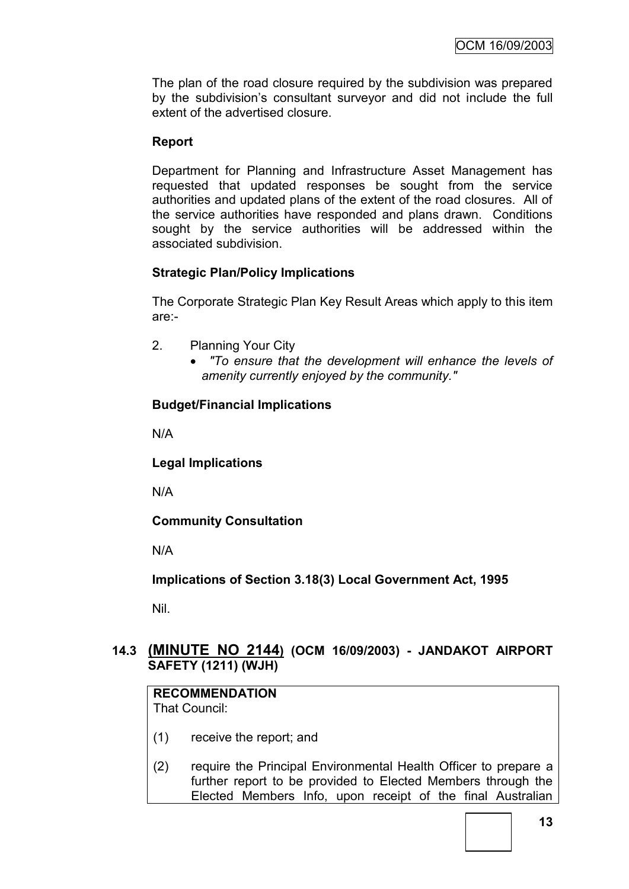The plan of the road closure required by the subdivision was prepared by the subdivision's consultant surveyor and did not include the full extent of the advertised closure.

**Report**

Department for Planning and Infrastructure Asset Management has requested that updated responses be sought from the service authorities and updated plans of the extent of the road closures. All of the service authorities have responded and plans drawn. Conditions sought by the service authorities will be addressed within the associated subdivision.

**Strategic Plan/Policy Implications**

The Corporate Strategic Plan Key Result Areas which apply to this item are:-

2. Planning Your City
   - *"To ensure that the development will enhance the levels of amenity currently enjoyed by the community."*

**Budget/Financial Implications**

N/A

**Legal Implications**

N/A

**Community Consultation**

N/A

**Implications of Section 3.18(3) Local Government Act, 1995**

Nil.

## 14.3 (MINUTE NO 2144) (OCM 16/09/2003) - JANDAKOT AIRPORT SAFETY (1211) (WJH)

**RECOMMENDATION**
That Council:

(1) receive the report; and

(2) require the Principal Environmental Health Officer to prepare a further report to be provided to Elected Members through the Elected Members Info, upon receipt of the final Australian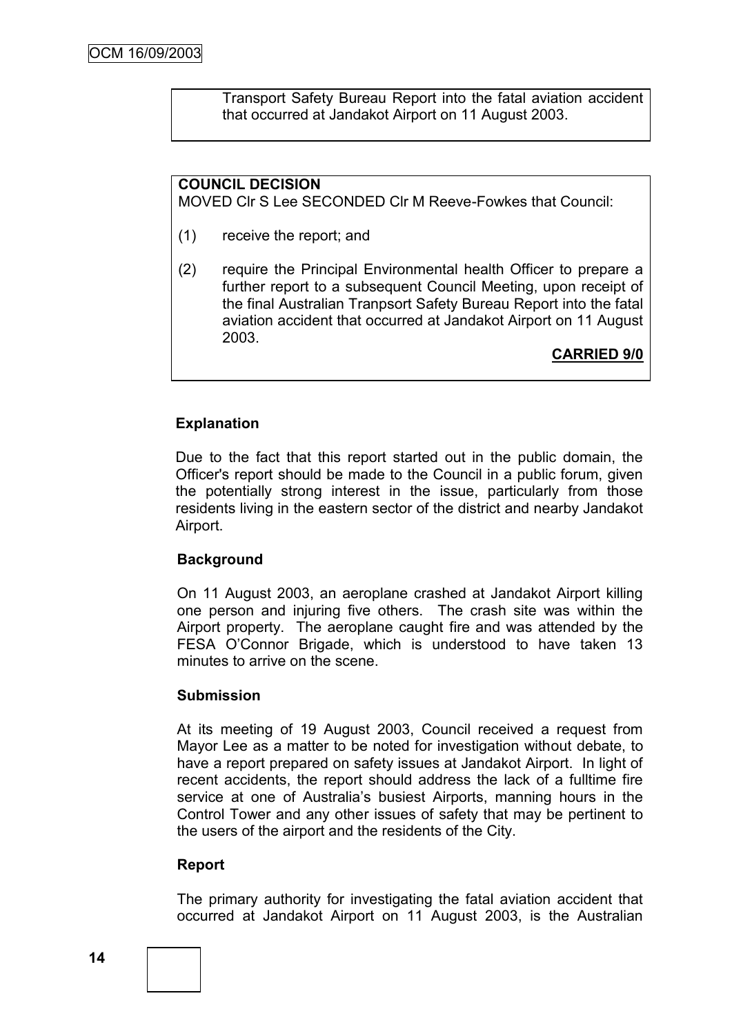Transport Safety Bureau Report into the fatal aviation accident that occurred at Jandakot Airport on 11 August 2003.

**COUNCIL DECISION**
MOVED Clr S Lee SECONDED Clr M Reeve-Fowkes that Council:

(1) receive the report; and

(2) require the Principal Environmental health Officer to prepare a further report to a subsequent Council Meeting, upon receipt of the final Australian Tranpsort Safety Bureau Report into the fatal aviation accident that occurred at Jandakot Airport on 11 August 2003.

**CARRIED 9/0**

**Explanation**

Due to the fact that this report started out in the public domain, the Officer's report should be made to the Council in a public forum, given the potentially strong interest in the issue, particularly from those residents living in the eastern sector of the district and nearby Jandakot Airport.

**Background**

On 11 August 2003, an aeroplane crashed at Jandakot Airport killing one person and injuring five others. The crash site was within the Airport property. The aeroplane caught fire and was attended by the FESA O'Connor Brigade, which is understood to have taken 13 minutes to arrive on the scene.

**Submission**

At its meeting of 19 August 2003, Council received a request from Mayor Lee as a matter to be noted for investigation without debate, to have a report prepared on safety issues at Jandakot Airport. In light of recent accidents, the report should address the lack of a fulltime fire service at one of Australia's busiest Airports, manning hours in the Control Tower and any other issues of safety that may be pertinent to the users of the airport and the residents of the City.

**Report**

The primary authority for investigating the fatal aviation accident that occurred at Jandakot Airport on 11 August 2003, is the Australian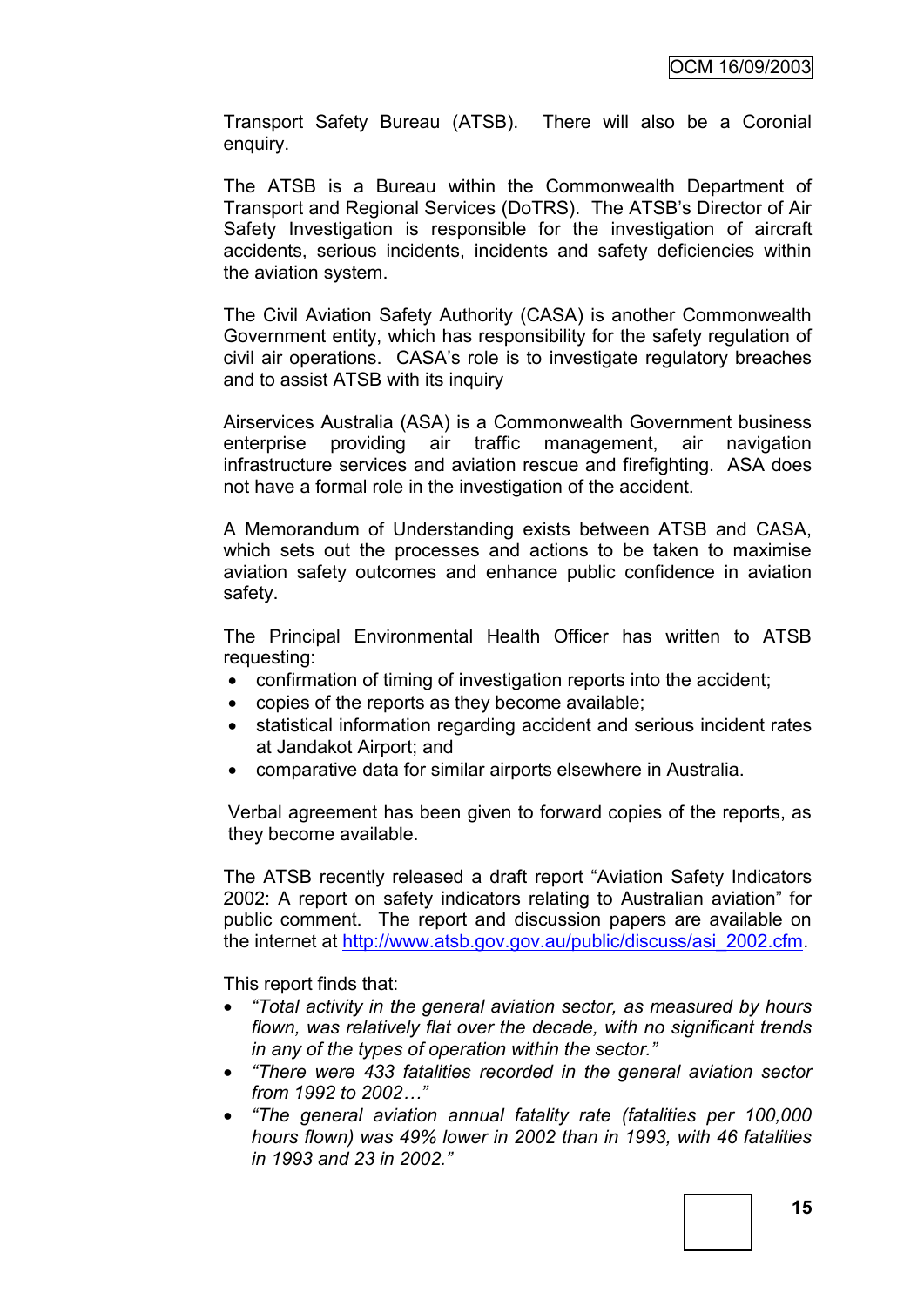Transport Safety Bureau (ATSB). There will also be a Coronial enquiry.

The ATSB is a Bureau within the Commonwealth Department of Transport and Regional Services (DoTRS). The ATSB's Director of Air Safety Investigation is responsible for the investigation of aircraft accidents, serious incidents, incidents and safety deficiencies within the aviation system.

The Civil Aviation Safety Authority (CASA) is another Commonwealth Government entity, which has responsibility for the safety regulation of civil air operations. CASA's role is to investigate regulatory breaches and to assist ATSB with its inquiry

Airservices Australia (ASA) is a Commonwealth Government business enterprise providing air traffic management, air navigation infrastructure services and aviation rescue and firefighting. ASA does not have a formal role in the investigation of the accident.

A Memorandum of Understanding exists between ATSB and CASA, which sets out the processes and actions to be taken to maximise aviation safety outcomes and enhance public confidence in aviation safety.

The Principal Environmental Health Officer has written to ATSB requesting:

- confirmation of timing of investigation reports into the accident;
- copies of the reports as they become available;
- statistical information regarding accident and serious incident rates at Jandakot Airport; and
- comparative data for similar airports elsewhere in Australia.

Verbal agreement has been given to forward copies of the reports, as they become available.

The ATSB recently released a draft report "Aviation Safety Indicators 2002: A report on safety indicators relating to Australian aviation" for public comment. The report and discussion papers are available on the internet at http://www.atsb.gov.gov.au/public/discuss/asi_2002.cfm.

This report finds that:

- *"Total activity in the general aviation sector, as measured by hours flown, was relatively flat over the decade, with no significant trends in any of the types of operation within the sector."*
- *"There were 433 fatalities recorded in the general aviation sector from 1992 to 2002…"*
- *"The general aviation annual fatality rate (fatalities per 100,000 hours flown) was 49% lower in 2002 than in 1993, with 46 fatalities in 1993 and 23 in 2002."*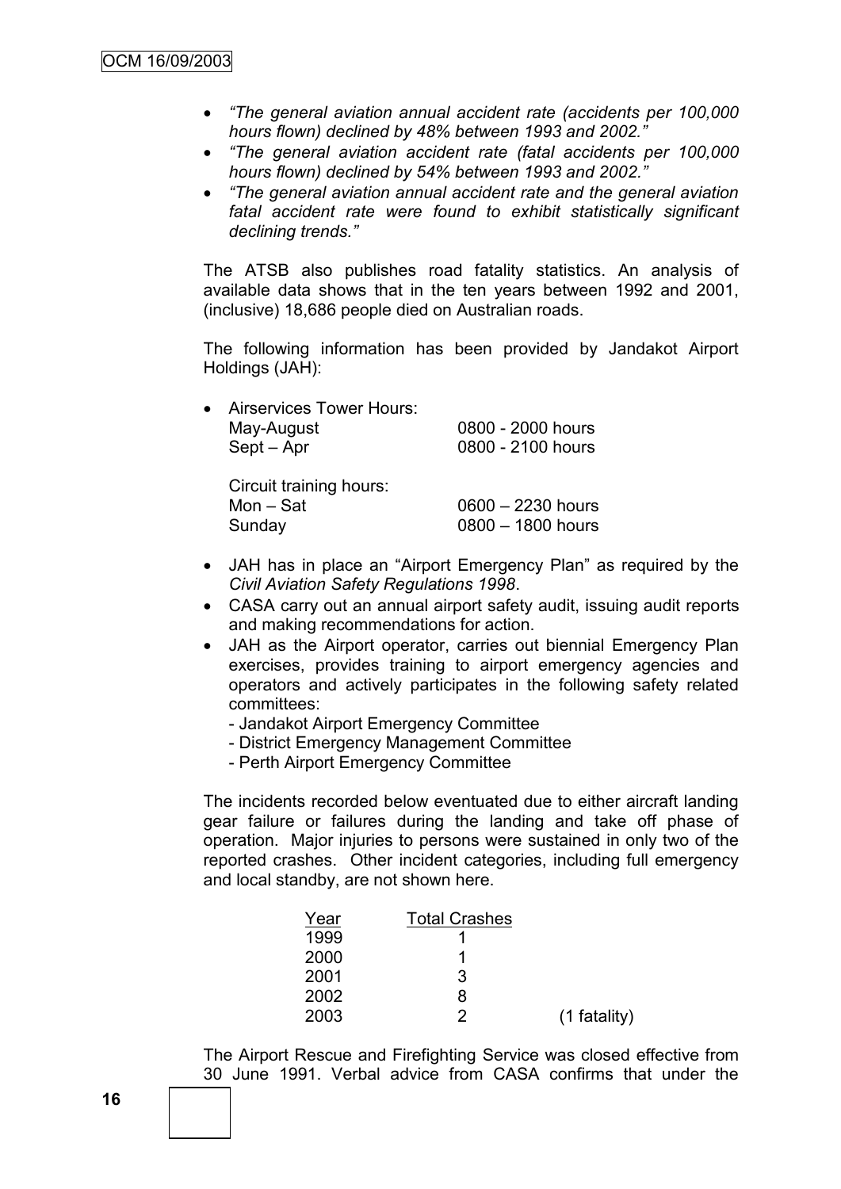- *"The general aviation annual accident rate (accidents per 100,000 hours flown) declined by 48% between 1993 and 2002."*
- *"The general aviation accident rate (fatal accidents per 100,000 hours flown) declined by 54% between 1993 and 2002."*
- *"The general aviation annual accident rate and the general aviation fatal accident rate were found to exhibit statistically significant declining trends."*

The ATSB also publishes road fatality statistics. An analysis of available data shows that in the ten years between 1992 and 2001, (inclusive) 18,686 people died on Australian roads.

The following information has been provided by Jandakot Airport Holdings (JAH):

- Airservices Tower Hours:

  | | |
  |---|---|
  | May-August | 0800 - 2000 hours |
  | Sept – Apr | 0800 - 2100 hours |

  Circuit training hours:

  | | |
  |---|---|
  | Mon – Sat | 0600 – 2230 hours |
  | Sunday | 0800 – 1800 hours |

- JAH has in place an "Airport Emergency Plan" as required by the *Civil Aviation Safety Regulations 1998*.
- CASA carry out an annual airport safety audit, issuing audit reports and making recommendations for action.
- JAH as the Airport operator, carries out biennial Emergency Plan exercises, provides training to airport emergency agencies and operators and actively participates in the following safety related committees:
  - Jandakot Airport Emergency Committee
  - District Emergency Management Committee
  - Perth Airport Emergency Committee

The incidents recorded below eventuated due to either aircraft landing gear failure or failures during the landing and take off phase of operation. Major injuries to persons were sustained in only two of the reported crashes. Other incident categories, including full emergency and local standby, are not shown here.

| Year | Total Crashes | |
|---|---|---|
| 1999 | 1 | |
| 2000 | 1 | |
| 2001 | 3 | |
| 2002 | 8 | |
| 2003 | 2 | (1 fatality) |

The Airport Rescue and Firefighting Service was closed effective from 30 June 1991. Verbal advice from CASA confirms that under the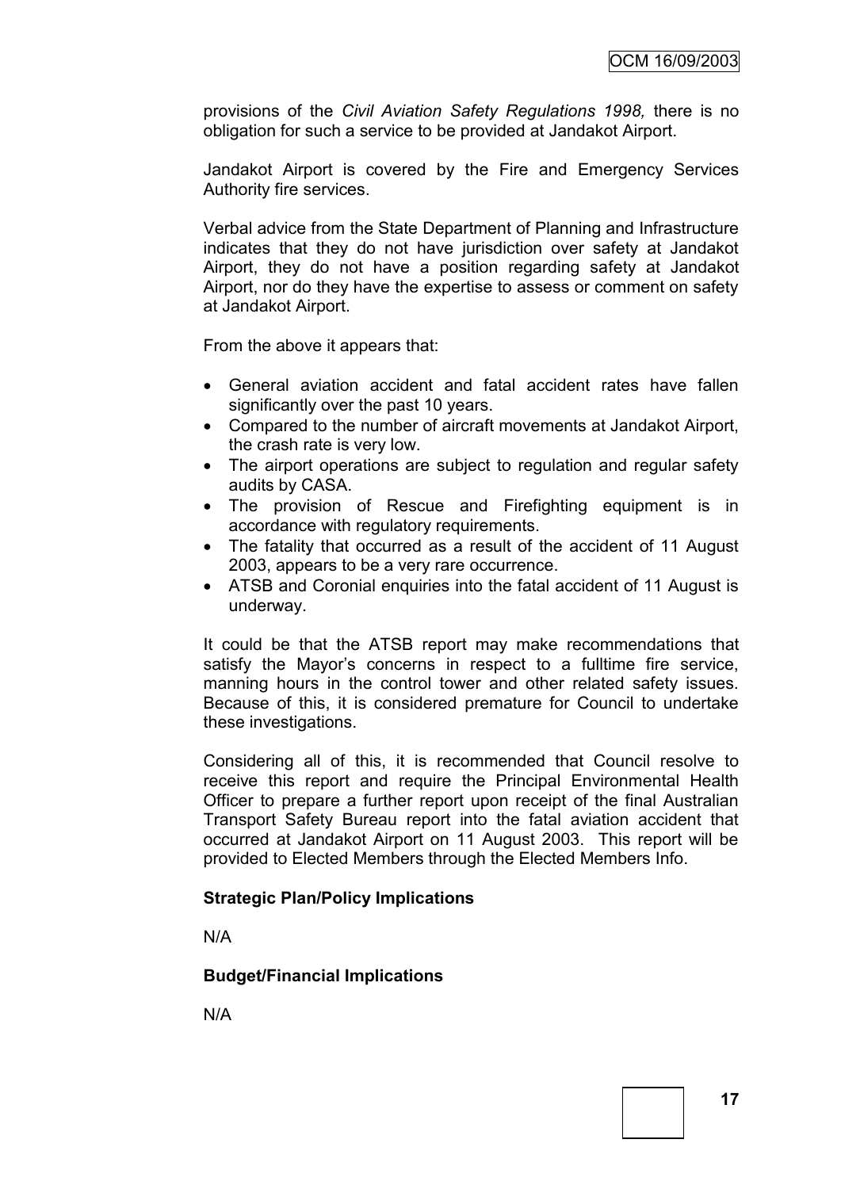provisions of the *Civil Aviation Safety Regulations 1998,* there is no obligation for such a service to be provided at Jandakot Airport.

Jandakot Airport is covered by the Fire and Emergency Services Authority fire services.

Verbal advice from the State Department of Planning and Infrastructure indicates that they do not have jurisdiction over safety at Jandakot Airport, they do not have a position regarding safety at Jandakot Airport, nor do they have the expertise to assess or comment on safety at Jandakot Airport.

From the above it appears that:

- General aviation accident and fatal accident rates have fallen significantly over the past 10 years.
- Compared to the number of aircraft movements at Jandakot Airport, the crash rate is very low.
- The airport operations are subject to regulation and regular safety audits by CASA.
- The provision of Rescue and Firefighting equipment is in accordance with regulatory requirements.
- The fatality that occurred as a result of the accident of 11 August 2003, appears to be a very rare occurrence.
- ATSB and Coronial enquiries into the fatal accident of 11 August is underway.

It could be that the ATSB report may make recommendations that satisfy the Mayor's concerns in respect to a fulltime fire service, manning hours in the control tower and other related safety issues. Because of this, it is considered premature for Council to undertake these investigations.

Considering all of this, it is recommended that Council resolve to receive this report and require the Principal Environmental Health Officer to prepare a further report upon receipt of the final Australian Transport Safety Bureau report into the fatal aviation accident that occurred at Jandakot Airport on 11 August 2003. This report will be provided to Elected Members through the Elected Members Info.

**Strategic Plan/Policy Implications**

N/A

**Budget/Financial Implications**

N/A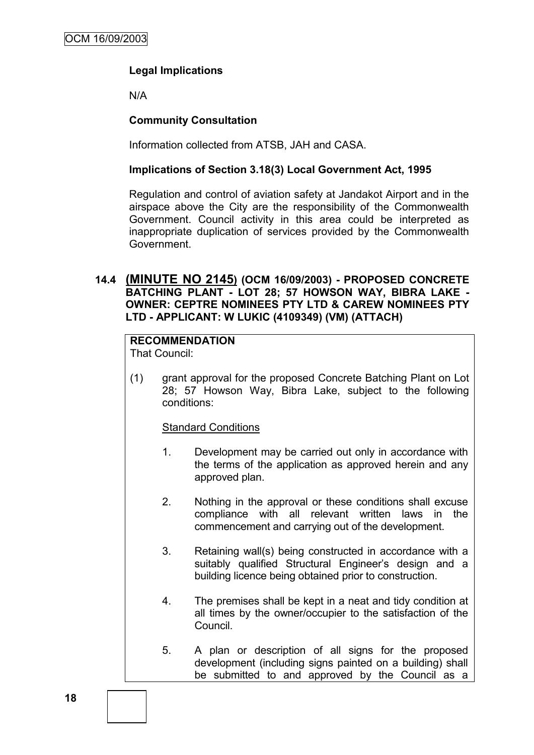**Legal Implications**

N/A

**Community Consultation**

Information collected from ATSB, JAH and CASA.

**Implications of Section 3.18(3) Local Government Act, 1995**

Regulation and control of aviation safety at Jandakot Airport and in the airspace above the City are the responsibility of the Commonwealth Government. Council activity in this area could be interpreted as inappropriate duplication of services provided by the Commonwealth Government.

### 14.4 (MINUTE NO 2145) (OCM 16/09/2003) - PROPOSED CONCRETE BATCHING PLANT - LOT 28; 57 HOWSON WAY, BIBRA LAKE - OWNER: CEPTRE NOMINEES PTY LTD & CAREW NOMINEES PTY LTD - APPLICANT: W LUKIC (4109349) (VM) (ATTACH)

**RECOMMENDATION**
That Council:

(1) grant approval for the proposed Concrete Batching Plant on Lot 28; 57 Howson Way, Bibra Lake, subject to the following conditions:

Standard Conditions

1. Development may be carried out only in accordance with the terms of the application as approved herein and any approved plan.

2. Nothing in the approval or these conditions shall excuse compliance with all relevant written laws in the commencement and carrying out of the development.

3. Retaining wall(s) being constructed in accordance with a suitably qualified Structural Engineer's design and a building licence being obtained prior to construction.

4. The premises shall be kept in a neat and tidy condition at all times by the owner/occupier to the satisfaction of the Council.

5. A plan or description of all signs for the proposed development (including signs painted on a building) shall be submitted to and approved by the Council as a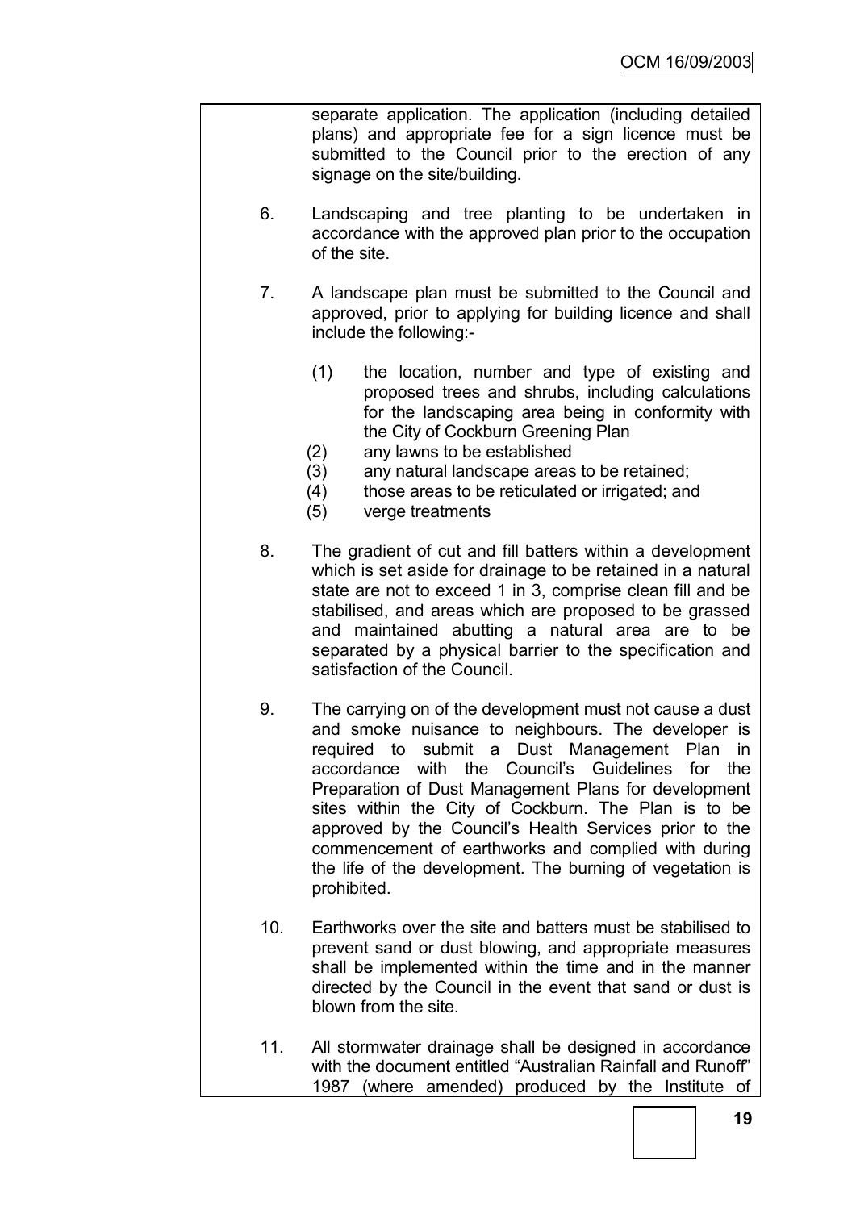separate application. The application (including detailed plans) and appropriate fee for a sign licence must be submitted to the Council prior to the erection of any signage on the site/building.

6. Landscaping and tree planting to be undertaken in accordance with the approved plan prior to the occupation of the site.

7. A landscape plan must be submitted to the Council and approved, prior to applying for building licence and shall include the following:-

   (1) the location, number and type of existing and proposed trees and shrubs, including calculations for the landscaping area being in conformity with the City of Cockburn Greening Plan
   (2) any lawns to be established
   (3) any natural landscape areas to be retained;
   (4) those areas to be reticulated or irrigated; and
   (5) verge treatments

8. The gradient of cut and fill batters within a development which is set aside for drainage to be retained in a natural state are not to exceed 1 in 3, comprise clean fill and be stabilised, and areas which are proposed to be grassed and maintained abutting a natural area are to be separated by a physical barrier to the specification and satisfaction of the Council.

9. The carrying on of the development must not cause a dust and smoke nuisance to neighbours. The developer is required to submit a Dust Management Plan in accordance with the Council's Guidelines for the Preparation of Dust Management Plans for development sites within the City of Cockburn. The Plan is to be approved by the Council's Health Services prior to the commencement of earthworks and complied with during the life of the development. The burning of vegetation is prohibited.

10. Earthworks over the site and batters must be stabilised to prevent sand or dust blowing, and appropriate measures shall be implemented within the time and in the manner directed by the Council in the event that sand or dust is blown from the site.

11. All stormwater drainage shall be designed in accordance with the document entitled "Australian Rainfall and Runoff" 1987 (where amended) produced by the Institute of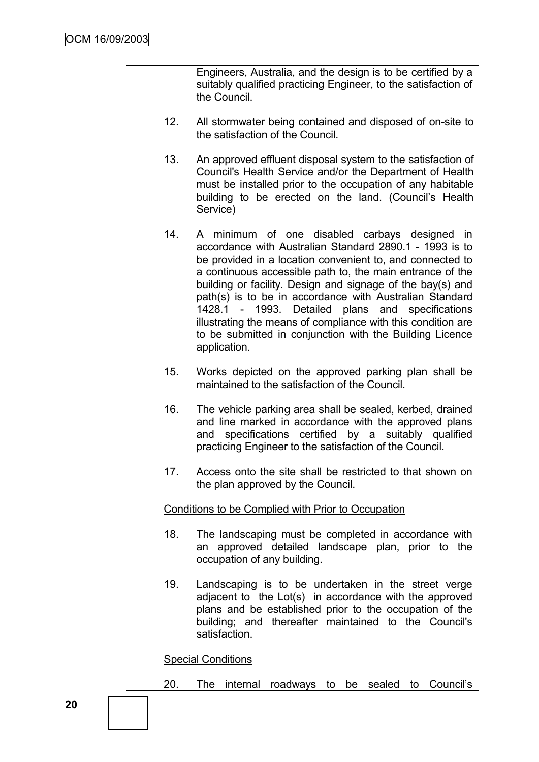Engineers, Australia, and the design is to be certified by a suitably qualified practicing Engineer, to the satisfaction of the Council.

12. All stormwater being contained and disposed of on-site to the satisfaction of the Council.

13. An approved effluent disposal system to the satisfaction of Council's Health Service and/or the Department of Health must be installed prior to the occupation of any habitable building to be erected on the land. (Council's Health Service)

14. A minimum of one disabled carbays designed in accordance with Australian Standard 2890.1 - 1993 is to be provided in a location convenient to, and connected to a continuous accessible path to, the main entrance of the building or facility. Design and signage of the bay(s) and path(s) is to be in accordance with Australian Standard 1428.1 - 1993. Detailed plans and specifications illustrating the means of compliance with this condition are to be submitted in conjunction with the Building Licence application.

15. Works depicted on the approved parking plan shall be maintained to the satisfaction of the Council.

16. The vehicle parking area shall be sealed, kerbed, drained and line marked in accordance with the approved plans and specifications certified by a suitably qualified practicing Engineer to the satisfaction of the Council.

17. Access onto the site shall be restricted to that shown on the plan approved by the Council.

<u>Conditions to be Complied with Prior to Occupation</u>

18. The landscaping must be completed in accordance with an approved detailed landscape plan, prior to the occupation of any building.

19. Landscaping is to be undertaken in the street verge adjacent to the Lot(s) in accordance with the approved plans and be established prior to the occupation of the building; and thereafter maintained to the Council's satisfaction.

<u>Special Conditions</u>

20. The internal roadways to be sealed to Council's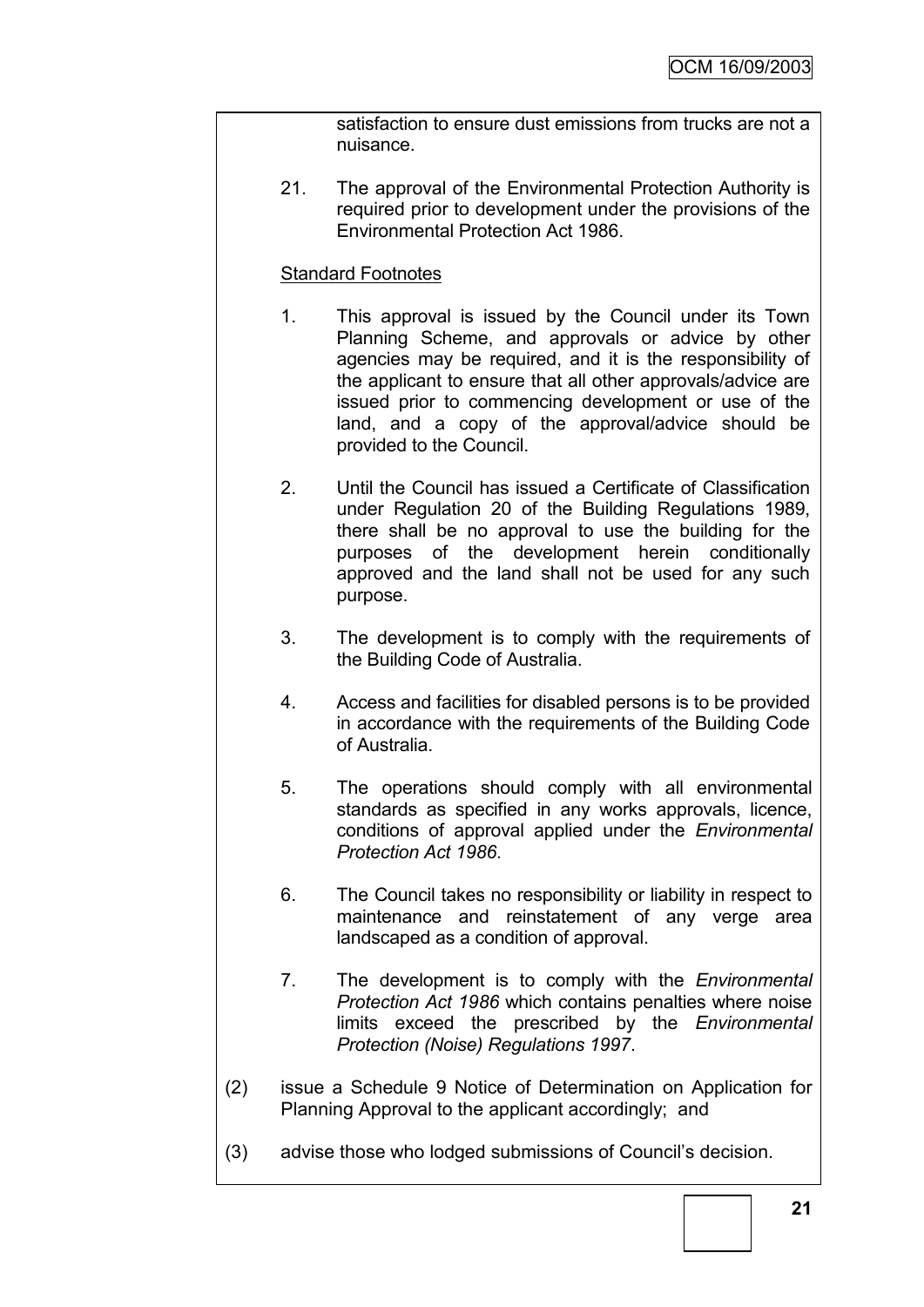satisfaction to ensure dust emissions from trucks are not a nuisance.

21. The approval of the Environmental Protection Authority is required prior to development under the provisions of the Environmental Protection Act 1986.

<u>Standard Footnotes</u>

1. This approval is issued by the Council under its Town Planning Scheme, and approvals or advice by other agencies may be required, and it is the responsibility of the applicant to ensure that all other approvals/advice are issued prior to commencing development or use of the land, and a copy of the approval/advice should be provided to the Council.

2. Until the Council has issued a Certificate of Classification under Regulation 20 of the Building Regulations 1989, there shall be no approval to use the building for the purposes of the development herein conditionally approved and the land shall not be used for any such purpose.

3. The development is to comply with the requirements of the Building Code of Australia.

4. Access and facilities for disabled persons is to be provided in accordance with the requirements of the Building Code of Australia.

5. The operations should comply with all environmental standards as specified in any works approvals, licence, conditions of approval applied under the *Environmental Protection Act 1986*.

6. The Council takes no responsibility or liability in respect to maintenance and reinstatement of any verge area landscaped as a condition of approval.

7. The development is to comply with the *Environmental Protection Act 1986* which contains penalties where noise limits exceed the prescribed by the *Environmental Protection (Noise) Regulations 1997*.

(2) issue a Schedule 9 Notice of Determination on Application for Planning Approval to the applicant accordingly; and

(3) advise those who lodged submissions of Council's decision.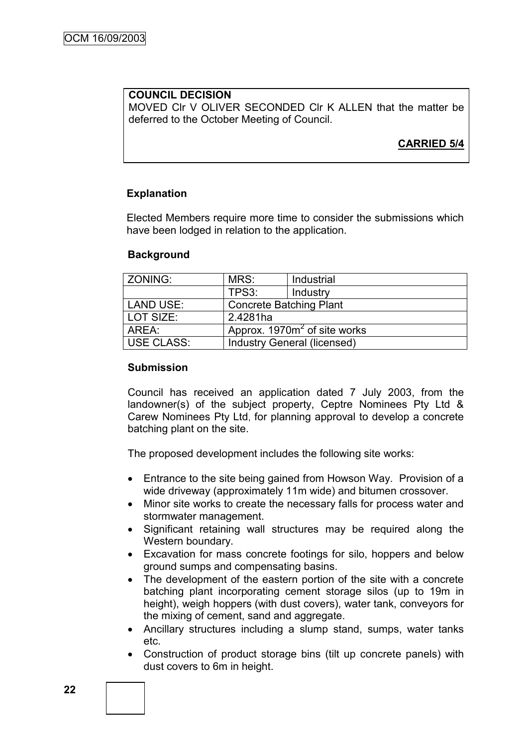**COUNCIL DECISION**

MOVED Clr V OLIVER SECONDED Clr K ALLEN that the matter be deferred to the October Meeting of Council.

**CARRIED 5/4**

**Explanation**

Elected Members require more time to consider the submissions which have been lodged in relation to the application.

**Background**

| ZONING: | MRS: | Industrial |
|---|---|---|
| | TPS3: | Industry |
| LAND USE: | Concrete Batching Plant | |
| LOT SIZE: | 2.4281ha | |
| AREA: | Approx. 1970m$^2$ of site works | |
| USE CLASS: | Industry General (licensed) | |

**Submission**

Council has received an application dated 7 July 2003, from the landowner(s) of the subject property, Ceptre Nominees Pty Ltd & Carew Nominees Pty Ltd, for planning approval to develop a concrete batching plant on the site.

The proposed development includes the following site works:

- Entrance to the site being gained from Howson Way. Provision of a wide driveway (approximately 11m wide) and bitumen crossover.
- Minor site works to create the necessary falls for process water and stormwater management.
- Significant retaining wall structures may be required along the Western boundary.
- Excavation for mass concrete footings for silo, hoppers and below ground sumps and compensating basins.
- The development of the eastern portion of the site with a concrete batching plant incorporating cement storage silos (up to 19m in height), weigh hoppers (with dust covers), water tank, conveyors for the mixing of cement, sand and aggregate.
- Ancillary structures including a slump stand, sumps, water tanks etc.
- Construction of product storage bins (tilt up concrete panels) with dust covers to 6m in height.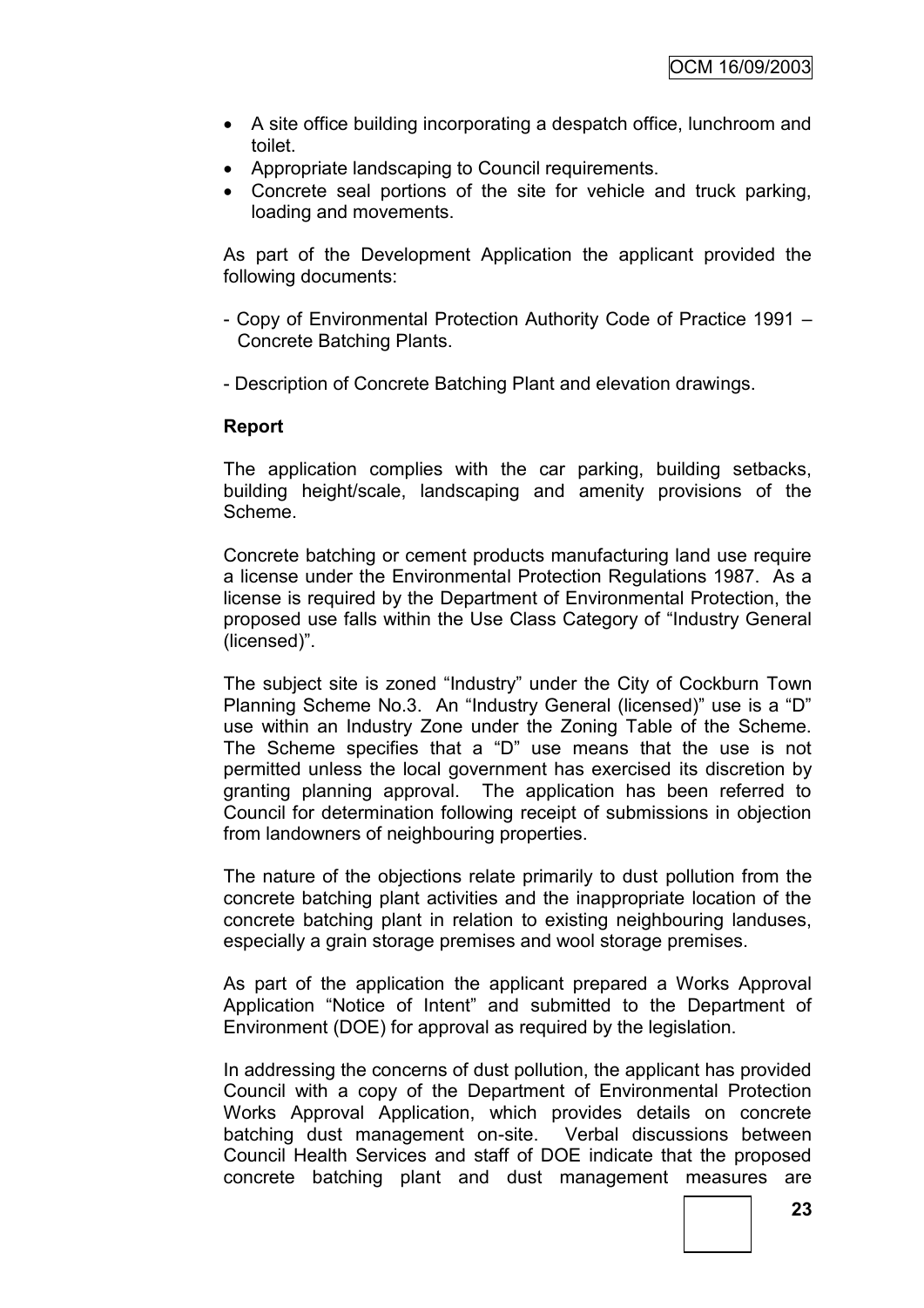- A site office building incorporating a despatch office, lunchroom and toilet.
- Appropriate landscaping to Council requirements.
- Concrete seal portions of the site for vehicle and truck parking, loading and movements.

As part of the Development Application the applicant provided the following documents:

- Copy of Environmental Protection Authority Code of Practice 1991 – Concrete Batching Plants.

- Description of Concrete Batching Plant and elevation drawings.

**Report**

The application complies with the car parking, building setbacks, building height/scale, landscaping and amenity provisions of the Scheme.

Concrete batching or cement products manufacturing land use require a license under the Environmental Protection Regulations 1987. As a license is required by the Department of Environmental Protection, the proposed use falls within the Use Class Category of "Industry General (licensed)".

The subject site is zoned "Industry" under the City of Cockburn Town Planning Scheme No.3. An "Industry General (licensed)" use is a "D" use within an Industry Zone under the Zoning Table of the Scheme. The Scheme specifies that a "D" use means that the use is not permitted unless the local government has exercised its discretion by granting planning approval. The application has been referred to Council for determination following receipt of submissions in objection from landowners of neighbouring properties.

The nature of the objections relate primarily to dust pollution from the concrete batching plant activities and the inappropriate location of the concrete batching plant in relation to existing neighbouring landuses, especially a grain storage premises and wool storage premises.

As part of the application the applicant prepared a Works Approval Application "Notice of Intent" and submitted to the Department of Environment (DOE) for approval as required by the legislation.

In addressing the concerns of dust pollution, the applicant has provided Council with a copy of the Department of Environmental Protection Works Approval Application, which provides details on concrete batching dust management on-site. Verbal discussions between Council Health Services and staff of DOE indicate that the proposed concrete batching plant and dust management measures are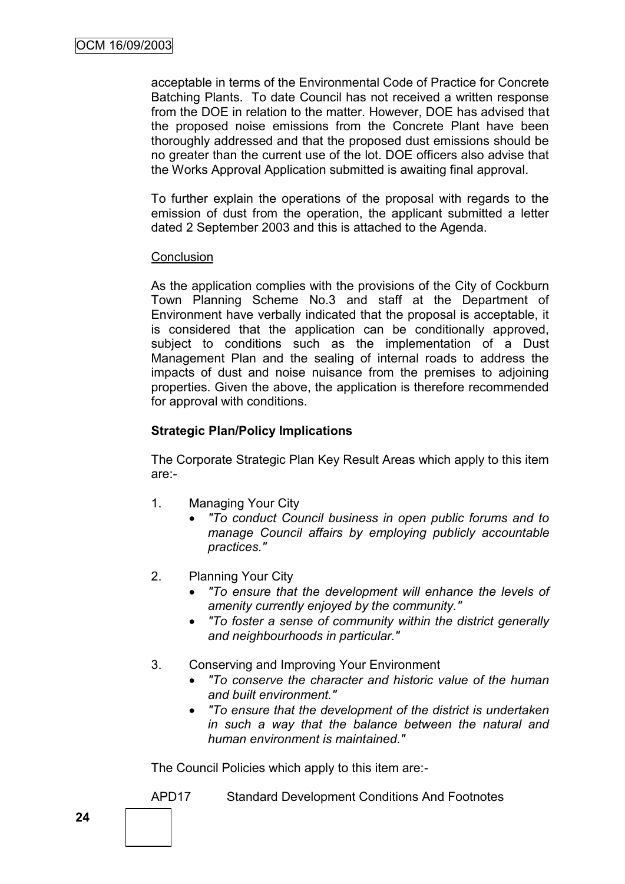acceptable in terms of the Environmental Code of Practice for Concrete Batching Plants. To date Council has not received a written response from the DOE in relation to the matter. However, DOE has advised that the proposed noise emissions from the Concrete Plant have been thoroughly addressed and that the proposed dust emissions should be no greater than the current use of the lot. DOE officers also advise that the Works Approval Application submitted is awaiting final approval.

To further explain the operations of the proposal with regards to the emission of dust from the operation, the applicant submitted a letter dated 2 September 2003 and this is attached to the Agenda.

Conclusion

As the application complies with the provisions of the City of Cockburn Town Planning Scheme No.3 and staff at the Department of Environment have verbally indicated that the proposal is acceptable, it is considered that the application can be conditionally approved, subject to conditions such as the implementation of a Dust Management Plan and the sealing of internal roads to address the impacts of dust and noise nuisance from the premises to adjoining properties. Given the above, the application is therefore recommended for approval with conditions.

**Strategic Plan/Policy Implications**

The Corporate Strategic Plan Key Result Areas which apply to this item are:-

1. Managing Your City
   - *"To conduct Council business in open public forums and to manage Council affairs by employing publicly accountable practices."*

2. Planning Your City
   - *"To ensure that the development will enhance the levels of amenity currently enjoyed by the community."*
   - *"To foster a sense of community within the district generally and neighbourhoods in particular."*

3. Conserving and Improving Your Environment
   - *"To conserve the character and historic value of the human and built environment."*
   - *"To ensure that the development of the district is undertaken in such a way that the balance between the natural and human environment is maintained."*

The Council Policies which apply to this item are:-

APD17 Standard Development Conditions And Footnotes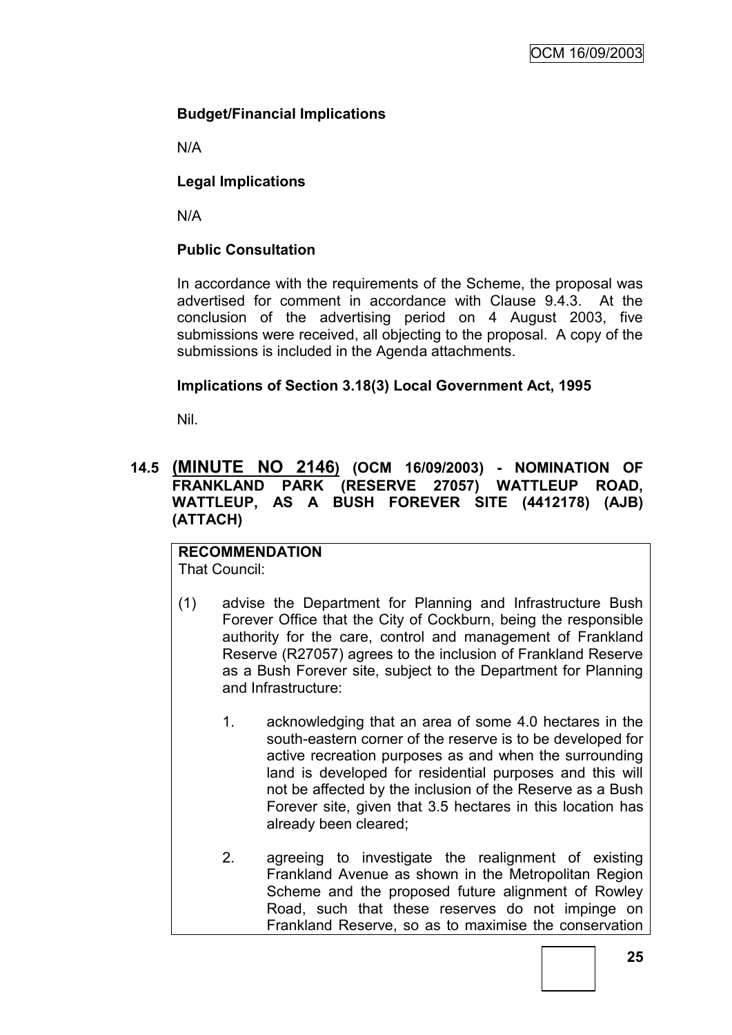**Budget/Financial Implications**

N/A

**Legal Implications**

N/A

**Public Consultation**

In accordance with the requirements of the Scheme, the proposal was advertised for comment in accordance with Clause 9.4.3. At the conclusion of the advertising period on 4 August 2003, five submissions were received, all objecting to the proposal. A copy of the submissions is included in the Agenda attachments.

**Implications of Section 3.18(3) Local Government Act, 1995**

Nil.

### 14.5 (MINUTE NO 2146) (OCM 16/09/2003) - NOMINATION OF FRANKLAND PARK (RESERVE 27057) WATTLEUP ROAD, WATTLEUP, AS A BUSH FOREVER SITE (4412178) (AJB) (ATTACH)

**RECOMMENDATION**
That Council:

(1) advise the Department for Planning and Infrastructure Bush Forever Office that the City of Cockburn, being the responsible authority for the care, control and management of Frankland Reserve (R27057) agrees to the inclusion of Frankland Reserve as a Bush Forever site, subject to the Department for Planning and Infrastructure:

1. acknowledging that an area of some 4.0 hectares in the south-eastern corner of the reserve is to be developed for active recreation purposes as and when the surrounding land is developed for residential purposes and this will not be affected by the inclusion of the Reserve as a Bush Forever site, given that 3.5 hectares in this location has already been cleared;

2. agreeing to investigate the realignment of existing Frankland Avenue as shown in the Metropolitan Region Scheme and the proposed future alignment of Rowley Road, such that these reserves do not impinge on Frankland Reserve, so as to maximise the conservation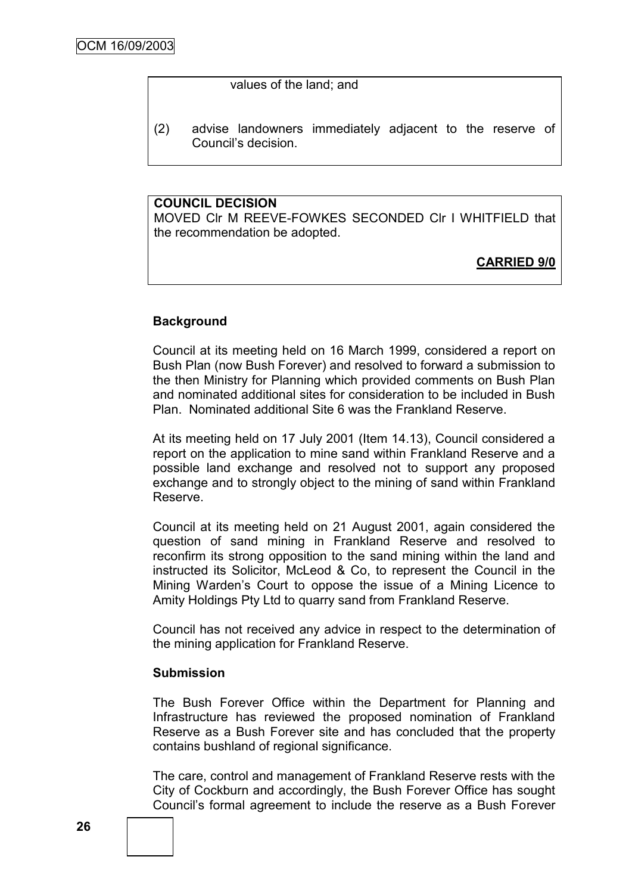values of the land; and

(2) advise landowners immediately adjacent to the reserve of Council's decision.

**COUNCIL DECISION**

MOVED Clr M REEVE-FOWKES SECONDED Clr I WHITFIELD that the recommendation be adopted.

**CARRIED 9/0**

**Background**

Council at its meeting held on 16 March 1999, considered a report on Bush Plan (now Bush Forever) and resolved to forward a submission to the then Ministry for Planning which provided comments on Bush Plan and nominated additional sites for consideration to be included in Bush Plan. Nominated additional Site 6 was the Frankland Reserve.

At its meeting held on 17 July 2001 (Item 14.13), Council considered a report on the application to mine sand within Frankland Reserve and a possible land exchange and resolved not to support any proposed exchange and to strongly object to the mining of sand within Frankland Reserve.

Council at its meeting held on 21 August 2001, again considered the question of sand mining in Frankland Reserve and resolved to reconfirm its strong opposition to the sand mining within the land and instructed its Solicitor, McLeod & Co, to represent the Council in the Mining Warden's Court to oppose the issue of a Mining Licence to Amity Holdings Pty Ltd to quarry sand from Frankland Reserve.

Council has not received any advice in respect to the determination of the mining application for Frankland Reserve.

**Submission**

The Bush Forever Office within the Department for Planning and Infrastructure has reviewed the proposed nomination of Frankland Reserve as a Bush Forever site and has concluded that the property contains bushland of regional significance.

The care, control and management of Frankland Reserve rests with the City of Cockburn and accordingly, the Bush Forever Office has sought Council's formal agreement to include the reserve as a Bush Forever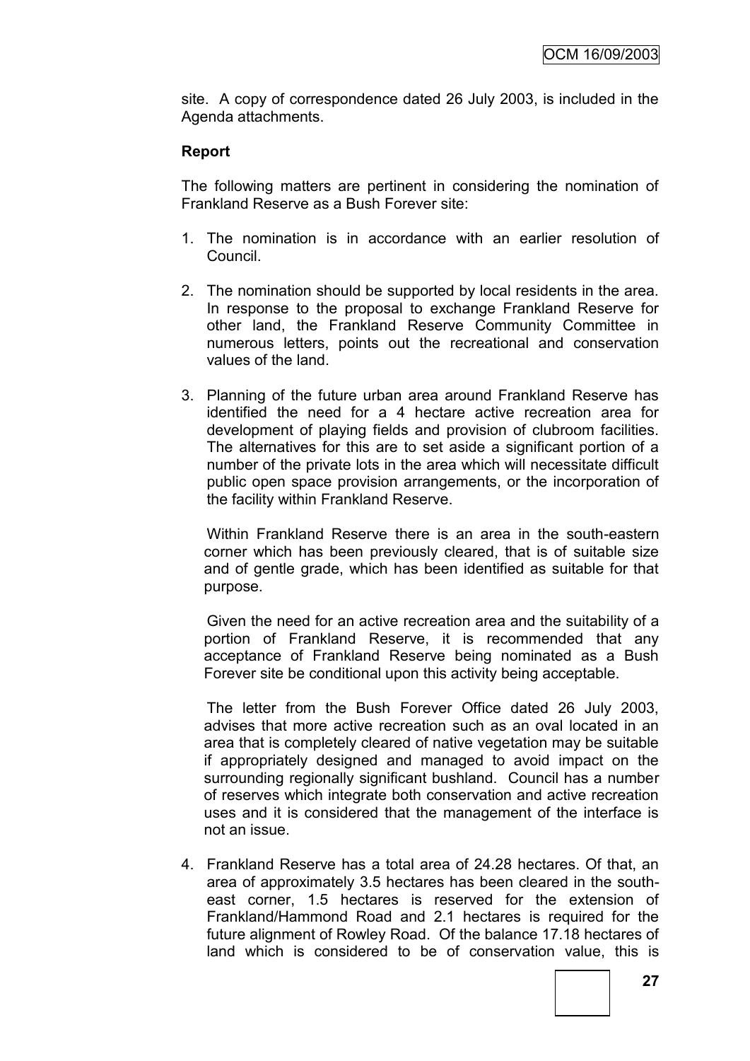site. A copy of correspondence dated 26 July 2003, is included in the Agenda attachments.

**Report**

The following matters are pertinent in considering the nomination of Frankland Reserve as a Bush Forever site:

1. The nomination is in accordance with an earlier resolution of Council.

2. The nomination should be supported by local residents in the area. In response to the proposal to exchange Frankland Reserve for other land, the Frankland Reserve Community Committee in numerous letters, points out the recreational and conservation values of the land.

3. Planning of the future urban area around Frankland Reserve has identified the need for a 4 hectare active recreation area for development of playing fields and provision of clubroom facilities. The alternatives for this are to set aside a significant portion of a number of the private lots in the area which will necessitate difficult public open space provision arrangements, or the incorporation of the facility within Frankland Reserve.

   Within Frankland Reserve there is an area in the south-eastern corner which has been previously cleared, that is of suitable size and of gentle grade, which has been identified as suitable for that purpose.

   Given the need for an active recreation area and the suitability of a portion of Frankland Reserve, it is recommended that any acceptance of Frankland Reserve being nominated as a Bush Forever site be conditional upon this activity being acceptable.

   The letter from the Bush Forever Office dated 26 July 2003, advises that more active recreation such as an oval located in an area that is completely cleared of native vegetation may be suitable if appropriately designed and managed to avoid impact on the surrounding regionally significant bushland. Council has a number of reserves which integrate both conservation and active recreation uses and it is considered that the management of the interface is not an issue.

4. Frankland Reserve has a total area of 24.28 hectares. Of that, an area of approximately 3.5 hectares has been cleared in the south-east corner, 1.5 hectares is reserved for the extension of Frankland/Hammond Road and 2.1 hectares is required for the future alignment of Rowley Road. Of the balance 17.18 hectares of land which is considered to be of conservation value, this is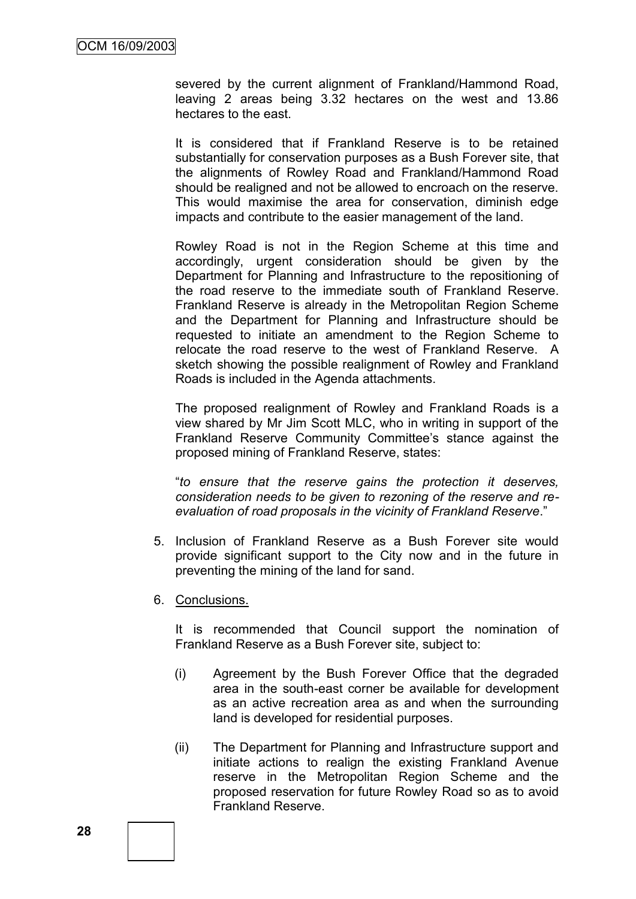severed by the current alignment of Frankland/Hammond Road, leaving 2 areas being 3.32 hectares on the west and 13.86 hectares to the east.

It is considered that if Frankland Reserve is to be retained substantially for conservation purposes as a Bush Forever site, that the alignments of Rowley Road and Frankland/Hammond Road should be realigned and not be allowed to encroach on the reserve. This would maximise the area for conservation, diminish edge impacts and contribute to the easier management of the land.

Rowley Road is not in the Region Scheme at this time and accordingly, urgent consideration should be given by the Department for Planning and Infrastructure to the repositioning of the road reserve to the immediate south of Frankland Reserve. Frankland Reserve is already in the Metropolitan Region Scheme and the Department for Planning and Infrastructure should be requested to initiate an amendment to the Region Scheme to relocate the road reserve to the west of Frankland Reserve. A sketch showing the possible realignment of Rowley and Frankland Roads is included in the Agenda attachments.

The proposed realignment of Rowley and Frankland Roads is a view shared by Mr Jim Scott MLC, who in writing in support of the Frankland Reserve Community Committee's stance against the proposed mining of Frankland Reserve, states:

"*to ensure that the reserve gains the protection it deserves, consideration needs to be given to rezoning of the reserve and re-evaluation of road proposals in the vicinity of Frankland Reserve*."

5. Inclusion of Frankland Reserve as a Bush Forever site would provide significant support to the City now and in the future in preventing the mining of the land for sand.

6. Conclusions.

   It is recommended that Council support the nomination of Frankland Reserve as a Bush Forever site, subject to:

   (i) Agreement by the Bush Forever Office that the degraded area in the south-east corner be available for development as an active recreation area as and when the surrounding land is developed for residential purposes.

   (ii) The Department for Planning and Infrastructure support and initiate actions to realign the existing Frankland Avenue reserve in the Metropolitan Region Scheme and the proposed reservation for future Rowley Road so as to avoid Frankland Reserve.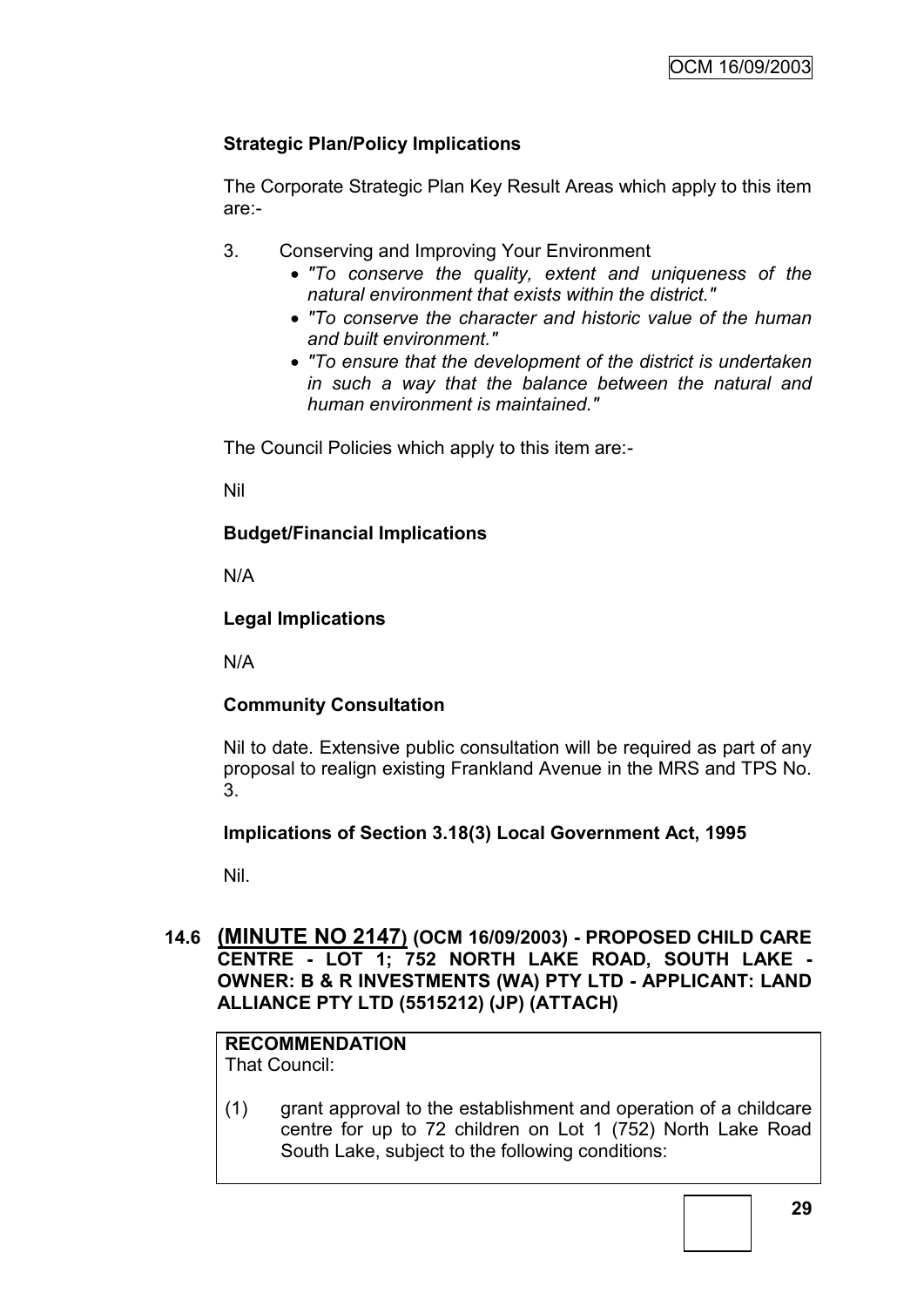**Strategic Plan/Policy Implications**

The Corporate Strategic Plan Key Result Areas which apply to this item are:-

3. Conserving and Improving Your Environment
   - *"To conserve the quality, extent and uniqueness of the natural environment that exists within the district."*
   - *"To conserve the character and historic value of the human and built environment."*
   - *"To ensure that the development of the district is undertaken in such a way that the balance between the natural and human environment is maintained."*

The Council Policies which apply to this item are:-

Nil

**Budget/Financial Implications**

N/A

**Legal Implications**

N/A

**Community Consultation**

Nil to date. Extensive public consultation will be required as part of any proposal to realign existing Frankland Avenue in the MRS and TPS No. 3.

**Implications of Section 3.18(3) Local Government Act, 1995**

Nil.

## 14.6 (MINUTE NO 2147) (OCM 16/09/2003) - PROPOSED CHILD CARE CENTRE - LOT 1; 752 NORTH LAKE ROAD, SOUTH LAKE - OWNER: B & R INVESTMENTS (WA) PTY LTD - APPLICANT: LAND ALLIANCE PTY LTD (5515212) (JP) (ATTACH)

**RECOMMENDATION**

That Council:

(1) grant approval to the establishment and operation of a childcare centre for up to 72 children on Lot 1 (752) North Lake Road South Lake, subject to the following conditions: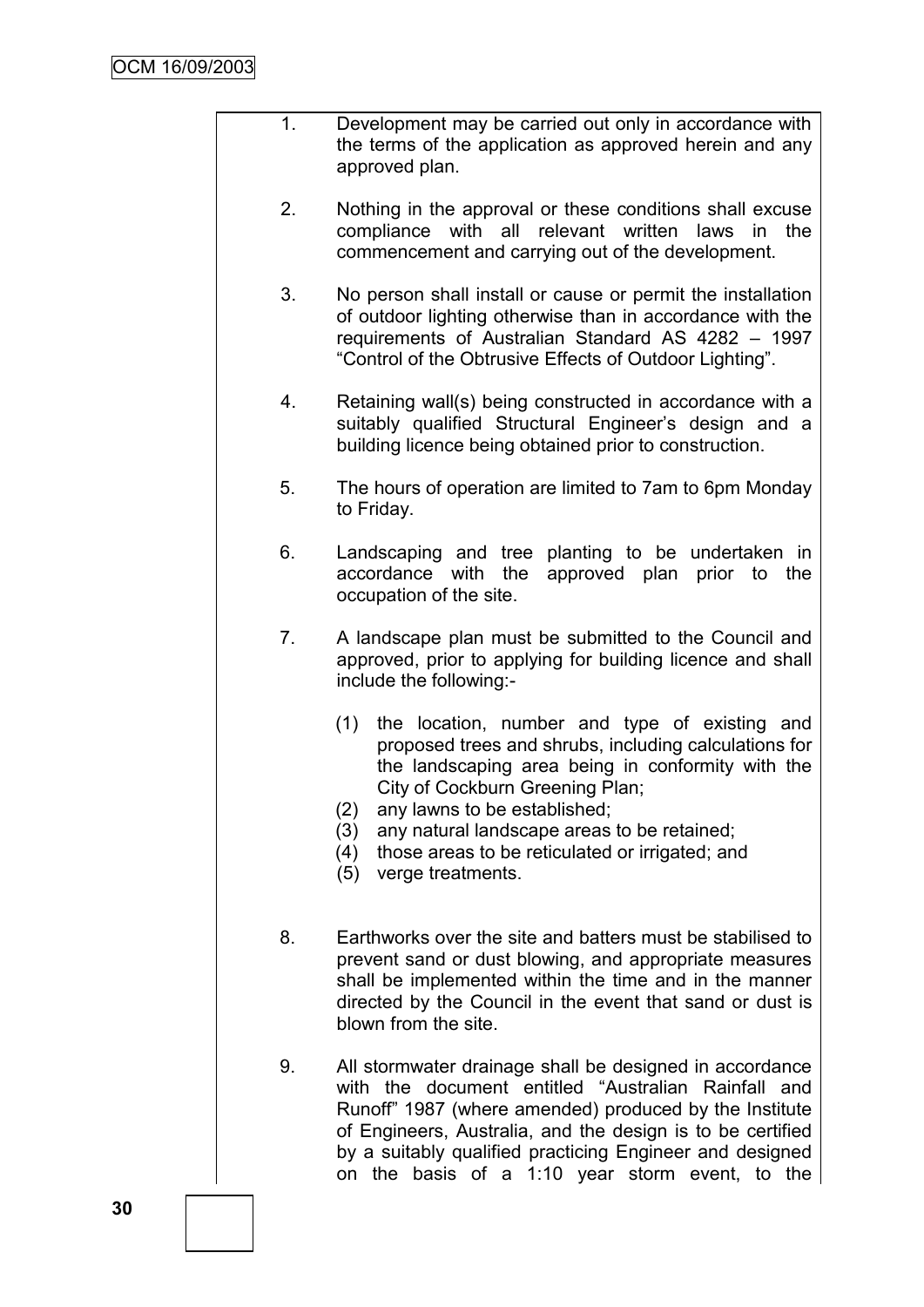1. Development may be carried out only in accordance with the terms of the application as approved herein and any approved plan.

2. Nothing in the approval or these conditions shall excuse compliance with all relevant written laws in the commencement and carrying out of the development.

3. No person shall install or cause or permit the installation of outdoor lighting otherwise than in accordance with the requirements of Australian Standard AS 4282 – 1997 "Control of the Obtrusive Effects of Outdoor Lighting".

4. Retaining wall(s) being constructed in accordance with a suitably qualified Structural Engineer's design and a building licence being obtained prior to construction.

5. The hours of operation are limited to 7am to 6pm Monday to Friday.

6. Landscaping and tree planting to be undertaken in accordance with the approved plan prior to the occupation of the site.

7. A landscape plan must be submitted to the Council and approved, prior to applying for building licence and shall include the following:-

   (1) the location, number and type of existing and proposed trees and shrubs, including calculations for the landscaping area being in conformity with the City of Cockburn Greening Plan;
   (2) any lawns to be established;
   (3) any natural landscape areas to be retained;
   (4) those areas to be reticulated or irrigated; and
   (5) verge treatments.

8. Earthworks over the site and batters must be stabilised to prevent sand or dust blowing, and appropriate measures shall be implemented within the time and in the manner directed by the Council in the event that sand or dust is blown from the site.

9. All stormwater drainage shall be designed in accordance with the document entitled "Australian Rainfall and Runoff" 1987 (where amended) produced by the Institute of Engineers, Australia, and the design is to be certified by a suitably qualified practicing Engineer and designed on the basis of a 1:10 year storm event, to the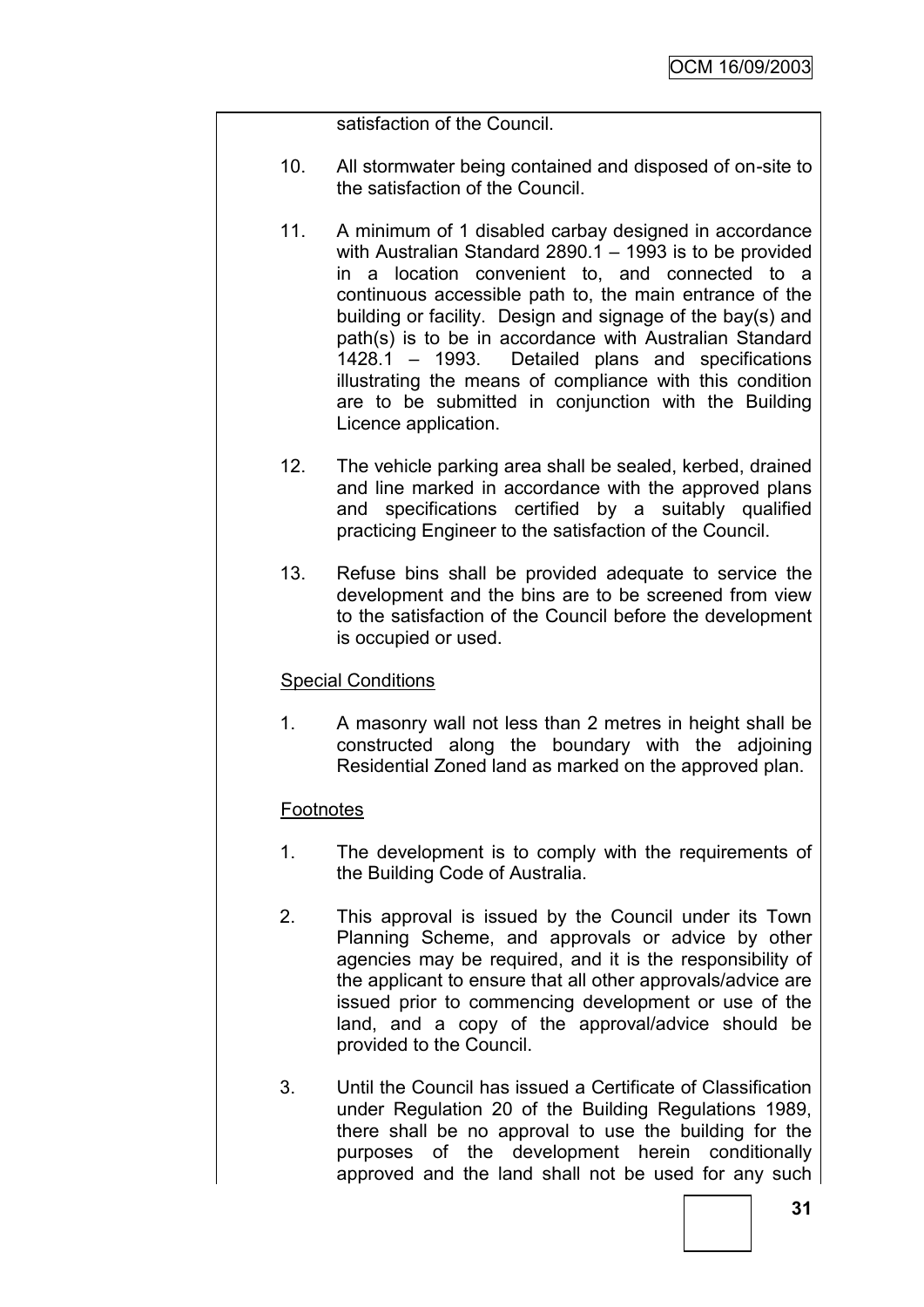satisfaction of the Council.

10. All stormwater being contained and disposed of on-site to the satisfaction of the Council.

11. A minimum of 1 disabled carbay designed in accordance with Australian Standard 2890.1 – 1993 is to be provided in a location convenient to, and connected to a continuous accessible path to, the main entrance of the building or facility. Design and signage of the bay(s) and path(s) is to be in accordance with Australian Standard 1428.1 – 1993. Detailed plans and specifications illustrating the means of compliance with this condition are to be submitted in conjunction with the Building Licence application.

12. The vehicle parking area shall be sealed, kerbed, drained and line marked in accordance with the approved plans and specifications certified by a suitably qualified practicing Engineer to the satisfaction of the Council.

13. Refuse bins shall be provided adequate to service the development and the bins are to be screened from view to the satisfaction of the Council before the development is occupied or used.

Special Conditions

1. A masonry wall not less than 2 metres in height shall be constructed along the boundary with the adjoining Residential Zoned land as marked on the approved plan.

Footnotes

1. The development is to comply with the requirements of the Building Code of Australia.

2. This approval is issued by the Council under its Town Planning Scheme, and approvals or advice by other agencies may be required, and it is the responsibility of the applicant to ensure that all other approvals/advice are issued prior to commencing development or use of the land, and a copy of the approval/advice should be provided to the Council.

3. Until the Council has issued a Certificate of Classification under Regulation 20 of the Building Regulations 1989, there shall be no approval to use the building for the purposes of the development herein conditionally approved and the land shall not be used for any such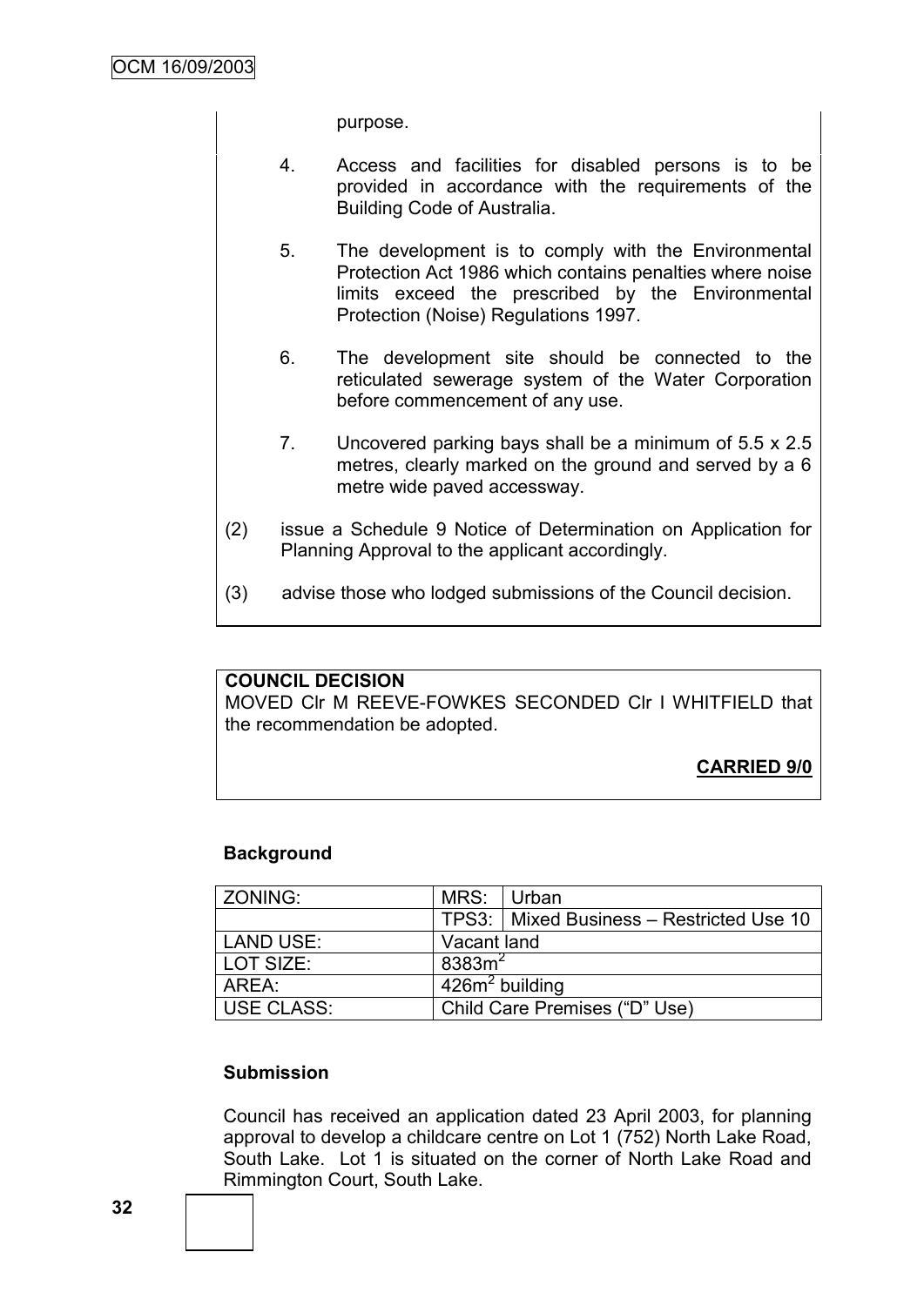purpose.

4. Access and facilities for disabled persons is to be provided in accordance with the requirements of the Building Code of Australia.

5. The development is to comply with the Environmental Protection Act 1986 which contains penalties where noise limits exceed the prescribed by the Environmental Protection (Noise) Regulations 1997.

6. The development site should be connected to the reticulated sewerage system of the Water Corporation before commencement of any use.

7. Uncovered parking bays shall be a minimum of 5.5 x 2.5 metres, clearly marked on the ground and served by a 6 metre wide paved accessway.

(2) issue a Schedule 9 Notice of Determination on Application for Planning Approval to the applicant accordingly.

(3) advise those who lodged submissions of the Council decision.

**COUNCIL DECISION**
MOVED Clr M REEVE-FOWKES SECONDED Clr I WHITFIELD that the recommendation be adopted.

**CARRIED 9/0**

**Background**

| ZONING: | MRS: | Urban |
|---|---|---|
| | TPS3: | Mixed Business – Restricted Use 10 |
| LAND USE: | Vacant land | |
| LOT SIZE: | 8383m$^2$ | |
| AREA: | 426m$^2$ building | |
| USE CLASS: | Child Care Premises ("D" Use) | |

**Submission**

Council has received an application dated 23 April 2003, for planning approval to develop a childcare centre on Lot 1 (752) North Lake Road, South Lake. Lot 1 is situated on the corner of North Lake Road and Rimmington Court, South Lake.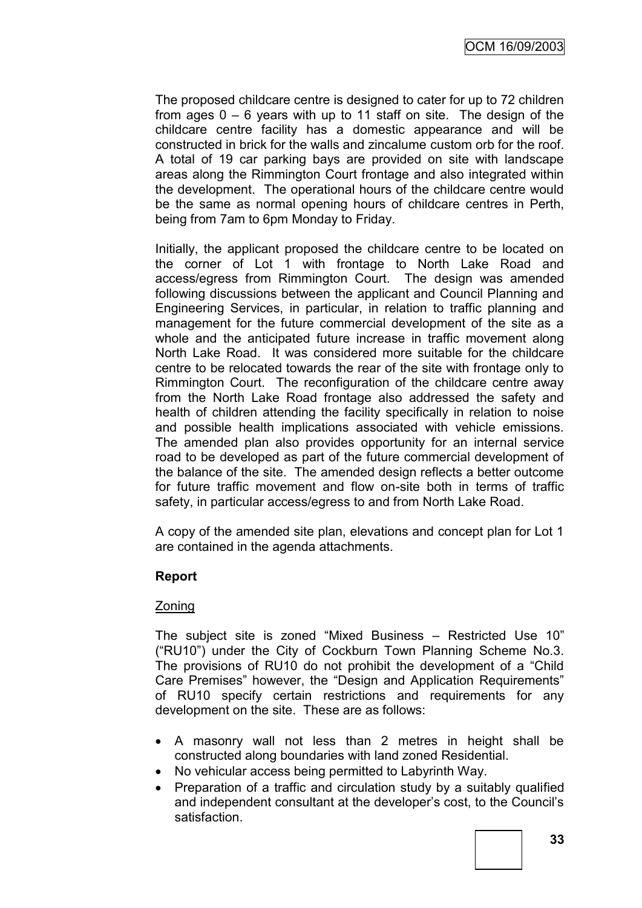The proposed childcare centre is designed to cater for up to 72 children from ages 0 – 6 years with up to 11 staff on site. The design of the childcare centre facility has a domestic appearance and will be constructed in brick for the walls and zincalume custom orb for the roof. A total of 19 car parking bays are provided on site with landscape areas along the Rimmington Court frontage and also integrated within the development. The operational hours of the childcare centre would be the same as normal opening hours of childcare centres in Perth, being from 7am to 6pm Monday to Friday.

Initially, the applicant proposed the childcare centre to be located on the corner of Lot 1 with frontage to North Lake Road and access/egress from Rimmington Court. The design was amended following discussions between the applicant and Council Planning and Engineering Services, in particular, in relation to traffic planning and management for the future commercial development of the site as a whole and the anticipated future increase in traffic movement along North Lake Road. It was considered more suitable for the childcare centre to be relocated towards the rear of the site with frontage only to Rimmington Court. The reconfiguration of the childcare centre away from the North Lake Road frontage also addressed the safety and health of children attending the facility specifically in relation to noise and possible health implications associated with vehicle emissions. The amended plan also provides opportunity for an internal service road to be developed as part of the future commercial development of the balance of the site. The amended design reflects a better outcome for future traffic movement and flow on-site both in terms of traffic safety, in particular access/egress to and from North Lake Road.

A copy of the amended site plan, elevations and concept plan for Lot 1 are contained in the agenda attachments.

**Report**

Zoning

The subject site is zoned "Mixed Business – Restricted Use 10" ("RU10") under the City of Cockburn Town Planning Scheme No.3. The provisions of RU10 do not prohibit the development of a "Child Care Premises" however, the "Design and Application Requirements" of RU10 specify certain restrictions and requirements for any development on the site. These are as follows:

- A masonry wall not less than 2 metres in height shall be constructed along boundaries with land zoned Residential.
- No vehicular access being permitted to Labyrinth Way.
- Preparation of a traffic and circulation study by a suitably qualified and independent consultant at the developer's cost, to the Council's satisfaction.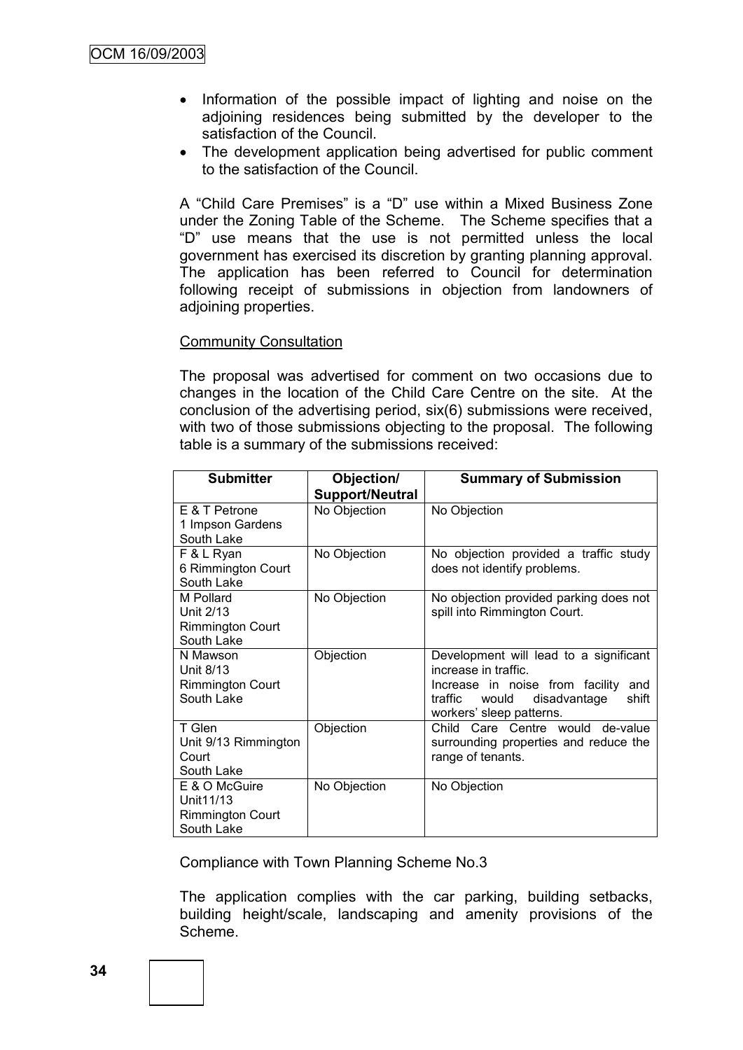- Information of the possible impact of lighting and noise on the adjoining residences being submitted by the developer to the satisfaction of the Council.
- The development application being advertised for public comment to the satisfaction of the Council.

A "Child Care Premises" is a "D" use within a Mixed Business Zone under the Zoning Table of the Scheme. The Scheme specifies that a "D" use means that the use is not permitted unless the local government has exercised its discretion by granting planning approval. The application has been referred to Council for determination following receipt of submissions in objection from landowners of adjoining properties.

Community Consultation

The proposal was advertised for comment on two occasions due to changes in the location of the Child Care Centre on the site. At the conclusion of the advertising period, six(6) submissions were received, with two of those submissions objecting to the proposal. The following table is a summary of the submissions received:

| Submitter | Objection/ Support/Neutral | Summary of Submission |
|---|---|---|
| E & T Petrone<br>1 Impson Gardens<br>South Lake | No Objection | No Objection |
| F & L Ryan<br>6 Rimmington Court<br>South Lake | No Objection | No objection provided a traffic study does not identify problems. |
| M Pollard<br>Unit 2/13<br>Rimmington Court<br>South Lake | No Objection | No objection provided parking does not spill into Rimmington Court. |
| N Mawson<br>Unit 8/13<br>Rimmington Court<br>South Lake | Objection | Development will lead to a significant increase in traffic.<br>Increase in noise from facility and traffic would disadvantage shift workers' sleep patterns. |
| T Glen<br>Unit 9/13 Rimmington Court<br>South Lake | Objection | Child Care Centre would de-value surrounding properties and reduce the range of tenants. |
| E & O McGuire<br>Unit11/13<br>Rimmington Court<br>South Lake | No Objection | No Objection |

Compliance with Town Planning Scheme No.3

The application complies with the car parking, building setbacks, building height/scale, landscaping and amenity provisions of the Scheme.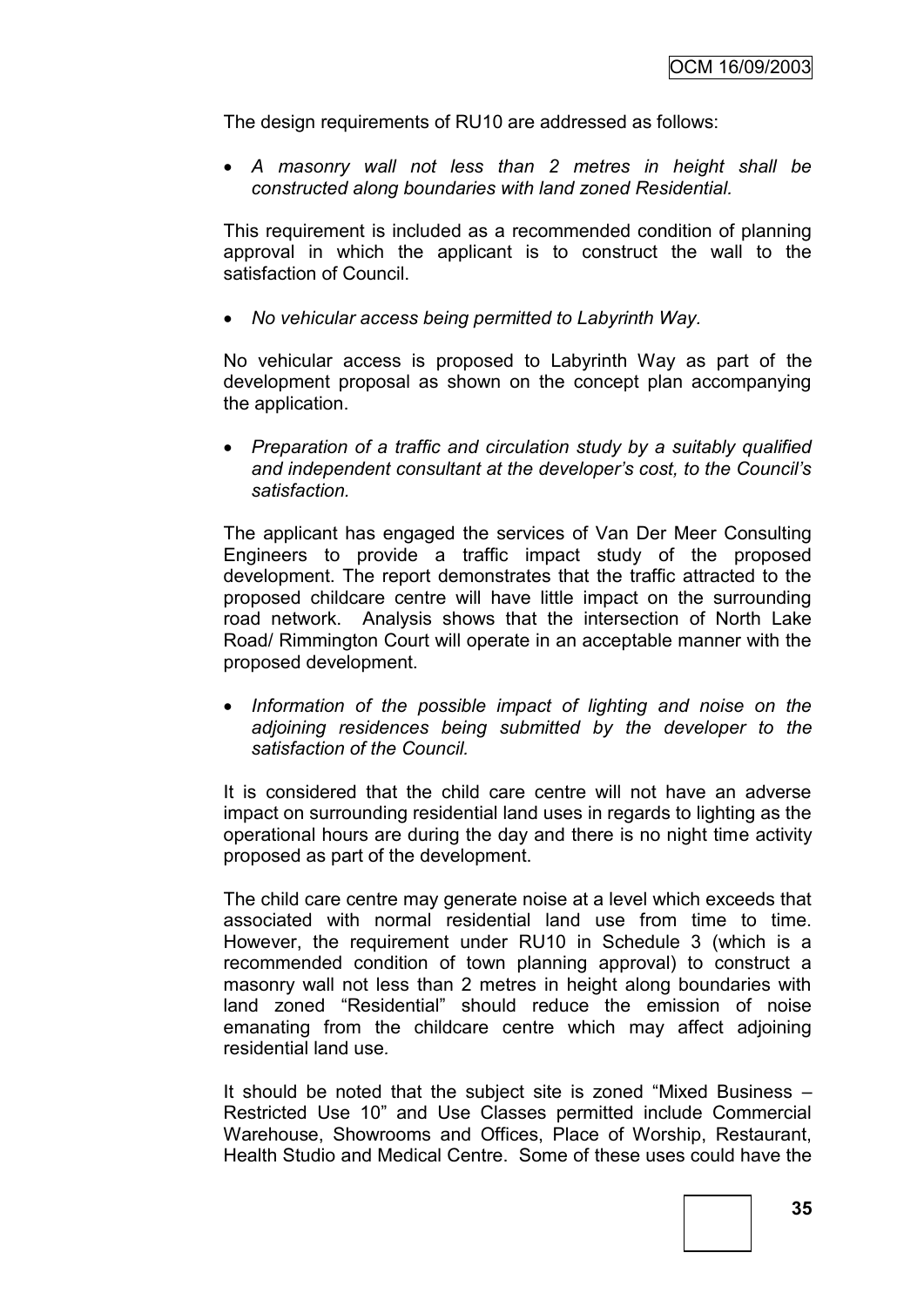The design requirements of RU10 are addressed as follows:

- *A masonry wall not less than 2 metres in height shall be constructed along boundaries with land zoned Residential.*

This requirement is included as a recommended condition of planning approval in which the applicant is to construct the wall to the satisfaction of Council.

- *No vehicular access being permitted to Labyrinth Way.*

No vehicular access is proposed to Labyrinth Way as part of the development proposal as shown on the concept plan accompanying the application.

- *Preparation of a traffic and circulation study by a suitably qualified and independent consultant at the developer's cost, to the Council's satisfaction.*

The applicant has engaged the services of Van Der Meer Consulting Engineers to provide a traffic impact study of the proposed development. The report demonstrates that the traffic attracted to the proposed childcare centre will have little impact on the surrounding road network. Analysis shows that the intersection of North Lake Road/ Rimmington Court will operate in an acceptable manner with the proposed development.

- *Information of the possible impact of lighting and noise on the adjoining residences being submitted by the developer to the satisfaction of the Council.*

It is considered that the child care centre will not have an adverse impact on surrounding residential land uses in regards to lighting as the operational hours are during the day and there is no night time activity proposed as part of the development.

The child care centre may generate noise at a level which exceeds that associated with normal residential land use from time to time. However, the requirement under RU10 in Schedule 3 (which is a recommended condition of town planning approval) to construct a masonry wall not less than 2 metres in height along boundaries with land zoned "Residential" should reduce the emission of noise emanating from the childcare centre which may affect adjoining residential land use.

It should be noted that the subject site is zoned "Mixed Business – Restricted Use 10" and Use Classes permitted include Commercial Warehouse, Showrooms and Offices, Place of Worship, Restaurant, Health Studio and Medical Centre. Some of these uses could have the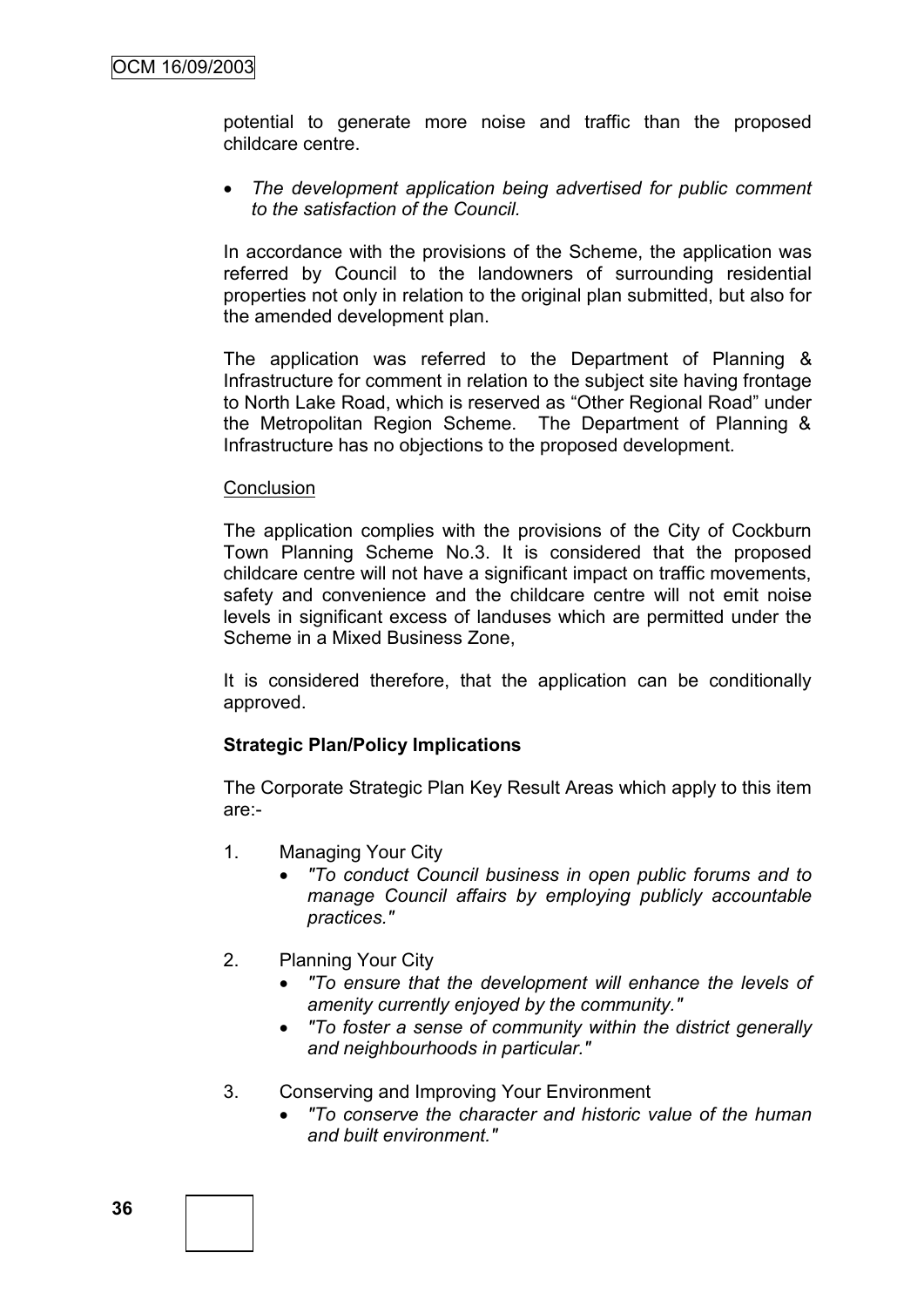potential to generate more noise and traffic than the proposed childcare centre.

- *The development application being advertised for public comment to the satisfaction of the Council.*

In accordance with the provisions of the Scheme, the application was referred by Council to the landowners of surrounding residential properties not only in relation to the original plan submitted, but also for the amended development plan.

The application was referred to the Department of Planning & Infrastructure for comment in relation to the subject site having frontage to North Lake Road, which is reserved as "Other Regional Road" under the Metropolitan Region Scheme. The Department of Planning & Infrastructure has no objections to the proposed development.

Conclusion

The application complies with the provisions of the City of Cockburn Town Planning Scheme No.3. It is considered that the proposed childcare centre will not have a significant impact on traffic movements, safety and convenience and the childcare centre will not emit noise levels in significant excess of landuses which are permitted under the Scheme in a Mixed Business Zone,

It is considered therefore, that the application can be conditionally approved.

**Strategic Plan/Policy Implications**

The Corporate Strategic Plan Key Result Areas which apply to this item are:-

1. Managing Your City
   - *"To conduct Council business in open public forums and to manage Council affairs by employing publicly accountable practices."*

2. Planning Your City
   - *"To ensure that the development will enhance the levels of amenity currently enjoyed by the community."*
   - *"To foster a sense of community within the district generally and neighbourhoods in particular."*

3. Conserving and Improving Your Environment
   - *"To conserve the character and historic value of the human and built environment."*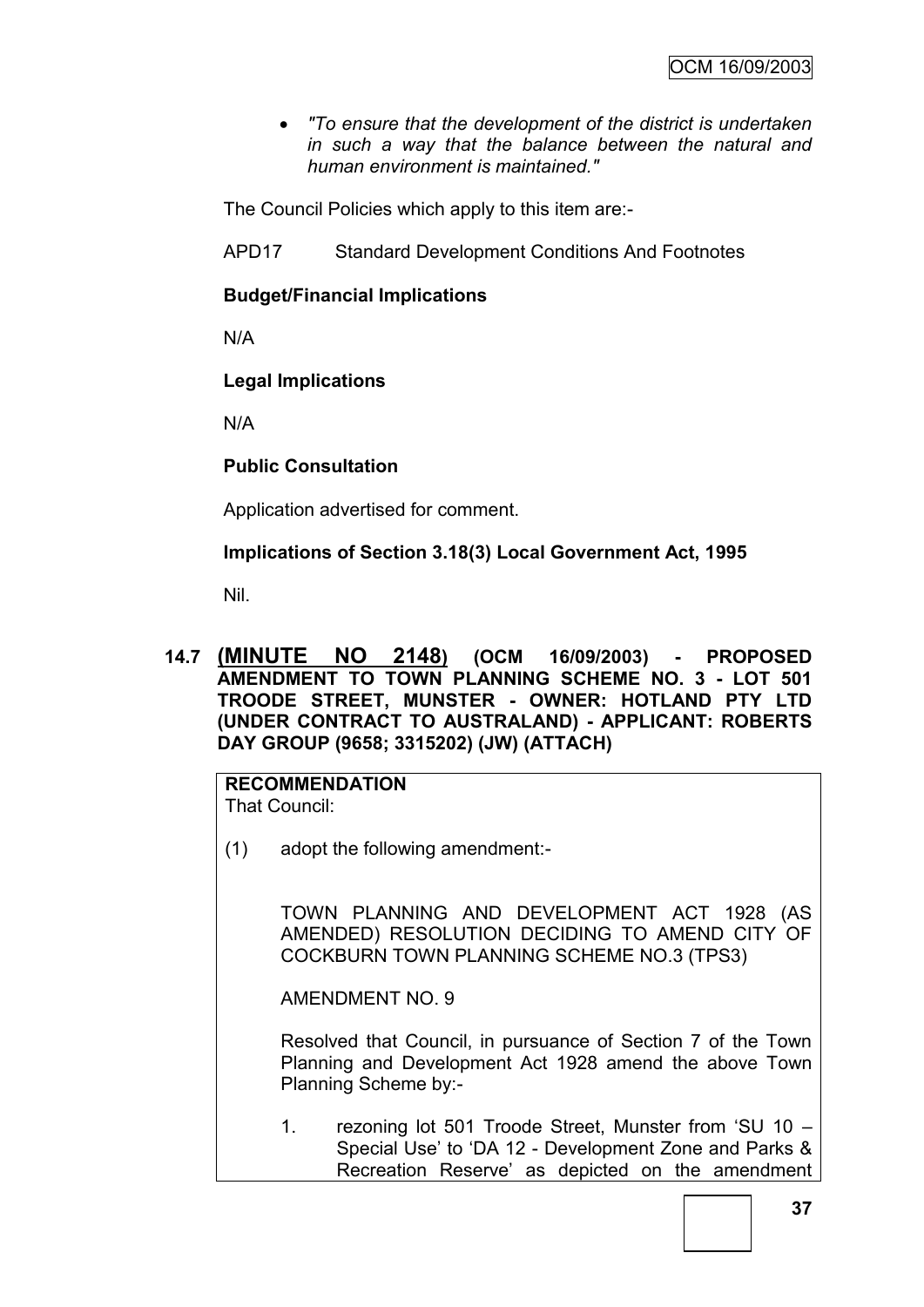- *"To ensure that the development of the district is undertaken in such a way that the balance between the natural and human environment is maintained."*

The Council Policies which apply to this item are:-

APD17 Standard Development Conditions And Footnotes

**Budget/Financial Implications**

N/A

**Legal Implications**

N/A

**Public Consultation**

Application advertised for comment.

**Implications of Section 3.18(3) Local Government Act, 1995**

Nil.

## 14.7 (MINUTE NO 2148) (OCM 16/09/2003) - PROPOSED AMENDMENT TO TOWN PLANNING SCHEME NO. 3 - LOT 501 TROODE STREET, MUNSTER - OWNER: HOTLAND PTY LTD (UNDER CONTRACT TO AUSTRALAND) - APPLICANT: ROBERTS DAY GROUP (9658; 3315202) (JW) (ATTACH)

**RECOMMENDATION**
That Council:

(1) adopt the following amendment:-

TOWN PLANNING AND DEVELOPMENT ACT 1928 (AS AMENDED) RESOLUTION DECIDING TO AMEND CITY OF COCKBURN TOWN PLANNING SCHEME NO.3 (TPS3)

AMENDMENT NO. 9

Resolved that Council, in pursuance of Section 7 of the Town Planning and Development Act 1928 amend the above Town Planning Scheme by:-

1. rezoning lot 501 Troode Street, Munster from 'SU 10 – Special Use' to 'DA 12 - Development Zone and Parks & Recreation Reserve' as depicted on the amendment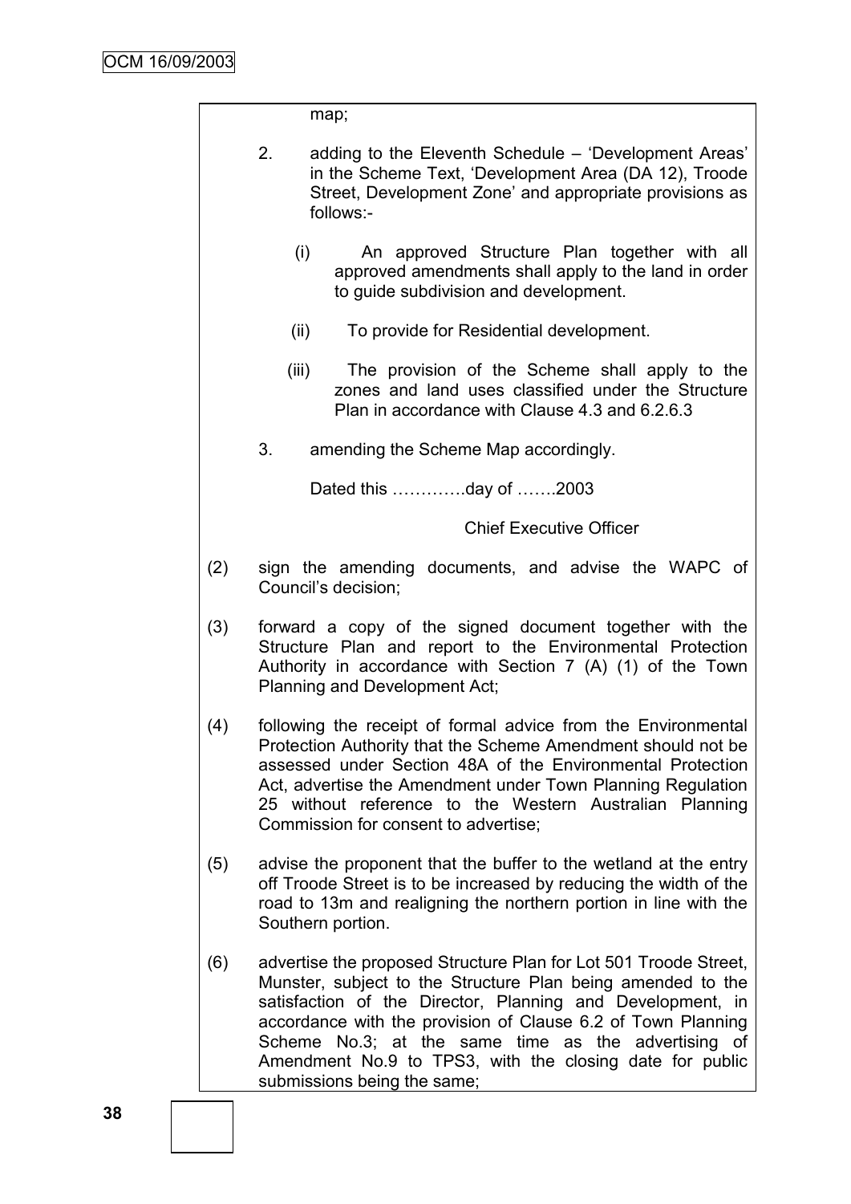map;

2. adding to the Eleventh Schedule – 'Development Areas' in the Scheme Text, 'Development Area (DA 12), Troode Street, Development Zone' and appropriate provisions as follows:-

   (i) An approved Structure Plan together with all approved amendments shall apply to the land in order to guide subdivision and development.

   (ii) To provide for Residential development.

   (iii) The provision of the Scheme shall apply to the zones and land uses classified under the Structure Plan in accordance with Clause 4.3 and 6.2.6.3

3. amending the Scheme Map accordingly.

Dated this ………….day of …….2003

Chief Executive Officer

(2) sign the amending documents, and advise the WAPC of Council's decision;

(3) forward a copy of the signed document together with the Structure Plan and report to the Environmental Protection Authority in accordance with Section 7 (A) (1) of the Town Planning and Development Act;

(4) following the receipt of formal advice from the Environmental Protection Authority that the Scheme Amendment should not be assessed under Section 48A of the Environmental Protection Act, advertise the Amendment under Town Planning Regulation 25 without reference to the Western Australian Planning Commission for consent to advertise;

(5) advise the proponent that the buffer to the wetland at the entry off Troode Street is to be increased by reducing the width of the road to 13m and realigning the northern portion in line with the Southern portion.

(6) advertise the proposed Structure Plan for Lot 501 Troode Street, Munster, subject to the Structure Plan being amended to the satisfaction of the Director, Planning and Development, in accordance with the provision of Clause 6.2 of Town Planning Scheme No.3; at the same time as the advertising of Amendment No.9 to TPS3, with the closing date for public submissions being the same;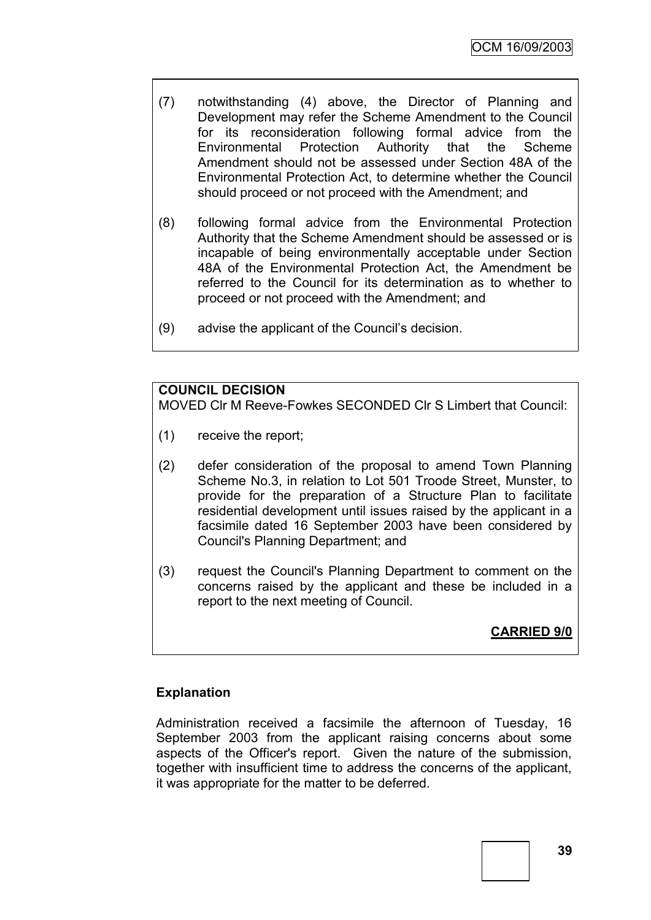(7) notwithstanding (4) above, the Director of Planning and Development may refer the Scheme Amendment to the Council for its reconsideration following formal advice from the Environmental Protection Authority that the Scheme Amendment should not be assessed under Section 48A of the Environmental Protection Act, to determine whether the Council should proceed or not proceed with the Amendment; and

(8) following formal advice from the Environmental Protection Authority that the Scheme Amendment should be assessed or is incapable of being environmentally acceptable under Section 48A of the Environmental Protection Act, the Amendment be referred to the Council for its determination as to whether to proceed or not proceed with the Amendment; and

(9) advise the applicant of the Council's decision.

**COUNCIL DECISION**

MOVED Clr M Reeve-Fowkes SECONDED Clr S Limbert that Council:

(1) receive the report;

(2) defer consideration of the proposal to amend Town Planning Scheme No.3, in relation to Lot 501 Troode Street, Munster, to provide for the preparation of a Structure Plan to facilitate residential development until issues raised by the applicant in a facsimile dated 16 September 2003 have been considered by Council's Planning Department; and

(3) request the Council's Planning Department to comment on the concerns raised by the applicant and these be included in a report to the next meeting of Council.

**CARRIED 9/0**

**Explanation**

Administration received a facsimile the afternoon of Tuesday, 16 September 2003 from the applicant raising concerns about some aspects of the Officer's report. Given the nature of the submission, together with insufficient time to address the concerns of the applicant, it was appropriate for the matter to be deferred.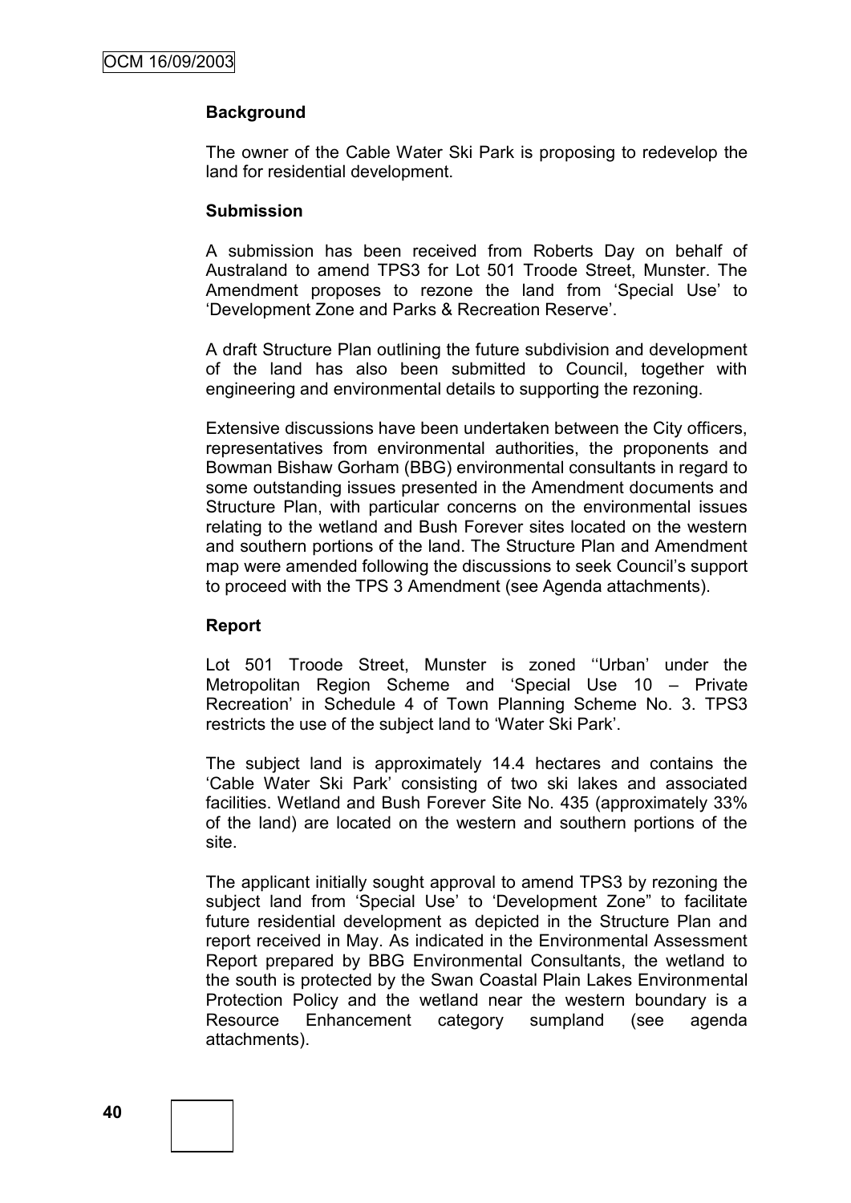**Background**

The owner of the Cable Water Ski Park is proposing to redevelop the land for residential development.

**Submission**

A submission has been received from Roberts Day on behalf of Australand to amend TPS3 for Lot 501 Troode Street, Munster. The Amendment proposes to rezone the land from 'Special Use' to 'Development Zone and Parks & Recreation Reserve'.

A draft Structure Plan outlining the future subdivision and development of the land has also been submitted to Council, together with engineering and environmental details to supporting the rezoning.

Extensive discussions have been undertaken between the City officers, representatives from environmental authorities, the proponents and Bowman Bishaw Gorham (BBG) environmental consultants in regard to some outstanding issues presented in the Amendment documents and Structure Plan, with particular concerns on the environmental issues relating to the wetland and Bush Forever sites located on the western and southern portions of the land. The Structure Plan and Amendment map were amended following the discussions to seek Council's support to proceed with the TPS 3 Amendment (see Agenda attachments).

**Report**

Lot 501 Troode Street, Munster is zoned ''Urban' under the Metropolitan Region Scheme and 'Special Use 10 – Private Recreation' in Schedule 4 of Town Planning Scheme No. 3. TPS3 restricts the use of the subject land to 'Water Ski Park'.

The subject land is approximately 14.4 hectares and contains the 'Cable Water Ski Park' consisting of two ski lakes and associated facilities. Wetland and Bush Forever Site No. 435 (approximately 33% of the land) are located on the western and southern portions of the site.

The applicant initially sought approval to amend TPS3 by rezoning the subject land from 'Special Use' to 'Development Zone" to facilitate future residential development as depicted in the Structure Plan and report received in May. As indicated in the Environmental Assessment Report prepared by BBG Environmental Consultants, the wetland to the south is protected by the Swan Coastal Plain Lakes Environmental Protection Policy and the wetland near the western boundary is a Resource Enhancement category sumpland (see agenda attachments).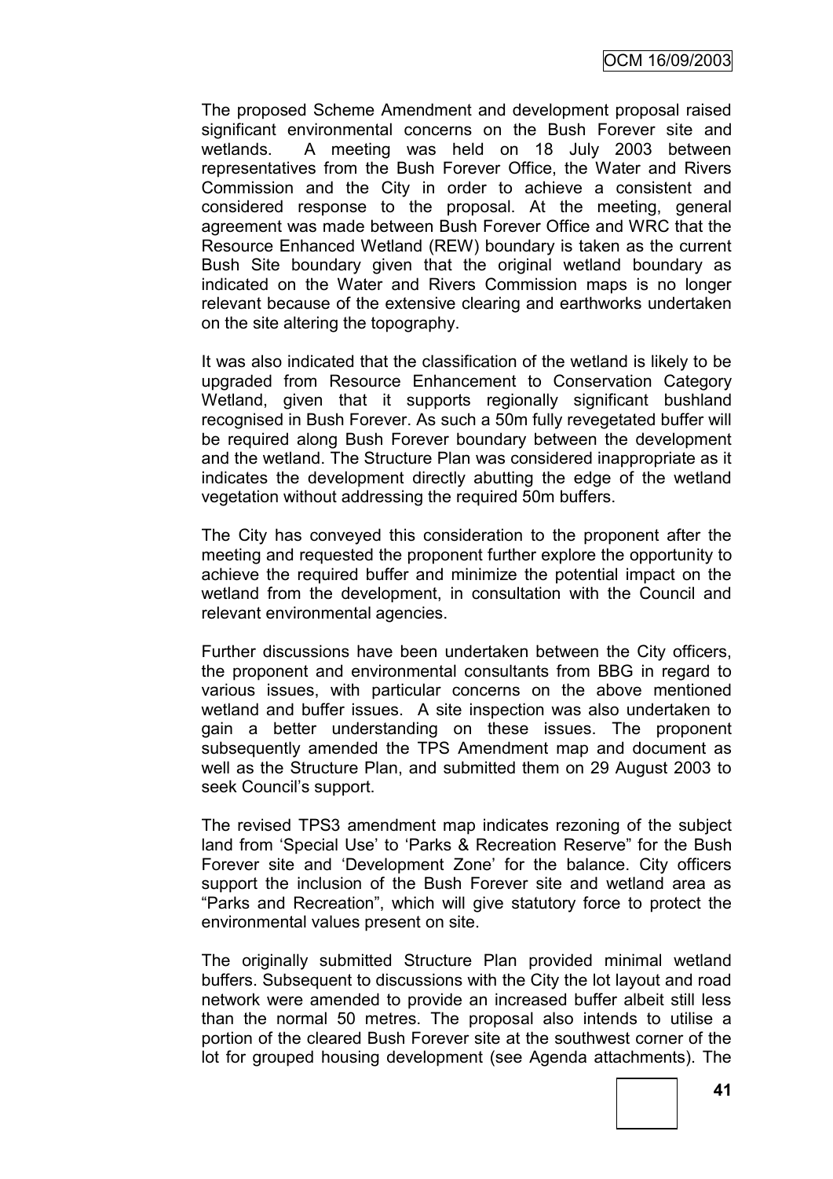The proposed Scheme Amendment and development proposal raised significant environmental concerns on the Bush Forever site and wetlands. A meeting was held on 18 July 2003 between representatives from the Bush Forever Office, the Water and Rivers Commission and the City in order to achieve a consistent and considered response to the proposal. At the meeting, general agreement was made between Bush Forever Office and WRC that the Resource Enhanced Wetland (REW) boundary is taken as the current Bush Site boundary given that the original wetland boundary as indicated on the Water and Rivers Commission maps is no longer relevant because of the extensive clearing and earthworks undertaken on the site altering the topography.

It was also indicated that the classification of the wetland is likely to be upgraded from Resource Enhancement to Conservation Category Wetland, given that it supports regionally significant bushland recognised in Bush Forever. As such a 50m fully revegetated buffer will be required along Bush Forever boundary between the development and the wetland. The Structure Plan was considered inappropriate as it indicates the development directly abutting the edge of the wetland vegetation without addressing the required 50m buffers.

The City has conveyed this consideration to the proponent after the meeting and requested the proponent further explore the opportunity to achieve the required buffer and minimize the potential impact on the wetland from the development, in consultation with the Council and relevant environmental agencies.

Further discussions have been undertaken between the City officers, the proponent and environmental consultants from BBG in regard to various issues, with particular concerns on the above mentioned wetland and buffer issues. A site inspection was also undertaken to gain a better understanding on these issues. The proponent subsequently amended the TPS Amendment map and document as well as the Structure Plan, and submitted them on 29 August 2003 to seek Council's support.

The revised TPS3 amendment map indicates rezoning of the subject land from 'Special Use' to 'Parks & Recreation Reserve" for the Bush Forever site and 'Development Zone' for the balance. City officers support the inclusion of the Bush Forever site and wetland area as "Parks and Recreation", which will give statutory force to protect the environmental values present on site.

The originally submitted Structure Plan provided minimal wetland buffers. Subsequent to discussions with the City the lot layout and road network were amended to provide an increased buffer albeit still less than the normal 50 metres. The proposal also intends to utilise a portion of the cleared Bush Forever site at the southwest corner of the lot for grouped housing development (see Agenda attachments). The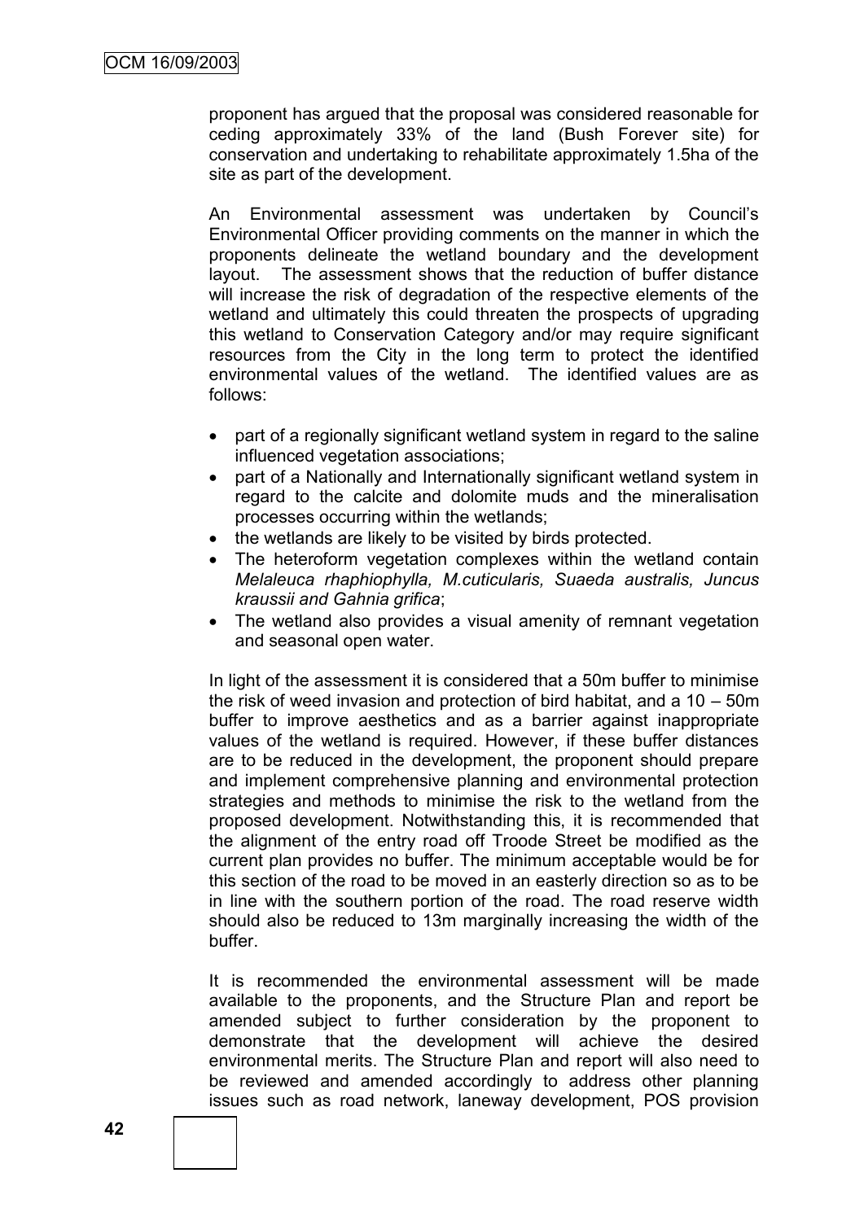proponent has argued that the proposal was considered reasonable for ceding approximately 33% of the land (Bush Forever site) for conservation and undertaking to rehabilitate approximately 1.5ha of the site as part of the development.

An Environmental assessment was undertaken by Council's Environmental Officer providing comments on the manner in which the proponents delineate the wetland boundary and the development layout. The assessment shows that the reduction of buffer distance will increase the risk of degradation of the respective elements of the wetland and ultimately this could threaten the prospects of upgrading this wetland to Conservation Category and/or may require significant resources from the City in the long term to protect the identified environmental values of the wetland. The identified values are as follows:

- part of a regionally significant wetland system in regard to the saline influenced vegetation associations;
- part of a Nationally and Internationally significant wetland system in regard to the calcite and dolomite muds and the mineralisation processes occurring within the wetlands;
- the wetlands are likely to be visited by birds protected.
- The heteroform vegetation complexes within the wetland contain *Melaleuca rhaphiophylla, M.cuticularis, Suaeda australis, Juncus kraussii and Gahnia grifica*;
- The wetland also provides a visual amenity of remnant vegetation and seasonal open water.

In light of the assessment it is considered that a 50m buffer to minimise the risk of weed invasion and protection of bird habitat, and a 10 – 50m buffer to improve aesthetics and as a barrier against inappropriate values of the wetland is required. However, if these buffer distances are to be reduced in the development, the proponent should prepare and implement comprehensive planning and environmental protection strategies and methods to minimise the risk to the wetland from the proposed development. Notwithstanding this, it is recommended that the alignment of the entry road off Troode Street be modified as the current plan provides no buffer. The minimum acceptable would be for this section of the road to be moved in an easterly direction so as to be in line with the southern portion of the road. The road reserve width should also be reduced to 13m marginally increasing the width of the buffer.

It is recommended the environmental assessment will be made available to the proponents, and the Structure Plan and report be amended subject to further consideration by the proponent to demonstrate that the development will achieve the desired environmental merits. The Structure Plan and report will also need to be reviewed and amended accordingly to address other planning issues such as road network, laneway development, POS provision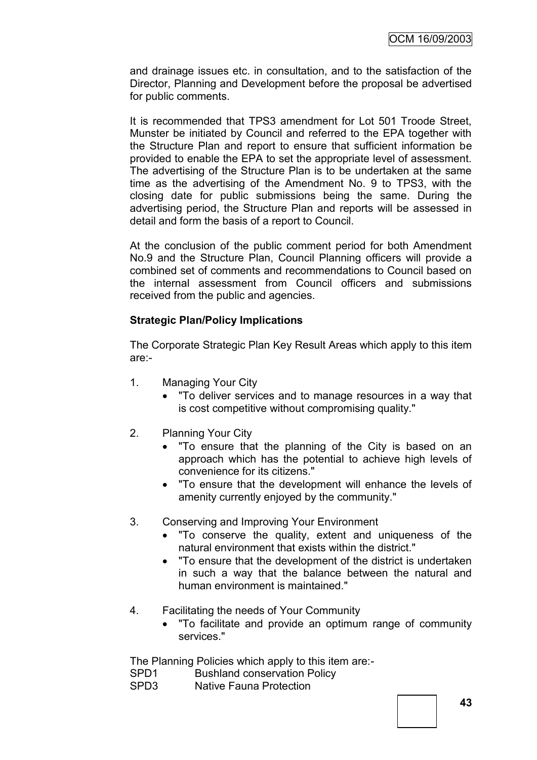and drainage issues etc. in consultation, and to the satisfaction of the Director, Planning and Development before the proposal be advertised for public comments.

It is recommended that TPS3 amendment for Lot 501 Troode Street, Munster be initiated by Council and referred to the EPA together with the Structure Plan and report to ensure that sufficient information be provided to enable the EPA to set the appropriate level of assessment. The advertising of the Structure Plan is to be undertaken at the same time as the advertising of the Amendment No. 9 to TPS3, with the closing date for public submissions being the same. During the advertising period, the Structure Plan and reports will be assessed in detail and form the basis of a report to Council.

At the conclusion of the public comment period for both Amendment No.9 and the Structure Plan, Council Planning officers will provide a combined set of comments and recommendations to Council based on the internal assessment from Council officers and submissions received from the public and agencies.

**Strategic Plan/Policy Implications**

The Corporate Strategic Plan Key Result Areas which apply to this item are:-

1. Managing Your City
   - "To deliver services and to manage resources in a way that is cost competitive without compromising quality."
2. Planning Your City
   - "To ensure that the planning of the City is based on an approach which has the potential to achieve high levels of convenience for its citizens."
   - "To ensure that the development will enhance the levels of amenity currently enjoyed by the community."
3. Conserving and Improving Your Environment
   - "To conserve the quality, extent and uniqueness of the natural environment that exists within the district."
   - "To ensure that the development of the district is undertaken in such a way that the balance between the natural and human environment is maintained."
4. Facilitating the needs of Your Community
   - "To facilitate and provide an optimum range of community services."

The Planning Policies which apply to this item are:-

SPD1 Bushland conservation Policy
SPD3 Native Fauna Protection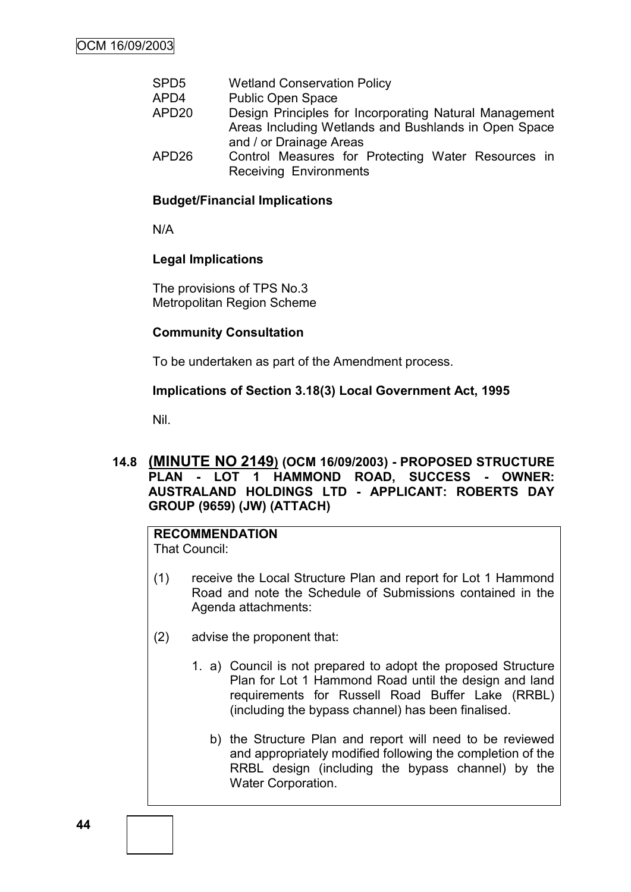| | |
|---|---|
| SPD5 | Wetland Conservation Policy |
| APD4 | Public Open Space |
| APD20 | Design Principles for Incorporating Natural Management Areas Including Wetlands and Bushlands in Open Space and / or Drainage Areas |
| APD26 | Control Measures for Protecting Water Resources in Receiving Environments |

**Budget/Financial Implications**

N/A

**Legal Implications**

The provisions of TPS No.3
Metropolitan Region Scheme

**Community Consultation**

To be undertaken as part of the Amendment process.

**Implications of Section 3.18(3) Local Government Act, 1995**

Nil.

### 14.8 (MINUTE NO 2149) (OCM 16/09/2003) - PROPOSED STRUCTURE PLAN - LOT 1 HAMMOND ROAD, SUCCESS - OWNER: AUSTRALAND HOLDINGS LTD - APPLICANT: ROBERTS DAY GROUP (9659) (JW) (ATTACH)

**RECOMMENDATION**
That Council:

(1) receive the Local Structure Plan and report for Lot 1 Hammond Road and note the Schedule of Submissions contained in the Agenda attachments:

(2) advise the proponent that:

1. a) Council is not prepared to adopt the proposed Structure Plan for Lot 1 Hammond Road until the design and land requirements for Russell Road Buffer Lake (RRBL) (including the bypass channel) has been finalised.

   b) the Structure Plan and report will need to be reviewed and appropriately modified following the completion of the RRBL design (including the bypass channel) by the Water Corporation.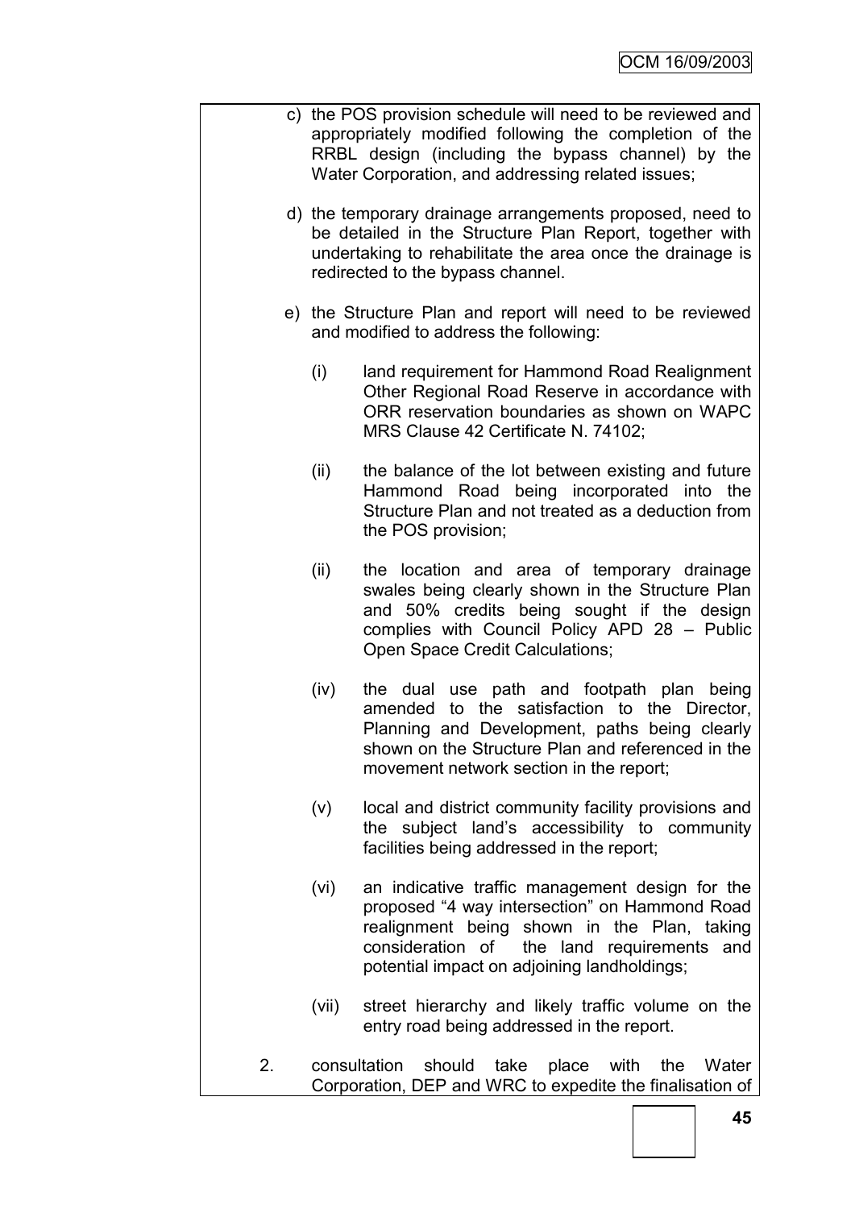c) the POS provision schedule will need to be reviewed and appropriately modified following the completion of the RRBL design (including the bypass channel) by the Water Corporation, and addressing related issues;

d) the temporary drainage arrangements proposed, need to be detailed in the Structure Plan Report, together with undertaking to rehabilitate the area once the drainage is redirected to the bypass channel.

e) the Structure Plan and report will need to be reviewed and modified to address the following:

(i) land requirement for Hammond Road Realignment Other Regional Road Reserve in accordance with ORR reservation boundaries as shown on WAPC MRS Clause 42 Certificate N. 74102;

(ii) the balance of the lot between existing and future Hammond Road being incorporated into the Structure Plan and not treated as a deduction from the POS provision;

(ii) the location and area of temporary drainage swales being clearly shown in the Structure Plan and 50% credits being sought if the design complies with Council Policy APD 28 – Public Open Space Credit Calculations;

(iv) the dual use path and footpath plan being amended to the satisfaction to the Director, Planning and Development, paths being clearly shown on the Structure Plan and referenced in the movement network section in the report;

(v) local and district community facility provisions and the subject land's accessibility to community facilities being addressed in the report;

(vi) an indicative traffic management design for the proposed "4 way intersection" on Hammond Road realignment being shown in the Plan, taking consideration of the land requirements and potential impact on adjoining landholdings;

(vii) street hierarchy and likely traffic volume on the entry road being addressed in the report.

2. consultation should take place with the Water Corporation, DEP and WRC to expedite the finalisation of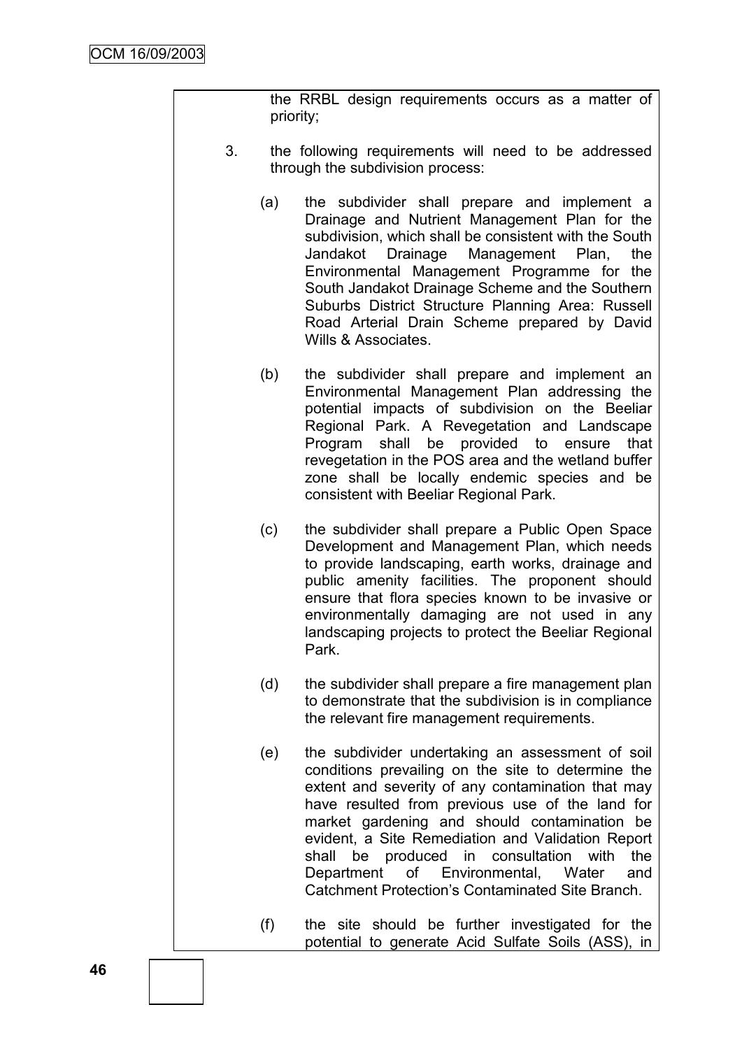the RRBL design requirements occurs as a matter of priority;

3. the following requirements will need to be addressed through the subdivision process:

   (a) the subdivider shall prepare and implement a Drainage and Nutrient Management Plan for the subdivision, which shall be consistent with the South Jandakot Drainage Management Plan, the Environmental Management Programme for the South Jandakot Drainage Scheme and the Southern Suburbs District Structure Planning Area: Russell Road Arterial Drain Scheme prepared by David Wills & Associates.

   (b) the subdivider shall prepare and implement an Environmental Management Plan addressing the potential impacts of subdivision on the Beeliar Regional Park. A Revegetation and Landscape Program shall be provided to ensure that revegetation in the POS area and the wetland buffer zone shall be locally endemic species and be consistent with Beeliar Regional Park.

   (c) the subdivider shall prepare a Public Open Space Development and Management Plan, which needs to provide landscaping, earth works, drainage and public amenity facilities. The proponent should ensure that flora species known to be invasive or environmentally damaging are not used in any landscaping projects to protect the Beeliar Regional Park.

   (d) the subdivider shall prepare a fire management plan to demonstrate that the subdivision is in compliance the relevant fire management requirements.

   (e) the subdivider undertaking an assessment of soil conditions prevailing on the site to determine the extent and severity of any contamination that may have resulted from previous use of the land for market gardening and should contamination be evident, a Site Remediation and Validation Report shall be produced in consultation with the Department of Environmental, Water and Catchment Protection's Contaminated Site Branch.

   (f) the site should be further investigated for the potential to generate Acid Sulfate Soils (ASS), in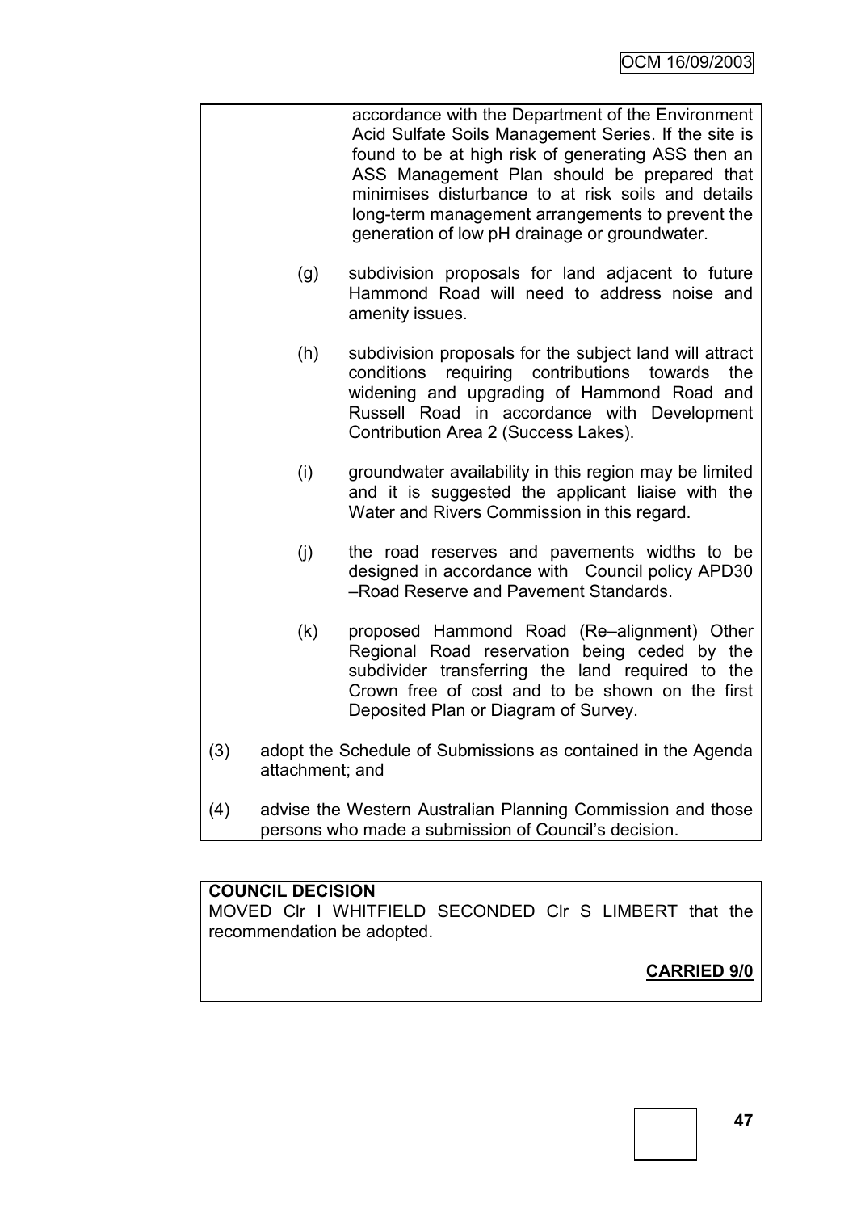accordance with the Department of the Environment Acid Sulfate Soils Management Series. If the site is found to be at high risk of generating ASS then an ASS Management Plan should be prepared that minimises disturbance to at risk soils and details long-term management arrangements to prevent the generation of low pH drainage or groundwater.

(g) subdivision proposals for land adjacent to future Hammond Road will need to address noise and amenity issues.

(h) subdivision proposals for the subject land will attract conditions requiring contributions towards the widening and upgrading of Hammond Road and Russell Road in accordance with Development Contribution Area 2 (Success Lakes).

(i) groundwater availability in this region may be limited and it is suggested the applicant liaise with the Water and Rivers Commission in this regard.

(j) the road reserves and pavements widths to be designed in accordance with Council policy APD30 –Road Reserve and Pavement Standards.

(k) proposed Hammond Road (Re–alignment) Other Regional Road reservation being ceded by the subdivider transferring the land required to the Crown free of cost and to be shown on the first Deposited Plan or Diagram of Survey.

(3) adopt the Schedule of Submissions as contained in the Agenda attachment; and

(4) advise the Western Australian Planning Commission and those persons who made a submission of Council's decision.

**COUNCIL DECISION**

MOVED Clr I WHITFIELD SECONDED Clr S LIMBERT that the recommendation be adopted.

**CARRIED 9/0**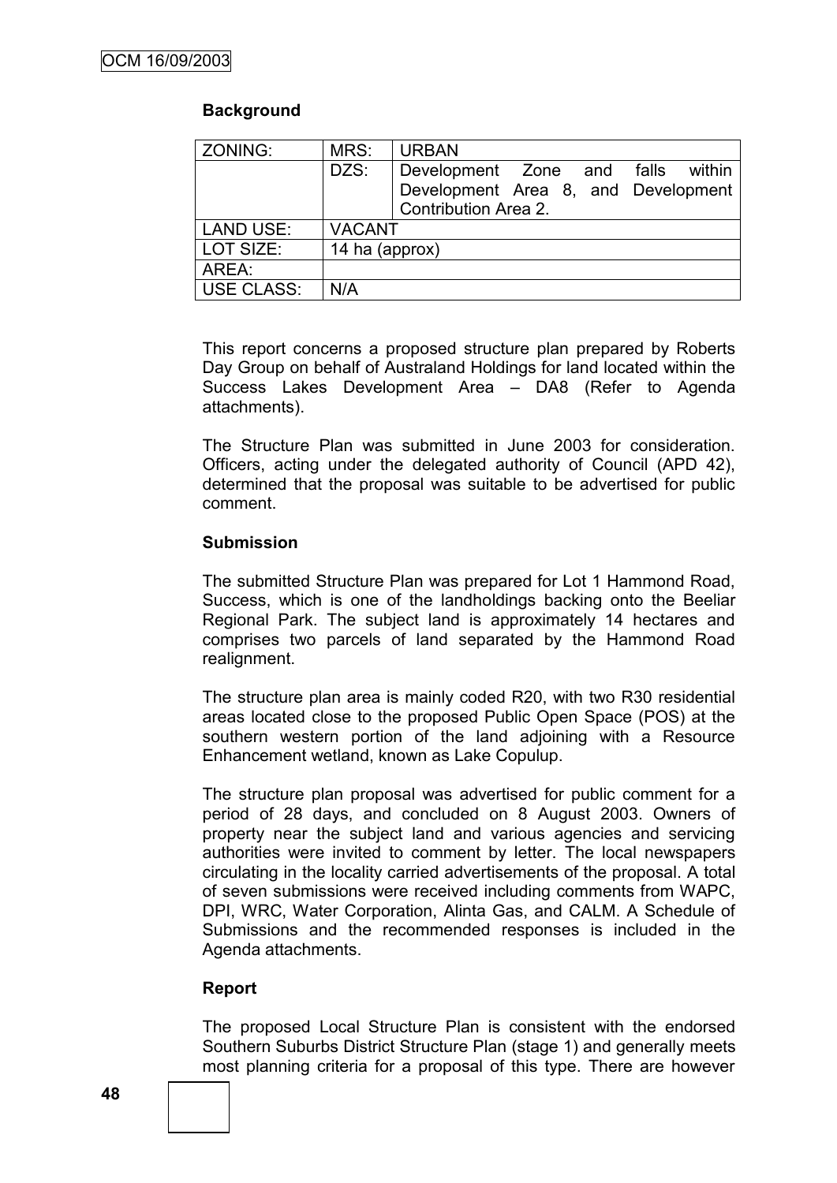## Background

| ZONING: | MRS: | URBAN |
|---|---|---|
| | DZS: | Development Zone and falls within Development Area 8, and Development Contribution Area 2. |
| LAND USE: | VACANT | |
| LOT SIZE: | 14 ha (approx) | |
| AREA: | | |
| USE CLASS: | N/A | |

This report concerns a proposed structure plan prepared by Roberts Day Group on behalf of Australand Holdings for land located within the Success Lakes Development Area – DA8 (Refer to Agenda attachments).

The Structure Plan was submitted in June 2003 for consideration. Officers, acting under the delegated authority of Council (APD 42), determined that the proposal was suitable to be advertised for public comment.

## Submission

The submitted Structure Plan was prepared for Lot 1 Hammond Road, Success, which is one of the landholdings backing onto the Beeliar Regional Park. The subject land is approximately 14 hectares and comprises two parcels of land separated by the Hammond Road realignment.

The structure plan area is mainly coded R20, with two R30 residential areas located close to the proposed Public Open Space (POS) at the southern western portion of the land adjoining with a Resource Enhancement wetland, known as Lake Copulup.

The structure plan proposal was advertised for public comment for a period of 28 days, and concluded on 8 August 2003. Owners of property near the subject land and various agencies and servicing authorities were invited to comment by letter. The local newspapers circulating in the locality carried advertisements of the proposal. A total of seven submissions were received including comments from WAPC, DPI, WRC, Water Corporation, Alinta Gas, and CALM. A Schedule of Submissions and the recommended responses is included in the Agenda attachments.

## Report

The proposed Local Structure Plan is consistent with the endorsed Southern Suburbs District Structure Plan (stage 1) and generally meets most planning criteria for a proposal of this type. There are however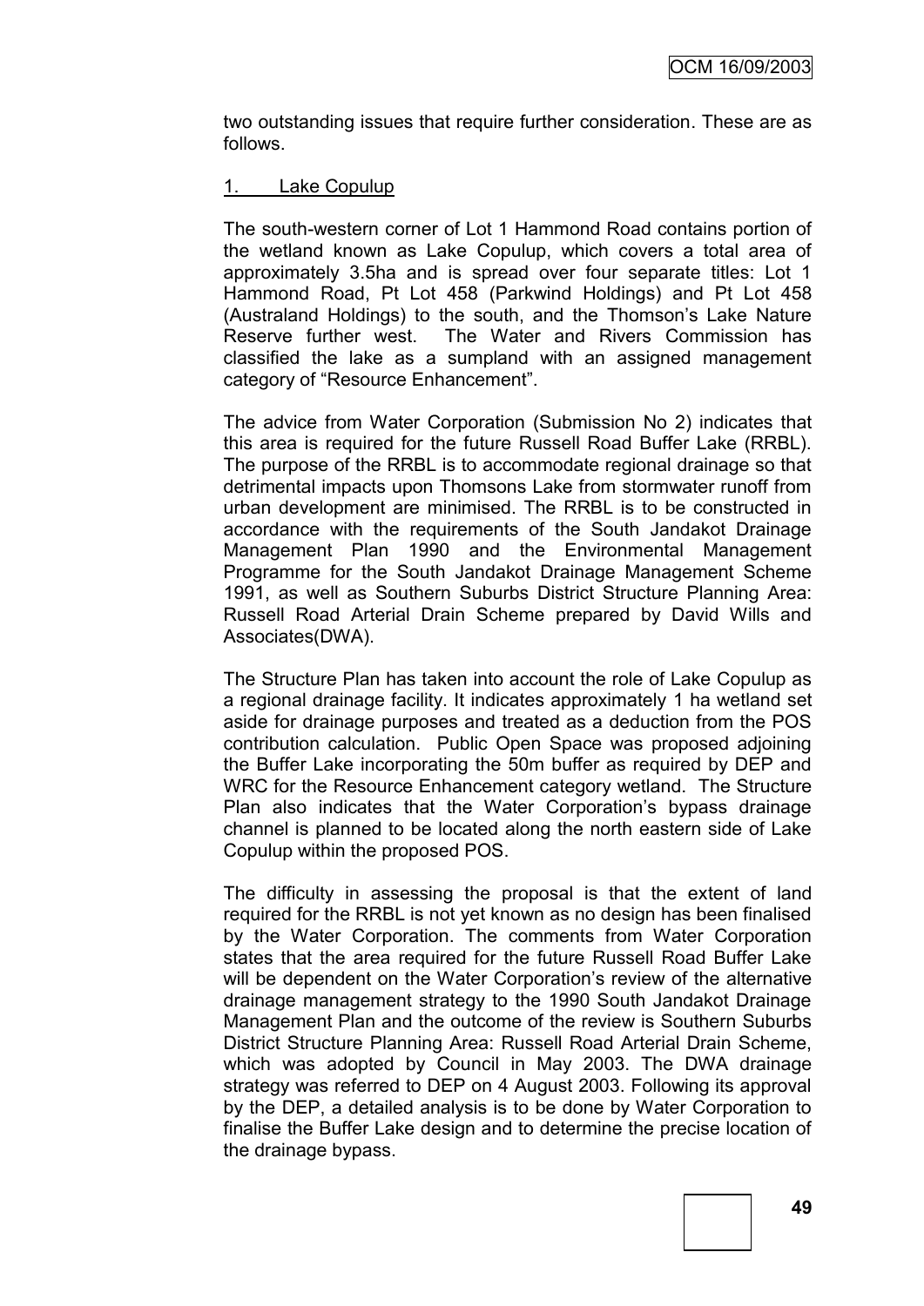two outstanding issues that require further consideration. These are as follows.

1. Lake Copulup

The south-western corner of Lot 1 Hammond Road contains portion of the wetland known as Lake Copulup, which covers a total area of approximately 3.5ha and is spread over four separate titles: Lot 1 Hammond Road, Pt Lot 458 (Parkwind Holdings) and Pt Lot 458 (Australand Holdings) to the south, and the Thomson's Lake Nature Reserve further west. The Water and Rivers Commission has classified the lake as a sumpland with an assigned management category of "Resource Enhancement".

The advice from Water Corporation (Submission No 2) indicates that this area is required for the future Russell Road Buffer Lake (RRBL). The purpose of the RRBL is to accommodate regional drainage so that detrimental impacts upon Thomsons Lake from stormwater runoff from urban development are minimised. The RRBL is to be constructed in accordance with the requirements of the South Jandakot Drainage Management Plan 1990 and the Environmental Management Programme for the South Jandakot Drainage Management Scheme 1991, as well as Southern Suburbs District Structure Planning Area: Russell Road Arterial Drain Scheme prepared by David Wills and Associates(DWA).

The Structure Plan has taken into account the role of Lake Copulup as a regional drainage facility. It indicates approximately 1 ha wetland set aside for drainage purposes and treated as a deduction from the POS contribution calculation. Public Open Space was proposed adjoining the Buffer Lake incorporating the 50m buffer as required by DEP and WRC for the Resource Enhancement category wetland. The Structure Plan also indicates that the Water Corporation's bypass drainage channel is planned to be located along the north eastern side of Lake Copulup within the proposed POS.

The difficulty in assessing the proposal is that the extent of land required for the RRBL is not yet known as no design has been finalised by the Water Corporation. The comments from Water Corporation states that the area required for the future Russell Road Buffer Lake will be dependent on the Water Corporation's review of the alternative drainage management strategy to the 1990 South Jandakot Drainage Management Plan and the outcome of the review is Southern Suburbs District Structure Planning Area: Russell Road Arterial Drain Scheme, which was adopted by Council in May 2003. The DWA drainage strategy was referred to DEP on 4 August 2003. Following its approval by the DEP, a detailed analysis is to be done by Water Corporation to finalise the Buffer Lake design and to determine the precise location of the drainage bypass.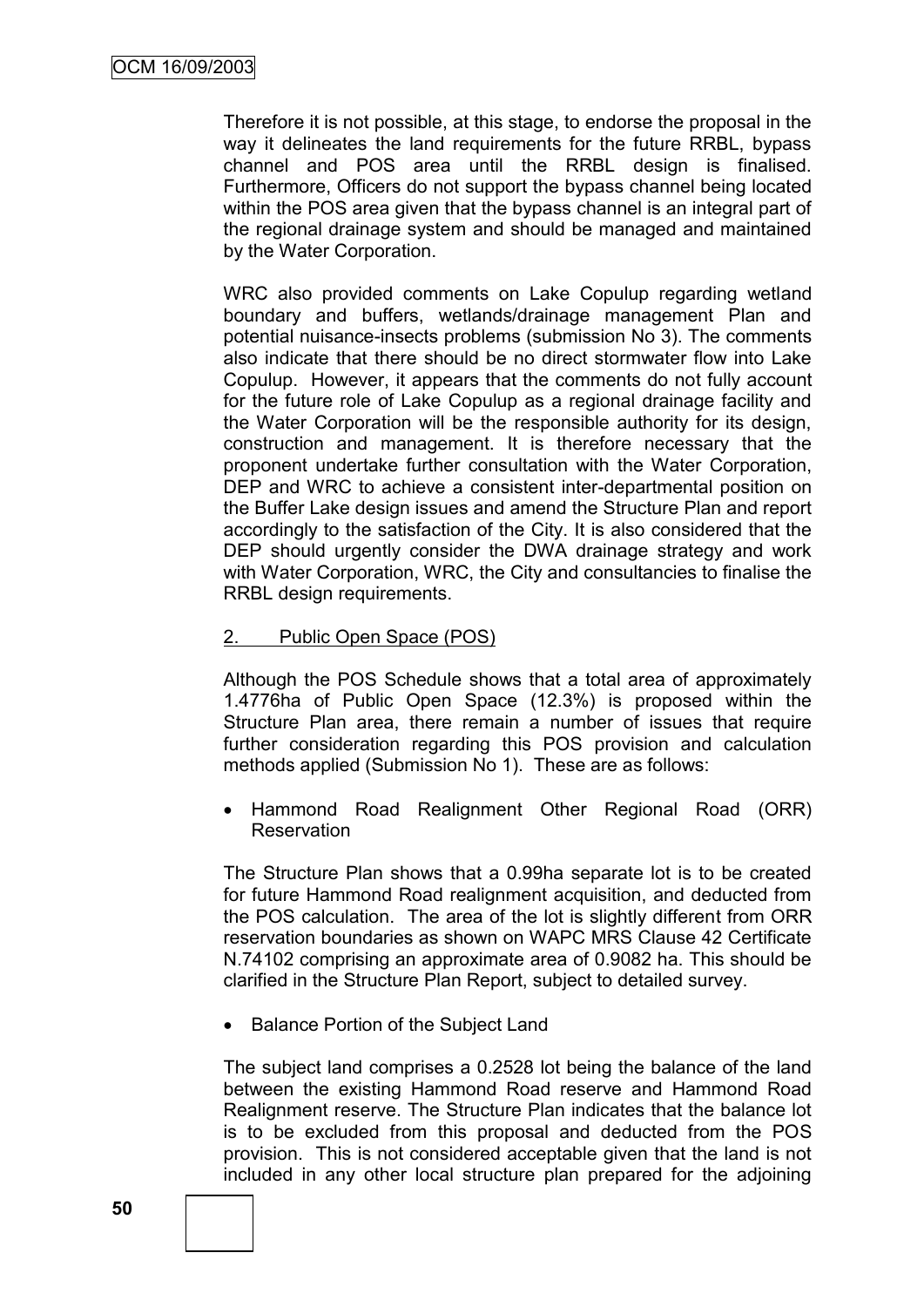Therefore it is not possible, at this stage, to endorse the proposal in the way it delineates the land requirements for the future RRBL, bypass channel and POS area until the RRBL design is finalised. Furthermore, Officers do not support the bypass channel being located within the POS area given that the bypass channel is an integral part of the regional drainage system and should be managed and maintained by the Water Corporation.

WRC also provided comments on Lake Copulup regarding wetland boundary and buffers, wetlands/drainage management Plan and potential nuisance-insects problems (submission No 3). The comments also indicate that there should be no direct stormwater flow into Lake Copulup. However, it appears that the comments do not fully account for the future role of Lake Copulup as a regional drainage facility and the Water Corporation will be the responsible authority for its design, construction and management. It is therefore necessary that the proponent undertake further consultation with the Water Corporation, DEP and WRC to achieve a consistent inter-departmental position on the Buffer Lake design issues and amend the Structure Plan and report accordingly to the satisfaction of the City. It is also considered that the DEP should urgently consider the DWA drainage strategy and work with Water Corporation, WRC, the City and consultancies to finalise the RRBL design requirements.

2. Public Open Space (POS)

Although the POS Schedule shows that a total area of approximately 1.4776ha of Public Open Space (12.3%) is proposed within the Structure Plan area, there remain a number of issues that require further consideration regarding this POS provision and calculation methods applied (Submission No 1). These are as follows:

- Hammond Road Realignment Other Regional Road (ORR) Reservation

The Structure Plan shows that a 0.99ha separate lot is to be created for future Hammond Road realignment acquisition, and deducted from the POS calculation. The area of the lot is slightly different from ORR reservation boundaries as shown on WAPC MRS Clause 42 Certificate N.74102 comprising an approximate area of 0.9082 ha. This should be clarified in the Structure Plan Report, subject to detailed survey.

- Balance Portion of the Subject Land

The subject land comprises a 0.2528 lot being the balance of the land between the existing Hammond Road reserve and Hammond Road Realignment reserve. The Structure Plan indicates that the balance lot is to be excluded from this proposal and deducted from the POS provision. This is not considered acceptable given that the land is not included in any other local structure plan prepared for the adjoining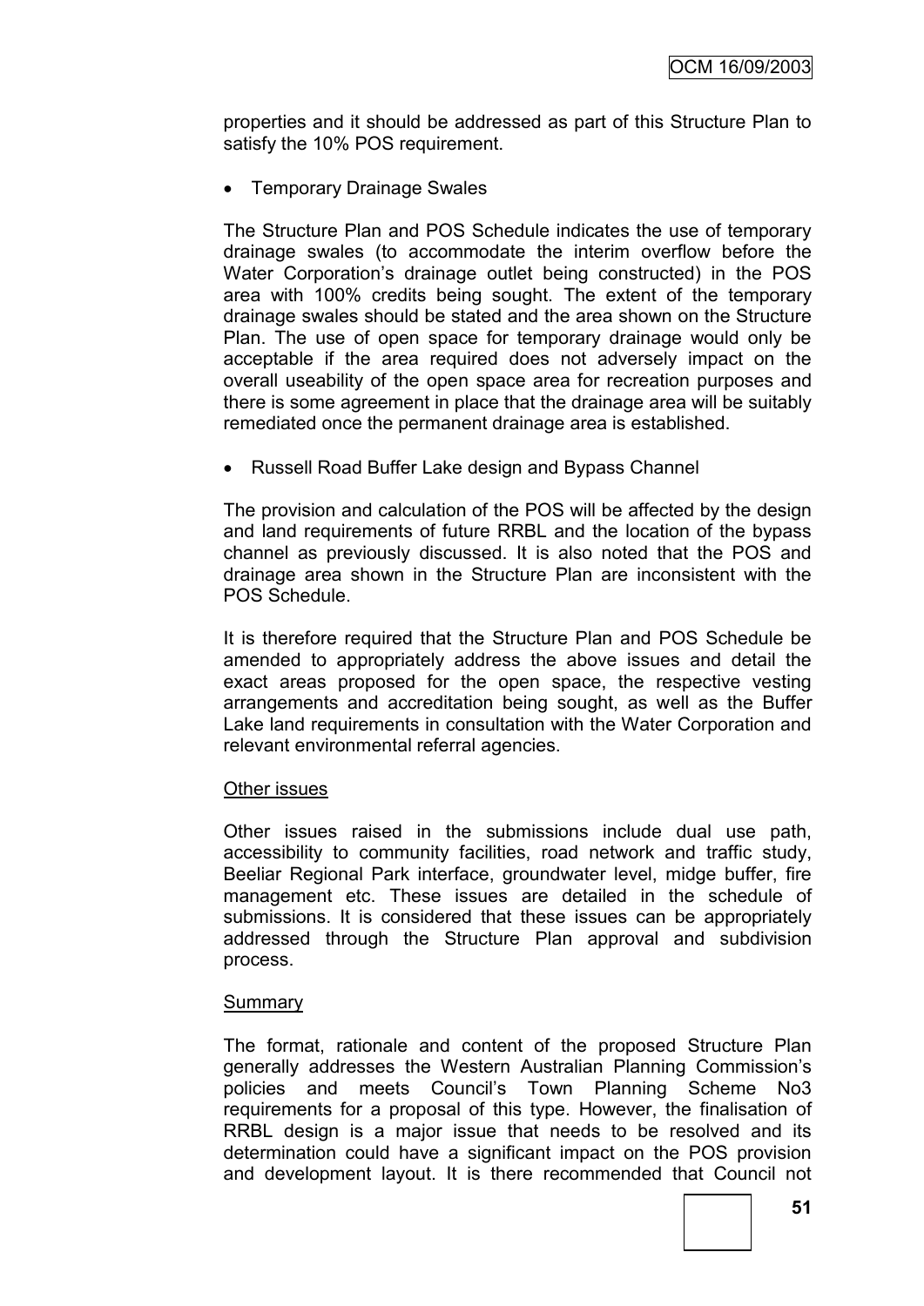properties and it should be addressed as part of this Structure Plan to satisfy the 10% POS requirement.

- Temporary Drainage Swales

The Structure Plan and POS Schedule indicates the use of temporary drainage swales (to accommodate the interim overflow before the Water Corporation's drainage outlet being constructed) in the POS area with 100% credits being sought. The extent of the temporary drainage swales should be stated and the area shown on the Structure Plan. The use of open space for temporary drainage would only be acceptable if the area required does not adversely impact on the overall useability of the open space area for recreation purposes and there is some agreement in place that the drainage area will be suitably remediated once the permanent drainage area is established.

- Russell Road Buffer Lake design and Bypass Channel

The provision and calculation of the POS will be affected by the design and land requirements of future RRBL and the location of the bypass channel as previously discussed. It is also noted that the POS and drainage area shown in the Structure Plan are inconsistent with the POS Schedule.

It is therefore required that the Structure Plan and POS Schedule be amended to appropriately address the above issues and detail the exact areas proposed for the open space, the respective vesting arrangements and accreditation being sought, as well as the Buffer Lake land requirements in consultation with the Water Corporation and relevant environmental referral agencies.

Other issues

Other issues raised in the submissions include dual use path, accessibility to community facilities, road network and traffic study, Beeliar Regional Park interface, groundwater level, midge buffer, fire management etc. These issues are detailed in the schedule of submissions. It is considered that these issues can be appropriately addressed through the Structure Plan approval and subdivision process.

Summary

The format, rationale and content of the proposed Structure Plan generally addresses the Western Australian Planning Commission's policies and meets Council's Town Planning Scheme No3 requirements for a proposal of this type. However, the finalisation of RRBL design is a major issue that needs to be resolved and its determination could have a significant impact on the POS provision and development layout. It is there recommended that Council not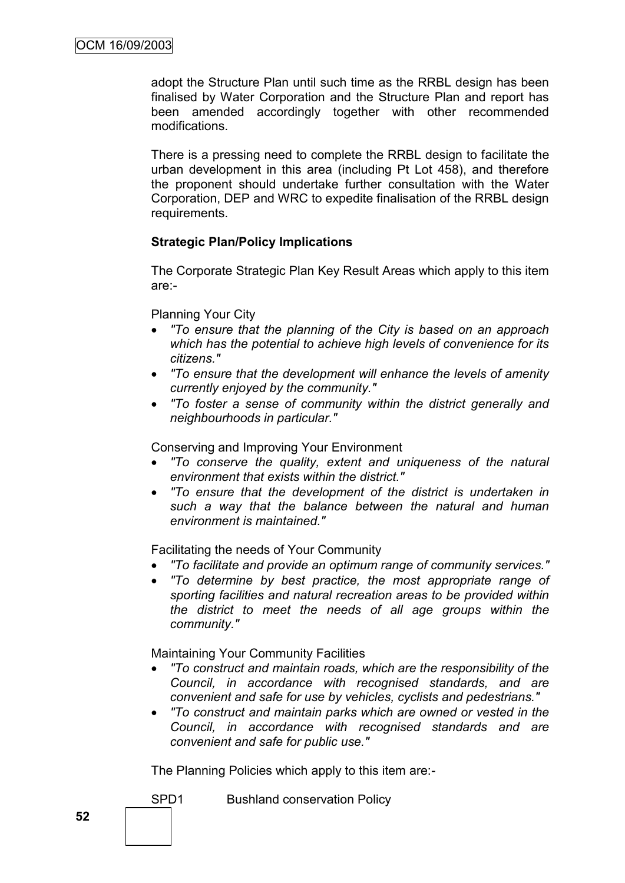adopt the Structure Plan until such time as the RRBL design has been finalised by Water Corporation and the Structure Plan and report has been amended accordingly together with other recommended modifications.

There is a pressing need to complete the RRBL design to facilitate the urban development in this area (including Pt Lot 458), and therefore the proponent should undertake further consultation with the Water Corporation, DEP and WRC to expedite finalisation of the RRBL design requirements.

**Strategic Plan/Policy Implications**

The Corporate Strategic Plan Key Result Areas which apply to this item are:-

Planning Your City

- *"To ensure that the planning of the City is based on an approach which has the potential to achieve high levels of convenience for its citizens."*
- *"To ensure that the development will enhance the levels of amenity currently enjoyed by the community."*
- *"To foster a sense of community within the district generally and neighbourhoods in particular."*

Conserving and Improving Your Environment

- *"To conserve the quality, extent and uniqueness of the natural environment that exists within the district."*
- *"To ensure that the development of the district is undertaken in such a way that the balance between the natural and human environment is maintained."*

Facilitating the needs of Your Community

- *"To facilitate and provide an optimum range of community services."*
- *"To determine by best practice, the most appropriate range of sporting facilities and natural recreation areas to be provided within the district to meet the needs of all age groups within the community."*

Maintaining Your Community Facilities

- *"To construct and maintain roads, which are the responsibility of the Council, in accordance with recognised standards, and are convenient and safe for use by vehicles, cyclists and pedestrians."*
- *"To construct and maintain parks which are owned or vested in the Council, in accordance with recognised standards and are convenient and safe for public use."*

The Planning Policies which apply to this item are:-

SPD1 Bushland conservation Policy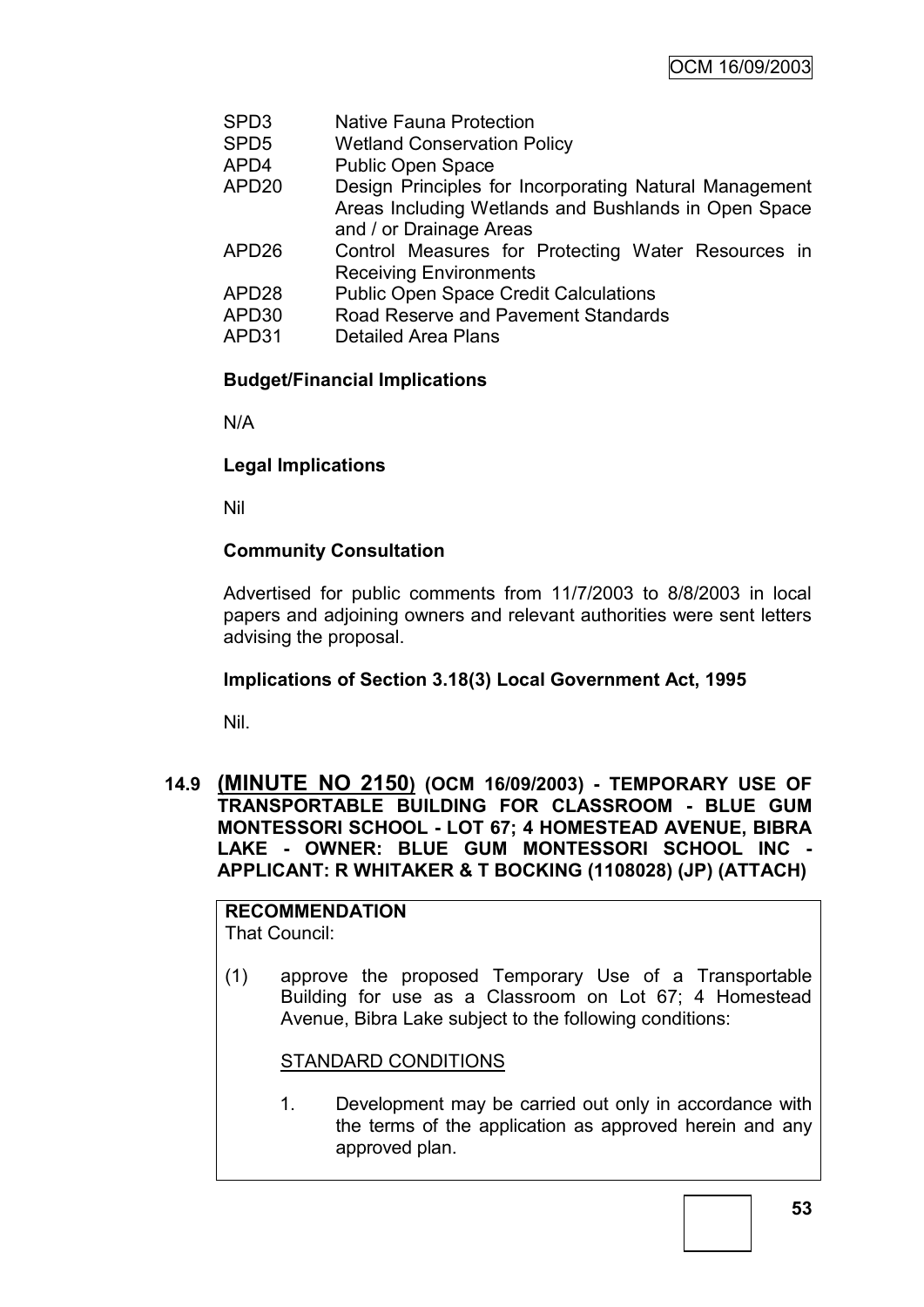| | |
|---|---|
| SPD3 | Native Fauna Protection |
| SPD5 | Wetland Conservation Policy |
| APD4 | Public Open Space |
| APD20 | Design Principles for Incorporating Natural Management Areas Including Wetlands and Bushlands in Open Space and / or Drainage Areas |
| APD26 | Control Measures for Protecting Water Resources in Receiving Environments |
| APD28 | Public Open Space Credit Calculations |
| APD30 | Road Reserve and Pavement Standards |
| APD31 | Detailed Area Plans |

**Budget/Financial Implications**

N/A

**Legal Implications**

Nil

**Community Consultation**

Advertised for public comments from 11/7/2003 to 8/8/2003 in local papers and adjoining owners and relevant authorities were sent letters advising the proposal.

**Implications of Section 3.18(3) Local Government Act, 1995**

Nil.

## 14.9 (MINUTE NO 2150) (OCM 16/09/2003) - TEMPORARY USE OF TRANSPORTABLE BUILDING FOR CLASSROOM - BLUE GUM MONTESSORI SCHOOL - LOT 67; 4 HOMESTEAD AVENUE, BIBRA LAKE - OWNER: BLUE GUM MONTESSORI SCHOOL INC - APPLICANT: R WHITAKER & T BOCKING (1108028) (JP) (ATTACH)

**RECOMMENDATION**

That Council:

(1) approve the proposed Temporary Use of a Transportable Building for use as a Classroom on Lot 67; 4 Homestead Avenue, Bibra Lake subject to the following conditions:

STANDARD CONDITIONS

1. Development may be carried out only in accordance with the terms of the application as approved herein and any approved plan.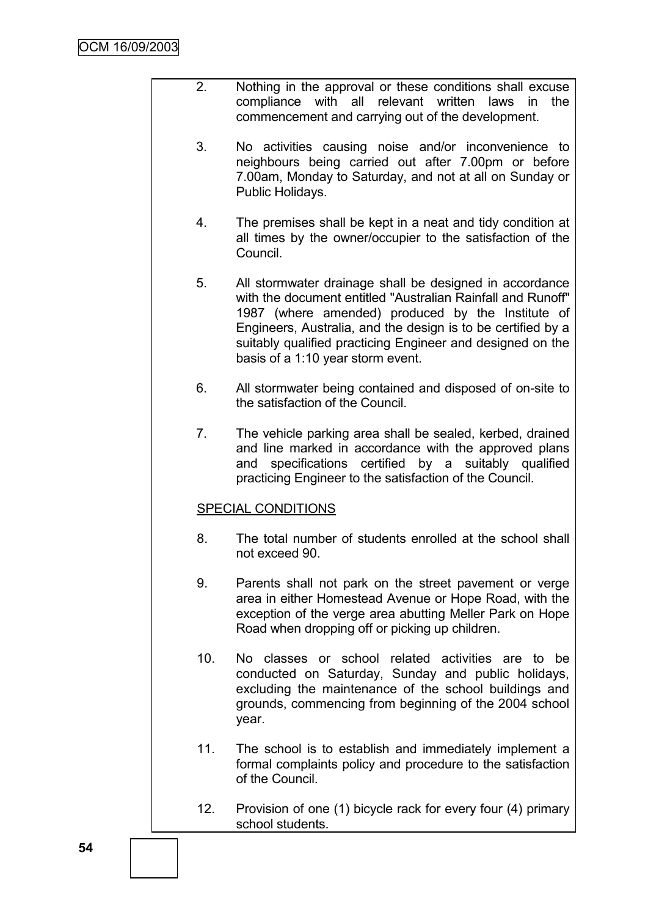2. Nothing in the approval or these conditions shall excuse compliance with all relevant written laws in the commencement and carrying out of the development.

3. No activities causing noise and/or inconvenience to neighbours being carried out after 7.00pm or before 7.00am, Monday to Saturday, and not at all on Sunday or Public Holidays.

4. The premises shall be kept in a neat and tidy condition at all times by the owner/occupier to the satisfaction of the Council.

5. All stormwater drainage shall be designed in accordance with the document entitled "Australian Rainfall and Runoff" 1987 (where amended) produced by the Institute of Engineers, Australia, and the design is to be certified by a suitably qualified practicing Engineer and designed on the basis of a 1:10 year storm event.

6. All stormwater being contained and disposed of on-site to the satisfaction of the Council.

7. The vehicle parking area shall be sealed, kerbed, drained and line marked in accordance with the approved plans and specifications certified by a suitably qualified practicing Engineer to the satisfaction of the Council.

SPECIAL CONDITIONS

8. The total number of students enrolled at the school shall not exceed 90.

9. Parents shall not park on the street pavement or verge area in either Homestead Avenue or Hope Road, with the exception of the verge area abutting Meller Park on Hope Road when dropping off or picking up children.

10. No classes or school related activities are to be conducted on Saturday, Sunday and public holidays, excluding the maintenance of the school buildings and grounds, commencing from beginning of the 2004 school year.

11. The school is to establish and immediately implement a formal complaints policy and procedure to the satisfaction of the Council.

12. Provision of one (1) bicycle rack for every four (4) primary school students.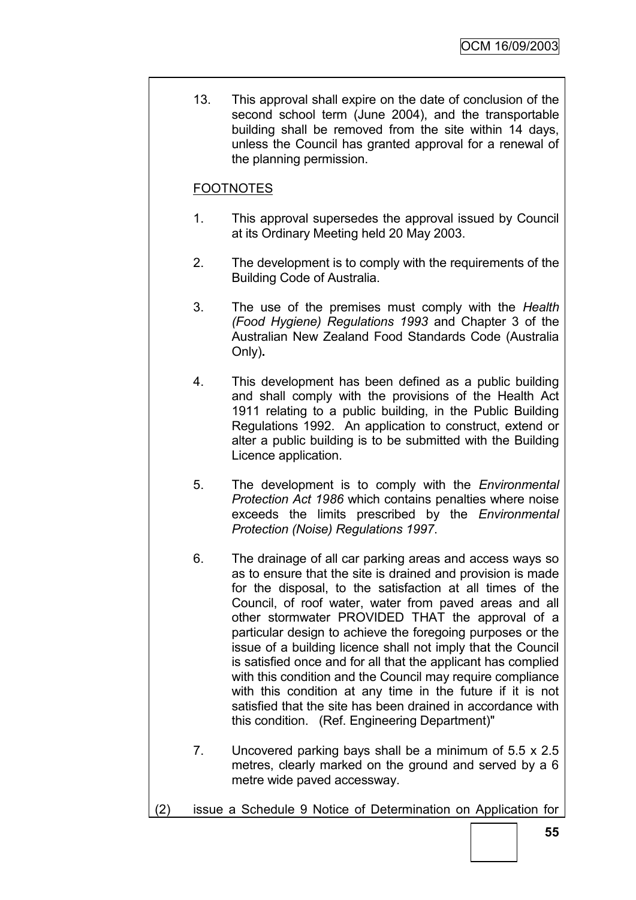13. This approval shall expire on the date of conclusion of the second school term (June 2004), and the transportable building shall be removed from the site within 14 days, unless the Council has granted approval for a renewal of the planning permission.

FOOTNOTES

1. This approval supersedes the approval issued by Council at its Ordinary Meeting held 20 May 2003.

2. The development is to comply with the requirements of the Building Code of Australia.

3. The use of the premises must comply with the *Health (Food Hygiene) Regulations 1993* and Chapter 3 of the Australian New Zealand Food Standards Code (Australia Only)**.**

4. This development has been defined as a public building and shall comply with the provisions of the Health Act 1911 relating to a public building, in the Public Building Regulations 1992. An application to construct, extend or alter a public building is to be submitted with the Building Licence application.

5. The development is to comply with the *Environmental Protection Act 1986* which contains penalties where noise exceeds the limits prescribed by the *Environmental Protection (Noise) Regulations 1997*.

6. The drainage of all car parking areas and access ways so as to ensure that the site is drained and provision is made for the disposal, to the satisfaction at all times of the Council, of roof water, water from paved areas and all other stormwater PROVIDED THAT the approval of a particular design to achieve the foregoing purposes or the issue of a building licence shall not imply that the Council is satisfied once and for all that the applicant has complied with this condition and the Council may require compliance with this condition at any time in the future if it is not satisfied that the site has been drained in accordance with this condition. (Ref. Engineering Department)"

7. Uncovered parking bays shall be a minimum of 5.5 x 2.5 metres, clearly marked on the ground and served by a 6 metre wide paved accessway.

(2) issue a Schedule 9 Notice of Determination on Application for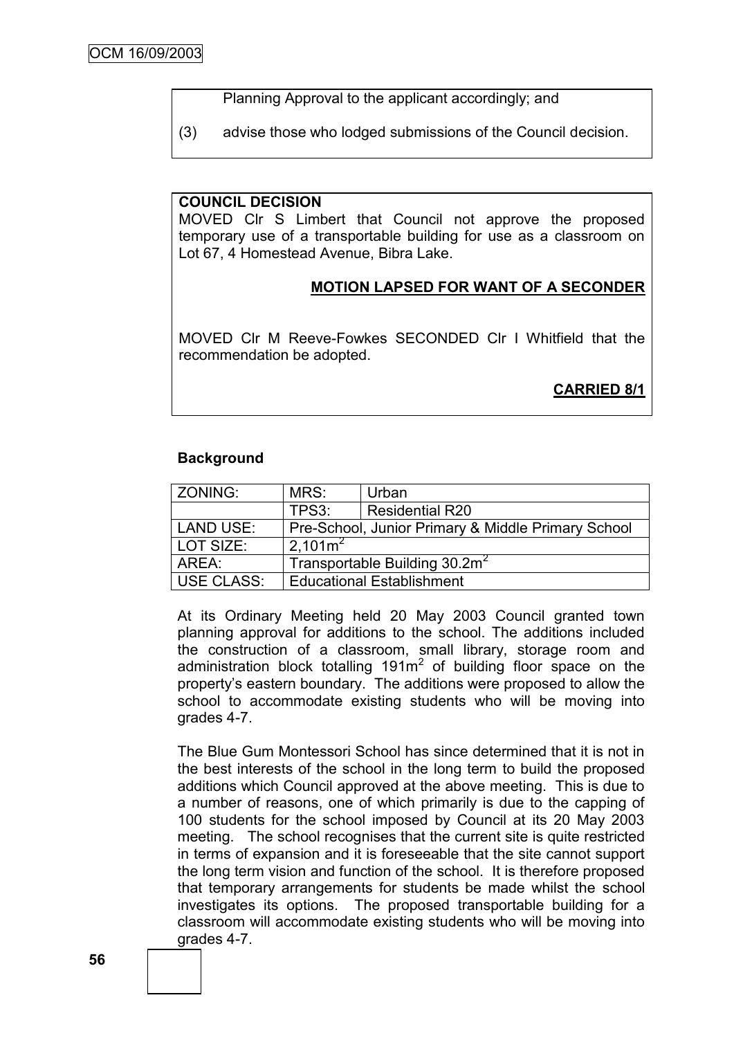Planning Approval to the applicant accordingly; and

(3) advise those who lodged submissions of the Council decision.

**COUNCIL DECISION**

MOVED Clr S Limbert that Council not approve the proposed temporary use of a transportable building for use as a classroom on Lot 67, 4 Homestead Avenue, Bibra Lake.

**MOTION LAPSED FOR WANT OF A SECONDER**

MOVED Clr M Reeve-Fowkes SECONDED Clr I Whitfield that the recommendation be adopted.

**CARRIED 8/1**

**Background**

| ZONING: | MRS: | Urban |
|---|---|---|
| | TPS3: | Residential R20 |
| LAND USE: | Pre-School, Junior Primary & Middle Primary School | |
| LOT SIZE: | 2,101m² | |
| AREA: | Transportable Building 30.2m² | |
| USE CLASS: | Educational Establishment | |

At its Ordinary Meeting held 20 May 2003 Council granted town planning approval for additions to the school. The additions included the construction of a classroom, small library, storage room and administration block totalling 191m² of building floor space on the property's eastern boundary. The additions were proposed to allow the school to accommodate existing students who will be moving into grades 4-7.

The Blue Gum Montessori School has since determined that it is not in the best interests of the school in the long term to build the proposed additions which Council approved at the above meeting. This is due to a number of reasons, one of which primarily is due to the capping of 100 students for the school imposed by Council at its 20 May 2003 meeting. The school recognises that the current site is quite restricted in terms of expansion and it is foreseeable that the site cannot support the long term vision and function of the school. It is therefore proposed that temporary arrangements for students be made whilst the school investigates its options. The proposed transportable building for a classroom will accommodate existing students who will be moving into grades 4-7.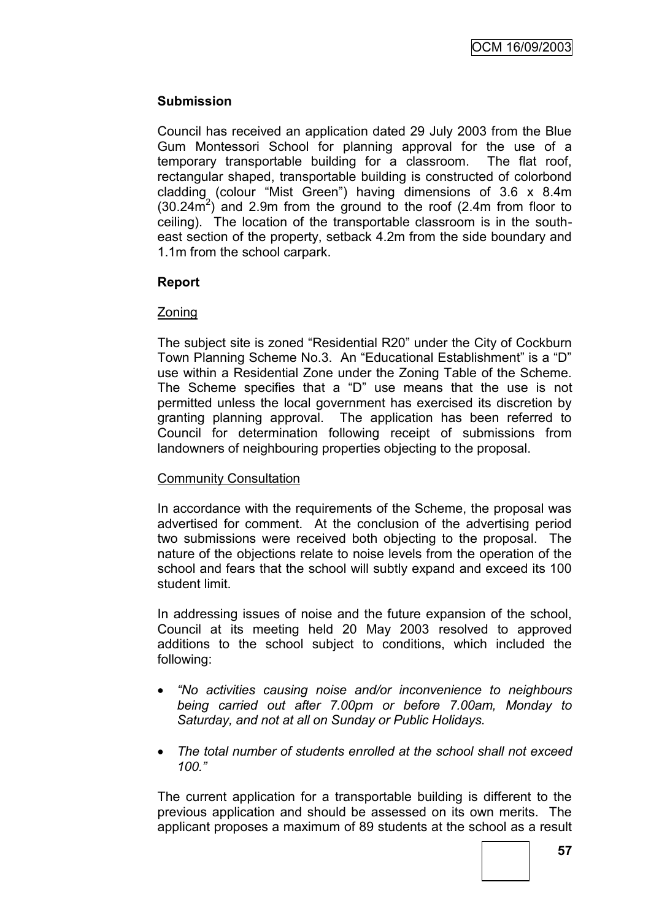### Submission

Council has received an application dated 29 July 2003 from the Blue Gum Montessori School for planning approval for the use of a temporary transportable building for a classroom. The flat roof, rectangular shaped, transportable building is constructed of colorbond cladding (colour "Mist Green") having dimensions of 3.6 x 8.4m ($30.24m^2$) and 2.9m from the ground to the roof (2.4m from floor to ceiling). The location of the transportable classroom is in the south-east section of the property, setback 4.2m from the side boundary and 1.1m from the school carpark.

### Report

Zoning

The subject site is zoned "Residential R20" under the City of Cockburn Town Planning Scheme No.3. An "Educational Establishment" is a "D" use within a Residential Zone under the Zoning Table of the Scheme. The Scheme specifies that a "D" use means that the use is not permitted unless the local government has exercised its discretion by granting planning approval. The application has been referred to Council for determination following receipt of submissions from landowners of neighbouring properties objecting to the proposal.

Community Consultation

In accordance with the requirements of the Scheme, the proposal was advertised for comment. At the conclusion of the advertising period two submissions were received both objecting to the proposal. The nature of the objections relate to noise levels from the operation of the school and fears that the school will subtly expand and exceed its 100 student limit.

In addressing issues of noise and the future expansion of the school, Council at its meeting held 20 May 2003 resolved to approved additions to the school subject to conditions, which included the following:

- *"No activities causing noise and/or inconvenience to neighbours being carried out after 7.00pm or before 7.00am, Monday to Saturday, and not at all on Sunday or Public Holidays.*
- *The total number of students enrolled at the school shall not exceed 100."*

The current application for a transportable building is different to the previous application and should be assessed on its own merits. The applicant proposes a maximum of 89 students at the school as a result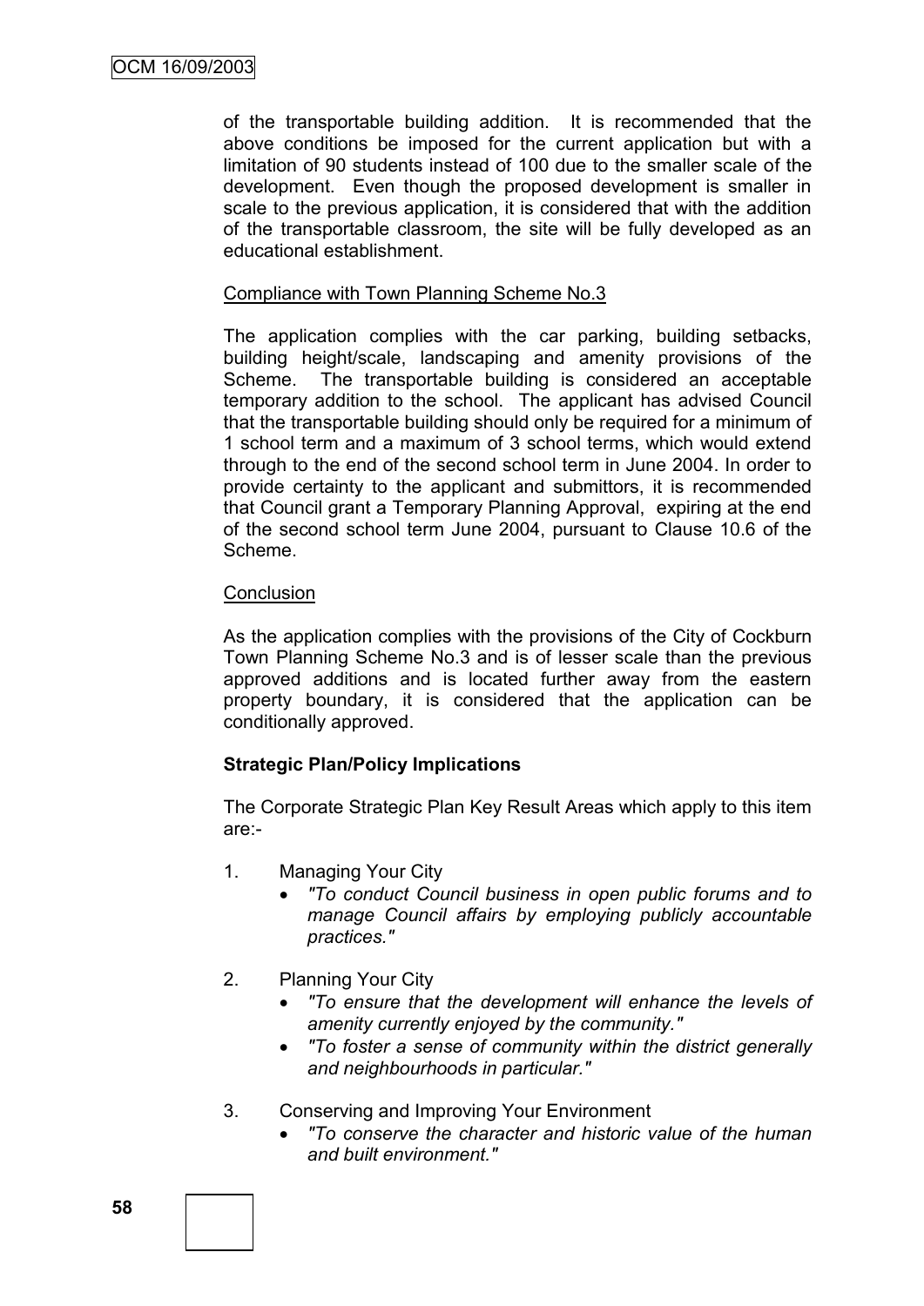of the transportable building addition. It is recommended that the above conditions be imposed for the current application but with a limitation of 90 students instead of 100 due to the smaller scale of the development. Even though the proposed development is smaller in scale to the previous application, it is considered that with the addition of the transportable classroom, the site will be fully developed as an educational establishment.

Compliance with Town Planning Scheme No.3

The application complies with the car parking, building setbacks, building height/scale, landscaping and amenity provisions of the Scheme. The transportable building is considered an acceptable temporary addition to the school. The applicant has advised Council that the transportable building should only be required for a minimum of 1 school term and a maximum of 3 school terms, which would extend through to the end of the second school term in June 2004. In order to provide certainty to the applicant and submittors, it is recommended that Council grant a Temporary Planning Approval, expiring at the end of the second school term June 2004, pursuant to Clause 10.6 of the Scheme.

Conclusion

As the application complies with the provisions of the City of Cockburn Town Planning Scheme No.3 and is of lesser scale than the previous approved additions and is located further away from the eastern property boundary, it is considered that the application can be conditionally approved.

**Strategic Plan/Policy Implications**

The Corporate Strategic Plan Key Result Areas which apply to this item are:-

1. Managing Your City
   - *"To conduct Council business in open public forums and to manage Council affairs by employing publicly accountable practices."*

2. Planning Your City
   - *"To ensure that the development will enhance the levels of amenity currently enjoyed by the community."*
   - *"To foster a sense of community within the district generally and neighbourhoods in particular."*

3. Conserving and Improving Your Environment
   - *"To conserve the character and historic value of the human and built environment."*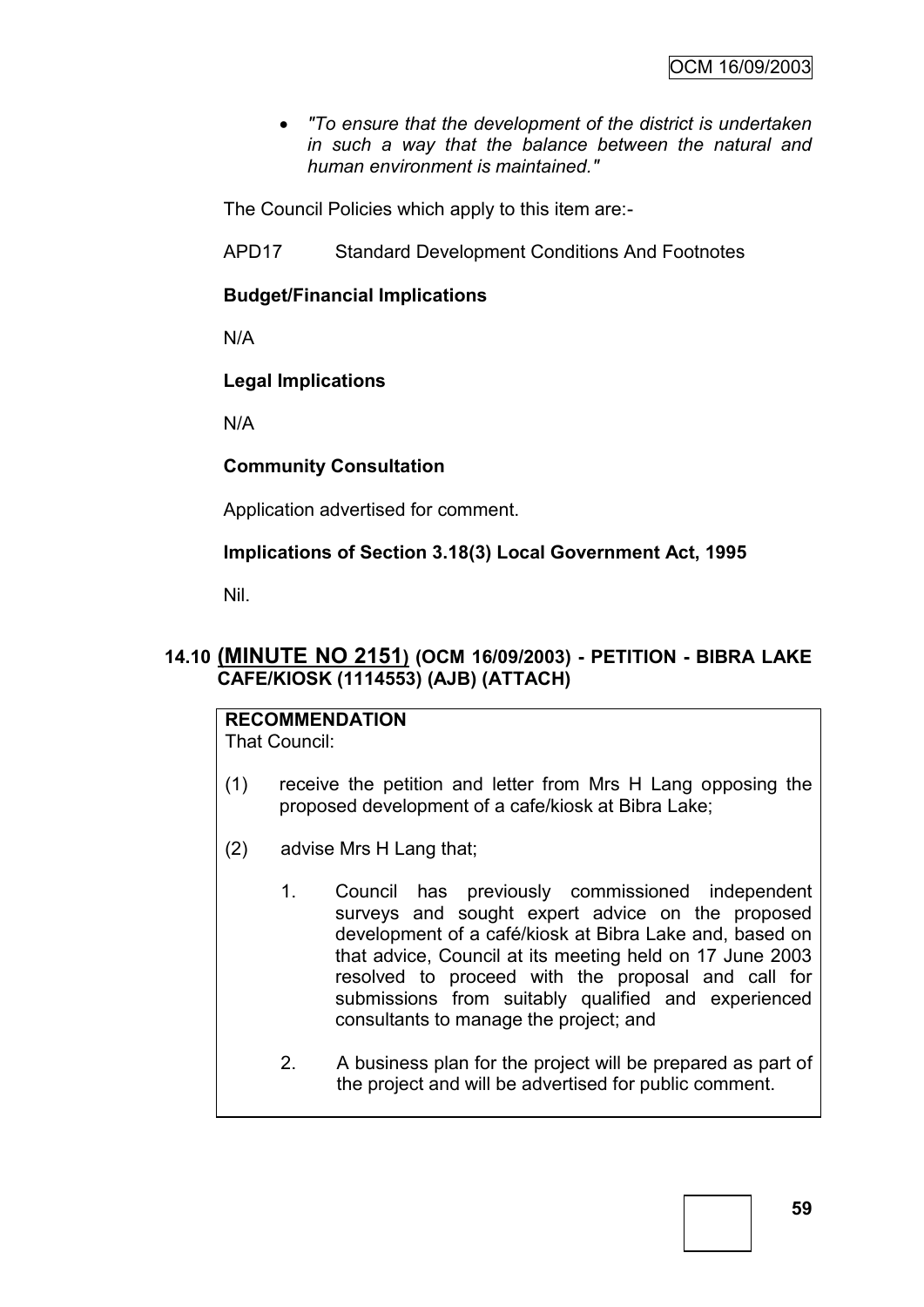- *"To ensure that the development of the district is undertaken in such a way that the balance between the natural and human environment is maintained."*

The Council Policies which apply to this item are:-

APD17 Standard Development Conditions And Footnotes

**Budget/Financial Implications**

N/A

**Legal Implications**

N/A

**Community Consultation**

Application advertised for comment.

**Implications of Section 3.18(3) Local Government Act, 1995**

Nil.

## 14.10 (MINUTE NO 2151) (OCM 16/09/2003) - PETITION - BIBRA LAKE CAFE/KIOSK (1114553) (AJB) (ATTACH)

**RECOMMENDATION**

That Council:

(1) receive the petition and letter from Mrs H Lang opposing the proposed development of a cafe/kiosk at Bibra Lake;

(2) advise Mrs H Lang that;

1. Council has previously commissioned independent surveys and sought expert advice on the proposed development of a café/kiosk at Bibra Lake and, based on that advice, Council at its meeting held on 17 June 2003 resolved to proceed with the proposal and call for submissions from suitably qualified and experienced consultants to manage the project; and

2. A business plan for the project will be prepared as part of the project and will be advertised for public comment.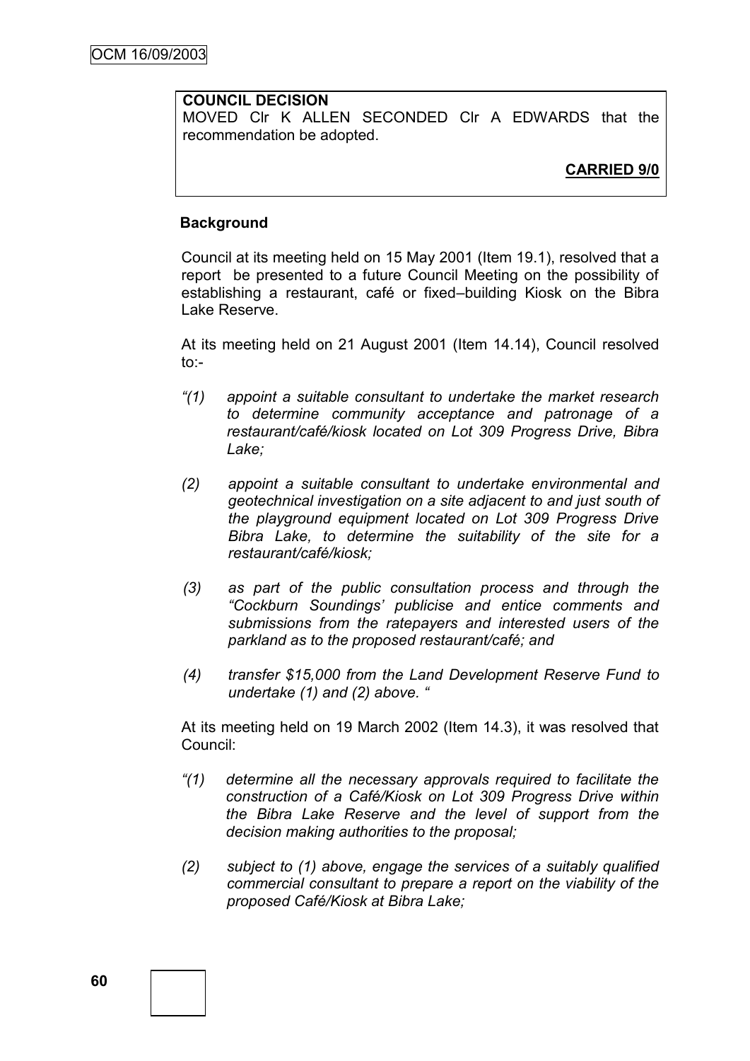**COUNCIL DECISION**
MOVED Clr K ALLEN SECONDED Clr A EDWARDS that the recommendation be adopted.

**CARRIED 9/0**

**Background**

Council at its meeting held on 15 May 2001 (Item 19.1), resolved that a report be presented to a future Council Meeting on the possibility of establishing a restaurant, café or fixed–building Kiosk on the Bibra Lake Reserve.

At its meeting held on 21 August 2001 (Item 14.14), Council resolved to:-

*"(1) appoint a suitable consultant to undertake the market research to determine community acceptance and patronage of a restaurant/café/kiosk located on Lot 309 Progress Drive, Bibra Lake;*

*(2) appoint a suitable consultant to undertake environmental and geotechnical investigation on a site adjacent to and just south of the playground equipment located on Lot 309 Progress Drive Bibra Lake, to determine the suitability of the site for a restaurant/café/kiosk;*

*(3) as part of the public consultation process and through the "Cockburn Soundings' publicise and entice comments and submissions from the ratepayers and interested users of the parkland as to the proposed restaurant/café; and*

*(4) transfer $15,000 from the Land Development Reserve Fund to undertake (1) and (2) above. "*

At its meeting held on 19 March 2002 (Item 14.3), it was resolved that Council:

*"(1) determine all the necessary approvals required to facilitate the construction of a Café/Kiosk on Lot 309 Progress Drive within the Bibra Lake Reserve and the level of support from the decision making authorities to the proposal;*

*(2) subject to (1) above, engage the services of a suitably qualified commercial consultant to prepare a report on the viability of the proposed Café/Kiosk at Bibra Lake;*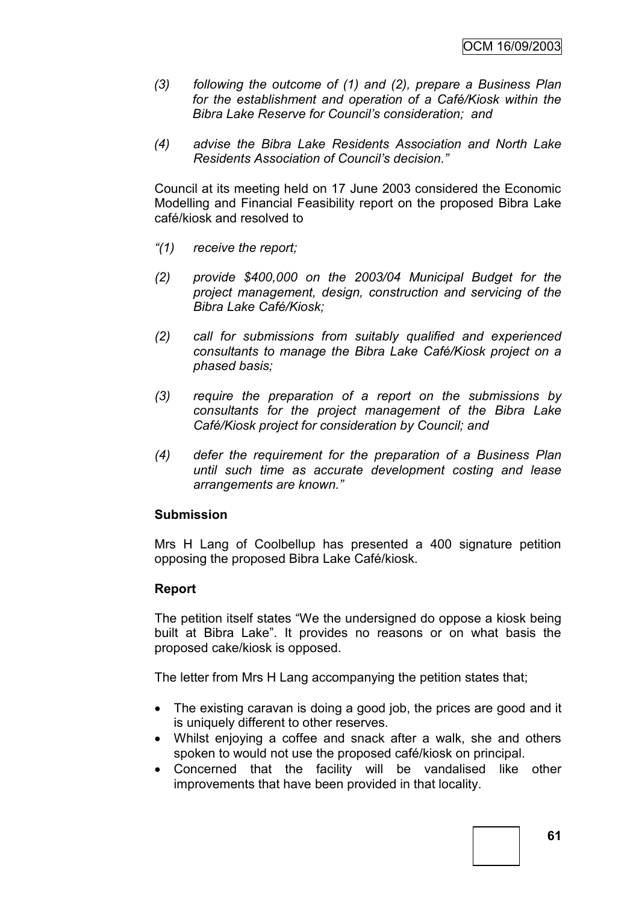*(3) following the outcome of (1) and (2), prepare a Business Plan for the establishment and operation of a Café/Kiosk within the Bibra Lake Reserve for Council's consideration; and*

*(4) advise the Bibra Lake Residents Association and North Lake Residents Association of Council's decision."*

Council at its meeting held on 17 June 2003 considered the Economic Modelling and Financial Feasibility report on the proposed Bibra Lake café/kiosk and resolved to

*"(1) receive the report;*

*(2) provide $400,000 on the 2003/04 Municipal Budget for the project management, design, construction and servicing of the Bibra Lake Café/Kiosk;*

*(2) call for submissions from suitably qualified and experienced consultants to manage the Bibra Lake Café/Kiosk project on a phased basis;*

*(3) require the preparation of a report on the submissions by consultants for the project management of the Bibra Lake Café/Kiosk project for consideration by Council; and*

*(4) defer the requirement for the preparation of a Business Plan until such time as accurate development costing and lease arrangements are known."*

**Submission**

Mrs H Lang of Coolbellup has presented a 400 signature petition opposing the proposed Bibra Lake Café/kiosk.

**Report**

The petition itself states "We the undersigned do oppose a kiosk being built at Bibra Lake". It provides no reasons or on what basis the proposed cake/kiosk is opposed.

The letter from Mrs H Lang accompanying the petition states that;

- The existing caravan is doing a good job, the prices are good and it is uniquely different to other reserves.
- Whilst enjoying a coffee and snack after a walk, she and others spoken to would not use the proposed café/kiosk on principal.
- Concerned that the facility will be vandalised like other improvements that have been provided in that locality.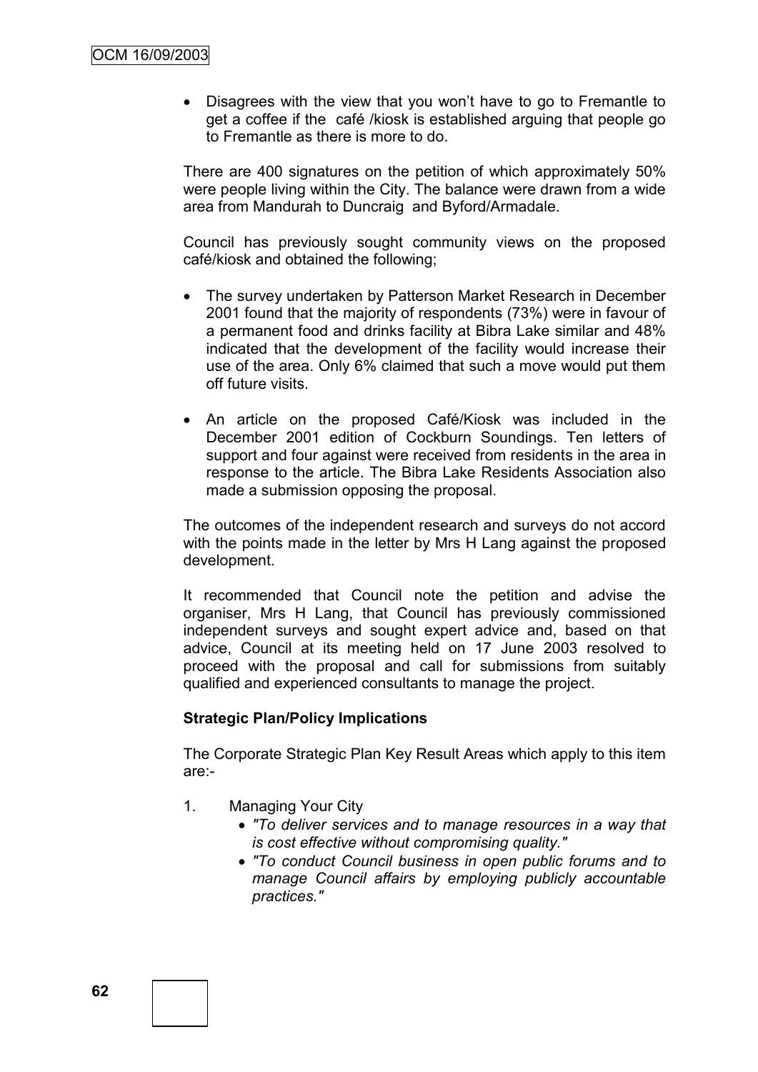- Disagrees with the view that you won't have to go to Fremantle to get a coffee if the café /kiosk is established arguing that people go to Fremantle as there is more to do.

There are 400 signatures on the petition of which approximately 50% were people living within the City. The balance were drawn from a wide area from Mandurah to Duncraig and Byford/Armadale.

Council has previously sought community views on the proposed café/kiosk and obtained the following;

- The survey undertaken by Patterson Market Research in December 2001 found that the majority of respondents (73%) were in favour of a permanent food and drinks facility at Bibra Lake similar and 48% indicated that the development of the facility would increase their use of the area. Only 6% claimed that such a move would put them off future visits.
- An article on the proposed Café/Kiosk was included in the December 2001 edition of Cockburn Soundings. Ten letters of support and four against were received from residents in the area in response to the article. The Bibra Lake Residents Association also made a submission opposing the proposal.

The outcomes of the independent research and surveys do not accord with the points made in the letter by Mrs H Lang against the proposed development.

It recommended that Council note the petition and advise the organiser, Mrs H Lang, that Council has previously commissioned independent surveys and sought expert advice and, based on that advice, Council at its meeting held on 17 June 2003 resolved to proceed with the proposal and call for submissions from suitably qualified and experienced consultants to manage the project.

**Strategic Plan/Policy Implications**

The Corporate Strategic Plan Key Result Areas which apply to this item are:-

1. Managing Your City
   - *"To deliver services and to manage resources in a way that is cost effective without compromising quality."*
   - *"To conduct Council business in open public forums and to manage Council affairs by employing publicly accountable practices."*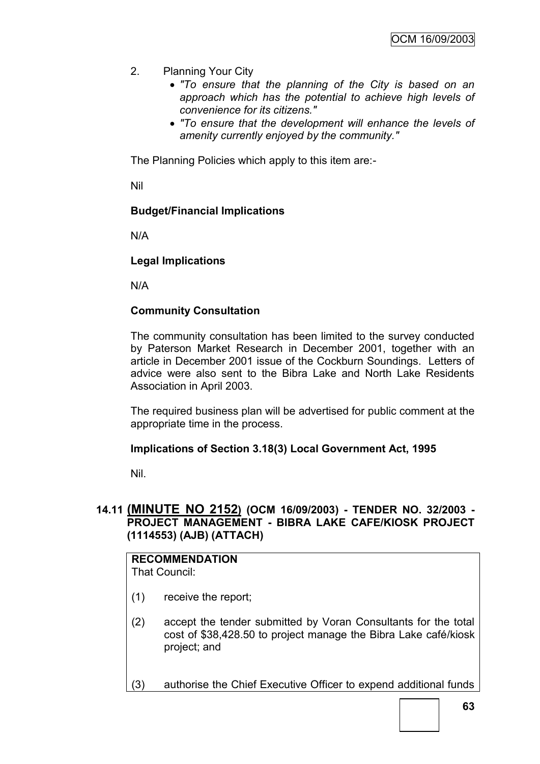2. Planning Your City
   - *"To ensure that the planning of the City is based on an approach which has the potential to achieve high levels of convenience for its citizens."*
   - *"To ensure that the development will enhance the levels of amenity currently enjoyed by the community."*

The Planning Policies which apply to this item are:-

Nil

**Budget/Financial Implications**

N/A

**Legal Implications**

N/A

**Community Consultation**

The community consultation has been limited to the survey conducted by Paterson Market Research in December 2001, together with an article in December 2001 issue of the Cockburn Soundings. Letters of advice were also sent to the Bibra Lake and North Lake Residents Association in April 2003.

The required business plan will be advertised for public comment at the appropriate time in the process.

**Implications of Section 3.18(3) Local Government Act, 1995**

Nil.

## 14.11 (MINUTE NO 2152) (OCM 16/09/2003) - TENDER NO. 32/2003 - PROJECT MANAGEMENT - BIBRA LAKE CAFE/KIOSK PROJECT (1114553) (AJB) (ATTACH)

**RECOMMENDATION**
That Council:

(1) receive the report;

(2) accept the tender submitted by Voran Consultants for the total cost of $38,428.50 to project manage the Bibra Lake café/kiosk project; and

(3) authorise the Chief Executive Officer to expend additional funds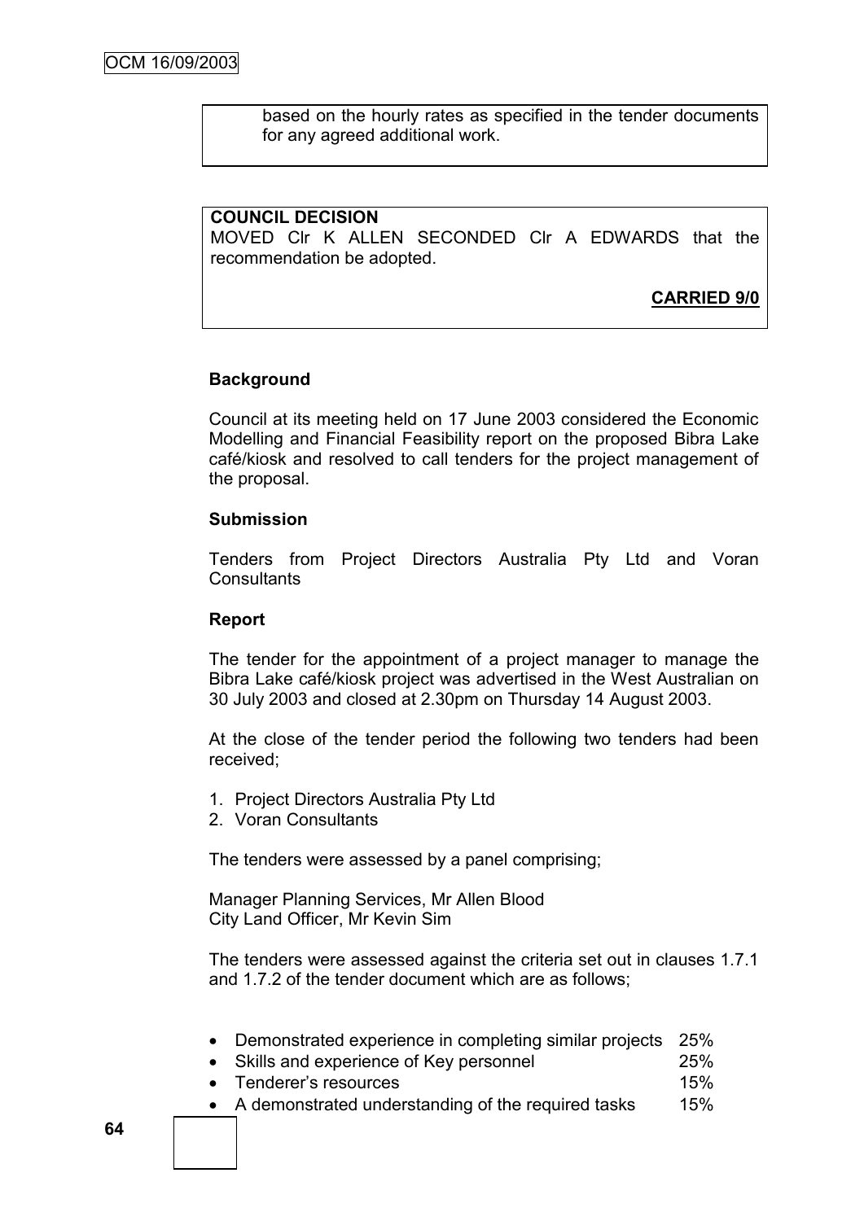based on the hourly rates as specified in the tender documents for any agreed additional work.

**COUNCIL DECISION**
MOVED Clr K ALLEN SECONDED Clr A EDWARDS that the recommendation be adopted.

**CARRIED 9/0**

**Background**

Council at its meeting held on 17 June 2003 considered the Economic Modelling and Financial Feasibility report on the proposed Bibra Lake café/kiosk and resolved to call tenders for the project management of the proposal.

**Submission**

Tenders from Project Directors Australia Pty Ltd and Voran Consultants

**Report**

The tender for the appointment of a project manager to manage the Bibra Lake café/kiosk project was advertised in the West Australian on 30 July 2003 and closed at 2.30pm on Thursday 14 August 2003.

At the close of the tender period the following two tenders had been received;

1. Project Directors Australia Pty Ltd
2. Voran Consultants

The tenders were assessed by a panel comprising;

Manager Planning Services, Mr Allen Blood
City Land Officer, Mr Kevin Sim

The tenders were assessed against the criteria set out in clauses 1.7.1 and 1.7.2 of the tender document which are as follows;

- Demonstrated experience in completing similar projects 25%
- Skills and experience of Key personnel 25%
- Tenderer's resources 15%
- A demonstrated understanding of the required tasks 15%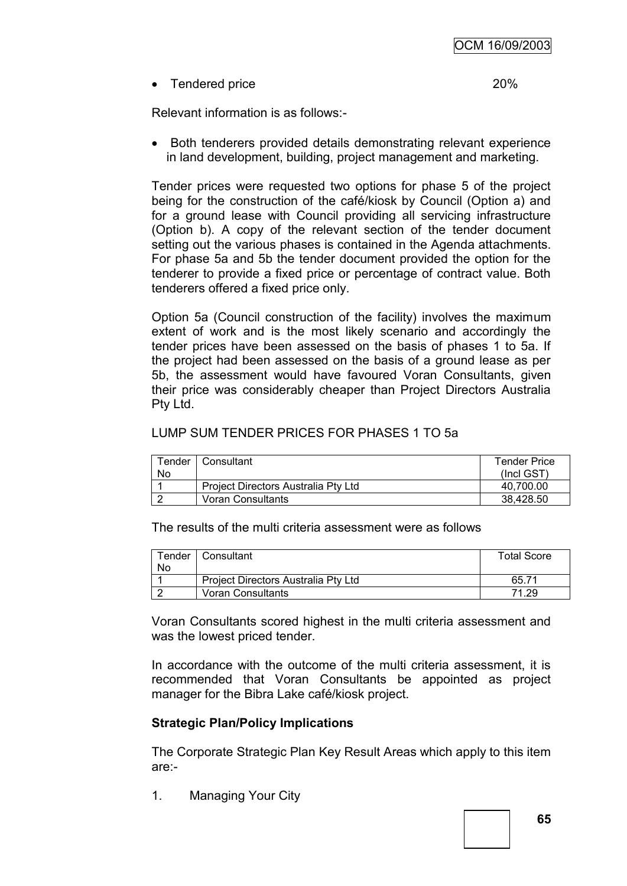- Tendered price 20%

Relevant information is as follows:-

- Both tenderers provided details demonstrating relevant experience in land development, building, project management and marketing.

Tender prices were requested two options for phase 5 of the project being for the construction of the café/kiosk by Council (Option a) and for a ground lease with Council providing all servicing infrastructure (Option b). A copy of the relevant section of the tender document setting out the various phases is contained in the Agenda attachments. For phase 5a and 5b the tender document provided the option for the tenderer to provide a fixed price or percentage of contract value. Both tenderers offered a fixed price only.

Option 5a (Council construction of the facility) involves the maximum extent of work and is the most likely scenario and accordingly the tender prices have been assessed on the basis of phases 1 to 5a. If the project had been assessed on the basis of a ground lease as per 5b, the assessment would have favoured Voran Consultants, given their price was considerably cheaper than Project Directors Australia Pty Ltd.

LUMP SUM TENDER PRICES FOR PHASES 1 TO 5a

| Tender No | Consultant | Tender Price (Incl GST) |
|---|---|---|
| 1 | Project Directors Australia Pty Ltd | 40,700.00 |
| 2 | Voran Consultants | 38,428.50 |

The results of the multi criteria assessment were as follows

| Tender No | Consultant | Total Score |
|---|---|---|
| 1 | Project Directors Australia Pty Ltd | 65.71 |
| 2 | Voran Consultants | 71.29 |

Voran Consultants scored highest in the multi criteria assessment and was the lowest priced tender.

In accordance with the outcome of the multi criteria assessment, it is recommended that Voran Consultants be appointed as project manager for the Bibra Lake café/kiosk project.

**Strategic Plan/Policy Implications**

The Corporate Strategic Plan Key Result Areas which apply to this item are:-

1. Managing Your City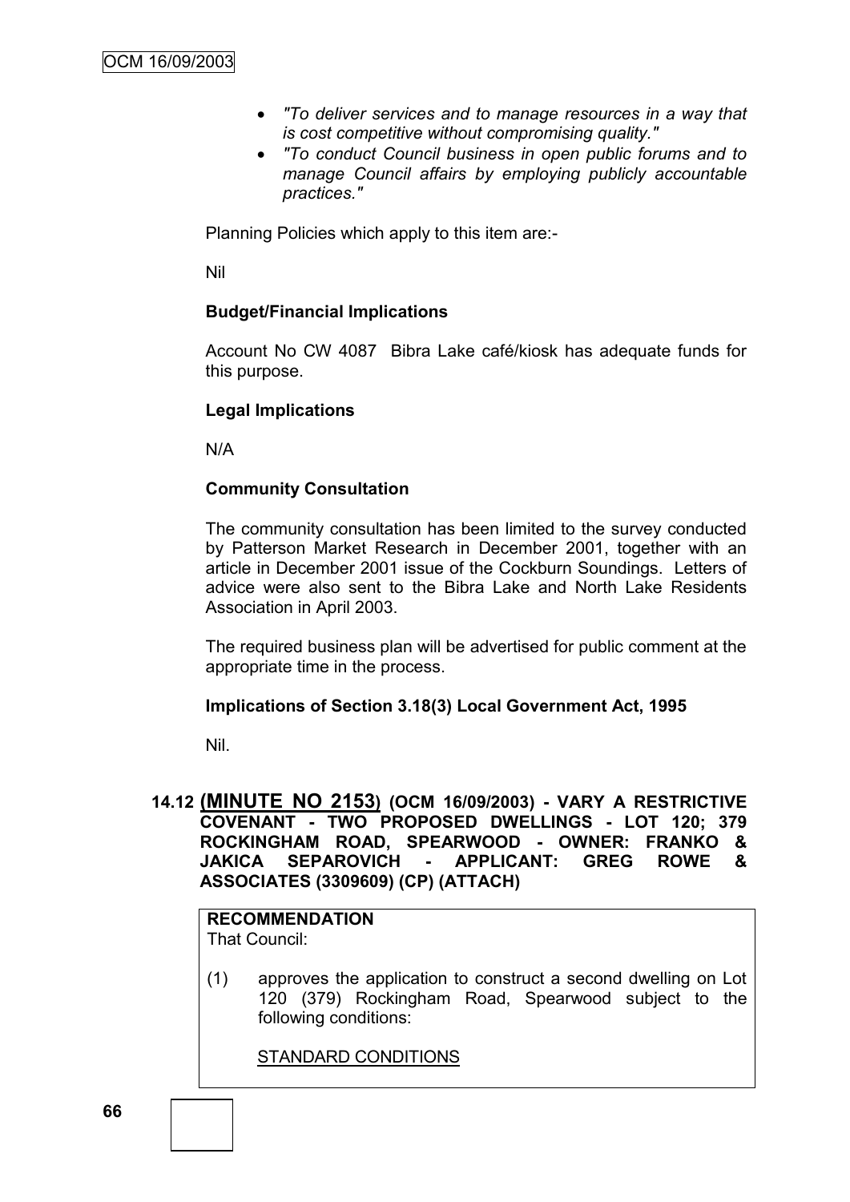- *"To deliver services and to manage resources in a way that is cost competitive without compromising quality."*
- *"To conduct Council business in open public forums and to manage Council affairs by employing publicly accountable practices."*

Planning Policies which apply to this item are:-

Nil

**Budget/Financial Implications**

Account No CW 4087 Bibra Lake café/kiosk has adequate funds for this purpose.

**Legal Implications**

N/A

**Community Consultation**

The community consultation has been limited to the survey conducted by Patterson Market Research in December 2001, together with an article in December 2001 issue of the Cockburn Soundings. Letters of advice were also sent to the Bibra Lake and North Lake Residents Association in April 2003.

The required business plan will be advertised for public comment at the appropriate time in the process.

**Implications of Section 3.18(3) Local Government Act, 1995**

Nil.

### 14.12 (MINUTE NO 2153) (OCM 16/09/2003) - VARY A RESTRICTIVE COVENANT - TWO PROPOSED DWELLINGS - LOT 120; 379 ROCKINGHAM ROAD, SPEARWOOD - OWNER: FRANKO & JAKICA SEPAROVICH - APPLICANT: GREG ROWE & ASSOCIATES (3309609) (CP) (ATTACH)

**RECOMMENDATION**
That Council:

(1) approves the application to construct a second dwelling on Lot 120 (379) Rockingham Road, Spearwood subject to the following conditions:

STANDARD CONDITIONS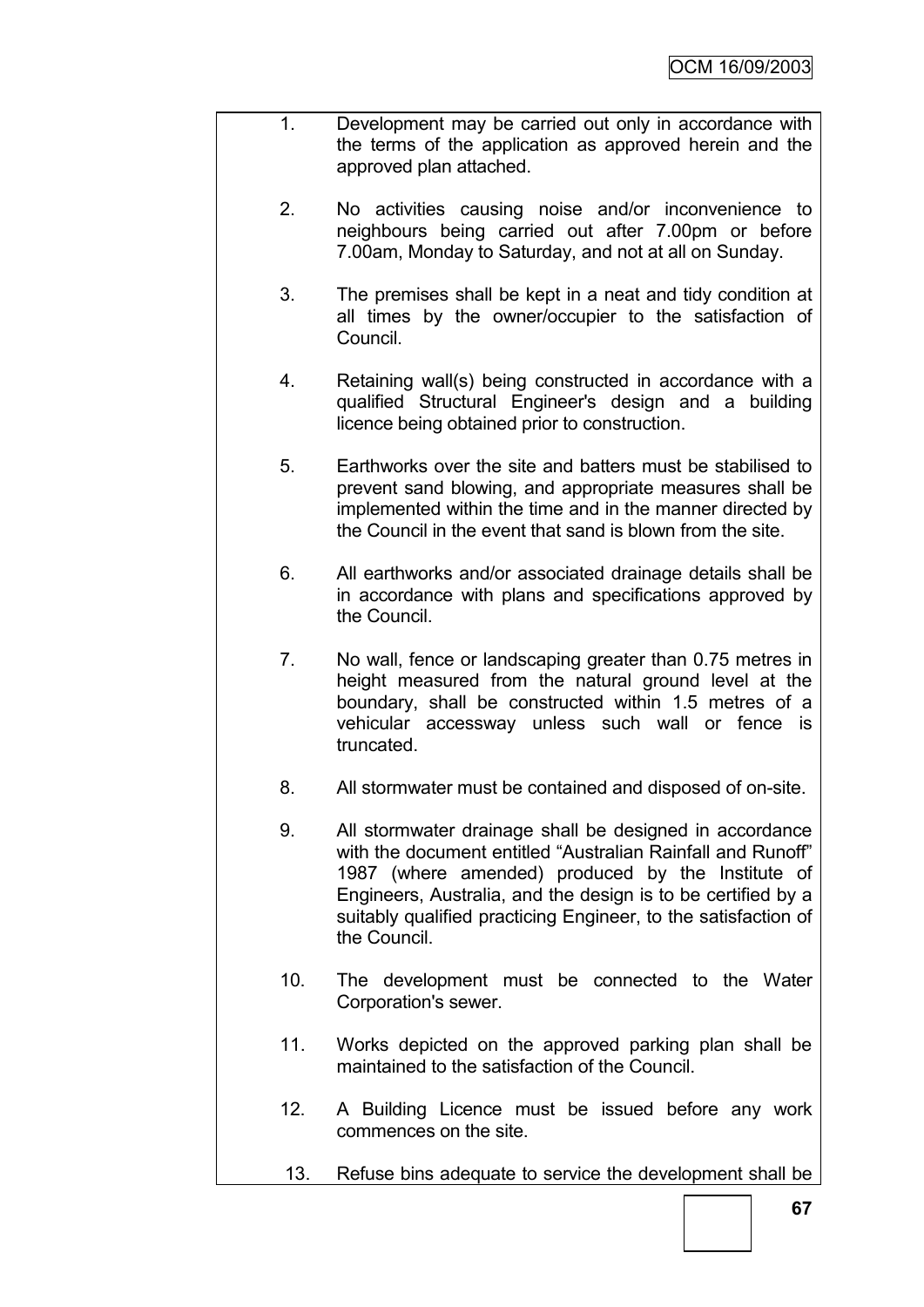1. Development may be carried out only in accordance with the terms of the application as approved herein and the approved plan attached.

2. No activities causing noise and/or inconvenience to neighbours being carried out after 7.00pm or before 7.00am, Monday to Saturday, and not at all on Sunday.

3. The premises shall be kept in a neat and tidy condition at all times by the owner/occupier to the satisfaction of Council.

4. Retaining wall(s) being constructed in accordance with a qualified Structural Engineer's design and a building licence being obtained prior to construction.

5. Earthworks over the site and batters must be stabilised to prevent sand blowing, and appropriate measures shall be implemented within the time and in the manner directed by the Council in the event that sand is blown from the site.

6. All earthworks and/or associated drainage details shall be in accordance with plans and specifications approved by the Council.

7. No wall, fence or landscaping greater than 0.75 metres in height measured from the natural ground level at the boundary, shall be constructed within 1.5 metres of a vehicular accessway unless such wall or fence is truncated.

8. All stormwater must be contained and disposed of on-site.

9. All stormwater drainage shall be designed in accordance with the document entitled "Australian Rainfall and Runoff" 1987 (where amended) produced by the Institute of Engineers, Australia, and the design is to be certified by a suitably qualified practicing Engineer, to the satisfaction of the Council.

10. The development must be connected to the Water Corporation's sewer.

11. Works depicted on the approved parking plan shall be maintained to the satisfaction of the Council.

12. A Building Licence must be issued before any work commences on the site.

13. Refuse bins adequate to service the development shall be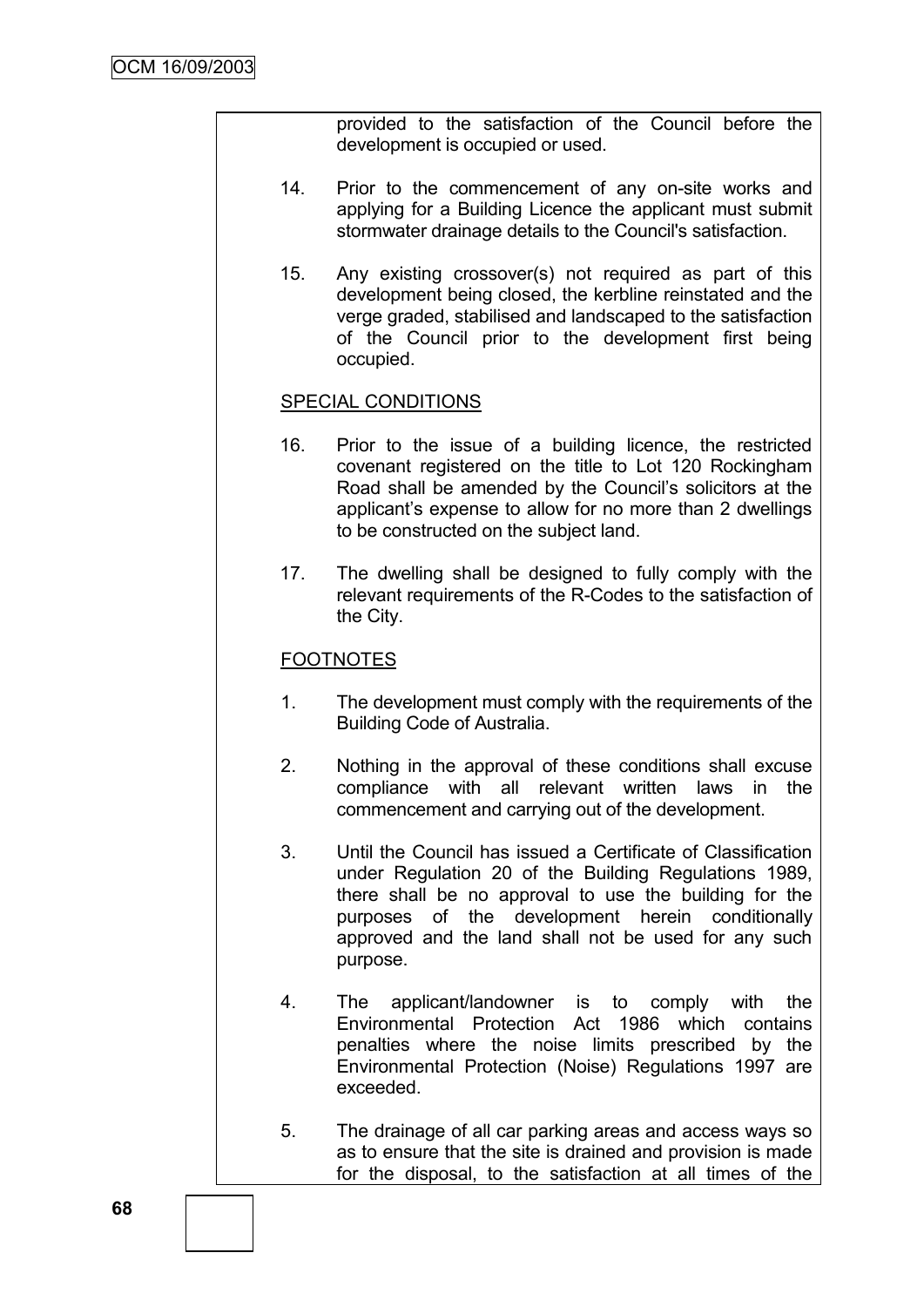provided to the satisfaction of the Council before the development is occupied or used.

14. Prior to the commencement of any on-site works and applying for a Building Licence the applicant must submit stormwater drainage details to the Council's satisfaction.

15. Any existing crossover(s) not required as part of this development being closed, the kerbline reinstated and the verge graded, stabilised and landscaped to the satisfaction of the Council prior to the development first being occupied.

SPECIAL CONDITIONS

16. Prior to the issue of a building licence, the restricted covenant registered on the title to Lot 120 Rockingham Road shall be amended by the Council's solicitors at the applicant's expense to allow for no more than 2 dwellings to be constructed on the subject land.

17. The dwelling shall be designed to fully comply with the relevant requirements of the R-Codes to the satisfaction of the City.

FOOTNOTES

1. The development must comply with the requirements of the Building Code of Australia.

2. Nothing in the approval of these conditions shall excuse compliance with all relevant written laws in the commencement and carrying out of the development.

3. Until the Council has issued a Certificate of Classification under Regulation 20 of the Building Regulations 1989, there shall be no approval to use the building for the purposes of the development herein conditionally approved and the land shall not be used for any such purpose.

4. The applicant/landowner is to comply with the Environmental Protection Act 1986 which contains penalties where the noise limits prescribed by the Environmental Protection (Noise) Regulations 1997 are exceeded.

5. The drainage of all car parking areas and access ways so as to ensure that the site is drained and provision is made for the disposal, to the satisfaction at all times of the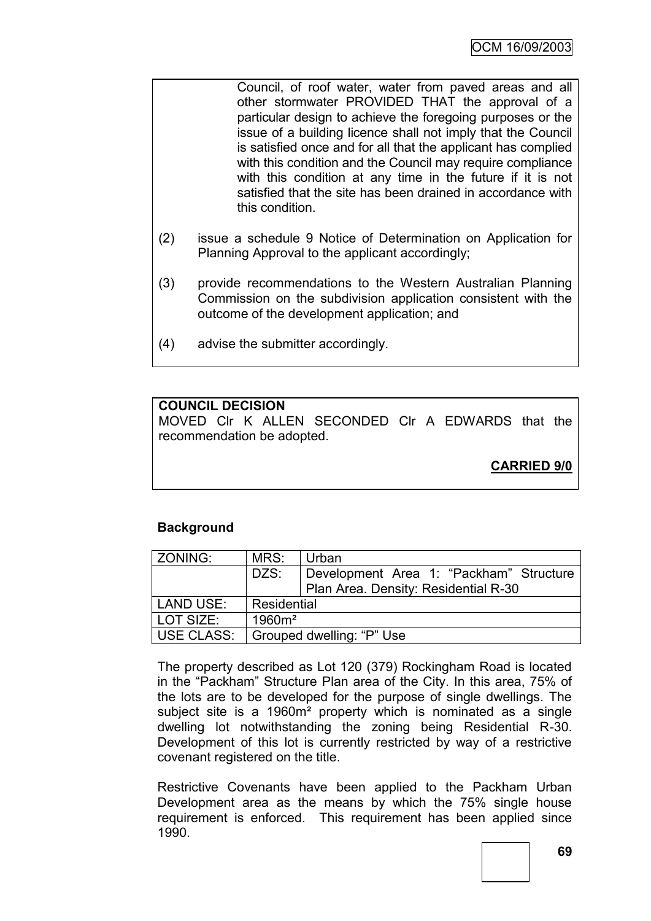Council, of roof water, water from paved areas and all other stormwater PROVIDED THAT the approval of a particular design to achieve the foregoing purposes or the issue of a building licence shall not imply that the Council is satisfied once and for all that the applicant has complied with this condition and the Council may require compliance with this condition at any time in the future if it is not satisfied that the site has been drained in accordance with this condition.

(2) issue a schedule 9 Notice of Determination on Application for Planning Approval to the applicant accordingly;

(3) provide recommendations to the Western Australian Planning Commission on the subdivision application consistent with the outcome of the development application; and

(4) advise the submitter accordingly.

**COUNCIL DECISION**

MOVED Clr K ALLEN SECONDED Clr A EDWARDS that the recommendation be adopted.

**CARRIED 9/0**

### Background

| ZONING: | MRS: | Urban |
|---|---|---|
| | DZS: | Development Area 1: "Packham" Structure Plan Area. Density: Residential R-30 |
| LAND USE: | Residential | |
| LOT SIZE: | 1960m² | |
| USE CLASS: | Grouped dwelling: "P" Use | |

The property described as Lot 120 (379) Rockingham Road is located in the "Packham" Structure Plan area of the City. In this area, 75% of the lots are to be developed for the purpose of single dwellings. The subject site is a 1960m² property which is nominated as a single dwelling lot notwithstanding the zoning being Residential R-30. Development of this lot is currently restricted by way of a restrictive covenant registered on the title.

Restrictive Covenants have been applied to the Packham Urban Development area as the means by which the 75% single house requirement is enforced. This requirement has been applied since 1990.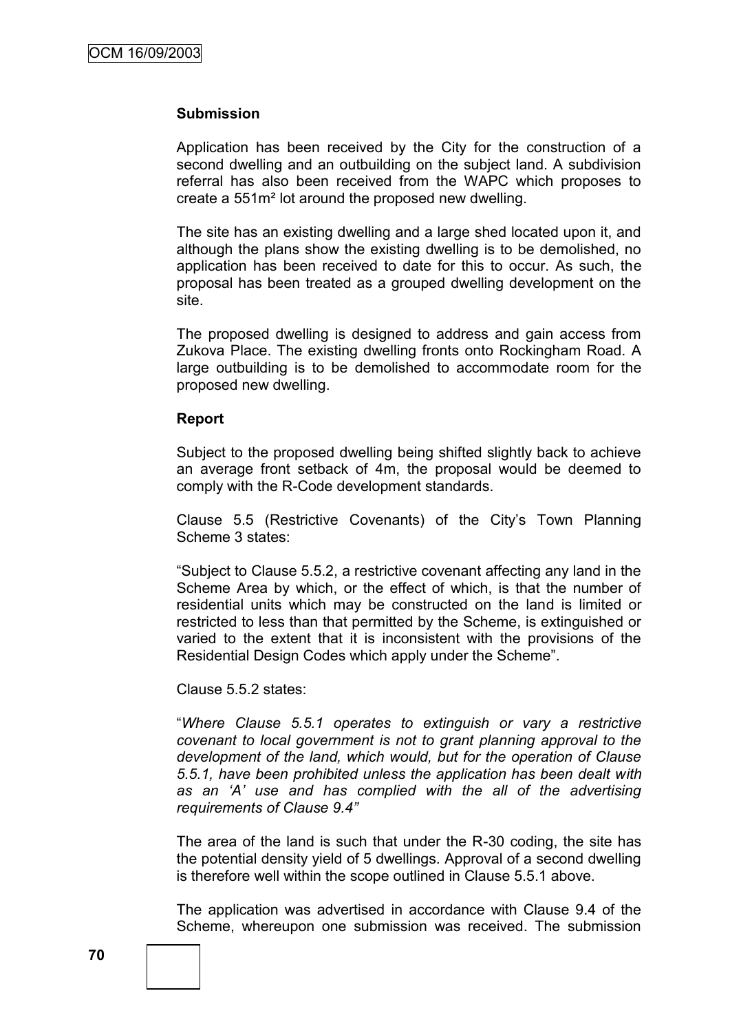**Submission**

Application has been received by the City for the construction of a second dwelling and an outbuilding on the subject land. A subdivision referral has also been received from the WAPC which proposes to create a 551m² lot around the proposed new dwelling.

The site has an existing dwelling and a large shed located upon it, and although the plans show the existing dwelling is to be demolished, no application has been received to date for this to occur. As such, the proposal has been treated as a grouped dwelling development on the site.

The proposed dwelling is designed to address and gain access from Zukova Place. The existing dwelling fronts onto Rockingham Road. A large outbuilding is to be demolished to accommodate room for the proposed new dwelling.

**Report**

Subject to the proposed dwelling being shifted slightly back to achieve an average front setback of 4m, the proposal would be deemed to comply with the R-Code development standards.

Clause 5.5 (Restrictive Covenants) of the City's Town Planning Scheme 3 states:

"Subject to Clause 5.5.2, a restrictive covenant affecting any land in the Scheme Area by which, or the effect of which, is that the number of residential units which may be constructed on the land is limited or restricted to less than that permitted by the Scheme, is extinguished or varied to the extent that it is inconsistent with the provisions of the Residential Design Codes which apply under the Scheme".

Clause 5.5.2 states:

"*Where Clause 5.5.1 operates to extinguish or vary a restrictive covenant to local government is not to grant planning approval to the development of the land, which would, but for the operation of Clause 5.5.1, have been prohibited unless the application has been dealt with as an 'A' use and has complied with the all of the advertising requirements of Clause 9.4"*

The area of the land is such that under the R-30 coding, the site has the potential density yield of 5 dwellings. Approval of a second dwelling is therefore well within the scope outlined in Clause 5.5.1 above.

The application was advertised in accordance with Clause 9.4 of the Scheme, whereupon one submission was received. The submission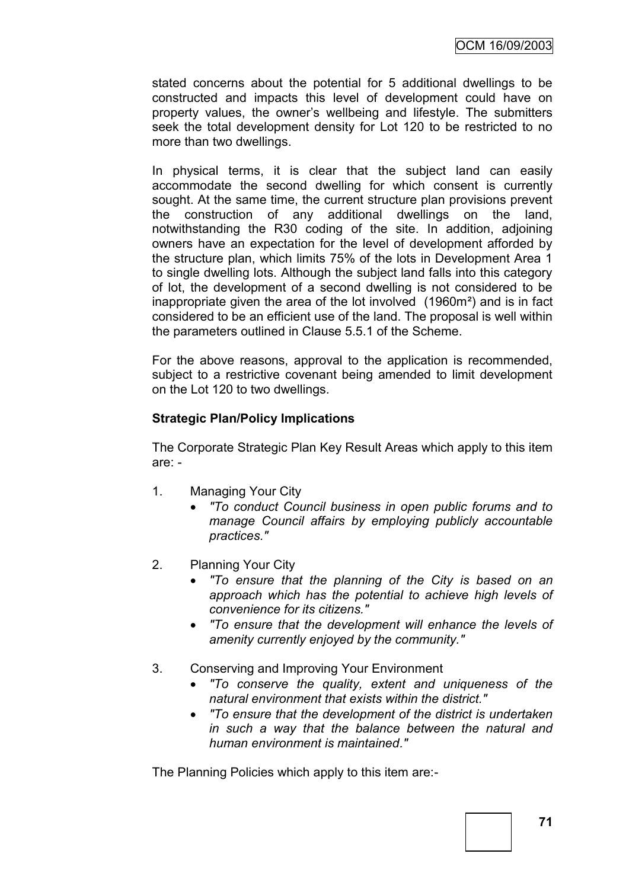stated concerns about the potential for 5 additional dwellings to be constructed and impacts this level of development could have on property values, the owner's wellbeing and lifestyle. The submitters seek the total development density for Lot 120 to be restricted to no more than two dwellings.

In physical terms, it is clear that the subject land can easily accommodate the second dwelling for which consent is currently sought. At the same time, the current structure plan provisions prevent the construction of any additional dwellings on the land, notwithstanding the R30 coding of the site. In addition, adjoining owners have an expectation for the level of development afforded by the structure plan, which limits 75% of the lots in Development Area 1 to single dwelling lots. Although the subject land falls into this category of lot, the development of a second dwelling is not considered to be inappropriate given the area of the lot involved (1960m²) and is in fact considered to be an efficient use of the land. The proposal is well within the parameters outlined in Clause 5.5.1 of the Scheme.

For the above reasons, approval to the application is recommended, subject to a restrictive covenant being amended to limit development on the Lot 120 to two dwellings.

**Strategic Plan/Policy Implications**

The Corporate Strategic Plan Key Result Areas which apply to this item are: -

1. Managing Your City
   - *"To conduct Council business in open public forums and to manage Council affairs by employing publicly accountable practices."*
2. Planning Your City
   - *"To ensure that the planning of the City is based on an approach which has the potential to achieve high levels of convenience for its citizens."*
   - *"To ensure that the development will enhance the levels of amenity currently enjoyed by the community."*
3. Conserving and Improving Your Environment
   - *"To conserve the quality, extent and uniqueness of the natural environment that exists within the district."*
   - *"To ensure that the development of the district is undertaken in such a way that the balance between the natural and human environment is maintained."*

The Planning Policies which apply to this item are:-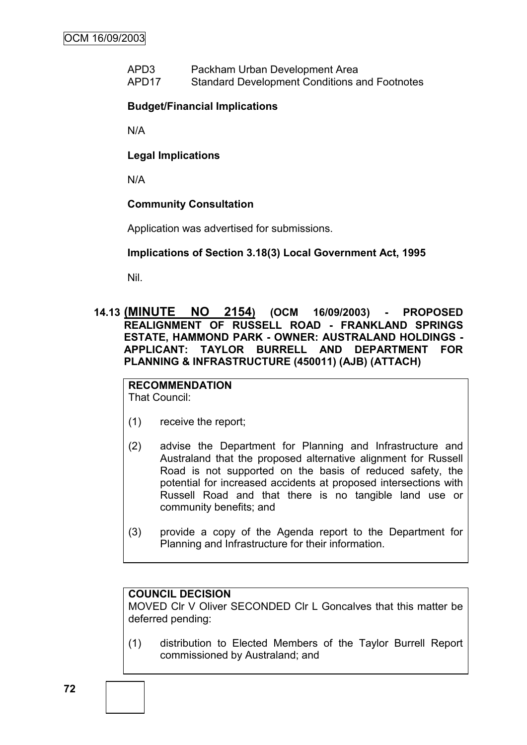APD3 Packham Urban Development Area
APD17 Standard Development Conditions and Footnotes

**Budget/Financial Implications**

N/A

**Legal Implications**

N/A

**Community Consultation**

Application was advertised for submissions.

**Implications of Section 3.18(3) Local Government Act, 1995**

Nil.

## 14.13 (MINUTE NO 2154) (OCM 16/09/2003) - PROPOSED REALIGNMENT OF RUSSELL ROAD - FRANKLAND SPRINGS ESTATE, HAMMOND PARK - OWNER: AUSTRALAND HOLDINGS - APPLICANT: TAYLOR BURRELL AND DEPARTMENT FOR PLANNING & INFRASTRUCTURE (450011) (AJB) (ATTACH)

**RECOMMENDATION**
That Council:

(1) receive the report;

(2) advise the Department for Planning and Infrastructure and Australand that the proposed alternative alignment for Russell Road is not supported on the basis of reduced safety, the potential for increased accidents at proposed intersections with Russell Road and that there is no tangible land use or community benefits; and

(3) provide a copy of the Agenda report to the Department for Planning and Infrastructure for their information.

**COUNCIL DECISION**
MOVED Clr V Oliver SECONDED Clr L Goncalves that this matter be deferred pending:

(1) distribution to Elected Members of the Taylor Burrell Report commissioned by Australand; and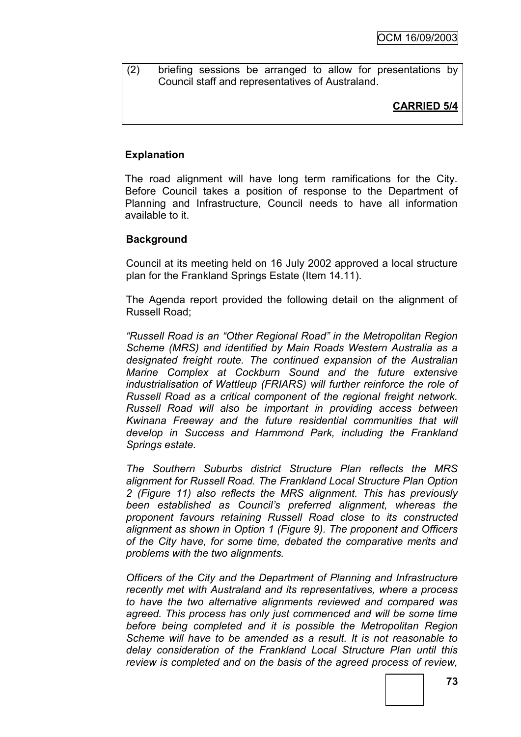(2) briefing sessions be arranged to allow for presentations by Council staff and representatives of Australand.

**CARRIED 5/4**

**Explanation**

The road alignment will have long term ramifications for the City. Before Council takes a position of response to the Department of Planning and Infrastructure, Council needs to have all information available to it.

**Background**

Council at its meeting held on 16 July 2002 approved a local structure plan for the Frankland Springs Estate (Item 14.11).

The Agenda report provided the following detail on the alignment of Russell Road;

*"Russell Road is an "Other Regional Road" in the Metropolitan Region Scheme (MRS) and identified by Main Roads Western Australia as a designated freight route. The continued expansion of the Australian Marine Complex at Cockburn Sound and the future extensive industrialisation of Wattleup (FRIARS) will further reinforce the role of Russell Road as a critical component of the regional freight network. Russell Road will also be important in providing access between Kwinana Freeway and the future residential communities that will develop in Success and Hammond Park, including the Frankland Springs estate.*

*The Southern Suburbs district Structure Plan reflects the MRS alignment for Russell Road. The Frankland Local Structure Plan Option 2 (Figure 11) also reflects the MRS alignment. This has previously been established as Council's preferred alignment, whereas the proponent favours retaining Russell Road close to its constructed alignment as shown in Option 1 (Figure 9). The proponent and Officers of the City have, for some time, debated the comparative merits and problems with the two alignments.*

*Officers of the City and the Department of Planning and Infrastructure recently met with Australand and its representatives, where a process to have the two alternative alignments reviewed and compared was agreed. This process has only just commenced and will be some time before being completed and it is possible the Metropolitan Region Scheme will have to be amended as a result. It is not reasonable to delay consideration of the Frankland Local Structure Plan until this review is completed and on the basis of the agreed process of review,*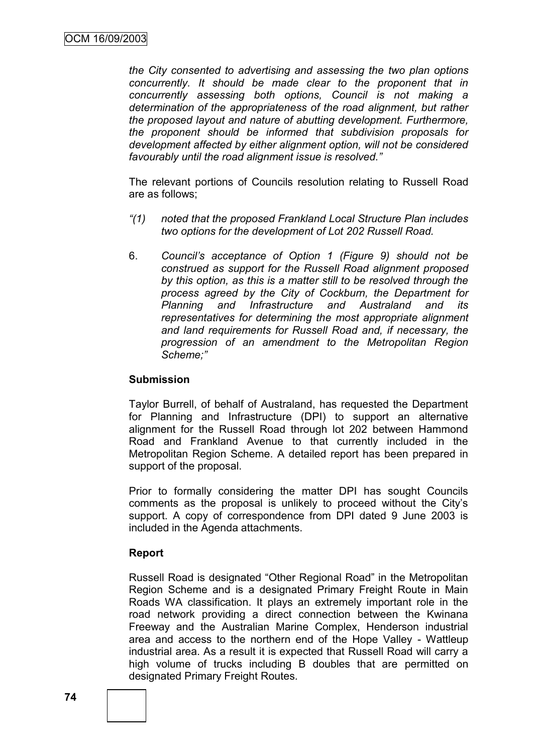*the City consented to advertising and assessing the two plan options concurrently. It should be made clear to the proponent that in concurrently assessing both options, Council is not making a determination of the appropriateness of the road alignment, but rather the proposed layout and nature of abutting development. Furthermore, the proponent should be informed that subdivision proposals for development affected by either alignment option, will not be considered favourably until the road alignment issue is resolved."*

The relevant portions of Councils resolution relating to Russell Road are as follows;

*"(1) noted that the proposed Frankland Local Structure Plan includes two options for the development of Lot 202 Russell Road.*

6. *Council's acceptance of Option 1 (Figure 9) should not be construed as support for the Russell Road alignment proposed by this option, as this is a matter still to be resolved through the process agreed by the City of Cockburn, the Department for Planning and Infrastructure and Australand and its representatives for determining the most appropriate alignment and land requirements for Russell Road and, if necessary, the progression of an amendment to the Metropolitan Region Scheme;"*

**Submission**

Taylor Burrell, of behalf of Australand, has requested the Department for Planning and Infrastructure (DPI) to support an alternative alignment for the Russell Road through lot 202 between Hammond Road and Frankland Avenue to that currently included in the Metropolitan Region Scheme. A detailed report has been prepared in support of the proposal.

Prior to formally considering the matter DPI has sought Councils comments as the proposal is unlikely to proceed without the City's support. A copy of correspondence from DPI dated 9 June 2003 is included in the Agenda attachments.

**Report**

Russell Road is designated "Other Regional Road" in the Metropolitan Region Scheme and is a designated Primary Freight Route in Main Roads WA classification. It plays an extremely important role in the road network providing a direct connection between the Kwinana Freeway and the Australian Marine Complex, Henderson industrial area and access to the northern end of the Hope Valley - Wattleup industrial area. As a result it is expected that Russell Road will carry a high volume of trucks including B doubles that are permitted on designated Primary Freight Routes.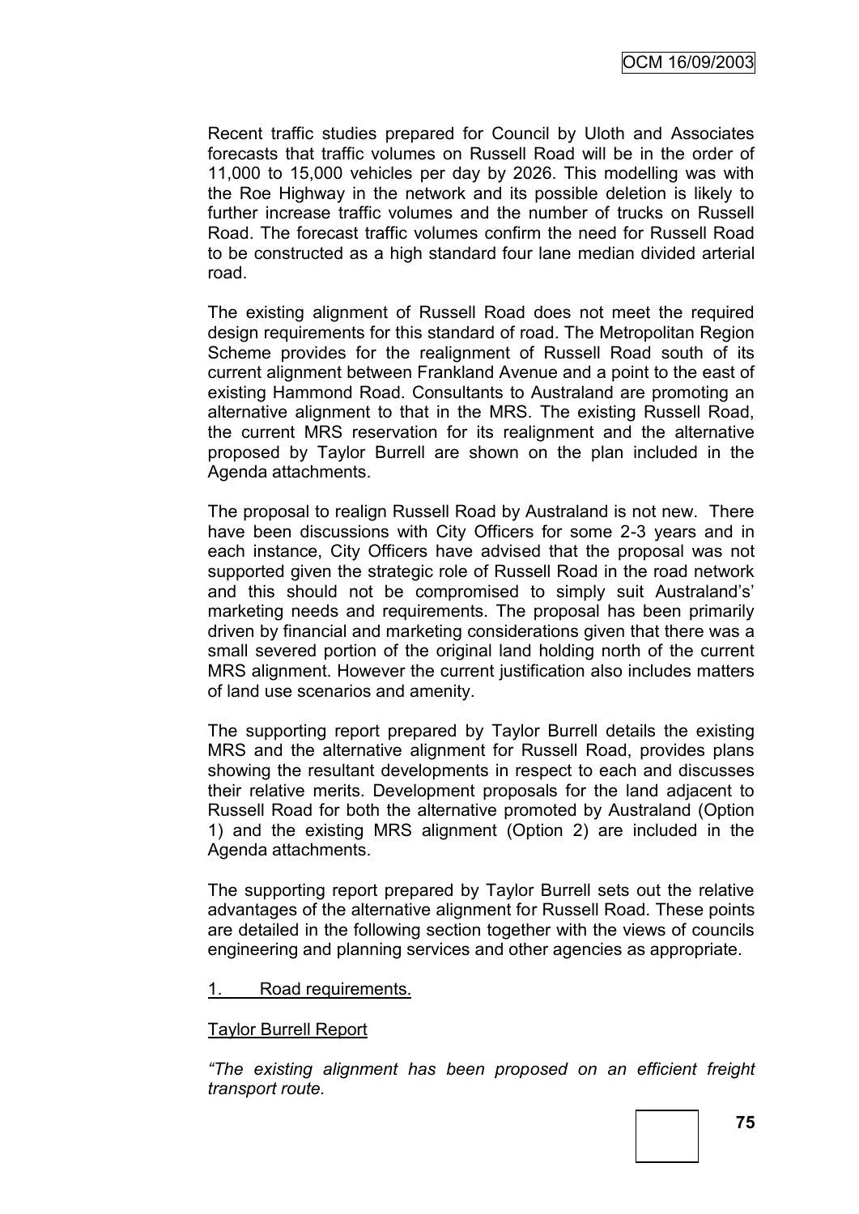Recent traffic studies prepared for Council by Uloth and Associates forecasts that traffic volumes on Russell Road will be in the order of 11,000 to 15,000 vehicles per day by 2026. This modelling was with the Roe Highway in the network and its possible deletion is likely to further increase traffic volumes and the number of trucks on Russell Road. The forecast traffic volumes confirm the need for Russell Road to be constructed as a high standard four lane median divided arterial road.

The existing alignment of Russell Road does not meet the required design requirements for this standard of road. The Metropolitan Region Scheme provides for the realignment of Russell Road south of its current alignment between Frankland Avenue and a point to the east of existing Hammond Road. Consultants to Australand are promoting an alternative alignment to that in the MRS. The existing Russell Road, the current MRS reservation for its realignment and the alternative proposed by Taylor Burrell are shown on the plan included in the Agenda attachments.

The proposal to realign Russell Road by Australand is not new. There have been discussions with City Officers for some 2-3 years and in each instance, City Officers have advised that the proposal was not supported given the strategic role of Russell Road in the road network and this should not be compromised to simply suit Australand's' marketing needs and requirements. The proposal has been primarily driven by financial and marketing considerations given that there was a small severed portion of the original land holding north of the current MRS alignment. However the current justification also includes matters of land use scenarios and amenity.

The supporting report prepared by Taylor Burrell details the existing MRS and the alternative alignment for Russell Road, provides plans showing the resultant developments in respect to each and discusses their relative merits. Development proposals for the land adjacent to Russell Road for both the alternative promoted by Australand (Option 1) and the existing MRS alignment (Option 2) are included in the Agenda attachments.

The supporting report prepared by Taylor Burrell sets out the relative advantages of the alternative alignment for Russell Road. These points are detailed in the following section together with the views of councils engineering and planning services and other agencies as appropriate.

1. Road requirements.

Taylor Burrell Report

*"The existing alignment has been proposed on an efficient freight transport route.*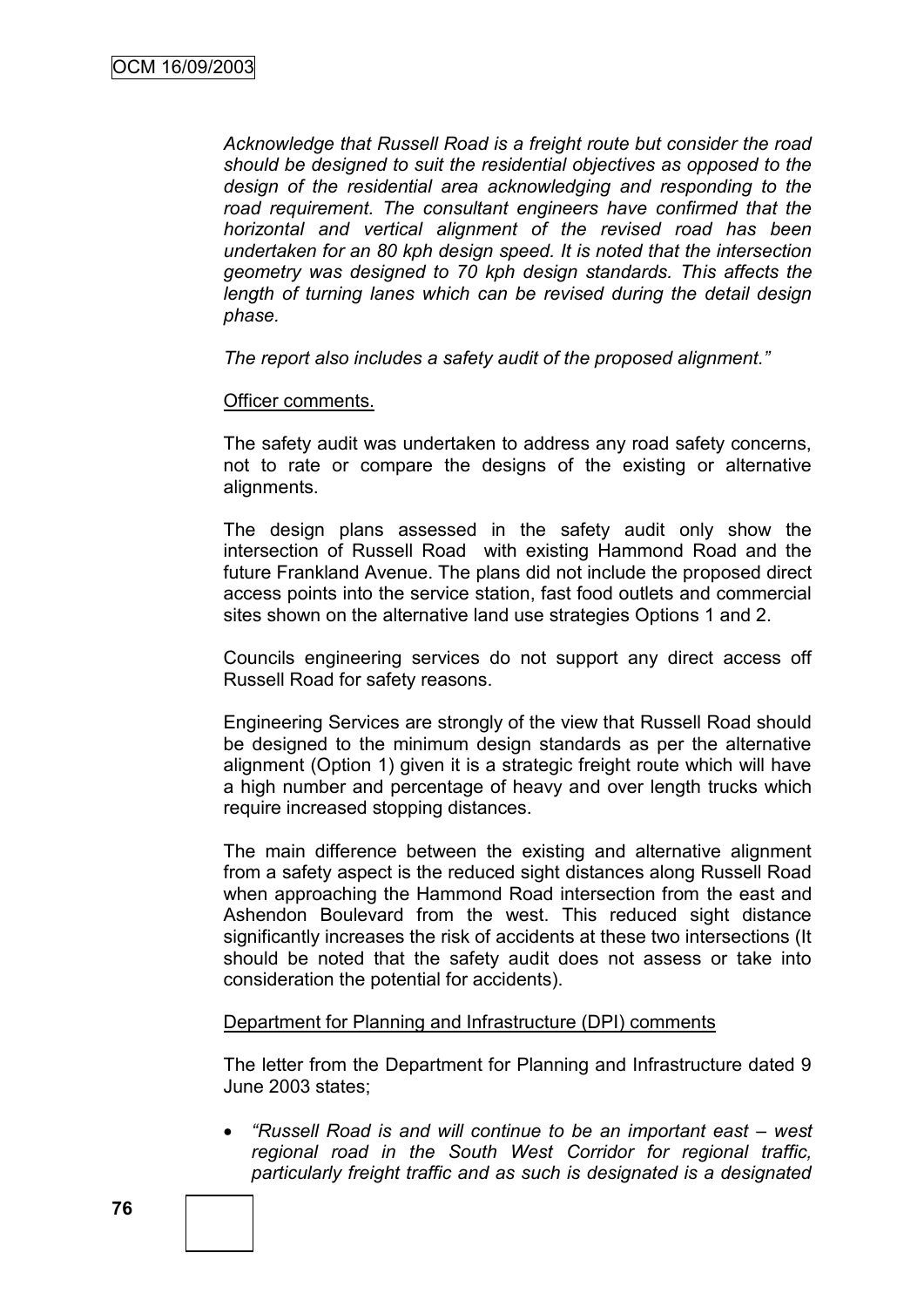*Acknowledge that Russell Road is a freight route but consider the road should be designed to suit the residential objectives as opposed to the design of the residential area acknowledging and responding to the road requirement. The consultant engineers have confirmed that the horizontal and vertical alignment of the revised road has been undertaken for an 80 kph design speed. It is noted that the intersection geometry was designed to 70 kph design standards. This affects the length of turning lanes which can be revised during the detail design phase.*

*The report also includes a safety audit of the proposed alignment."*

Officer comments.

The safety audit was undertaken to address any road safety concerns, not to rate or compare the designs of the existing or alternative alignments.

The design plans assessed in the safety audit only show the intersection of Russell Road with existing Hammond Road and the future Frankland Avenue. The plans did not include the proposed direct access points into the service station, fast food outlets and commercial sites shown on the alternative land use strategies Options 1 and 2.

Councils engineering services do not support any direct access off Russell Road for safety reasons.

Engineering Services are strongly of the view that Russell Road should be designed to the minimum design standards as per the alternative alignment (Option 1) given it is a strategic freight route which will have a high number and percentage of heavy and over length trucks which require increased stopping distances.

The main difference between the existing and alternative alignment from a safety aspect is the reduced sight distances along Russell Road when approaching the Hammond Road intersection from the east and Ashendon Boulevard from the west. This reduced sight distance significantly increases the risk of accidents at these two intersections (It should be noted that the safety audit does not assess or take into consideration the potential for accidents).

Department for Planning and Infrastructure (DPI) comments

The letter from the Department for Planning and Infrastructure dated 9 June 2003 states;

- *"Russell Road is and will continue to be an important east – west regional road in the South West Corridor for regional traffic, particularly freight traffic and as such is designated is a designated*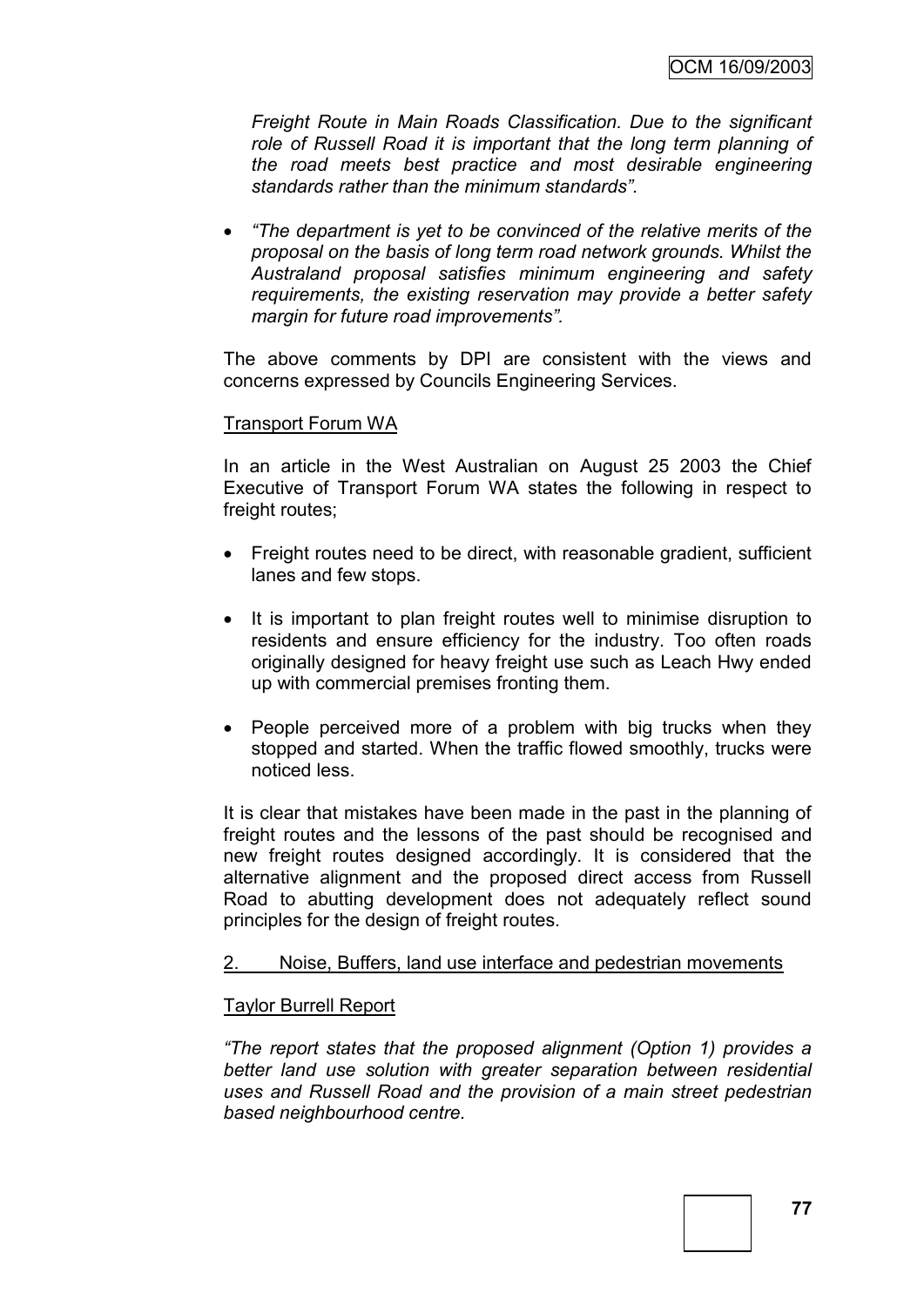*Freight Route in Main Roads Classification. Due to the significant role of Russell Road it is important that the long term planning of the road meets best practice and most desirable engineering standards rather than the minimum standards".*

- *"The department is yet to be convinced of the relative merits of the proposal on the basis of long term road network grounds. Whilst the Australand proposal satisfies minimum engineering and safety requirements, the existing reservation may provide a better safety margin for future road improvements".*

The above comments by DPI are consistent with the views and concerns expressed by Councils Engineering Services.

Transport Forum WA

In an article in the West Australian on August 25 2003 the Chief Executive of Transport Forum WA states the following in respect to freight routes;

- Freight routes need to be direct, with reasonable gradient, sufficient lanes and few stops.
- It is important to plan freight routes well to minimise disruption to residents and ensure efficiency for the industry. Too often roads originally designed for heavy freight use such as Leach Hwy ended up with commercial premises fronting them.
- People perceived more of a problem with big trucks when they stopped and started. When the traffic flowed smoothly, trucks were noticed less.

It is clear that mistakes have been made in the past in the planning of freight routes and the lessons of the past should be recognised and new freight routes designed accordingly. It is considered that the alternative alignment and the proposed direct access from Russell Road to abutting development does not adequately reflect sound principles for the design of freight routes.

2. Noise, Buffers, land use interface and pedestrian movements

Taylor Burrell Report

*"The report states that the proposed alignment (Option 1) provides a better land use solution with greater separation between residential uses and Russell Road and the provision of a main street pedestrian based neighbourhood centre.*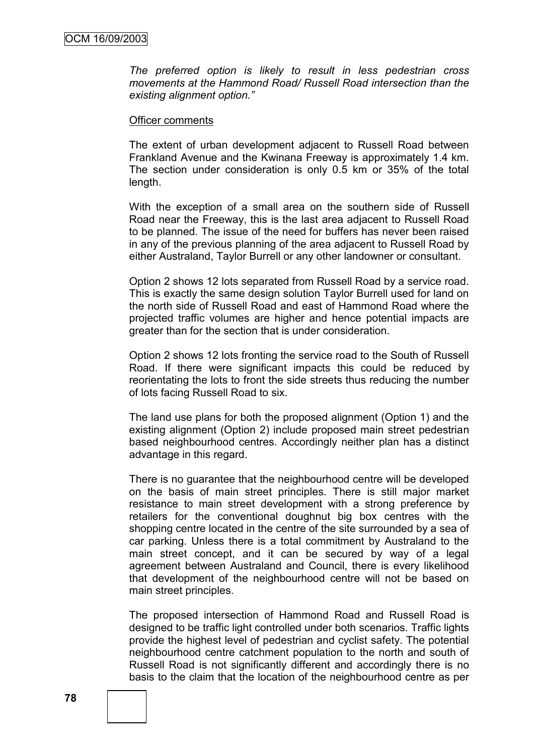*The preferred option is likely to result in less pedestrian cross movements at the Hammond Road/ Russell Road intersection than the existing alignment option."*

Officer comments

The extent of urban development adjacent to Russell Road between Frankland Avenue and the Kwinana Freeway is approximately 1.4 km. The section under consideration is only 0.5 km or 35% of the total length.

With the exception of a small area on the southern side of Russell Road near the Freeway, this is the last area adjacent to Russell Road to be planned. The issue of the need for buffers has never been raised in any of the previous planning of the area adjacent to Russell Road by either Australand, Taylor Burrell or any other landowner or consultant.

Option 2 shows 12 lots separated from Russell Road by a service road. This is exactly the same design solution Taylor Burrell used for land on the north side of Russell Road and east of Hammond Road where the projected traffic volumes are higher and hence potential impacts are greater than for the section that is under consideration.

Option 2 shows 12 lots fronting the service road to the South of Russell Road. If there were significant impacts this could be reduced by reorientating the lots to front the side streets thus reducing the number of lots facing Russell Road to six.

The land use plans for both the proposed alignment (Option 1) and the existing alignment (Option 2) include proposed main street pedestrian based neighbourhood centres. Accordingly neither plan has a distinct advantage in this regard.

There is no guarantee that the neighbourhood centre will be developed on the basis of main street principles. There is still major market resistance to main street development with a strong preference by retailers for the conventional doughnut big box centres with the shopping centre located in the centre of the site surrounded by a sea of car parking. Unless there is a total commitment by Australand to the main street concept, and it can be secured by way of a legal agreement between Australand and Council, there is every likelihood that development of the neighbourhood centre will not be based on main street principles.

The proposed intersection of Hammond Road and Russell Road is designed to be traffic light controlled under both scenarios. Traffic lights provide the highest level of pedestrian and cyclist safety. The potential neighbourhood centre catchment population to the north and south of Russell Road is not significantly different and accordingly there is no basis to the claim that the location of the neighbourhood centre as per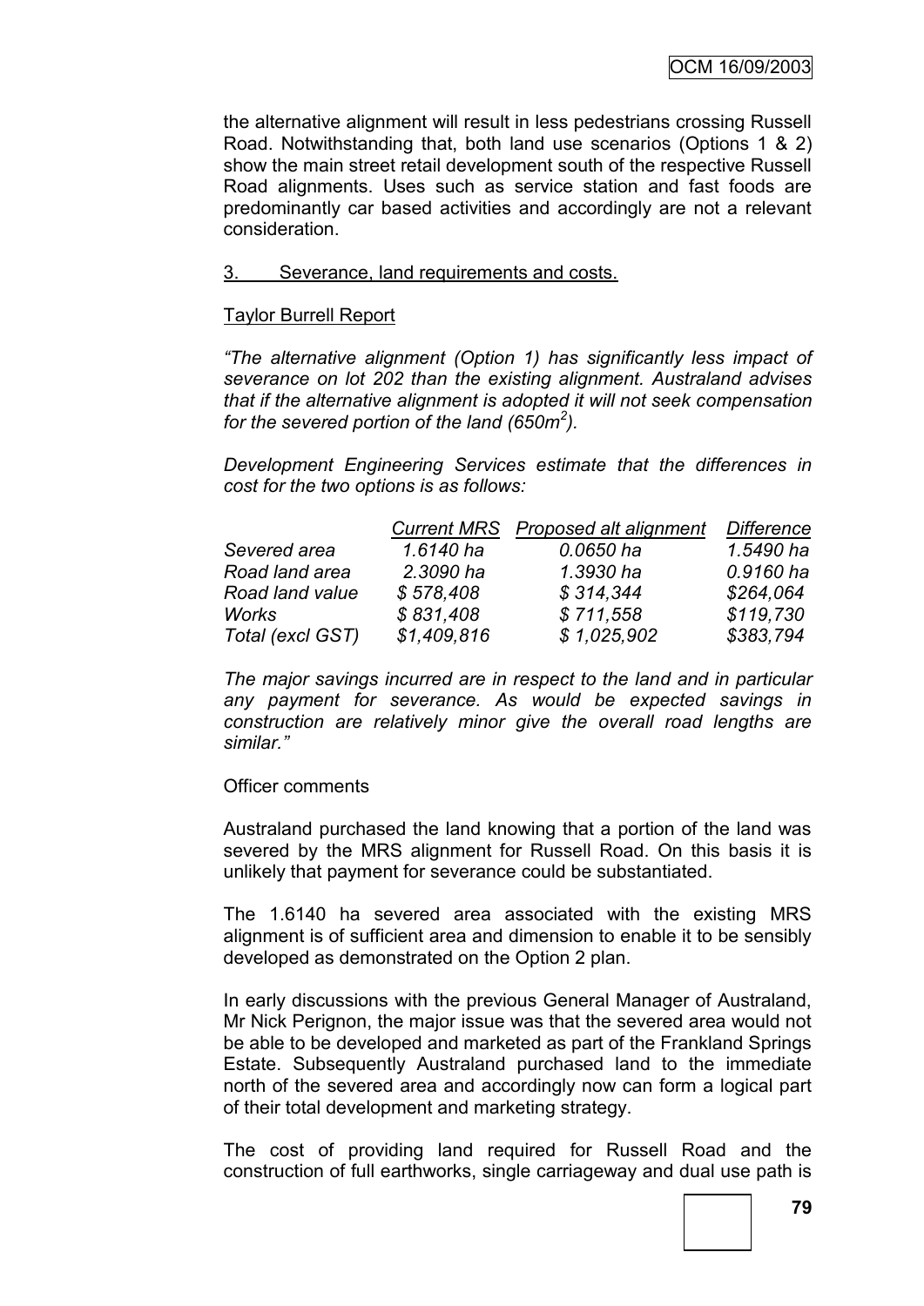the alternative alignment will result in less pedestrians crossing Russell Road. Notwithstanding that, both land use scenarios (Options 1 & 2) show the main street retail development south of the respective Russell Road alignments. Uses such as service station and fast foods are predominantly car based activities and accordingly are not a relevant consideration.

3. Severance, land requirements and costs.

Taylor Burrell Report

*"The alternative alignment (Option 1) has significantly less impact of severance on lot 202 than the existing alignment. Australand advises that if the alternative alignment is adopted it will not seek compensation for the severed portion of the land (650m$^2$).*

*Development Engineering Services estimate that the differences in cost for the two options is as follows:*

| | *Current MRS* | *Proposed alt alignment* | *Difference* |
|---|---|---|---|
| *Severed area* | *1.6140 ha* | *0.0650 ha* | *1.5490 ha* |
| *Road land area* | *2.3090 ha* | *1.3930 ha* | *0.9160 ha* |
| *Road land value* | *$ 578,408* | *$ 314,344* | *$264,064* |
| *Works* | *$ 831,408* | *$ 711,558* | *$119,730* |
| *Total (excl GST)* | *$1,409,816* | *$ 1,025,902* | *$383,794* |

*The major savings incurred are in respect to the land and in particular any payment for severance. As would be expected savings in construction are relatively minor give the overall road lengths are similar."*

Officer comments

Australand purchased the land knowing that a portion of the land was severed by the MRS alignment for Russell Road. On this basis it is unlikely that payment for severance could be substantiated.

The 1.6140 ha severed area associated with the existing MRS alignment is of sufficient area and dimension to enable it to be sensibly developed as demonstrated on the Option 2 plan.

In early discussions with the previous General Manager of Australand, Mr Nick Perignon, the major issue was that the severed area would not be able to be developed and marketed as part of the Frankland Springs Estate. Subsequently Australand purchased land to the immediate north of the severed area and accordingly now can form a logical part of their total development and marketing strategy.

The cost of providing land required for Russell Road and the construction of full earthworks, single carriageway and dual use path is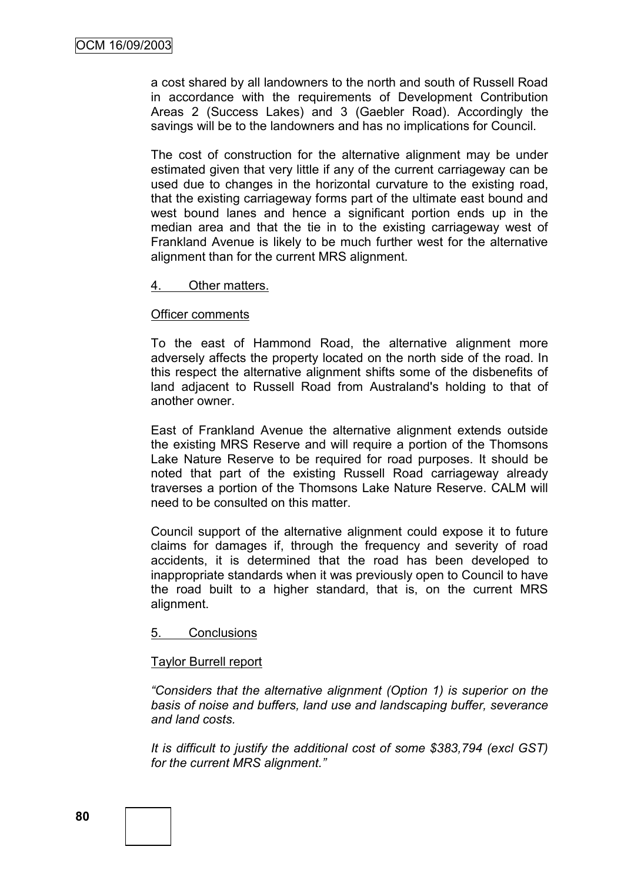a cost shared by all landowners to the north and south of Russell Road in accordance with the requirements of Development Contribution Areas 2 (Success Lakes) and 3 (Gaebler Road). Accordingly the savings will be to the landowners and has no implications for Council.

The cost of construction for the alternative alignment may be under estimated given that very little if any of the current carriageway can be used due to changes in the horizontal curvature to the existing road, that the existing carriageway forms part of the ultimate east bound and west bound lanes and hence a significant portion ends up in the median area and that the tie in to the existing carriageway west of Frankland Avenue is likely to be much further west for the alternative alignment than for the current MRS alignment.

4. Other matters.

Officer comments

To the east of Hammond Road, the alternative alignment more adversely affects the property located on the north side of the road. In this respect the alternative alignment shifts some of the disbenefits of land adjacent to Russell Road from Australand's holding to that of another owner.

East of Frankland Avenue the alternative alignment extends outside the existing MRS Reserve and will require a portion of the Thomsons Lake Nature Reserve to be required for road purposes. It should be noted that part of the existing Russell Road carriageway already traverses a portion of the Thomsons Lake Nature Reserve. CALM will need to be consulted on this matter.

Council support of the alternative alignment could expose it to future claims for damages if, through the frequency and severity of road accidents, it is determined that the road has been developed to inappropriate standards when it was previously open to Council to have the road built to a higher standard, that is, on the current MRS alignment.

5. Conclusions

Taylor Burrell report

*"Considers that the alternative alignment (Option 1) is superior on the basis of noise and buffers, land use and landscaping buffer, severance and land costs.*

*It is difficult to justify the additional cost of some $383,794 (excl GST) for the current MRS alignment."*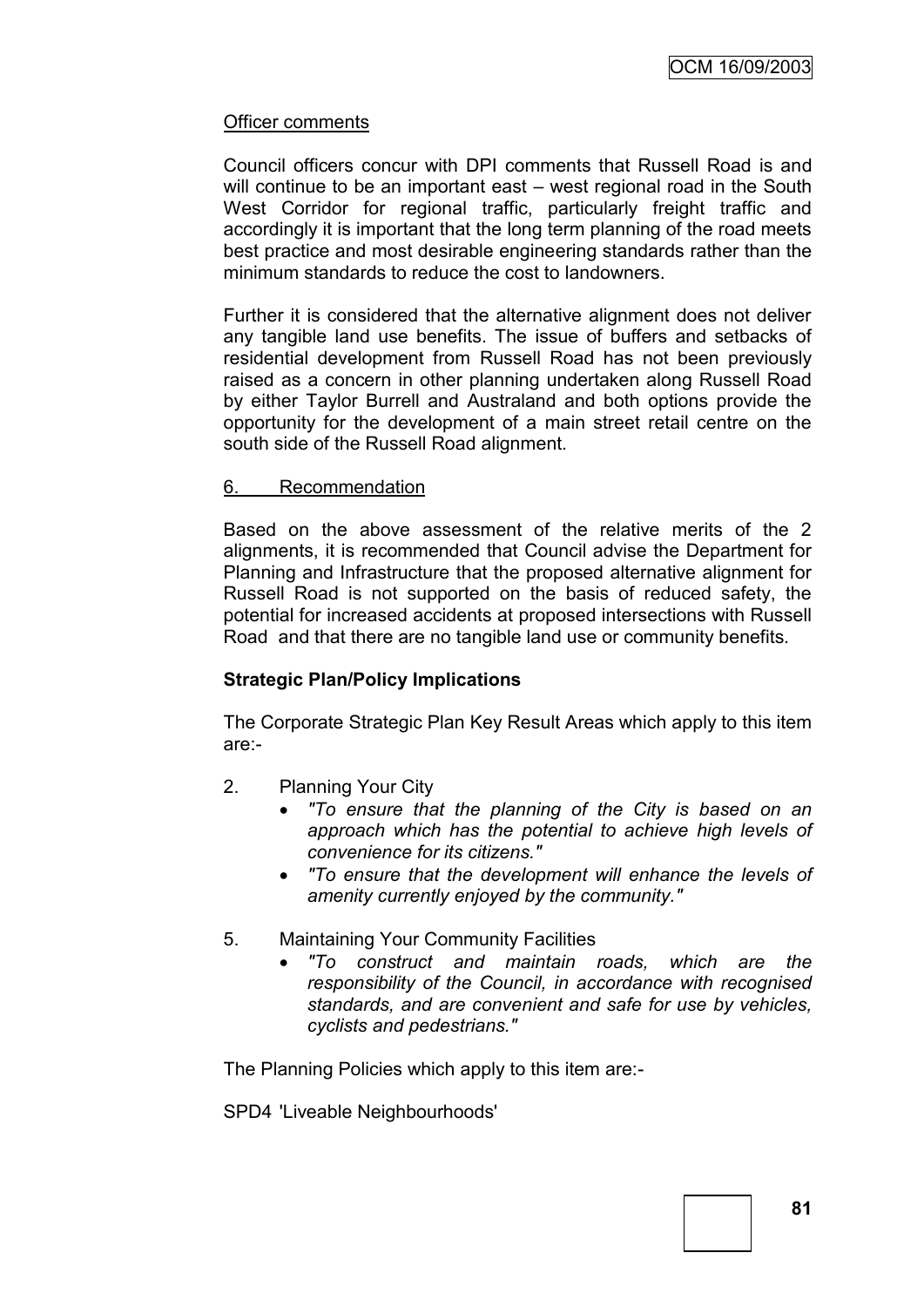Officer comments

Council officers concur with DPI comments that Russell Road is and will continue to be an important east – west regional road in the South West Corridor for regional traffic, particularly freight traffic and accordingly it is important that the long term planning of the road meets best practice and most desirable engineering standards rather than the minimum standards to reduce the cost to landowners.

Further it is considered that the alternative alignment does not deliver any tangible land use benefits. The issue of buffers and setbacks of residential development from Russell Road has not been previously raised as a concern in other planning undertaken along Russell Road by either Taylor Burrell and Australand and both options provide the opportunity for the development of a main street retail centre on the south side of the Russell Road alignment.

6. Recommendation

Based on the above assessment of the relative merits of the 2 alignments, it is recommended that Council advise the Department for Planning and Infrastructure that the proposed alternative alignment for Russell Road is not supported on the basis of reduced safety, the potential for increased accidents at proposed intersections with Russell Road and that there are no tangible land use or community benefits.

**Strategic Plan/Policy Implications**

The Corporate Strategic Plan Key Result Areas which apply to this item are:-

2. Planning Your City
   - *"To ensure that the planning of the City is based on an approach which has the potential to achieve high levels of convenience for its citizens."*
   - *"To ensure that the development will enhance the levels of amenity currently enjoyed by the community."*

5. Maintaining Your Community Facilities
   - *"To construct and maintain roads, which are the responsibility of the Council, in accordance with recognised standards, and are convenient and safe for use by vehicles, cyclists and pedestrians."*

The Planning Policies which apply to this item are:-

SPD4 'Liveable Neighbourhoods'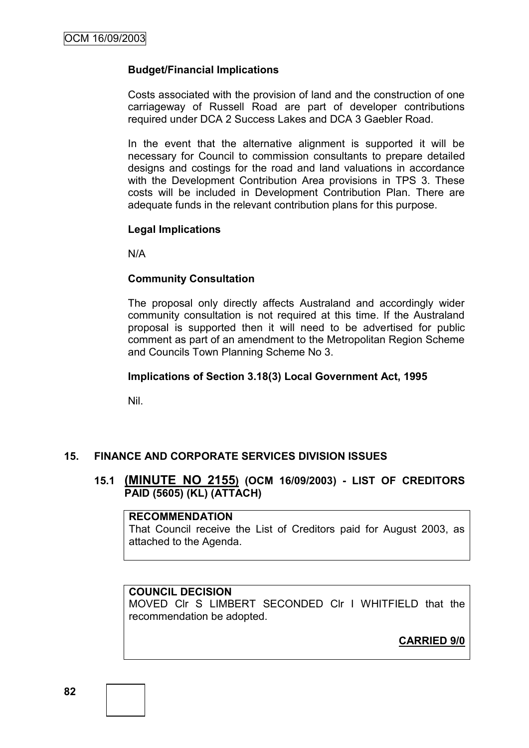**Budget/Financial Implications**

Costs associated with the provision of land and the construction of one carriageway of Russell Road are part of developer contributions required under DCA 2 Success Lakes and DCA 3 Gaebler Road.

In the event that the alternative alignment is supported it will be necessary for Council to commission consultants to prepare detailed designs and costings for the road and land valuations in accordance with the Development Contribution Area provisions in TPS 3. These costs will be included in Development Contribution Plan. There are adequate funds in the relevant contribution plans for this purpose.

**Legal Implications**

N/A

**Community Consultation**

The proposal only directly affects Australand and accordingly wider community consultation is not required at this time. If the Australand proposal is supported then it will need to be advertised for public comment as part of an amendment to the Metropolitan Region Scheme and Councils Town Planning Scheme No 3.

**Implications of Section 3.18(3) Local Government Act, 1995**

Nil.

## 15. FINANCE AND CORPORATE SERVICES DIVISION ISSUES

### 15.1 (MINUTE NO 2155) (OCM 16/09/2003) - LIST OF CREDITORS PAID (5605) (KL) (ATTACH)

**RECOMMENDATION**

That Council receive the List of Creditors paid for August 2003, as attached to the Agenda.

**COUNCIL DECISION**

MOVED Clr S LIMBERT SECONDED Clr I WHITFIELD that the recommendation be adopted.

**CARRIED 9/0**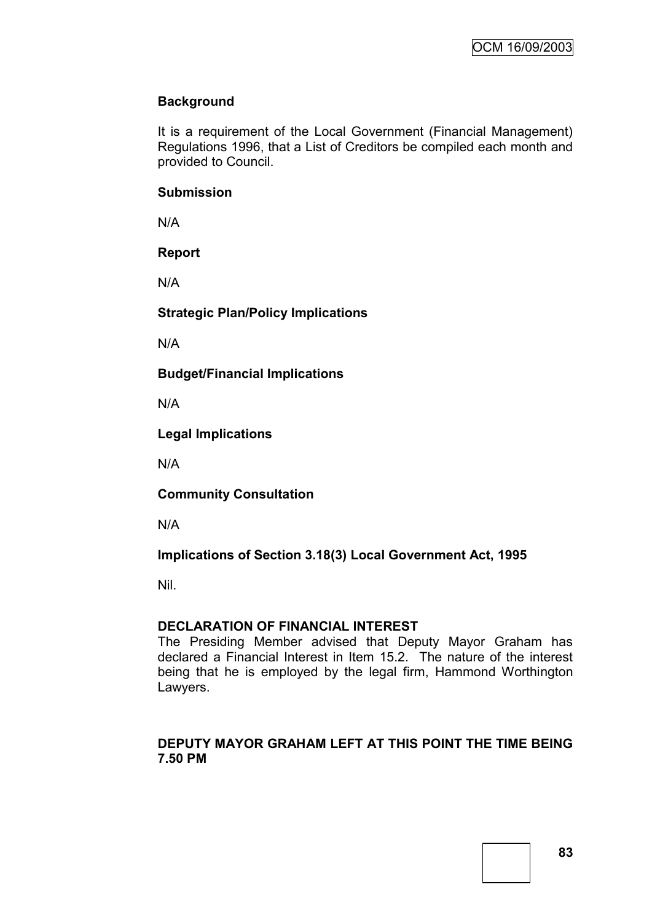**Background**

It is a requirement of the Local Government (Financial Management) Regulations 1996, that a List of Creditors be compiled each month and provided to Council.

**Submission**

N/A

**Report**

N/A

**Strategic Plan/Policy Implications**

N/A

**Budget/Financial Implications**

N/A

**Legal Implications**

N/A

**Community Consultation**

N/A

**Implications of Section 3.18(3) Local Government Act, 1995**

Nil.

**DECLARATION OF FINANCIAL INTEREST**

The Presiding Member advised that Deputy Mayor Graham has declared a Financial Interest in Item 15.2. The nature of the interest being that he is employed by the legal firm, Hammond Worthington Lawyers.

**DEPUTY MAYOR GRAHAM LEFT AT THIS POINT THE TIME BEING 7.50 PM**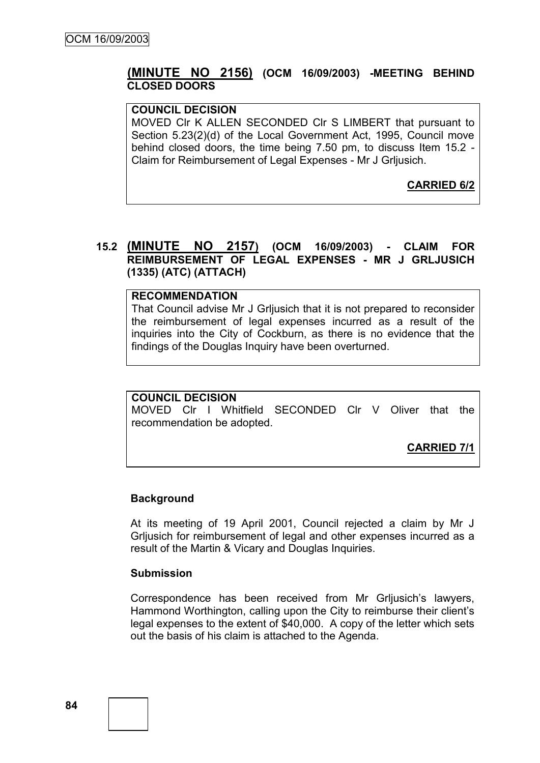## (MINUTE NO 2156) (OCM 16/09/2003) -MEETING BEHIND CLOSED DOORS

**COUNCIL DECISION**

MOVED Clr K ALLEN SECONDED Clr S LIMBERT that pursuant to Section 5.23(2)(d) of the Local Government Act, 1995, Council move behind closed doors, the time being 7.50 pm, to discuss Item 15.2 - Claim for Reimbursement of Legal Expenses - Mr J Grljusich.

**CARRIED 6/2**

## 15.2 (MINUTE NO 2157) (OCM 16/09/2003) - CLAIM FOR REIMBURSEMENT OF LEGAL EXPENSES - MR J GRLJUSICH (1335) (ATC) (ATTACH)

**RECOMMENDATION**

That Council advise Mr J Grljusich that it is not prepared to reconsider the reimbursement of legal expenses incurred as a result of the inquiries into the City of Cockburn, as there is no evidence that the findings of the Douglas Inquiry have been overturned.

**COUNCIL DECISION**

MOVED Clr I Whitfield SECONDED Clr V Oliver that the recommendation be adopted.

**CARRIED 7/1**

### Background

At its meeting of 19 April 2001, Council rejected a claim by Mr J Grljusich for reimbursement of legal and other expenses incurred as a result of the Martin & Vicary and Douglas Inquiries.

### Submission

Correspondence has been received from Mr Grljusich's lawyers, Hammond Worthington, calling upon the City to reimburse their client's legal expenses to the extent of $40,000. A copy of the letter which sets out the basis of his claim is attached to the Agenda.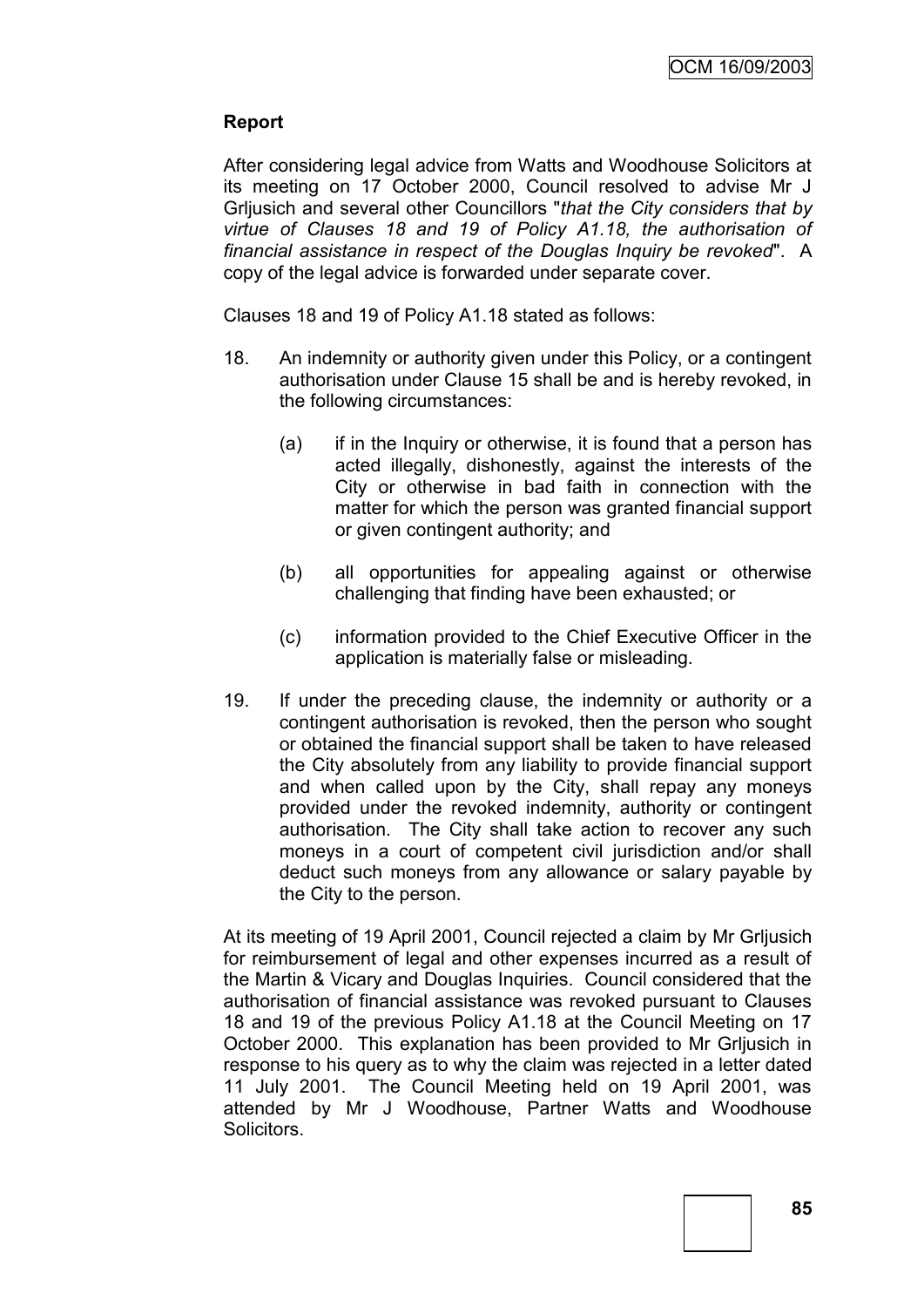## Report

After considering legal advice from Watts and Woodhouse Solicitors at its meeting on 17 October 2000, Council resolved to advise Mr J Grljusich and several other Councillors "*that the City considers that by virtue of Clauses 18 and 19 of Policy A1.18, the authorisation of financial assistance in respect of the Douglas Inquiry be revoked*". A copy of the legal advice is forwarded under separate cover.

Clauses 18 and 19 of Policy A1.18 stated as follows:

18. An indemnity or authority given under this Policy, or a contingent authorisation under Clause 15 shall be and is hereby revoked, in the following circumstances:

    (a) if in the Inquiry or otherwise, it is found that a person has acted illegally, dishonestly, against the interests of the City or otherwise in bad faith in connection with the matter for which the person was granted financial support or given contingent authority; and

    (b) all opportunities for appealing against or otherwise challenging that finding have been exhausted; or

    (c) information provided to the Chief Executive Officer in the application is materially false or misleading.

19. If under the preceding clause, the indemnity or authority or a contingent authorisation is revoked, then the person who sought or obtained the financial support shall be taken to have released the City absolutely from any liability to provide financial support and when called upon by the City, shall repay any moneys provided under the revoked indemnity, authority or contingent authorisation. The City shall take action to recover any such moneys in a court of competent civil jurisdiction and/or shall deduct such moneys from any allowance or salary payable by the City to the person.

At its meeting of 19 April 2001, Council rejected a claim by Mr Grljusich for reimbursement of legal and other expenses incurred as a result of the Martin & Vicary and Douglas Inquiries. Council considered that the authorisation of financial assistance was revoked pursuant to Clauses 18 and 19 of the previous Policy A1.18 at the Council Meeting on 17 October 2000. This explanation has been provided to Mr Grljusich in response to his query as to why the claim was rejected in a letter dated 11 July 2001. The Council Meeting held on 19 April 2001, was attended by Mr J Woodhouse, Partner Watts and Woodhouse Solicitors.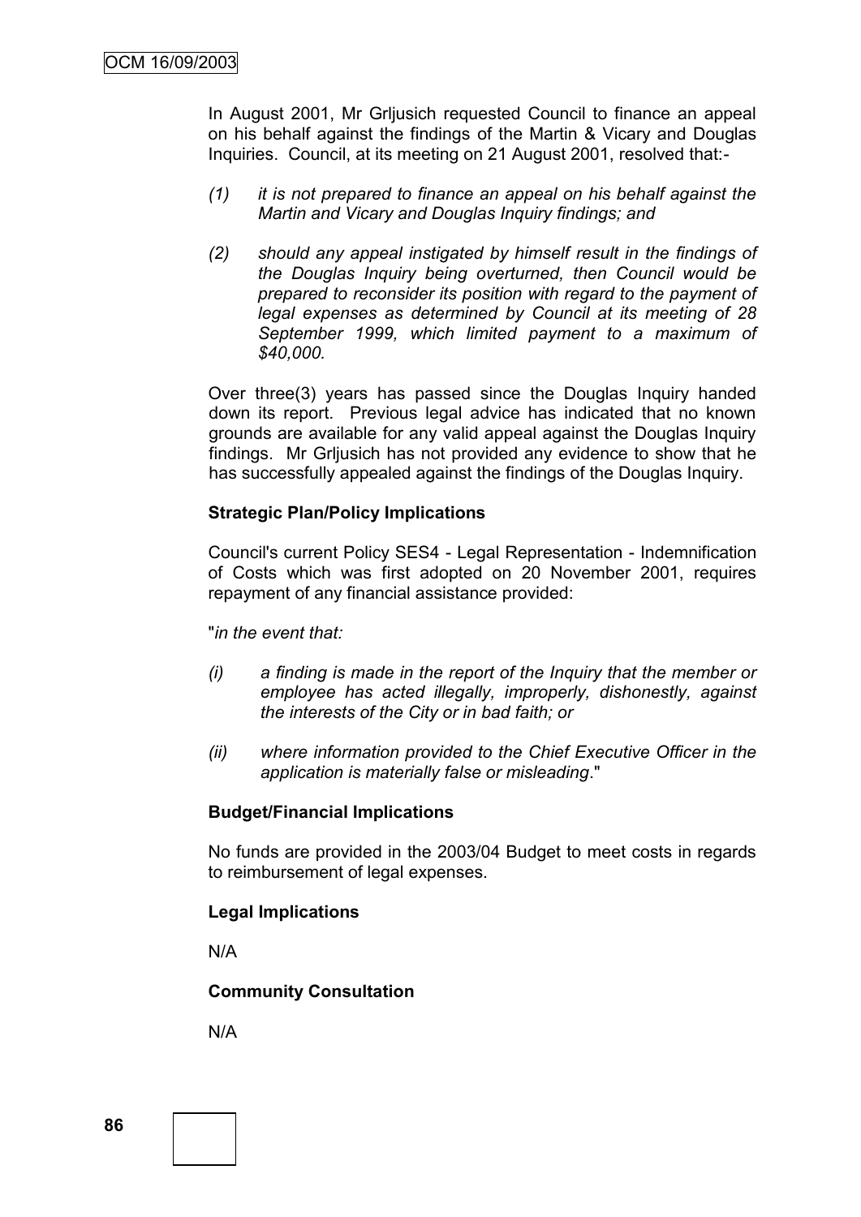In August 2001, Mr Grljusich requested Council to finance an appeal on his behalf against the findings of the Martin & Vicary and Douglas Inquiries. Council, at its meeting on 21 August 2001, resolved that:-

(1) *it is not prepared to finance an appeal on his behalf against the Martin and Vicary and Douglas Inquiry findings; and*

(2) *should any appeal instigated by himself result in the findings of the Douglas Inquiry being overturned, then Council would be prepared to reconsider its position with regard to the payment of legal expenses as determined by Council at its meeting of 28 September 1999, which limited payment to a maximum of $40,000.*

Over three(3) years has passed since the Douglas Inquiry handed down its report. Previous legal advice has indicated that no known grounds are available for any valid appeal against the Douglas Inquiry findings. Mr Grljusich has not provided any evidence to show that he has successfully appealed against the findings of the Douglas Inquiry.

**Strategic Plan/Policy Implications**

Council's current Policy SES4 - Legal Representation - Indemnification of Costs which was first adopted on 20 November 2001, requires repayment of any financial assistance provided:

"*in the event that:*

(i) *a finding is made in the report of the Inquiry that the member or employee has acted illegally, improperly, dishonestly, against the interests of the City or in bad faith; or*

(ii) *where information provided to the Chief Executive Officer in the application is materially false or misleading*."

**Budget/Financial Implications**

No funds are provided in the 2003/04 Budget to meet costs in regards to reimbursement of legal expenses.

**Legal Implications**

N/A

**Community Consultation**

N/A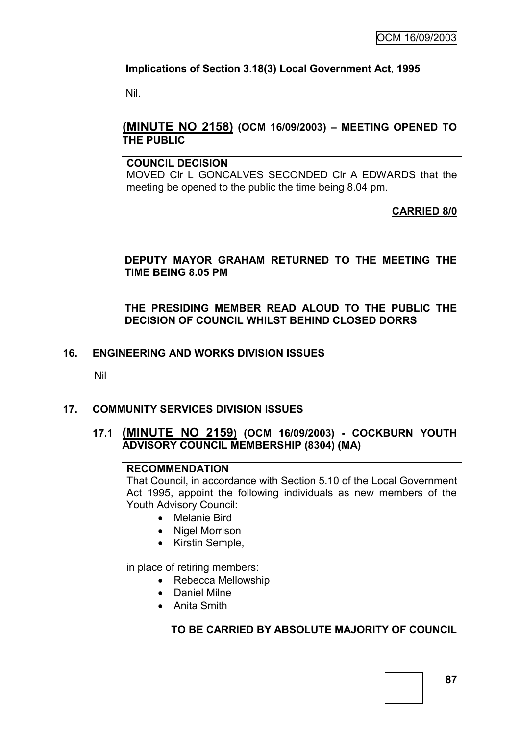**Implications of Section 3.18(3) Local Government Act, 1995**

Nil.

## (MINUTE NO 2158) (OCM 16/09/2003) – MEETING OPENED TO THE PUBLIC

**COUNCIL DECISION**
MOVED Clr L GONCALVES SECONDED Clr A EDWARDS that the meeting be opened to the public the time being 8.04 pm.

**CARRIED 8/0**

**DEPUTY MAYOR GRAHAM RETURNED TO THE MEETING THE TIME BEING 8.05 PM**

**THE PRESIDING MEMBER READ ALOUD TO THE PUBLIC THE DECISION OF COUNCIL WHILST BEHIND CLOSED DORRS**

## 16. ENGINEERING AND WORKS DIVISION ISSUES

Nil

## 17. COMMUNITY SERVICES DIVISION ISSUES

### 17.1 (MINUTE NO 2159) (OCM 16/09/2003) - COCKBURN YOUTH ADVISORY COUNCIL MEMBERSHIP (8304) (MA)

**RECOMMENDATION**
That Council, in accordance with Section 5.10 of the Local Government Act 1995, appoint the following individuals as new members of the Youth Advisory Council:

- Melanie Bird
- Nigel Morrison
- Kirstin Semple,

in place of retiring members:

- Rebecca Mellowship
- Daniel Milne
- Anita Smith

**TO BE CARRIED BY ABSOLUTE MAJORITY OF COUNCIL**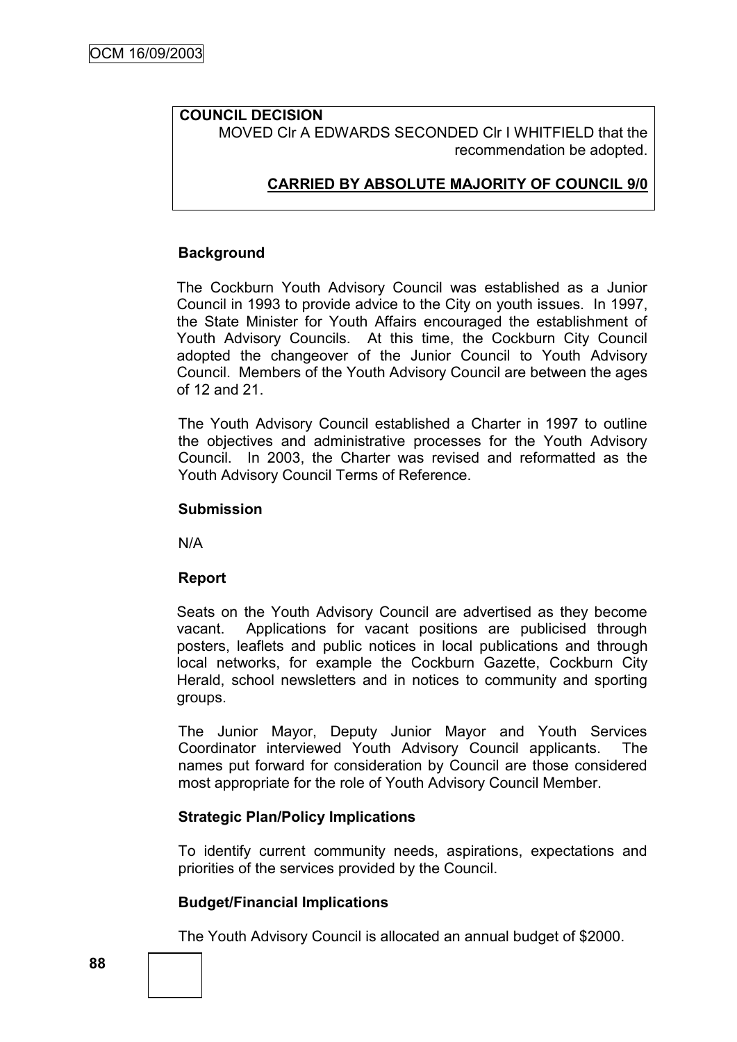**COUNCIL DECISION**

MOVED Clr A EDWARDS SECONDED Clr I WHITFIELD that the recommendation be adopted.

**CARRIED BY ABSOLUTE MAJORITY OF COUNCIL 9/0**

**Background**

The Cockburn Youth Advisory Council was established as a Junior Council in 1993 to provide advice to the City on youth issues. In 1997, the State Minister for Youth Affairs encouraged the establishment of Youth Advisory Councils. At this time, the Cockburn City Council adopted the changeover of the Junior Council to Youth Advisory Council. Members of the Youth Advisory Council are between the ages of 12 and 21.

The Youth Advisory Council established a Charter in 1997 to outline the objectives and administrative processes for the Youth Advisory Council. In 2003, the Charter was revised and reformatted as the Youth Advisory Council Terms of Reference.

**Submission**

N/A

**Report**

Seats on the Youth Advisory Council are advertised as they become vacant. Applications for vacant positions are publicised through posters, leaflets and public notices in local publications and through local networks, for example the Cockburn Gazette, Cockburn City Herald, school newsletters and in notices to community and sporting groups.

The Junior Mayor, Deputy Junior Mayor and Youth Services Coordinator interviewed Youth Advisory Council applicants. The names put forward for consideration by Council are those considered most appropriate for the role of Youth Advisory Council Member.

**Strategic Plan/Policy Implications**

To identify current community needs, aspirations, expectations and priorities of the services provided by the Council.

**Budget/Financial Implications**

The Youth Advisory Council is allocated an annual budget of $2000.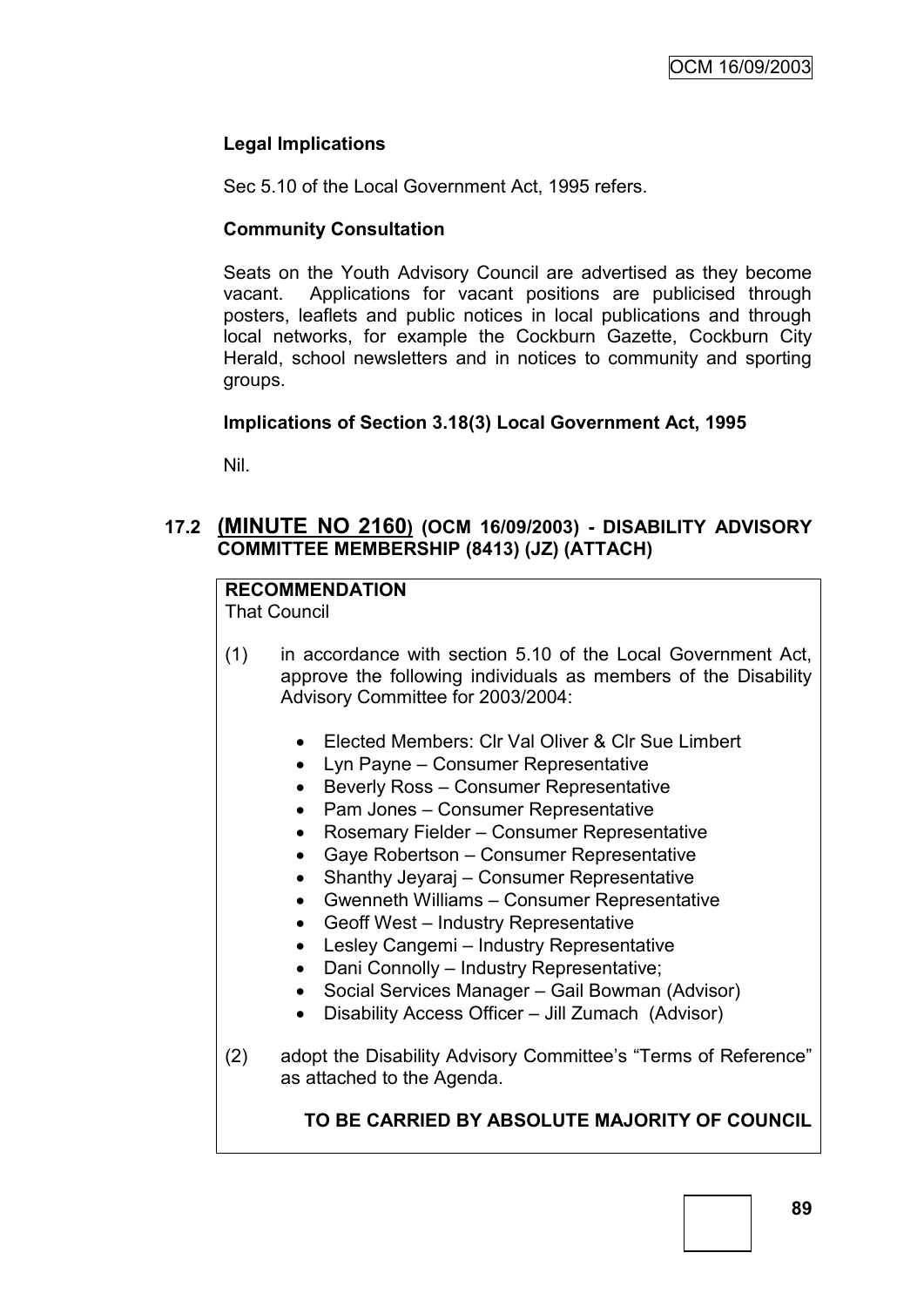**Legal Implications**

Sec 5.10 of the Local Government Act, 1995 refers.

**Community Consultation**

Seats on the Youth Advisory Council are advertised as they become vacant. Applications for vacant positions are publicised through posters, leaflets and public notices in local publications and through local networks, for example the Cockburn Gazette, Cockburn City Herald, school newsletters and in notices to community and sporting groups.

**Implications of Section 3.18(3) Local Government Act, 1995**

Nil.

## 17.2 (MINUTE NO 2160) (OCM 16/09/2003) - DISABILITY ADVISORY COMMITTEE MEMBERSHIP (8413) (JZ) (ATTACH)

**RECOMMENDATION**
That Council

(1) in accordance with section 5.10 of the Local Government Act, approve the following individuals as members of the Disability Advisory Committee for 2003/2004:

- Elected Members: Clr Val Oliver & Clr Sue Limbert
- Lyn Payne – Consumer Representative
- Beverly Ross – Consumer Representative
- Pam Jones – Consumer Representative
- Rosemary Fielder – Consumer Representative
- Gaye Robertson – Consumer Representative
- Shanthy Jeyaraj – Consumer Representative
- Gwenneth Williams – Consumer Representative
- Geoff West – Industry Representative
- Lesley Cangemi – Industry Representative
- Dani Connolly – Industry Representative;
- Social Services Manager – Gail Bowman (Advisor)
- Disability Access Officer – Jill Zumach (Advisor)

(2) adopt the Disability Advisory Committee's "Terms of Reference" as attached to the Agenda.

**TO BE CARRIED BY ABSOLUTE MAJORITY OF COUNCIL**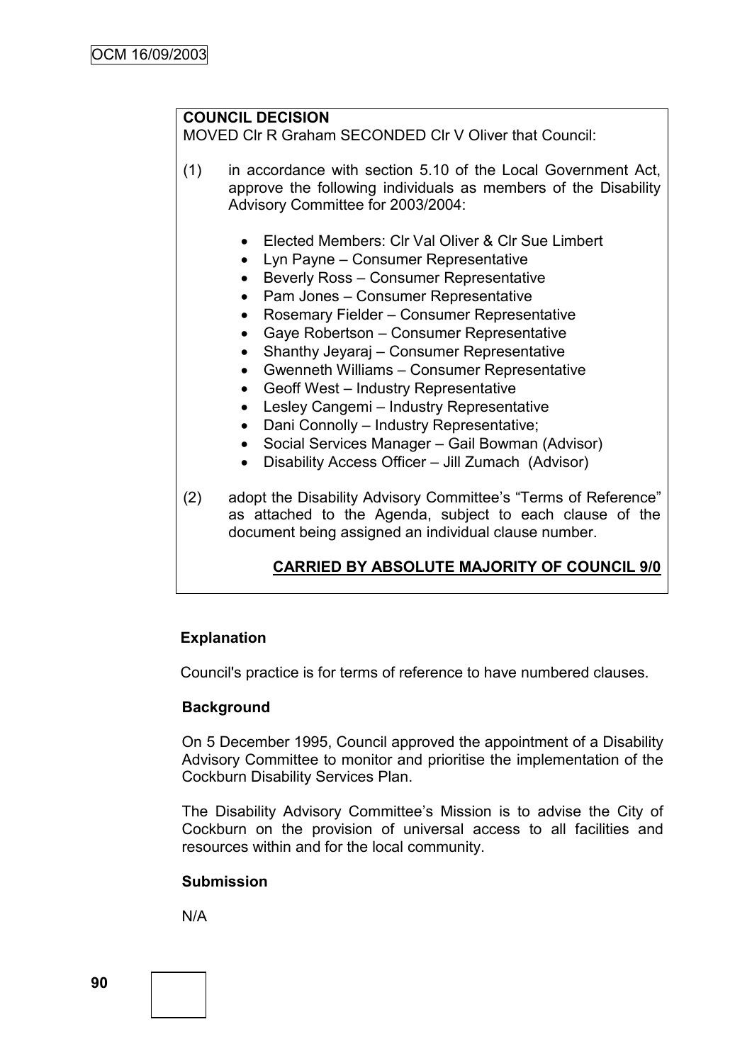**COUNCIL DECISION**

MOVED Clr R Graham SECONDED Clr V Oliver that Council:

(1) in accordance with section 5.10 of the Local Government Act, approve the following individuals as members of the Disability Advisory Committee for 2003/2004:

- Elected Members: Clr Val Oliver & Clr Sue Limbert
- Lyn Payne – Consumer Representative
- Beverly Ross – Consumer Representative
- Pam Jones – Consumer Representative
- Rosemary Fielder – Consumer Representative
- Gaye Robertson – Consumer Representative
- Shanthy Jeyaraj – Consumer Representative
- Gwenneth Williams – Consumer Representative
- Geoff West – Industry Representative
- Lesley Cangemi – Industry Representative
- Dani Connolly – Industry Representative;
- Social Services Manager – Gail Bowman (Advisor)
- Disability Access Officer – Jill Zumach (Advisor)

(2) adopt the Disability Advisory Committee's "Terms of Reference" as attached to the Agenda, subject to each clause of the document being assigned an individual clause number.

**CARRIED BY ABSOLUTE MAJORITY OF COUNCIL 9/0**

**Explanation**

Council's practice is for terms of reference to have numbered clauses.

**Background**

On 5 December 1995, Council approved the appointment of a Disability Advisory Committee to monitor and prioritise the implementation of the Cockburn Disability Services Plan.

The Disability Advisory Committee's Mission is to advise the City of Cockburn on the provision of universal access to all facilities and resources within and for the local community.

**Submission**

N/A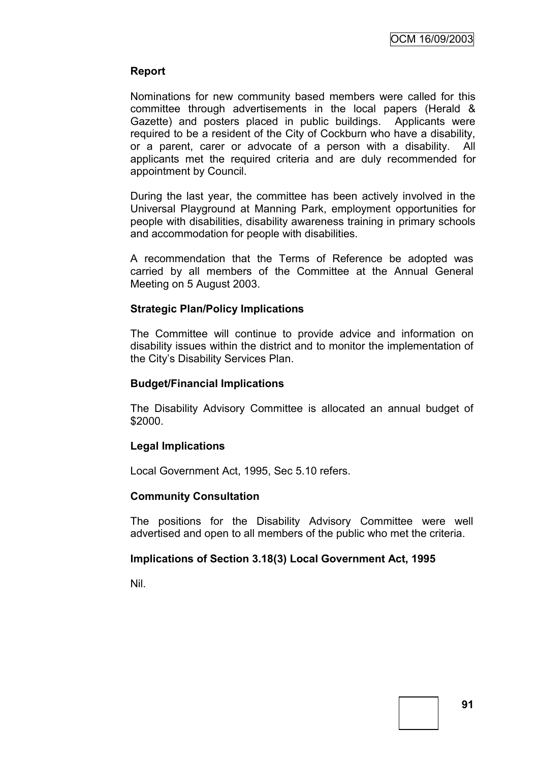**Report**

Nominations for new community based members were called for this committee through advertisements in the local papers (Herald & Gazette) and posters placed in public buildings. Applicants were required to be a resident of the City of Cockburn who have a disability, or a parent, carer or advocate of a person with a disability. All applicants met the required criteria and are duly recommended for appointment by Council.

During the last year, the committee has been actively involved in the Universal Playground at Manning Park, employment opportunities for people with disabilities, disability awareness training in primary schools and accommodation for people with disabilities.

A recommendation that the Terms of Reference be adopted was carried by all members of the Committee at the Annual General Meeting on 5 August 2003.

**Strategic Plan/Policy Implications**

The Committee will continue to provide advice and information on disability issues within the district and to monitor the implementation of the City's Disability Services Plan.

**Budget/Financial Implications**

The Disability Advisory Committee is allocated an annual budget of $2000.

**Legal Implications**

Local Government Act, 1995, Sec 5.10 refers.

**Community Consultation**

The positions for the Disability Advisory Committee were well advertised and open to all members of the public who met the criteria.

**Implications of Section 3.18(3) Local Government Act, 1995**

Nil.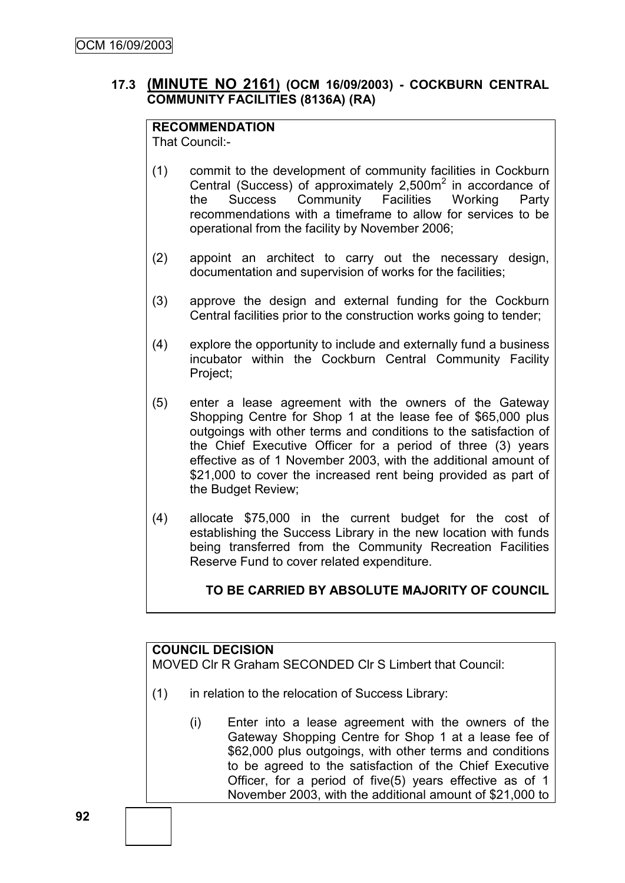### 17.3 (MINUTE NO 2161) (OCM 16/09/2003) - COCKBURN CENTRAL COMMUNITY FACILITIES (8136A) (RA)

**RECOMMENDATION**

That Council:-

(1) commit to the development of community facilities in Cockburn Central (Success) of approximately 2,500m$^2$ in accordance of the Success Community Facilities Working Party recommendations with a timeframe to allow for services to be operational from the facility by November 2006;

(2) appoint an architect to carry out the necessary design, documentation and supervision of works for the facilities;

(3) approve the design and external funding for the Cockburn Central facilities prior to the construction works going to tender;

(4) explore the opportunity to include and externally fund a business incubator within the Cockburn Central Community Facility Project;

(5) enter a lease agreement with the owners of the Gateway Shopping Centre for Shop 1 at the lease fee of $65,000 plus outgoings with other terms and conditions to the satisfaction of the Chief Executive Officer for a period of three (3) years effective as of 1 November 2003, with the additional amount of $21,000 to cover the increased rent being provided as part of the Budget Review;

(4) allocate $75,000 in the current budget for the cost of establishing the Success Library in the new location with funds being transferred from the Community Recreation Facilities Reserve Fund to cover related expenditure.

**TO BE CARRIED BY ABSOLUTE MAJORITY OF COUNCIL**

**COUNCIL DECISION**

MOVED Clr R Graham SECONDED Clr S Limbert that Council:

(1) in relation to the relocation of Success Library:

(i) Enter into a lease agreement with the owners of the Gateway Shopping Centre for Shop 1 at a lease fee of $62,000 plus outgoings, with other terms and conditions to be agreed to the satisfaction of the Chief Executive Officer, for a period of five(5) years effective as of 1 November 2003, with the additional amount of $21,000 to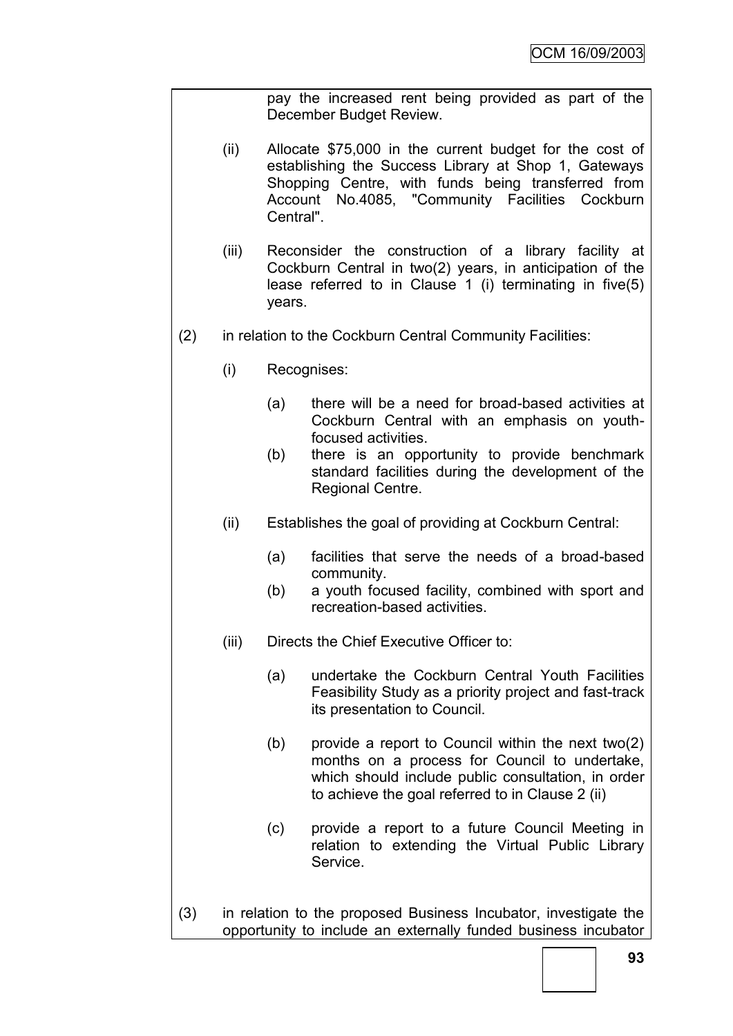pay the increased rent being provided as part of the December Budget Review.

(ii) Allocate $75,000 in the current budget for the cost of establishing the Success Library at Shop 1, Gateways Shopping Centre, with funds being transferred from Account No.4085, "Community Facilities Cockburn Central".

(iii) Reconsider the construction of a library facility at Cockburn Central in two(2) years, in anticipation of the lease referred to in Clause 1 (i) terminating in five(5) years.

(2) in relation to the Cockburn Central Community Facilities:

(i) Recognises:

(a) there will be a need for broad-based activities at Cockburn Central with an emphasis on youth-focused activities.

(b) there is an opportunity to provide benchmark standard facilities during the development of the Regional Centre.

(ii) Establishes the goal of providing at Cockburn Central:

(a) facilities that serve the needs of a broad-based community.

(b) a youth focused facility, combined with sport and recreation-based activities.

(iii) Directs the Chief Executive Officer to:

(a) undertake the Cockburn Central Youth Facilities Feasibility Study as a priority project and fast-track its presentation to Council.

(b) provide a report to Council within the next two(2) months on a process for Council to undertake, which should include public consultation, in order to achieve the goal referred to in Clause 2 (ii)

(c) provide a report to a future Council Meeting in relation to extending the Virtual Public Library Service.

(3) in relation to the proposed Business Incubator, investigate the opportunity to include an externally funded business incubator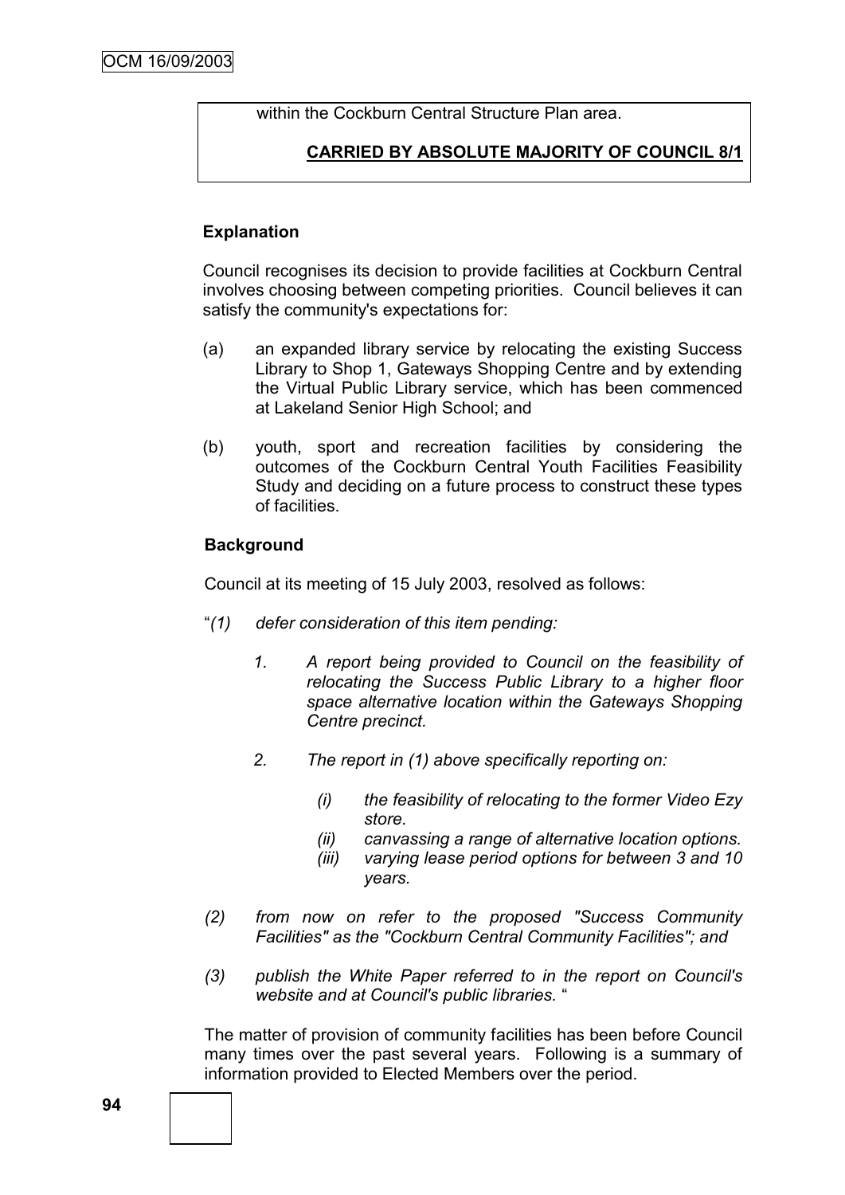within the Cockburn Central Structure Plan area.

**CARRIED BY ABSOLUTE MAJORITY OF COUNCIL 8/1**

**Explanation**

Council recognises its decision to provide facilities at Cockburn Central involves choosing between competing priorities. Council believes it can satisfy the community's expectations for:

(a) an expanded library service by relocating the existing Success Library to Shop 1, Gateways Shopping Centre and by extending the Virtual Public Library service, which has been commenced at Lakeland Senior High School; and

(b) youth, sport and recreation facilities by considering the outcomes of the Cockburn Central Youth Facilities Feasibility Study and deciding on a future process to construct these types of facilities.

**Background**

Council at its meeting of 15 July 2003, resolved as follows:

"*(1) defer consideration of this item pending:*

*1. A report being provided to Council on the feasibility of relocating the Success Public Library to a higher floor space alternative location within the Gateways Shopping Centre precinct.*

*2. The report in (1) above specifically reporting on:*

*(i) the feasibility of relocating to the former Video Ezy store.*
*(ii) canvassing a range of alternative location options.*
*(iii) varying lease period options for between 3 and 10 years.*

*(2) from now on refer to the proposed "Success Community Facilities" as the "Cockburn Central Community Facilities"; and*

*(3) publish the White Paper referred to in the report on Council's website and at Council's public libraries.* "

The matter of provision of community facilities has been before Council many times over the past several years. Following is a summary of information provided to Elected Members over the period.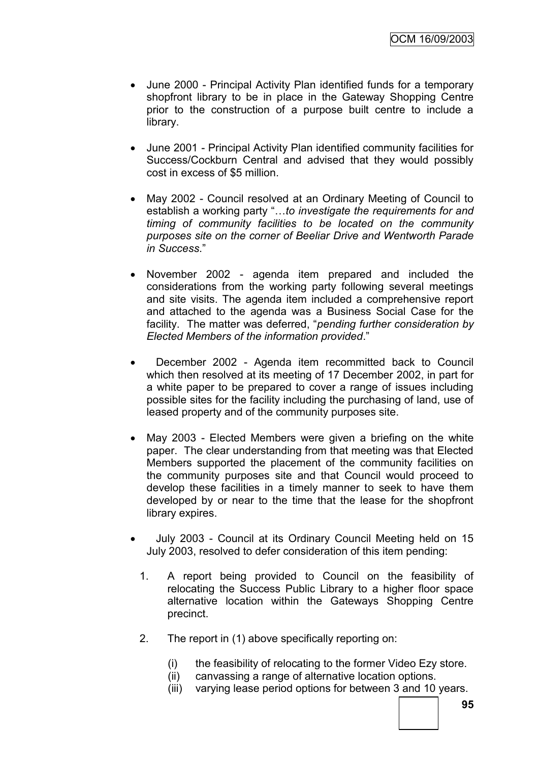- June 2000 - Principal Activity Plan identified funds for a temporary shopfront library to be in place in the Gateway Shopping Centre prior to the construction of a purpose built centre to include a library.

- June 2001 - Principal Activity Plan identified community facilities for Success/Cockburn Central and advised that they would possibly cost in excess of $5 million.

- May 2002 - Council resolved at an Ordinary Meeting of Council to establish a working party "…*to investigate the requirements for and timing of community facilities to be located on the community purposes site on the corner of Beeliar Drive and Wentworth Parade in Success*."

- November 2002 - agenda item prepared and included the considerations from the working party following several meetings and site visits. The agenda item included a comprehensive report and attached to the agenda was a Business Social Case for the facility. The matter was deferred, "*pending further consideration by Elected Members of the information provided*."

- December 2002 - Agenda item recommitted back to Council which then resolved at its meeting of 17 December 2002, in part for a white paper to be prepared to cover a range of issues including possible sites for the facility including the purchasing of land, use of leased property and of the community purposes site.

- May 2003 - Elected Members were given a briefing on the white paper. The clear understanding from that meeting was that Elected Members supported the placement of the community facilities on the community purposes site and that Council would proceed to develop these facilities in a timely manner to seek to have them developed by or near to the time that the lease for the shopfront library expires.

- July 2003 - Council at its Ordinary Council Meeting held on 15 July 2003, resolved to defer consideration of this item pending:

  1. A report being provided to Council on the feasibility of relocating the Success Public Library to a higher floor space alternative location within the Gateways Shopping Centre precinct.

  2. The report in (1) above specifically reporting on:

     (i) the feasibility of relocating to the former Video Ezy store.
     (ii) canvassing a range of alternative location options.
     (iii) varying lease period options for between 3 and 10 years.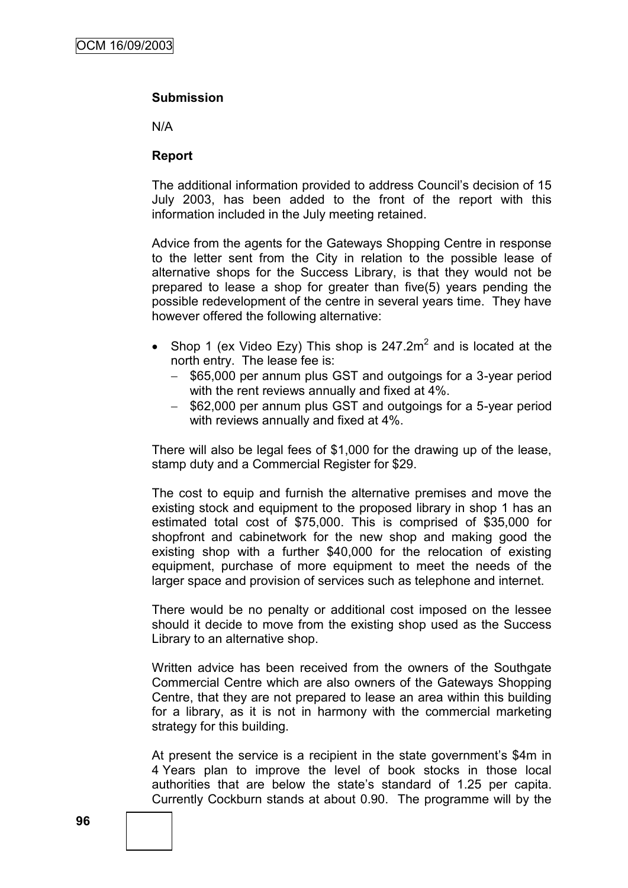**Submission**

N/A

**Report**

The additional information provided to address Council's decision of 15 July 2003, has been added to the front of the report with this information included in the July meeting retained.

Advice from the agents for the Gateways Shopping Centre in response to the letter sent from the City in relation to the possible lease of alternative shops for the Success Library, is that they would not be prepared to lease a shop for greater than five(5) years pending the possible redevelopment of the centre in several years time. They have however offered the following alternative:

- Shop 1 (ex Video Ezy) This shop is 247.2m$^2$ and is located at the north entry. The lease fee is:
  - $65,000 per annum plus GST and outgoings for a 3-year period with the rent reviews annually and fixed at 4%.
  - $62,000 per annum plus GST and outgoings for a 5-year period with reviews annually and fixed at 4%.

There will also be legal fees of $1,000 for the drawing up of the lease, stamp duty and a Commercial Register for $29.

The cost to equip and furnish the alternative premises and move the existing stock and equipment to the proposed library in shop 1 has an estimated total cost of $75,000. This is comprised of $35,000 for shopfront and cabinetwork for the new shop and making good the existing shop with a further $40,000 for the relocation of existing equipment, purchase of more equipment to meet the needs of the larger space and provision of services such as telephone and internet.

There would be no penalty or additional cost imposed on the lessee should it decide to move from the existing shop used as the Success Library to an alternative shop.

Written advice has been received from the owners of the Southgate Commercial Centre which are also owners of the Gateways Shopping Centre, that they are not prepared to lease an area within this building for a library, as it is not in harmony with the commercial marketing strategy for this building.

At present the service is a recipient in the state government's $4m in 4 Years plan to improve the level of book stocks in those local authorities that are below the state's standard of 1.25 per capita. Currently Cockburn stands at about 0.90. The programme will by the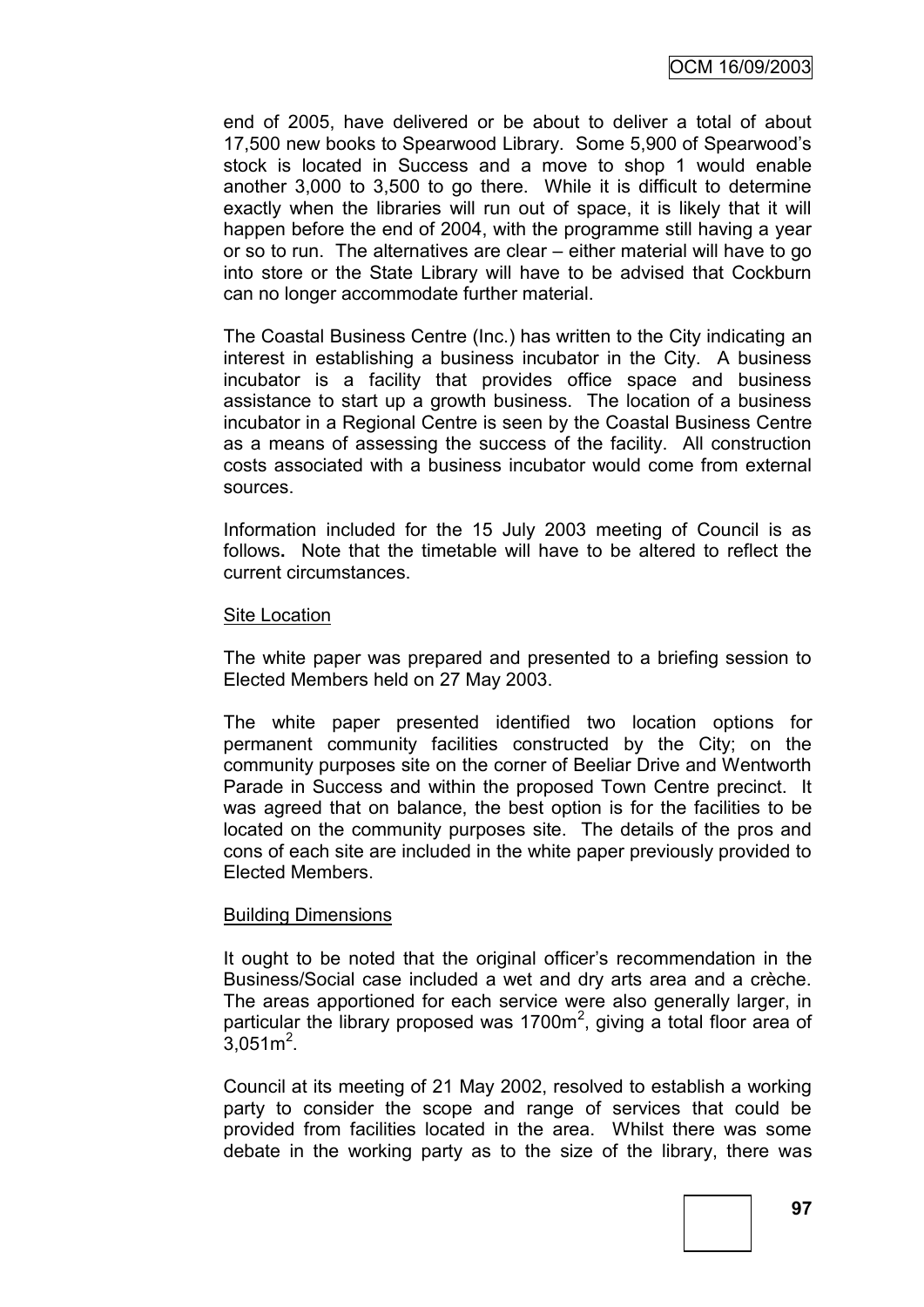end of 2005, have delivered or be about to deliver a total of about 17,500 new books to Spearwood Library. Some 5,900 of Spearwood's stock is located in Success and a move to shop 1 would enable another 3,000 to 3,500 to go there. While it is difficult to determine exactly when the libraries will run out of space, it is likely that it will happen before the end of 2004, with the programme still having a year or so to run. The alternatives are clear – either material will have to go into store or the State Library will have to be advised that Cockburn can no longer accommodate further material.

The Coastal Business Centre (Inc.) has written to the City indicating an interest in establishing a business incubator in the City. A business incubator is a facility that provides office space and business assistance to start up a growth business. The location of a business incubator in a Regional Centre is seen by the Coastal Business Centre as a means of assessing the success of the facility. All construction costs associated with a business incubator would come from external sources.

Information included for the 15 July 2003 meeting of Council is as follows**.** Note that the timetable will have to be altered to reflect the current circumstances.

<u>Site Location</u>

The white paper was prepared and presented to a briefing session to Elected Members held on 27 May 2003.

The white paper presented identified two location options for permanent community facilities constructed by the City; on the community purposes site on the corner of Beeliar Drive and Wentworth Parade in Success and within the proposed Town Centre precinct. It was agreed that on balance, the best option is for the facilities to be located on the community purposes site. The details of the pros and cons of each site are included in the white paper previously provided to Elected Members.

<u>Building Dimensions</u>

It ought to be noted that the original officer's recommendation in the Business/Social case included a wet and dry arts area and a crèche. The areas apportioned for each service were also generally larger, in particular the library proposed was 1700m$^2$, giving a total floor area of 3,051m$^2$.

Council at its meeting of 21 May 2002, resolved to establish a working party to consider the scope and range of services that could be provided from facilities located in the area. Whilst there was some debate in the working party as to the size of the library, there was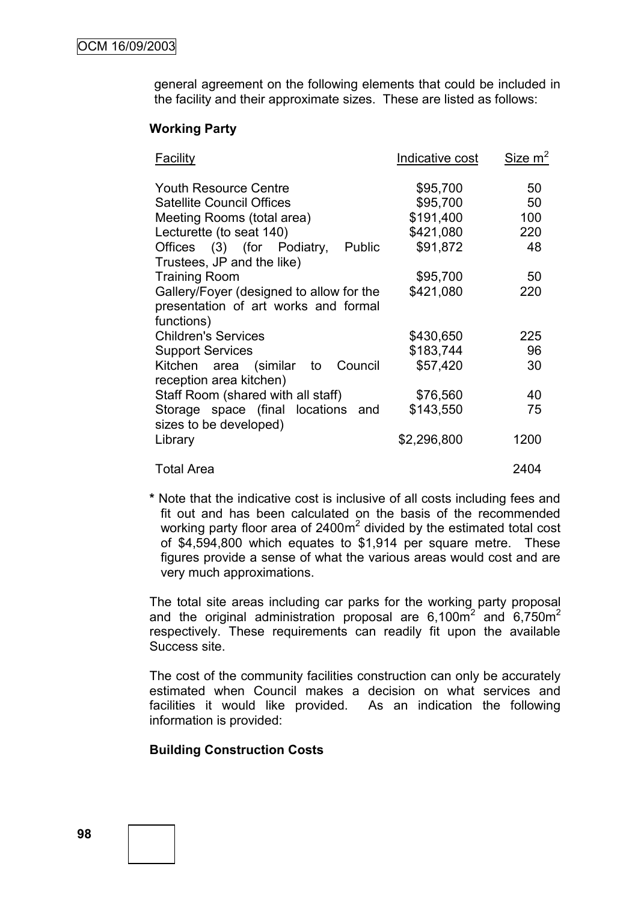general agreement on the following elements that could be included in the facility and their approximate sizes. These are listed as follows:

**Working Party**

| Facility | Indicative cost | Size $m^2$ |
|---|---|---|
| Youth Resource Centre | $95,700 | 50 |
| Satellite Council Offices | $95,700 | 50 |
| Meeting Rooms (total area) | $191,400 | 100 |
| Lecturette (to seat 140) | $421,080 | 220 |
| Offices (3) (for Podiatry, Public Trustees, JP and the like) | $91,872 | 48 |
| Training Room | $95,700 | 50 |
| Gallery/Foyer (designed to allow for the presentation of art works and formal functions) | $421,080 | 220 |
| Children's Services | $430,650 | 225 |
| Support Services | $183,744 | 96 |
| Kitchen area (similar to Council reception area kitchen) | $57,420 | 30 |
| Staff Room (shared with all staff) | $76,560 | 40 |
| Storage space (final locations and sizes to be developed) | $143,550 | 75 |
| Library | $2,296,800 | 1200 |
| Total Area | | 2404 |

**\*** Note that the indicative cost is inclusive of all costs including fees and fit out and has been calculated on the basis of the recommended working party floor area of 2400$m^2$ divided by the estimated total cost of $4,594,800 which equates to $1,914 per square metre. These figures provide a sense of what the various areas would cost and are very much approximations.

The total site areas including car parks for the working party proposal and the original administration proposal are 6,100$m^2$ and 6,750$m^2$ respectively. These requirements can readily fit upon the available Success site.

The cost of the community facilities construction can only be accurately estimated when Council makes a decision on what services and facilities it would like provided. As an indication the following information is provided:

**Building Construction Costs**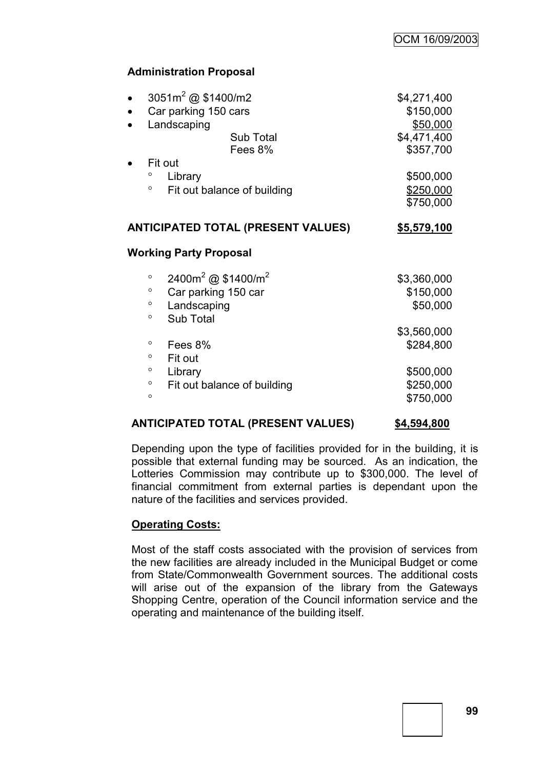**Administration Proposal**

- $3051m^2$ @ \$1400/m2 — \$4,271,400
- Car parking 150 cars — \$150,000
- Landscaping — \$50,000

| | |
|---|---|
| Sub Total | \$4,471,400 |
| Fees 8% | \$357,700 |

- Fit out
  - Library — \$500,000
  - Fit out balance of building — \$250,000

| | |
|---|---|
| | \$750,000 |
| **ANTICIPATED TOTAL (PRESENT VALUES)** | **\$5,579,100** |

**Working Party Proposal**

| | |
|---|---|
| ◦ $2400m^2$ @ \$1400/$m^2$ | \$3,360,000 |
| ◦ Car parking 150 car | \$150,000 |
| ◦ Landscaping | \$50,000 |
| ◦ Sub Total | |
| | \$3,560,000 |
| ◦ Fees 8% | \$284,800 |
| ◦ Fit out | |
| ◦ Library | \$500,000 |
| ◦ Fit out balance of building | \$250,000 |
| ◦ | \$750,000 |
| **ANTICIPATED TOTAL (PRESENT VALUES)** | **\$4,594,800** |

Depending upon the type of facilities provided for in the building, it is possible that external funding may be sourced. As an indication, the Lotteries Commission may contribute up to \$300,000. The level of financial commitment from external parties is dependant upon the nature of the facilities and services provided.

**Operating Costs:**

Most of the staff costs associated with the provision of services from the new facilities are already included in the Municipal Budget or come from State/Commonwealth Government sources. The additional costs will arise out of the expansion of the library from the Gateways Shopping Centre, operation of the Council information service and the operating and maintenance of the building itself.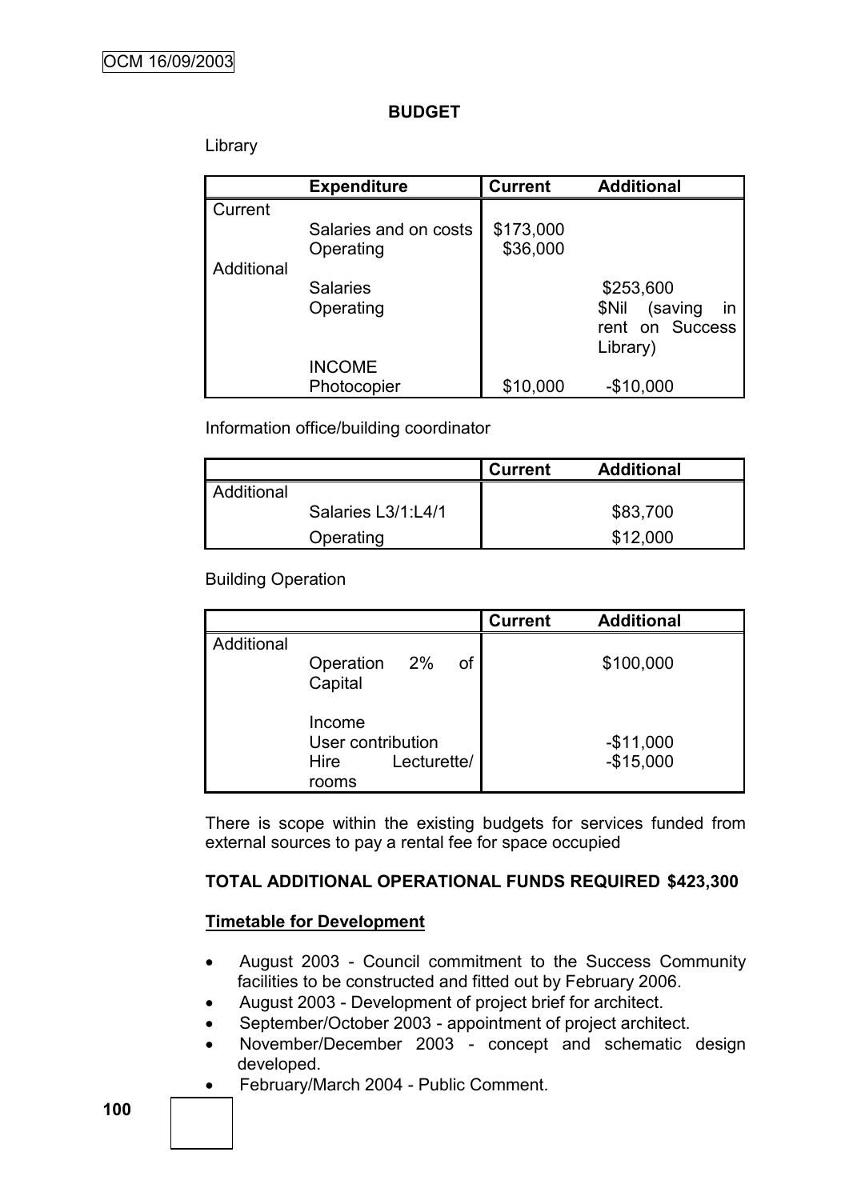**BUDGET**

Library

| | Expenditure | Current | Additional |
|---|---|---|---|
| Current | | | |
| | Salaries and on costs | $173,000 | |
| | Operating | $36,000 | |
| Additional | | | |
| | Salaries | | $253,600 |
| | Operating | | $Nil (saving in rent on Success Library) |
| | INCOME | | |
| | Photocopier | $10,000 | -$10,000 |

Information office/building coordinator

| | | Current | Additional |
|---|---|---|---|
| Additional | | | |
| | Salaries L3/1:L4/1 | | $83,700 |
| | Operating | | $12,000 |

Building Operation

| | | Current | Additional |
|---|---|---|---|
| Additional | | | |
| | Operation 2% of Capital | | $100,000 |
| | Income | | |
| | User contribution | | -$11,000 |
| | Hire Lecturette/ rooms | | -$15,000 |

There is scope within the existing budgets for services funded from external sources to pay a rental fee for space occupied

**TOTAL ADDITIONAL OPERATIONAL FUNDS REQUIRED $423,300**

**Timetable for Development**

- August 2003 - Council commitment to the Success Community facilities to be constructed and fitted out by February 2006.
- August 2003 - Development of project brief for architect.
- September/October 2003 - appointment of project architect.
- November/December 2003 - concept and schematic design developed.
- February/March 2004 - Public Comment.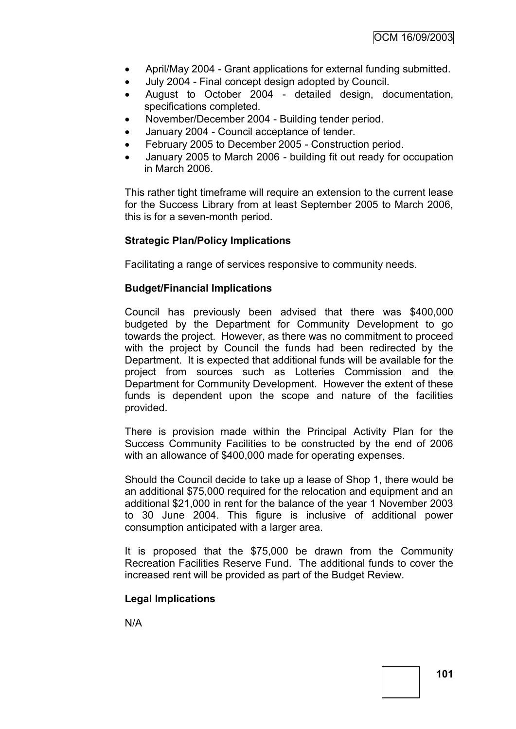- April/May 2004 - Grant applications for external funding submitted.
- July 2004 - Final concept design adopted by Council.
- August to October 2004 - detailed design, documentation, specifications completed.
- November/December 2004 - Building tender period.
- January 2004 - Council acceptance of tender.
- February 2005 to December 2005 - Construction period.
- January 2005 to March 2006 - building fit out ready for occupation in March 2006.

This rather tight timeframe will require an extension to the current lease for the Success Library from at least September 2005 to March 2006, this is for a seven-month period.

**Strategic Plan/Policy Implications**

Facilitating a range of services responsive to community needs.

**Budget/Financial Implications**

Council has previously been advised that there was $400,000 budgeted by the Department for Community Development to go towards the project. However, as there was no commitment to proceed with the project by Council the funds had been redirected by the Department. It is expected that additional funds will be available for the project from sources such as Lotteries Commission and the Department for Community Development. However the extent of these funds is dependent upon the scope and nature of the facilities provided.

There is provision made within the Principal Activity Plan for the Success Community Facilities to be constructed by the end of 2006 with an allowance of $400,000 made for operating expenses.

Should the Council decide to take up a lease of Shop 1, there would be an additional $75,000 required for the relocation and equipment and an additional $21,000 in rent for the balance of the year 1 November 2003 to 30 June 2004. This figure is inclusive of additional power consumption anticipated with a larger area.

It is proposed that the $75,000 be drawn from the Community Recreation Facilities Reserve Fund. The additional funds to cover the increased rent will be provided as part of the Budget Review.

**Legal Implications**

N/A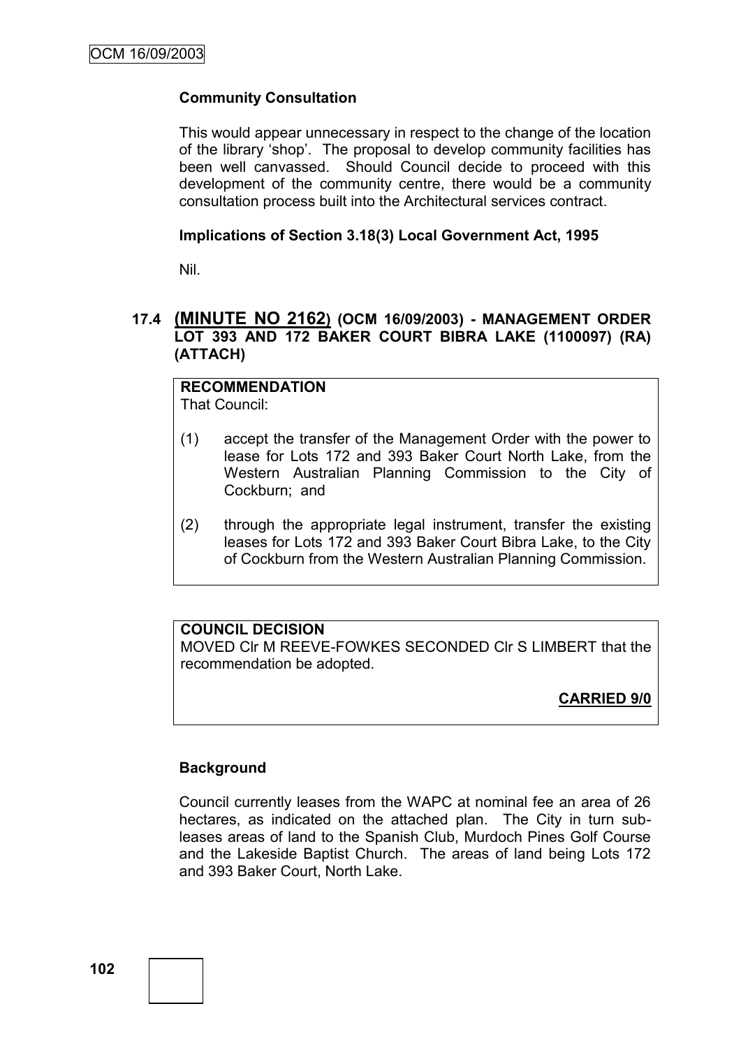**Community Consultation**

This would appear unnecessary in respect to the change of the location of the library 'shop'. The proposal to develop community facilities has been well canvassed. Should Council decide to proceed with this development of the community centre, there would be a community consultation process built into the Architectural services contract.

**Implications of Section 3.18(3) Local Government Act, 1995**

Nil.

### 17.4 (MINUTE NO 2162) (OCM 16/09/2003) - MANAGEMENT ORDER LOT 393 AND 172 BAKER COURT BIBRA LAKE (1100097) (RA) (ATTACH)

**RECOMMENDATION**
That Council:

(1) accept the transfer of the Management Order with the power to lease for Lots 172 and 393 Baker Court North Lake, from the Western Australian Planning Commission to the City of Cockburn; and

(2) through the appropriate legal instrument, transfer the existing leases for Lots 172 and 393 Baker Court Bibra Lake, to the City of Cockburn from the Western Australian Planning Commission.

**COUNCIL DECISION**
MOVED Clr M REEVE-FOWKES SECONDED Clr S LIMBERT that the recommendation be adopted.

**CARRIED 9/0**

**Background**

Council currently leases from the WAPC at nominal fee an area of 26 hectares, as indicated on the attached plan. The City in turn sub-leases areas of land to the Spanish Club, Murdoch Pines Golf Course and the Lakeside Baptist Church. The areas of land being Lots 172 and 393 Baker Court, North Lake.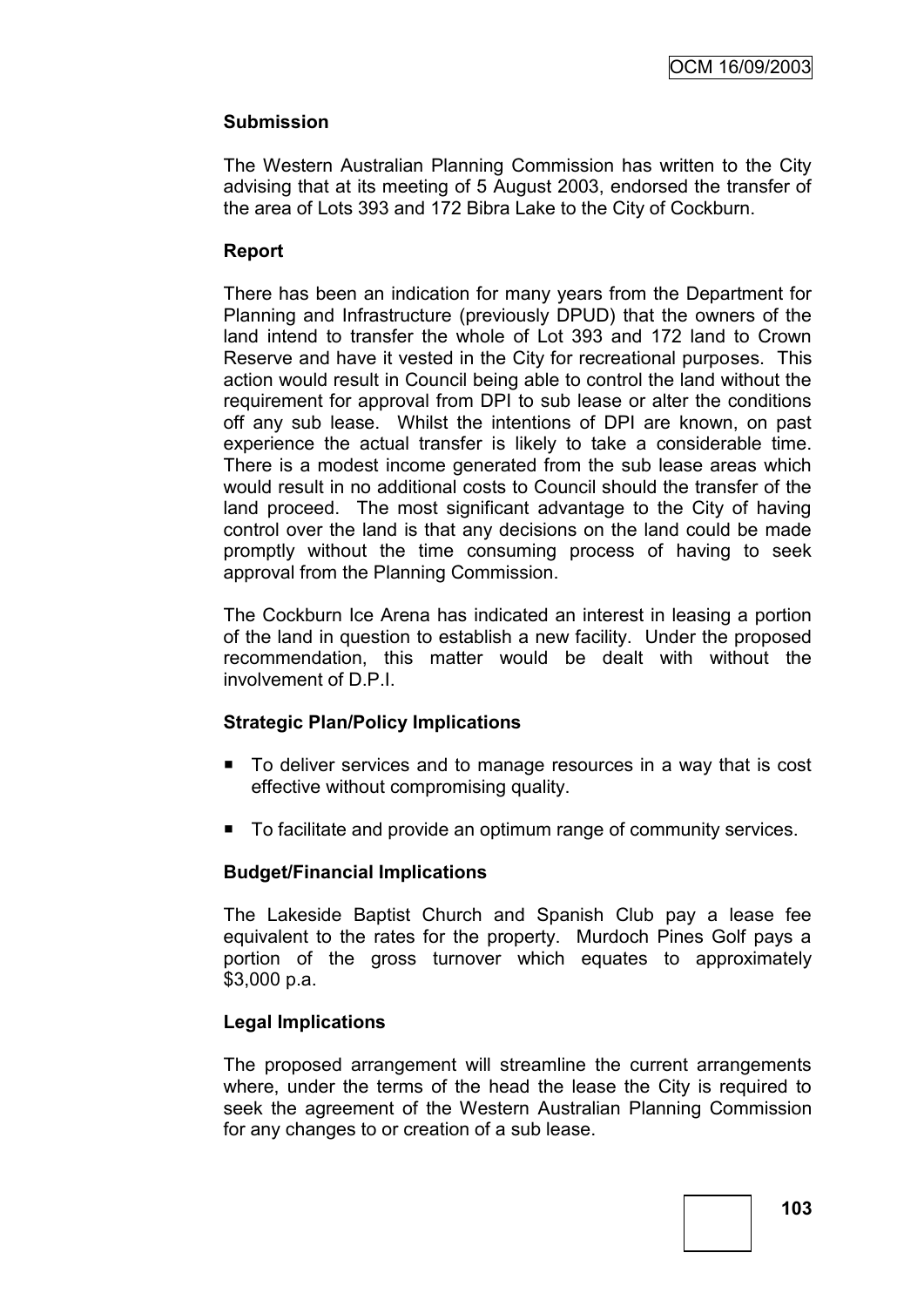**Submission**

The Western Australian Planning Commission has written to the City advising that at its meeting of 5 August 2003, endorsed the transfer of the area of Lots 393 and 172 Bibra Lake to the City of Cockburn.

**Report**

There has been an indication for many years from the Department for Planning and Infrastructure (previously DPUD) that the owners of the land intend to transfer the whole of Lot 393 and 172 land to Crown Reserve and have it vested in the City for recreational purposes. This action would result in Council being able to control the land without the requirement for approval from DPI to sub lease or alter the conditions off any sub lease. Whilst the intentions of DPI are known, on past experience the actual transfer is likely to take a considerable time. There is a modest income generated from the sub lease areas which would result in no additional costs to Council should the transfer of the land proceed. The most significant advantage to the City of having control over the land is that any decisions on the land could be made promptly without the time consuming process of having to seek approval from the Planning Commission.

The Cockburn Ice Arena has indicated an interest in leasing a portion of the land in question to establish a new facility. Under the proposed recommendation, this matter would be dealt with without the involvement of D.P.I.

**Strategic Plan/Policy Implications**

- To deliver services and to manage resources in a way that is cost effective without compromising quality.
- To facilitate and provide an optimum range of community services.

**Budget/Financial Implications**

The Lakeside Baptist Church and Spanish Club pay a lease fee equivalent to the rates for the property. Murdoch Pines Golf pays a portion of the gross turnover which equates to approximately $3,000 p.a.

**Legal Implications**

The proposed arrangement will streamline the current arrangements where, under the terms of the head the lease the City is required to seek the agreement of the Western Australian Planning Commission for any changes to or creation of a sub lease.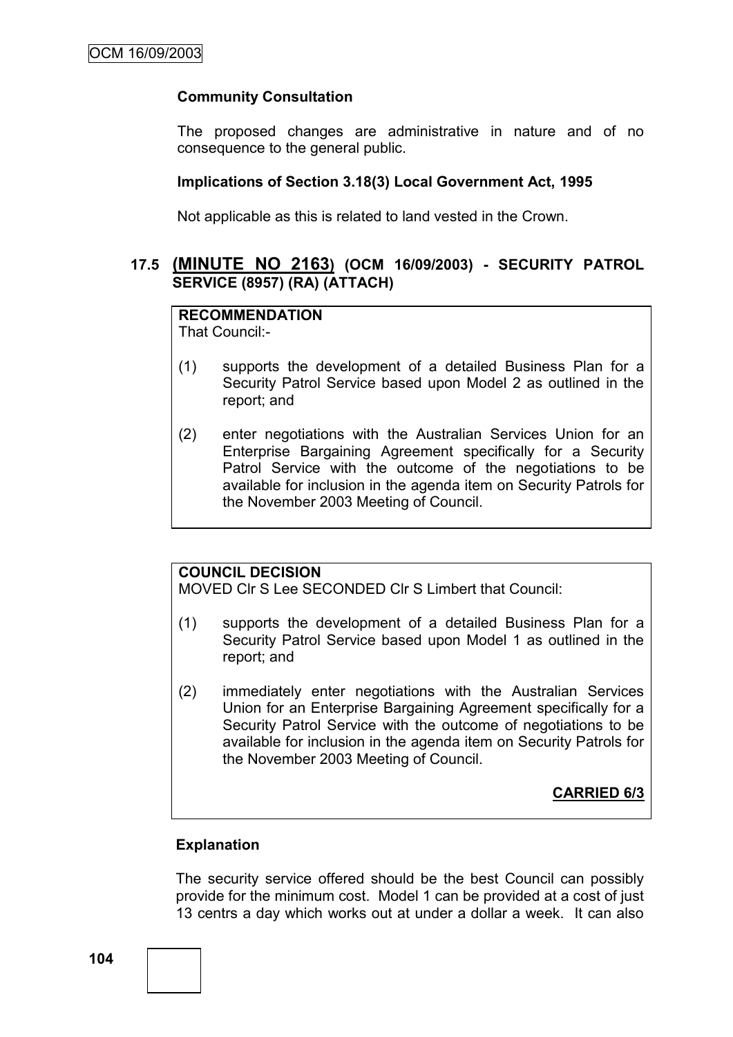**Community Consultation**

The proposed changes are administrative in nature and of no consequence to the general public.

**Implications of Section 3.18(3) Local Government Act, 1995**

Not applicable as this is related to land vested in the Crown.

### 17.5 (MINUTE NO 2163) (OCM 16/09/2003) - SECURITY PATROL SERVICE (8957) (RA) (ATTACH)

**RECOMMENDATION**
That Council:-

(1) supports the development of a detailed Business Plan for a Security Patrol Service based upon Model 2 as outlined in the report; and

(2) enter negotiations with the Australian Services Union for an Enterprise Bargaining Agreement specifically for a Security Patrol Service with the outcome of the negotiations to be available for inclusion in the agenda item on Security Patrols for the November 2003 Meeting of Council.

**COUNCIL DECISION**
MOVED Clr S Lee SECONDED Clr S Limbert that Council:

(1) supports the development of a detailed Business Plan for a Security Patrol Service based upon Model 1 as outlined in the report; and

(2) immediately enter negotiations with the Australian Services Union for an Enterprise Bargaining Agreement specifically for a Security Patrol Service with the outcome of negotiations to be available for inclusion in the agenda item on Security Patrols for the November 2003 Meeting of Council.

**CARRIED 6/3**

**Explanation**

The security service offered should be the best Council can possibly provide for the minimum cost. Model 1 can be provided at a cost of just 13 centrs a day which works out at under a dollar a week. It can also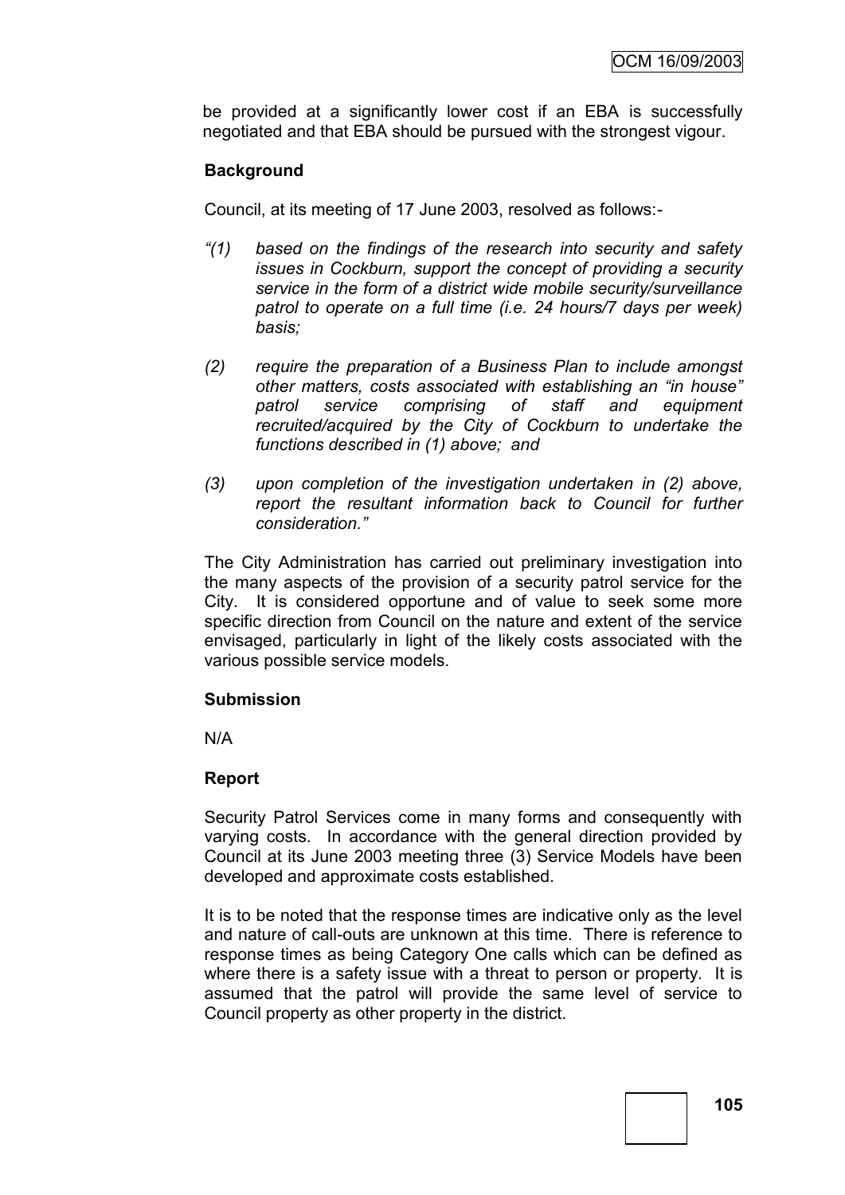be provided at a significantly lower cost if an EBA is successfully negotiated and that EBA should be pursued with the strongest vigour.

**Background**

Council, at its meeting of 17 June 2003, resolved as follows:-

*"(1) based on the findings of the research into security and safety issues in Cockburn, support the concept of providing a security service in the form of a district wide mobile security/surveillance patrol to operate on a full time (i.e. 24 hours/7 days per week) basis;*

*(2) require the preparation of a Business Plan to include amongst other matters, costs associated with establishing an "in house" patrol service comprising of staff and equipment recruited/acquired by the City of Cockburn to undertake the functions described in (1) above; and*

*(3) upon completion of the investigation undertaken in (2) above, report the resultant information back to Council for further consideration."*

The City Administration has carried out preliminary investigation into the many aspects of the provision of a security patrol service for the City. It is considered opportune and of value to seek some more specific direction from Council on the nature and extent of the service envisaged, particularly in light of the likely costs associated with the various possible service models.

**Submission**

N/A

**Report**

Security Patrol Services come in many forms and consequently with varying costs. In accordance with the general direction provided by Council at its June 2003 meeting three (3) Service Models have been developed and approximate costs established.

It is to be noted that the response times are indicative only as the level and nature of call-outs are unknown at this time. There is reference to response times as being Category One calls which can be defined as where there is a safety issue with a threat to person or property. It is assumed that the patrol will provide the same level of service to Council property as other property in the district.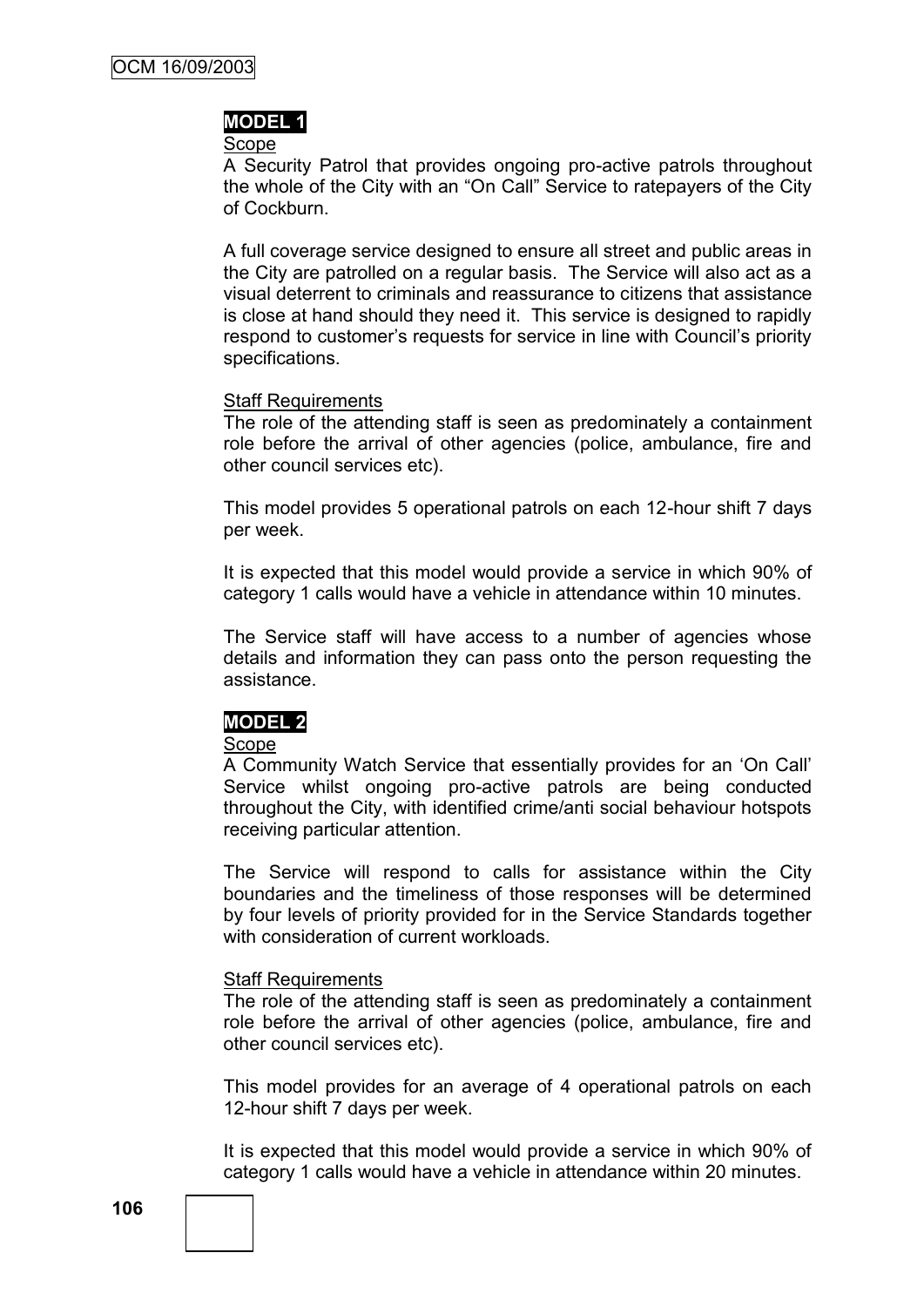## MODEL 1

Scope

A Security Patrol that provides ongoing pro-active patrols throughout the whole of the City with an "On Call" Service to ratepayers of the City of Cockburn.

A full coverage service designed to ensure all street and public areas in the City are patrolled on a regular basis. The Service will also act as a visual deterrent to criminals and reassurance to citizens that assistance is close at hand should they need it. This service is designed to rapidly respond to customer's requests for service in line with Council's priority specifications.

Staff Requirements

The role of the attending staff is seen as predominately a containment role before the arrival of other agencies (police, ambulance, fire and other council services etc).

This model provides 5 operational patrols on each 12-hour shift 7 days per week.

It is expected that this model would provide a service in which 90% of category 1 calls would have a vehicle in attendance within 10 minutes.

The Service staff will have access to a number of agencies whose details and information they can pass onto the person requesting the assistance.

## MODEL 2

Scope

A Community Watch Service that essentially provides for an 'On Call' Service whilst ongoing pro-active patrols are being conducted throughout the City, with identified crime/anti social behaviour hotspots receiving particular attention.

The Service will respond to calls for assistance within the City boundaries and the timeliness of those responses will be determined by four levels of priority provided for in the Service Standards together with consideration of current workloads.

Staff Requirements

The role of the attending staff is seen as predominately a containment role before the arrival of other agencies (police, ambulance, fire and other council services etc).

This model provides for an average of 4 operational patrols on each 12-hour shift 7 days per week.

It is expected that this model would provide a service in which 90% of category 1 calls would have a vehicle in attendance within 20 minutes.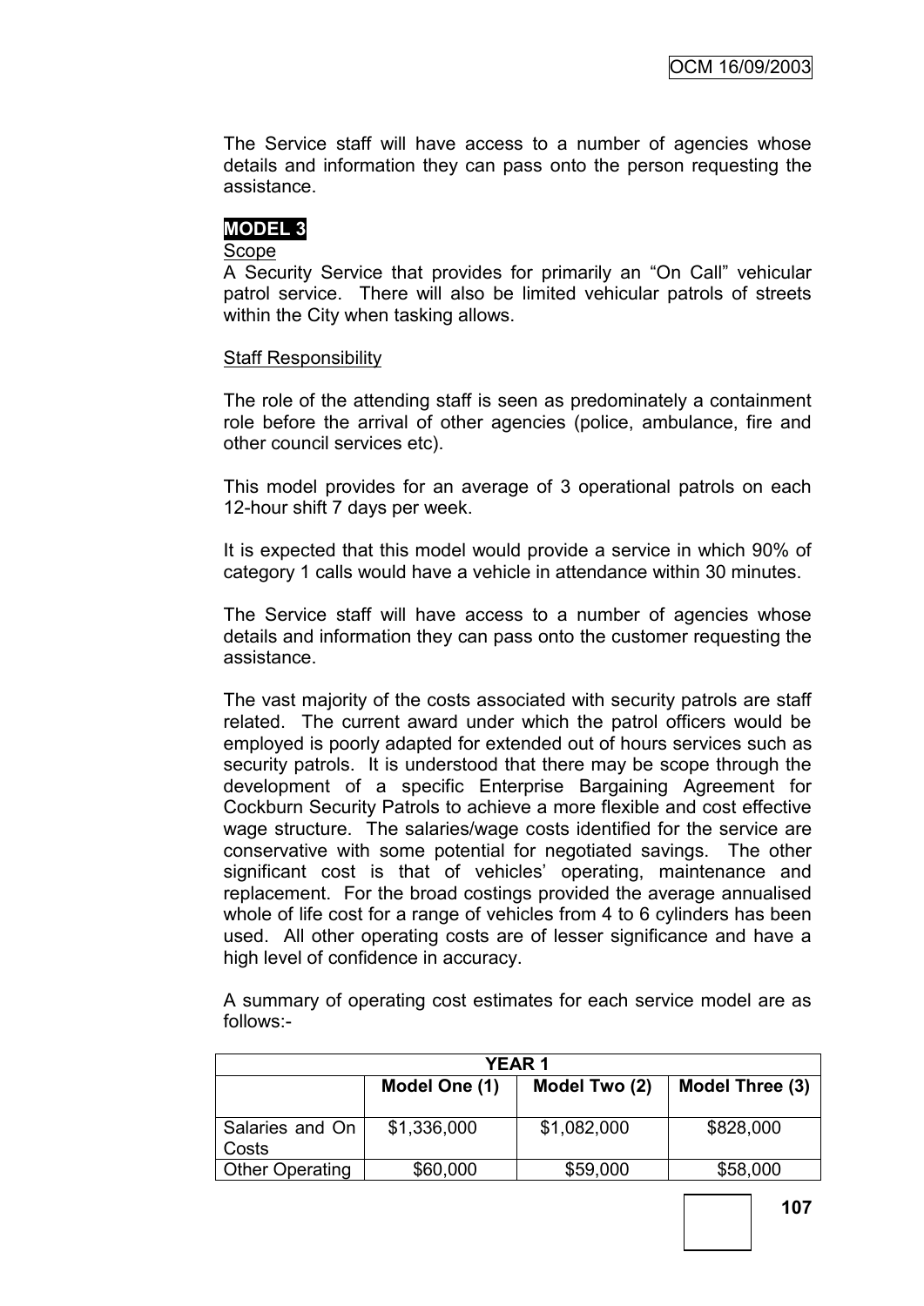The Service staff will have access to a number of agencies whose details and information they can pass onto the person requesting the assistance.

**MODEL 3**

Scope

A Security Service that provides for primarily an "On Call" vehicular patrol service. There will also be limited vehicular patrols of streets within the City when tasking allows.

Staff Responsibility

The role of the attending staff is seen as predominately a containment role before the arrival of other agencies (police, ambulance, fire and other council services etc).

This model provides for an average of 3 operational patrols on each 12-hour shift 7 days per week.

It is expected that this model would provide a service in which 90% of category 1 calls would have a vehicle in attendance within 30 minutes.

The Service staff will have access to a number of agencies whose details and information they can pass onto the customer requesting the assistance.

The vast majority of the costs associated with security patrols are staff related. The current award under which the patrol officers would be employed is poorly adapted for extended out of hours services such as security patrols. It is understood that there may be scope through the development of a specific Enterprise Bargaining Agreement for Cockburn Security Patrols to achieve a more flexible and cost effective wage structure. The salaries/wage costs identified for the service are conservative with some potential for negotiated savings. The other significant cost is that of vehicles' operating, maintenance and replacement. For the broad costings provided the average annualised whole of life cost for a range of vehicles from 4 to 6 cylinders has been used. All other operating costs are of lesser significance and have a high level of confidence in accuracy.

A summary of operating cost estimates for each service model are as follows:-

| YEAR 1 | | | |
|---|---|---|---|
| | Model One (1) | Model Two (2) | Model Three (3) |
| Salaries and On Costs | $1,336,000 | $1,082,000 | $828,000 |
| Other Operating | $60,000 | $59,000 | $58,000 |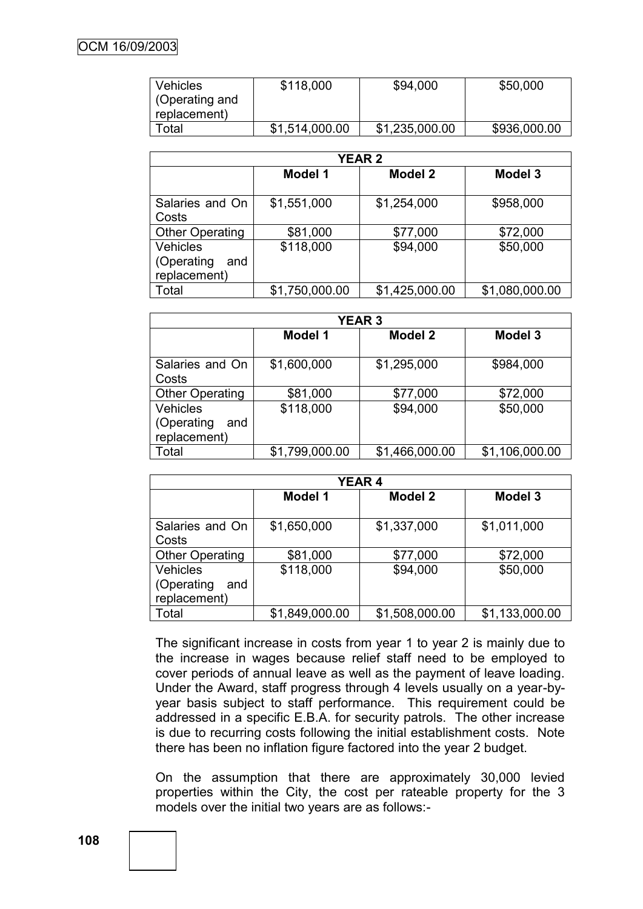| Vehicles (Operating and replacement) | $118,000 | $94,000 | $50,000 |
|---|---|---|---|
| Total | $1,514,000.00 | $1,235,000.00 | $936,000.00 |

| YEAR 2 | | | |
|---|---|---|---|
| | **Model 1** | **Model 2** | **Model 3** |
| Salaries and On Costs | $1,551,000 | $1,254,000 | $958,000 |
| Other Operating | $81,000 | $77,000 | $72,000 |
| Vehicles (Operating and replacement) | $118,000 | $94,000 | $50,000 |
| Total | $1,750,000.00 | $1,425,000.00 | $1,080,000.00 |

| YEAR 3 | | | |
|---|---|---|---|
| | **Model 1** | **Model 2** | **Model 3** |
| Salaries and On Costs | $1,600,000 | $1,295,000 | $984,000 |
| Other Operating | $81,000 | $77,000 | $72,000 |
| Vehicles (Operating and replacement) | $118,000 | $94,000 | $50,000 |
| Total | $1,799,000.00 | $1,466,000.00 | $1,106,000.00 |

| YEAR 4 | | | |
|---|---|---|---|
| | **Model 1** | **Model 2** | **Model 3** |
| Salaries and On Costs | $1,650,000 | $1,337,000 | $1,011,000 |
| Other Operating | $81,000 | $77,000 | $72,000 |
| Vehicles (Operating and replacement) | $118,000 | $94,000 | $50,000 |
| Total | $1,849,000.00 | $1,508,000.00 | $1,133,000.00 |

The significant increase in costs from year 1 to year 2 is mainly due to the increase in wages because relief staff need to be employed to cover periods of annual leave as well as the payment of leave loading. Under the Award, staff progress through 4 levels usually on a year-by-year basis subject to staff performance. This requirement could be addressed in a specific E.B.A. for security patrols. The other increase is due to recurring costs following the initial establishment costs. Note there has been no inflation figure factored into the year 2 budget.

On the assumption that there are approximately 30,000 levied properties within the City, the cost per rateable property for the 3 models over the initial two years are as follows:-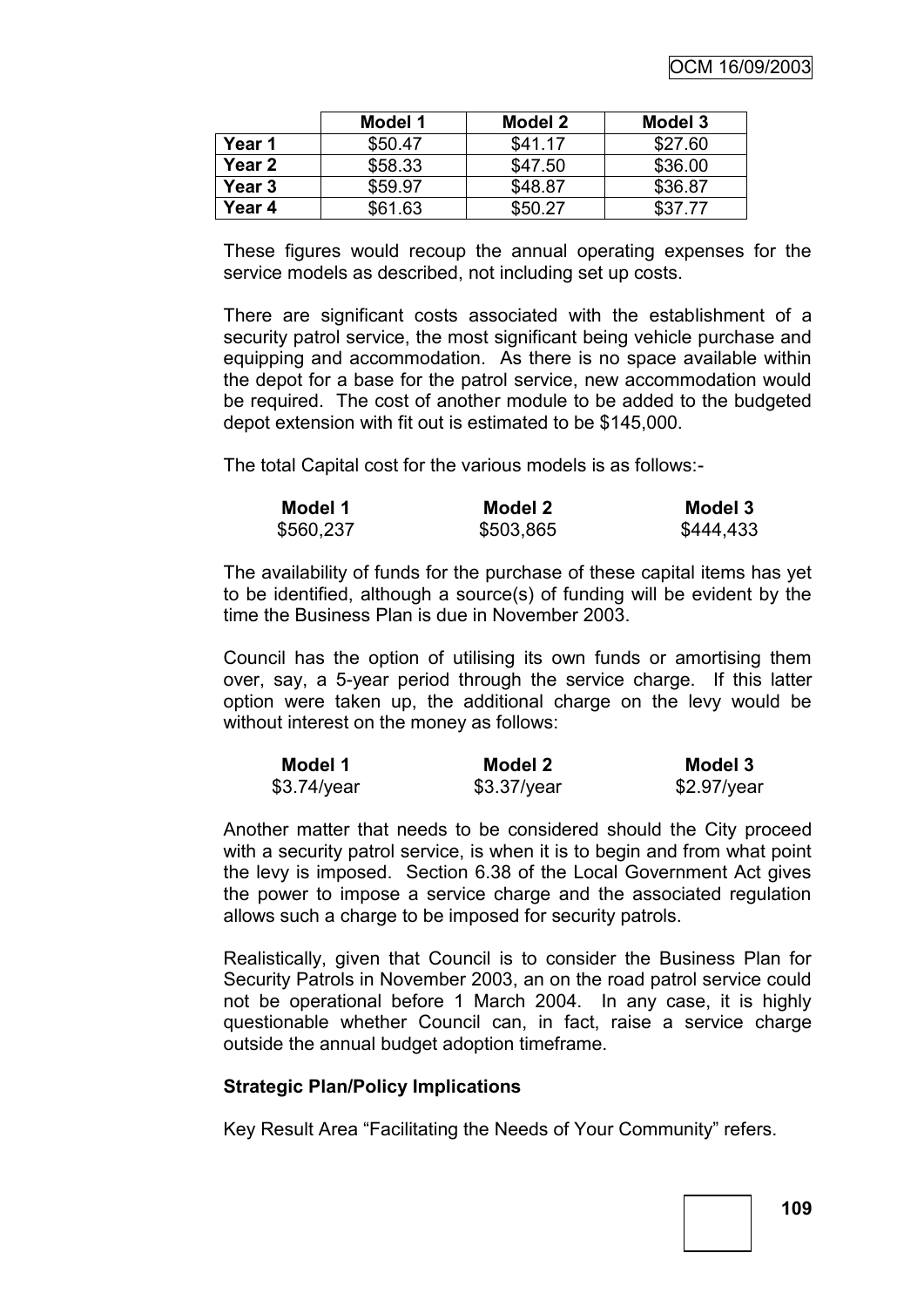| | Model 1 | Model 2 | Model 3 |
|---|---|---|---|
| Year 1 | $50.47 | $41.17 | $27.60 |
| Year 2 | $58.33 | $47.50 | $36.00 |
| Year 3 | $59.97 | $48.87 | $36.87 |
| Year 4 | $61.63 | $50.27 | $37.77 |

These figures would recoup the annual operating expenses for the service models as described, not including set up costs.

There are significant costs associated with the establishment of a security patrol service, the most significant being vehicle purchase and equipping and accommodation. As there is no space available within the depot for a base for the patrol service, new accommodation would be required. The cost of another module to be added to the budgeted depot extension with fit out is estimated to be $145,000.

The total Capital cost for the various models is as follows:-

| Model 1 | Model 2 | Model 3 |
|---|---|---|
| $560,237 | $503,865 | $444,433 |

The availability of funds for the purchase of these capital items has yet to be identified, although a source(s) of funding will be evident by the time the Business Plan is due in November 2003.

Council has the option of utilising its own funds or amortising them over, say, a 5-year period through the service charge. If this latter option were taken up, the additional charge on the levy would be without interest on the money as follows:

| Model 1 | Model 2 | Model 3 |
|---|---|---|
| $3.74/year | $3.37/year | $2.97/year |

Another matter that needs to be considered should the City proceed with a security patrol service, is when it is to begin and from what point the levy is imposed. Section 6.38 of the Local Government Act gives the power to impose a service charge and the associated regulation allows such a charge to be imposed for security patrols.

Realistically, given that Council is to consider the Business Plan for Security Patrols in November 2003, an on the road patrol service could not be operational before 1 March 2004. In any case, it is highly questionable whether Council can, in fact, raise a service charge outside the annual budget adoption timeframe.

**Strategic Plan/Policy Implications**

Key Result Area "Facilitating the Needs of Your Community" refers.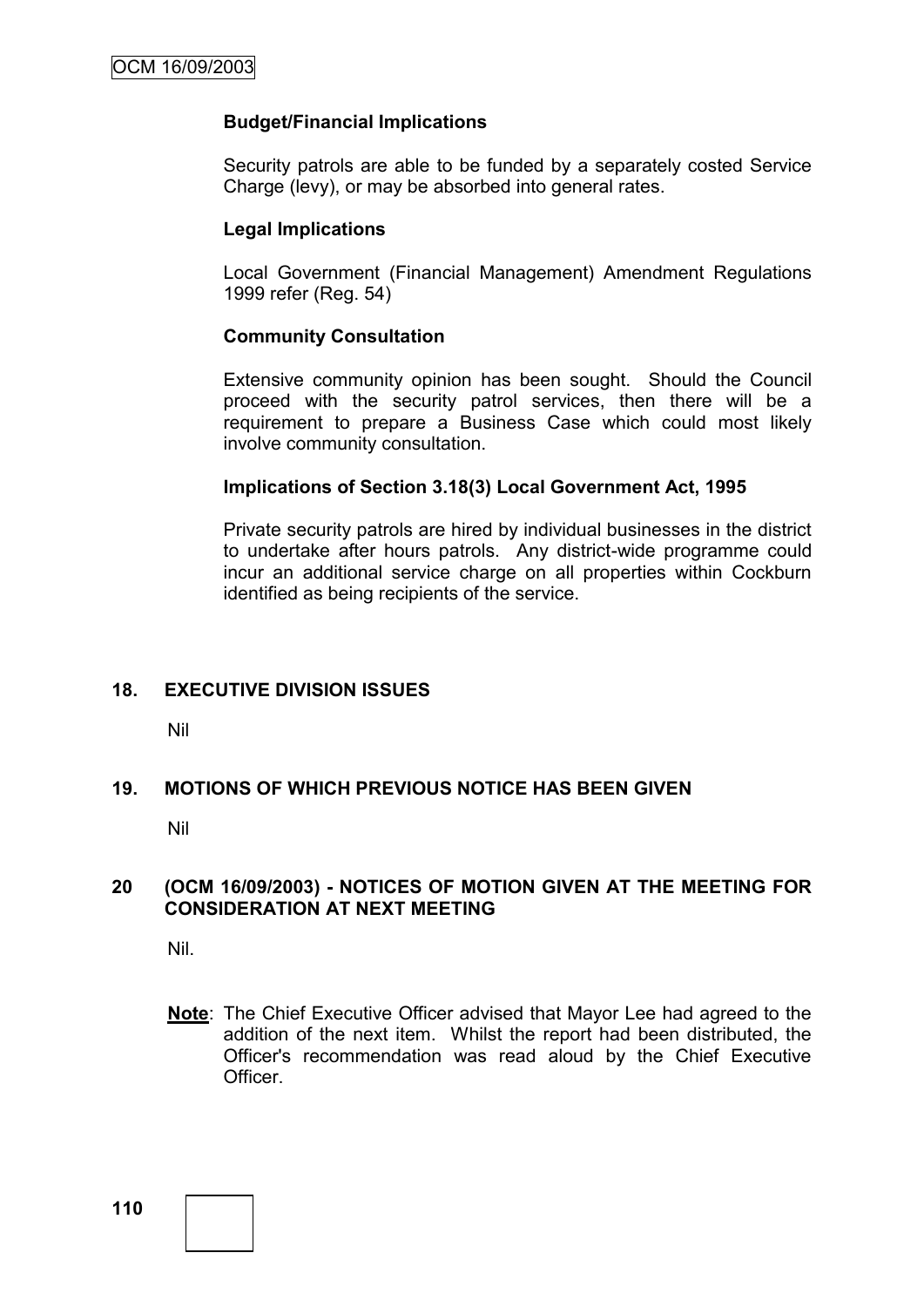**Budget/Financial Implications**

Security patrols are able to be funded by a separately costed Service Charge (levy), or may be absorbed into general rates.

**Legal Implications**

Local Government (Financial Management) Amendment Regulations 1999 refer (Reg. 54)

**Community Consultation**

Extensive community opinion has been sought. Should the Council proceed with the security patrol services, then there will be a requirement to prepare a Business Case which could most likely involve community consultation.

**Implications of Section 3.18(3) Local Government Act, 1995**

Private security patrols are hired by individual businesses in the district to undertake after hours patrols. Any district-wide programme could incur an additional service charge on all properties within Cockburn identified as being recipients of the service.

## 18. EXECUTIVE DIVISION ISSUES

Nil

## 19. MOTIONS OF WHICH PREVIOUS NOTICE HAS BEEN GIVEN

Nil

## 20 (OCM 16/09/2003) - NOTICES OF MOTION GIVEN AT THE MEETING FOR CONSIDERATION AT NEXT MEETING

Nil.

**Note**: The Chief Executive Officer advised that Mayor Lee had agreed to the addition of the next item. Whilst the report had been distributed, the Officer's recommendation was read aloud by the Chief Executive Officer.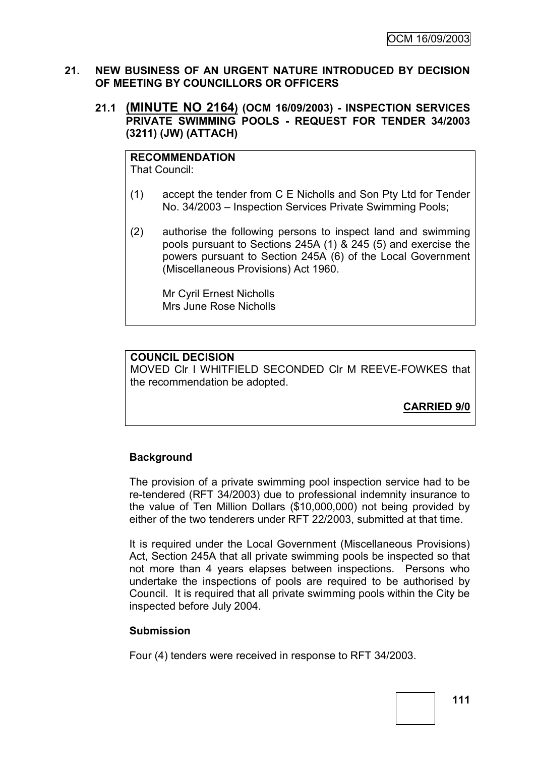## 21. NEW BUSINESS OF AN URGENT NATURE INTRODUCED BY DECISION OF MEETING BY COUNCILLORS OR OFFICERS

### 21.1 (MINUTE NO 2164) (OCM 16/09/2003) - INSPECTION SERVICES PRIVATE SWIMMING POOLS - REQUEST FOR TENDER 34/2003 (3211) (JW) (ATTACH)

**RECOMMENDATION**
That Council:

(1) accept the tender from C E Nicholls and Son Pty Ltd for Tender No. 34/2003 – Inspection Services Private Swimming Pools;

(2) authorise the following persons to inspect land and swimming pools pursuant to Sections 245A (1) & 245 (5) and exercise the powers pursuant to Section 245A (6) of the Local Government (Miscellaneous Provisions) Act 1960.

Mr Cyril Ernest Nicholls
Mrs June Rose Nicholls

**COUNCIL DECISION**
MOVED Clr I WHITFIELD SECONDED Clr M REEVE-FOWKES that the recommendation be adopted.

**CARRIED 9/0**

**Background**

The provision of a private swimming pool inspection service had to be re-tendered (RFT 34/2003) due to professional indemnity insurance to the value of Ten Million Dollars ($10,000,000) not being provided by either of the two tenderers under RFT 22/2003, submitted at that time.

It is required under the Local Government (Miscellaneous Provisions) Act, Section 245A that all private swimming pools be inspected so that not more than 4 years elapses between inspections. Persons who undertake the inspections of pools are required to be authorised by Council. It is required that all private swimming pools within the City be inspected before July 2004.

**Submission**

Four (4) tenders were received in response to RFT 34/2003.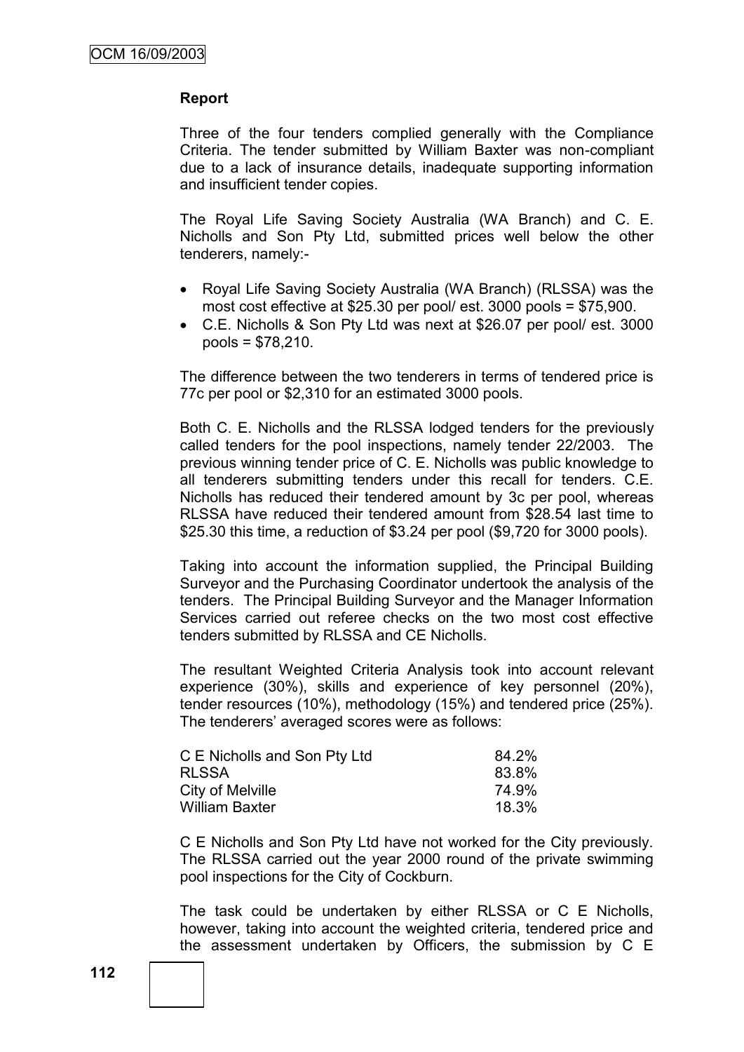#### Report

Three of the four tenders complied generally with the Compliance Criteria. The tender submitted by William Baxter was non-compliant due to a lack of insurance details, inadequate supporting information and insufficient tender copies.

The Royal Life Saving Society Australia (WA Branch) and C. E. Nicholls and Son Pty Ltd, submitted prices well below the other tenderers, namely:-

- Royal Life Saving Society Australia (WA Branch) (RLSSA) was the most cost effective at $25.30 per pool/ est. 3000 pools = $75,900.
- C.E. Nicholls & Son Pty Ltd was next at $26.07 per pool/ est. 3000 pools = $78,210.

The difference between the two tenderers in terms of tendered price is 77c per pool or $2,310 for an estimated 3000 pools.

Both C. E. Nicholls and the RLSSA lodged tenders for the previously called tenders for the pool inspections, namely tender 22/2003. The previous winning tender price of C. E. Nicholls was public knowledge to all tenderers submitting tenders under this recall for tenders. C.E. Nicholls has reduced their tendered amount by 3c per pool, whereas RLSSA have reduced their tendered amount from $28.54 last time to $25.30 this time, a reduction of $3.24 per pool ($9,720 for 3000 pools).

Taking into account the information supplied, the Principal Building Surveyor and the Purchasing Coordinator undertook the analysis of the tenders. The Principal Building Surveyor and the Manager Information Services carried out referee checks on the two most cost effective tenders submitted by RLSSA and CE Nicholls.

The resultant Weighted Criteria Analysis took into account relevant experience (30%), skills and experience of key personnel (20%), tender resources (10%), methodology (15%) and tendered price (25%). The tenderers' averaged scores were as follows:

| | |
|---|---|
| C E Nicholls and Son Pty Ltd | 84.2% |
| RLSSA | 83.8% |
| City of Melville | 74.9% |
| William Baxter | 18.3% |

C E Nicholls and Son Pty Ltd have not worked for the City previously. The RLSSA carried out the year 2000 round of the private swimming pool inspections for the City of Cockburn.

The task could be undertaken by either RLSSA or C E Nicholls, however, taking into account the weighted criteria, tendered price and the assessment undertaken by Officers, the submission by C E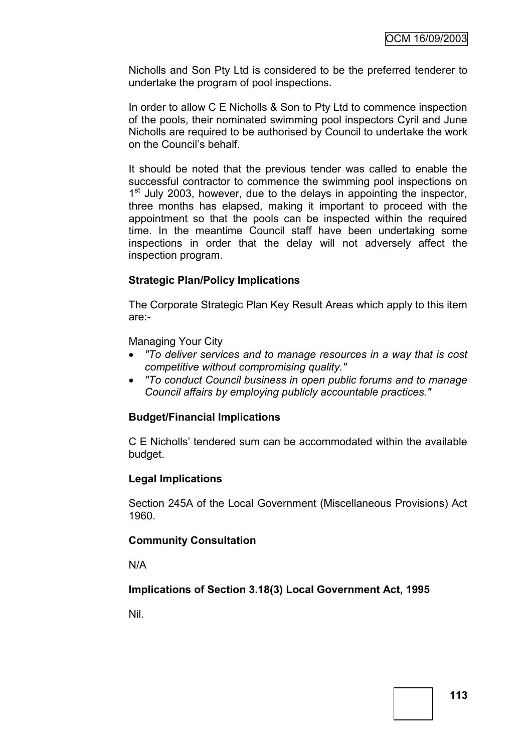Nicholls and Son Pty Ltd is considered to be the preferred tenderer to undertake the program of pool inspections.

In order to allow C E Nicholls & Son to Pty Ltd to commence inspection of the pools, their nominated swimming pool inspectors Cyril and June Nicholls are required to be authorised by Council to undertake the work on the Council's behalf.

It should be noted that the previous tender was called to enable the successful contractor to commence the swimming pool inspections on 1st July 2003, however, due to the delays in appointing the inspector, three months has elapsed, making it important to proceed with the appointment so that the pools can be inspected within the required time. In the meantime Council staff have been undertaking some inspections in order that the delay will not adversely affect the inspection program.

**Strategic Plan/Policy Implications**

The Corporate Strategic Plan Key Result Areas which apply to this item are:-

Managing Your City

- *"To deliver services and to manage resources in a way that is cost competitive without compromising quality."*
- *"To conduct Council business in open public forums and to manage Council affairs by employing publicly accountable practices."*

**Budget/Financial Implications**

C E Nicholls' tendered sum can be accommodated within the available budget.

**Legal Implications**

Section 245A of the Local Government (Miscellaneous Provisions) Act 1960.

**Community Consultation**

N/A

**Implications of Section 3.18(3) Local Government Act, 1995**

Nil.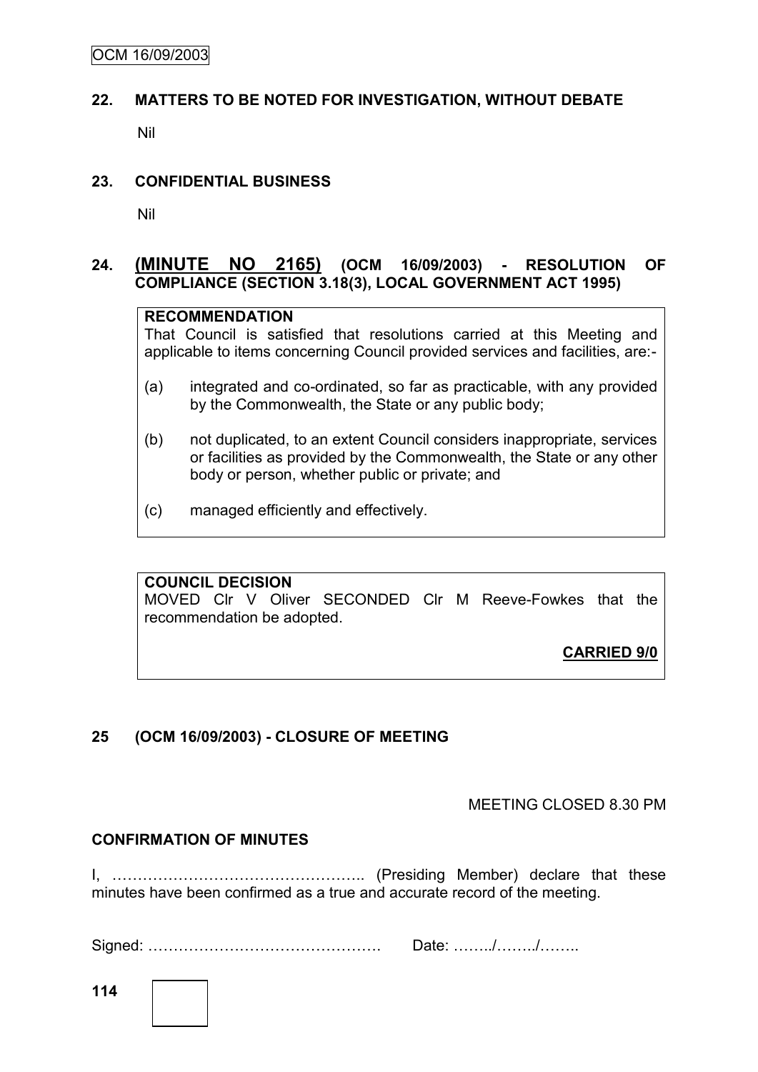## 22. MATTERS TO BE NOTED FOR INVESTIGATION, WITHOUT DEBATE

Nil

## 23. CONFIDENTIAL BUSINESS

Nil

## 24. (MINUTE NO 2165) (OCM 16/09/2003) - RESOLUTION OF COMPLIANCE (SECTION 3.18(3), LOCAL GOVERNMENT ACT 1995)

**RECOMMENDATION**

That Council is satisfied that resolutions carried at this Meeting and applicable to items concerning Council provided services and facilities, are:-

(a) integrated and co-ordinated, so far as practicable, with any provided by the Commonwealth, the State or any public body;

(b) not duplicated, to an extent Council considers inappropriate, services or facilities as provided by the Commonwealth, the State or any other body or person, whether public or private; and

(c) managed efficiently and effectively.

**COUNCIL DECISION**

MOVED Clr V Oliver SECONDED Clr M Reeve-Fowkes that the recommendation be adopted.

**CARRIED 9/0**

## 25 (OCM 16/09/2003) - CLOSURE OF MEETING

MEETING CLOSED 8.30 PM

**CONFIRMATION OF MINUTES**

I, ………………………………………….. (Presiding Member) declare that these minutes have been confirmed as a true and accurate record of the meeting.

Signed: ………………………………………. Date: ……../……../……..